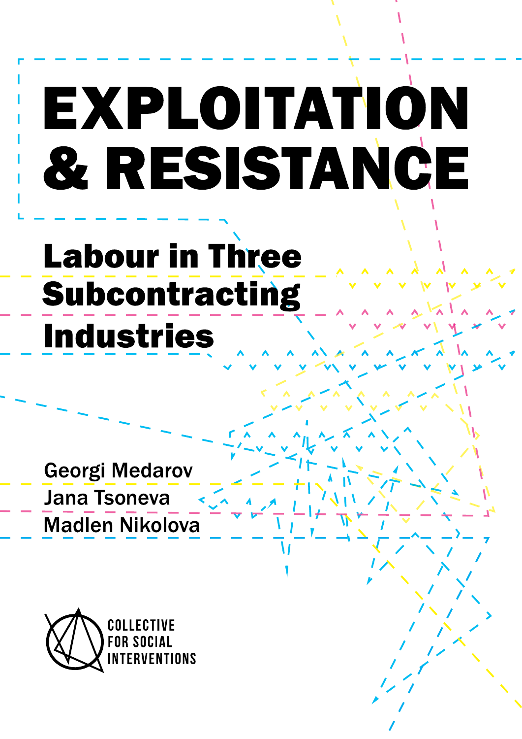# EXPLOITATION & RESISTANCE

## Labour in Three Subcontracting Industries

Georgi Medarov
Jana Tsoneva
Madlen Nikolova

COLLECTIVE FOR SOCIAL INTERVENTIONS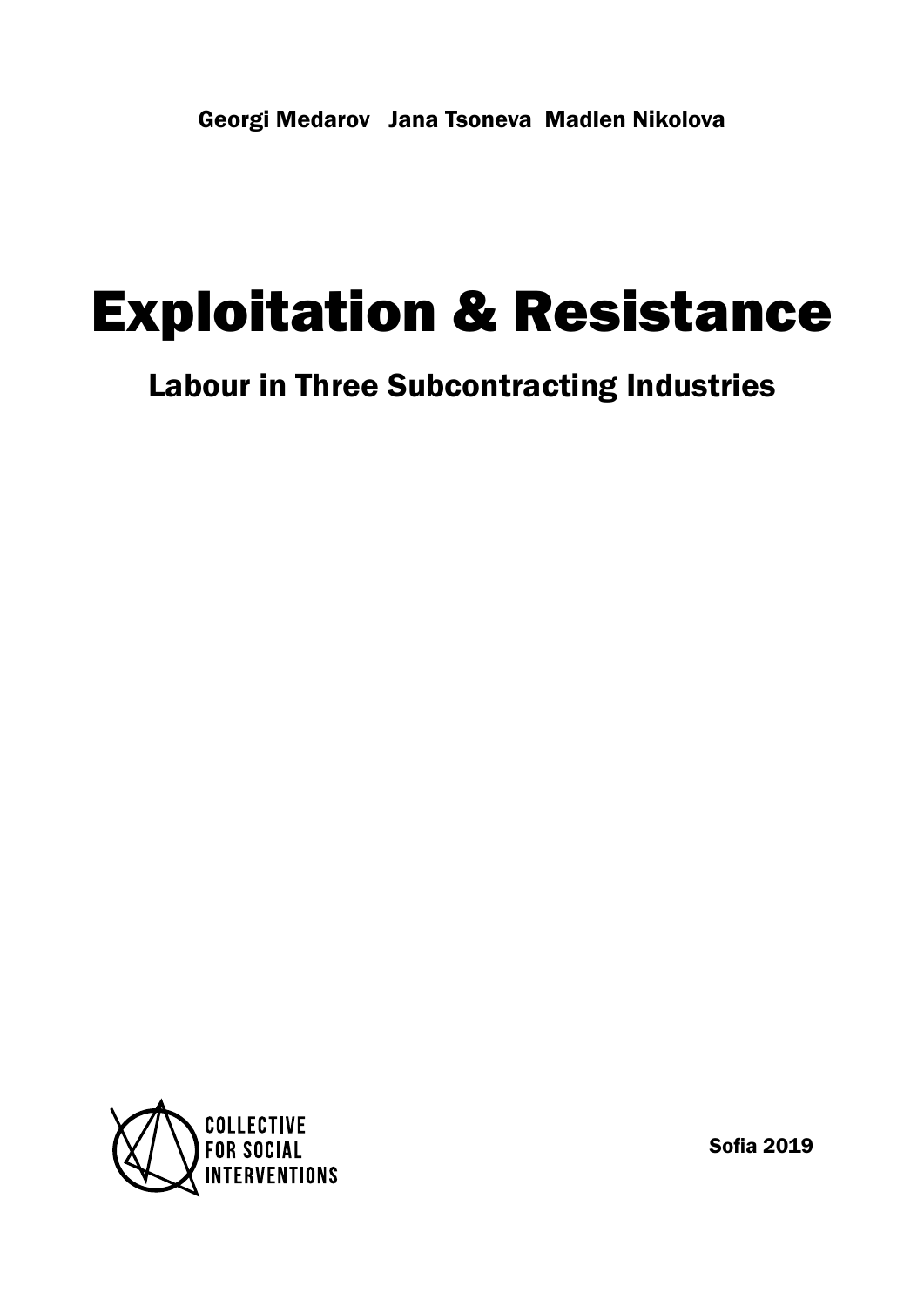Georgi Medarov Jana Tsoneva Madlen Nikolova

# Exploitation & Resistance

## Labour in Three Subcontracting Industries

COLLECTIVE FOR SOCIAL INTERVENTIONS

Sofia 2019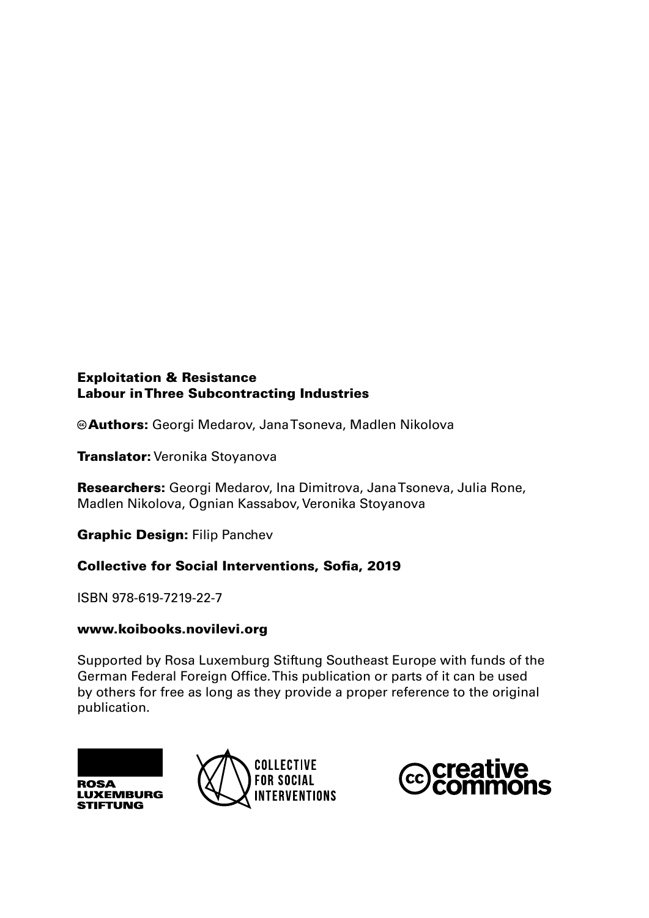**Exploitation & Resistance**
**Labour in Three Subcontracting Industries**

© **Authors:** Georgi Medarov, Jana Tsoneva, Madlen Nikolova

**Translator:** Veronika Stoyanova

**Researchers:** Georgi Medarov, Ina Dimitrova, Jana Tsoneva, Julia Rone, Madlen Nikolova, Ognian Kassabov, Veronika Stoyanova

**Graphic Design:** Filip Panchev

**Collective for Social Interventions, Sofia, 2019**

ISBN 978-619-7219-22-7

**www.koibooks.novilevi.org**

Supported by Rosa Luxemburg Stiftung Southeast Europe with funds of the German Federal Foreign Office. This publication or parts of it can be used by others for free as long as they provide a proper reference to the original publication.

ROSA LUXEMBURG STIFTUNG

COLLECTIVE FOR SOCIAL INTERVENTIONS

creative commons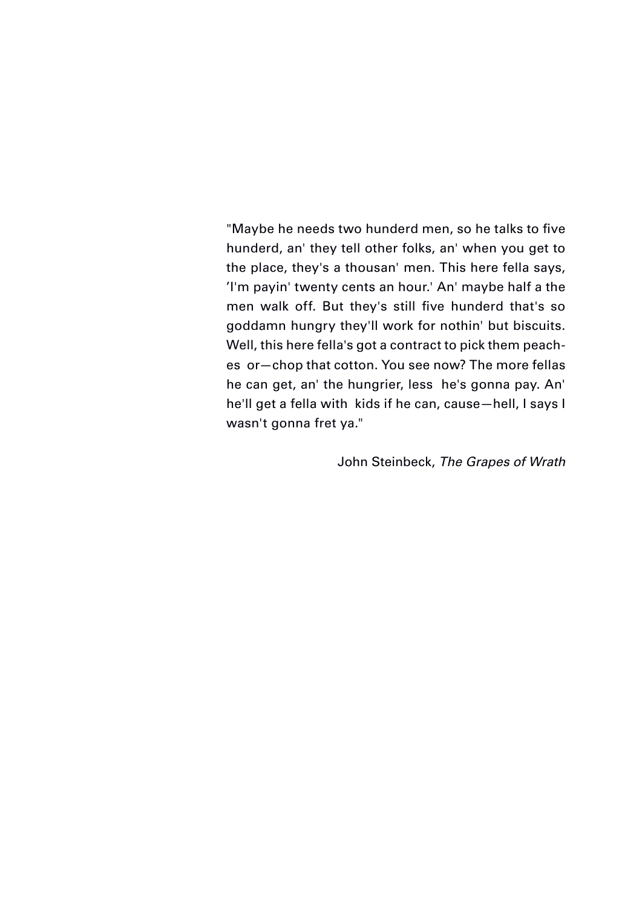"Maybe he needs two hunderd men, so he talks to five hunderd, an' they tell other folks, an' when you get to the place, they's a thousan' men. This here fella says, 'I'm payin' twenty cents an hour.' An' maybe half a the men walk off. But they's still five hunderd that's so goddamn hungry they'll work for nothin' but biscuits. Well, this here fella's got a contract to pick them peaches or—chop that cotton. You see now? The more fellas he can get, an' the hungrier, less he's gonna pay. An' he'll get a fella with kids if he can, cause—hell, I says I wasn't gonna fret ya."

John Steinbeck, *The Grapes of Wrath*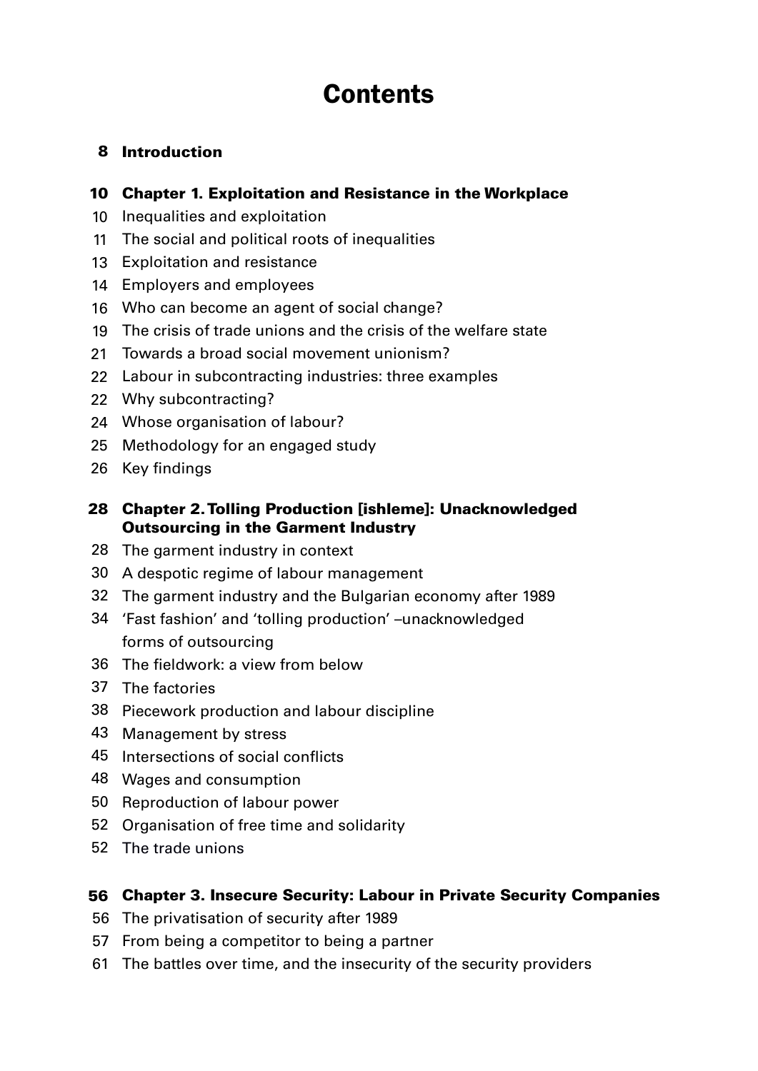# Contents

**8 Introduction**

**10 Chapter 1. Exploitation and Resistance in the Workplace**

10 Inequalities and exploitation
11 The social and political roots of inequalities
13 Exploitation and resistance
14 Employers and employees
16 Who can become an agent of social change?
19 The crisis of trade unions and the crisis of the welfare state
21 Towards a broad social movement unionism?
22 Labour in subcontracting industries: three examples
22 Why subcontracting?
24 Whose organisation of labour?
25 Methodology for an engaged study
26 Key findings

**28 Chapter 2. Tolling Production [ishleme]: Unacknowledged Outsourcing in the Garment Industry**

28 The garment industry in context
30 A despotic regime of labour management
32 The garment industry and the Bulgarian economy after 1989
34 'Fast fashion' and 'tolling production' –unacknowledged forms of outsourcing
36 The fieldwork: a view from below
37 The factories
38 Piecework production and labour discipline
43 Management by stress
45 Intersections of social conflicts
48 Wages and consumption
50 Reproduction of labour power
52 Organisation of free time and solidarity
52 The trade unions

**56 Chapter 3. Insecure Security: Labour in Private Security Companies**

56 The privatisation of security after 1989
57 From being a competitor to being a partner
61 The battles over time, and the insecurity of the security providers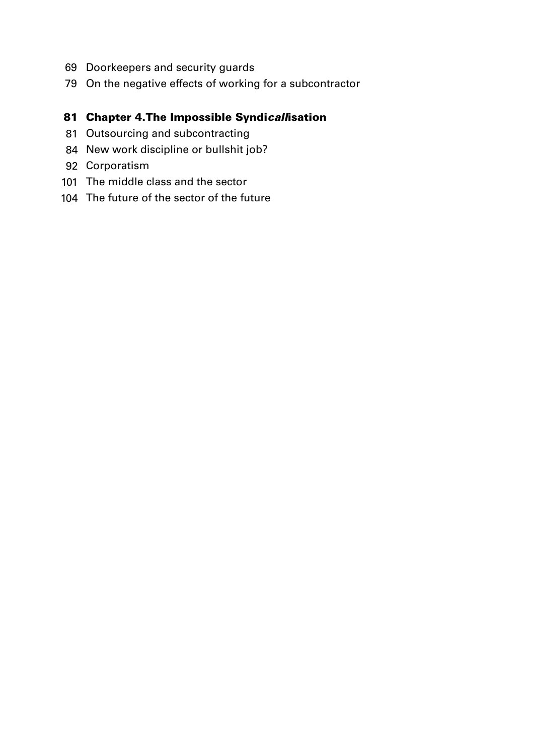69 Doorkeepers and security guards

79 On the negative effects of working for a subcontractor

**81 Chapter 4. The Impossible Syndi*call*isation**

81 Outsourcing and subcontracting

84 New work discipline or bullshit job?

92 Corporatism

101 The middle class and the sector

104 The future of the sector of the future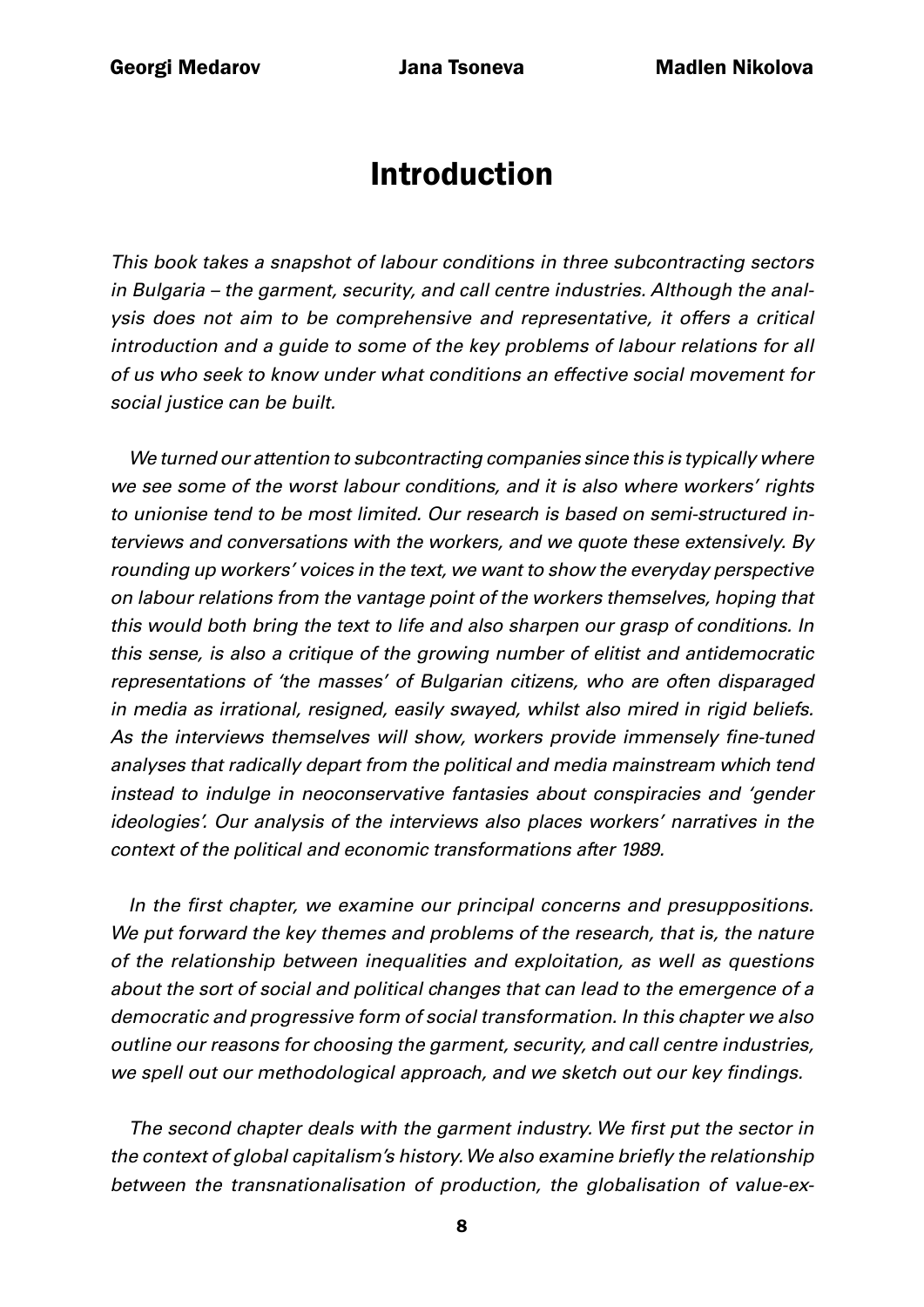Georgi Medarov Jana Tsoneva Madlen Nikolova

# Introduction

*This book takes a snapshot of labour conditions in three subcontracting sectors in Bulgaria – the garment, security, and call centre industries. Although the analysis does not aim to be comprehensive and representative, it offers a critical introduction and a guide to some of the key problems of labour relations for all of us who seek to know under what conditions an effective social movement for social justice can be built.*

*We turned our attention to subcontracting companies since this is typically where we see some of the worst labour conditions, and it is also where workers' rights to unionise tend to be most limited. Our research is based on semi-structured interviews and conversations with the workers, and we quote these extensively. By rounding up workers' voices in the text, we want to show the everyday perspective on labour relations from the vantage point of the workers themselves, hoping that this would both bring the text to life and also sharpen our grasp of conditions. In this sense, is also a critique of the growing number of elitist and antidemocratic representations of 'the masses' of Bulgarian citizens, who are often disparaged in media as irrational, resigned, easily swayed, whilst also mired in rigid beliefs. As the interviews themselves will show, workers provide immensely fine-tuned analyses that radically depart from the political and media mainstream which tend instead to indulge in neoconservative fantasies about conspiracies and 'gender ideologies'. Our analysis of the interviews also places workers' narratives in the context of the political and economic transformations after 1989.*

*In the first chapter, we examine our principal concerns and presuppositions. We put forward the key themes and problems of the research, that is, the nature of the relationship between inequalities and exploitation, as well as questions about the sort of social and political changes that can lead to the emergence of a democratic and progressive form of social transformation. In this chapter we also outline our reasons for choosing the garment, security, and call centre industries, we spell out our methodological approach, and we sketch out our key findings.*

*The second chapter deals with the garment industry. We first put the sector in the context of global capitalism's history. We also examine briefly the relationship between the transnationalisation of production, the globalisation of value-ex-*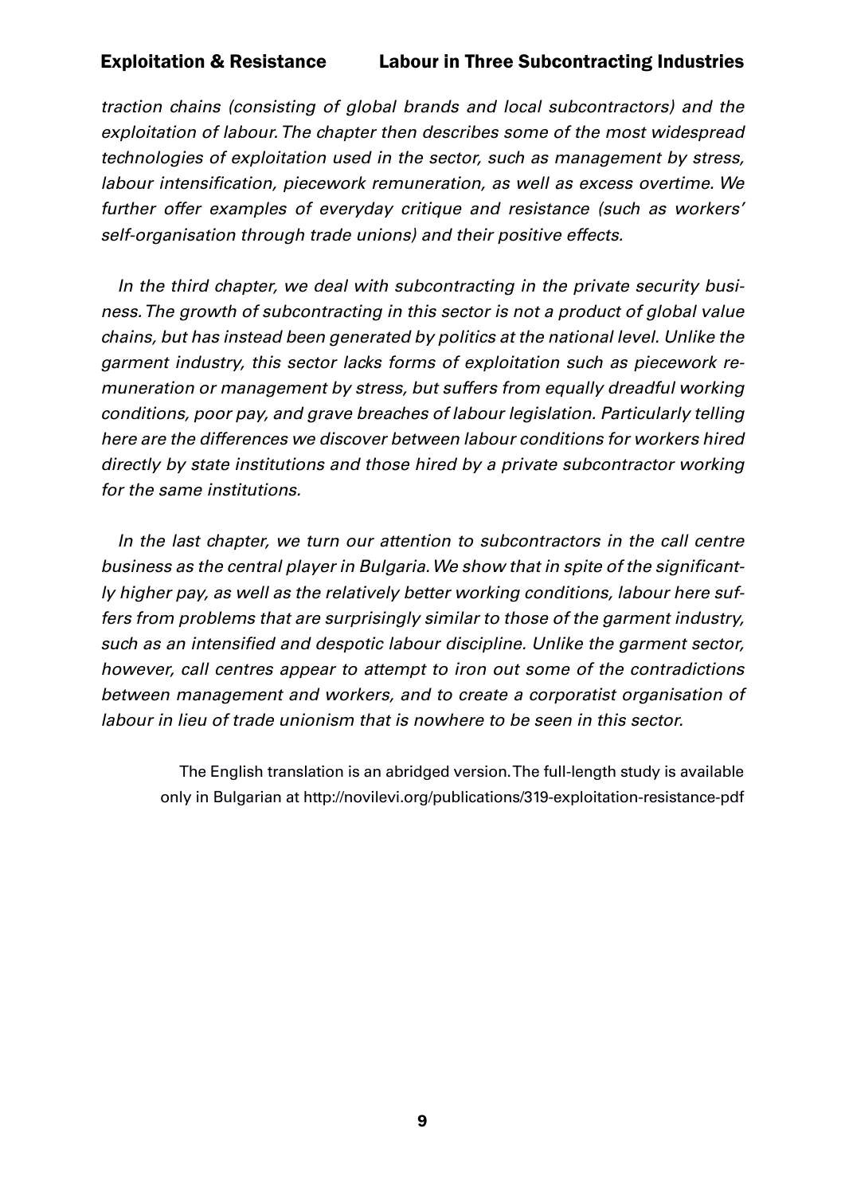*traction chains (consisting of global brands and local subcontractors) and the exploitation of labour. The chapter then describes some of the most widespread technologies of exploitation used in the sector, such as management by stress, labour intensification, piecework remuneration, as well as excess overtime. We further offer examples of everyday critique and resistance (such as workers' self-organisation through trade unions) and their positive effects.*

*In the third chapter, we deal with subcontracting in the private security business. The growth of subcontracting in this sector is not a product of global value chains, but has instead been generated by politics at the national level. Unlike the garment industry, this sector lacks forms of exploitation such as piecework remuneration or management by stress, but suffers from equally dreadful working conditions, poor pay, and grave breaches of labour legislation. Particularly telling here are the differences we discover between labour conditions for workers hired directly by state institutions and those hired by a private subcontractor working for the same institutions.*

*In the last chapter, we turn our attention to subcontractors in the call centre business as the central player in Bulgaria. We show that in spite of the significantly higher pay, as well as the relatively better working conditions, labour here suffers from problems that are surprisingly similar to those of the garment industry, such as an intensified and despotic labour discipline. Unlike the garment sector, however, call centres appear to attempt to iron out some of the contradictions between management and workers, and to create a corporatist organisation of labour in lieu of trade unionism that is nowhere to be seen in this sector.*

The English translation is an abridged version. The full-length study is available only in Bulgarian at http://novilevi.org/publications/319-exploitation-resistance-pdf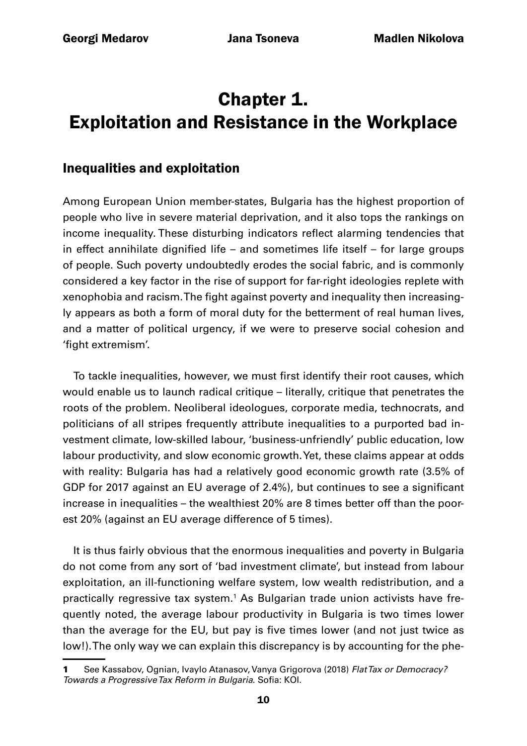# Chapter 1. Exploitation and Resistance in the Workplace

## Inequalities and exploitation

Among European Union member-states, Bulgaria has the highest proportion of people who live in severe material deprivation, and it also tops the rankings on income inequality. These disturbing indicators reflect alarming tendencies that in effect annihilate dignified life – and sometimes life itself – for large groups of people. Such poverty undoubtedly erodes the social fabric, and is commonly considered a key factor in the rise of support for far-right ideologies replete with xenophobia and racism. The fight against poverty and inequality then increasingly appears as both a form of moral duty for the betterment of real human lives, and a matter of political urgency, if we were to preserve social cohesion and 'fight extremism'.

To tackle inequalities, however, we must first identify their root causes, which would enable us to launch radical critique – literally, critique that penetrates the roots of the problem. Neoliberal ideologues, corporate media, technocrats, and politicians of all stripes frequently attribute inequalities to a purported bad investment climate, low-skilled labour, 'business-unfriendly' public education, low labour productivity, and slow economic growth. Yet, these claims appear at odds with reality: Bulgaria has had a relatively good economic growth rate (3.5% of GDP for 2017 against an EU average of 2.4%), but continues to see a significant increase in inequalities – the wealthiest 20% are 8 times better off than the poorest 20% (against an EU average difference of 5 times).

It is thus fairly obvious that the enormous inequalities and poverty in Bulgaria do not come from any sort of 'bad investment climate', but instead from labour exploitation, an ill-functioning welfare system, low wealth redistribution, and a practically regressive tax system.[1] As Bulgarian trade union activists have frequently noted, the average labour productivity in Bulgaria is two times lower than the average for the EU, but pay is five times lower (and not just twice as low!). The only way we can explain this discrepancy is by accounting for the phe-

[1] See Kassabov, Ognian, Ivaylo Atanasov, Vanya Grigorova (2018) *Flat Tax or Democracy? Towards a Progressive Tax Reform in Bulgaria*. Sofia: KOI.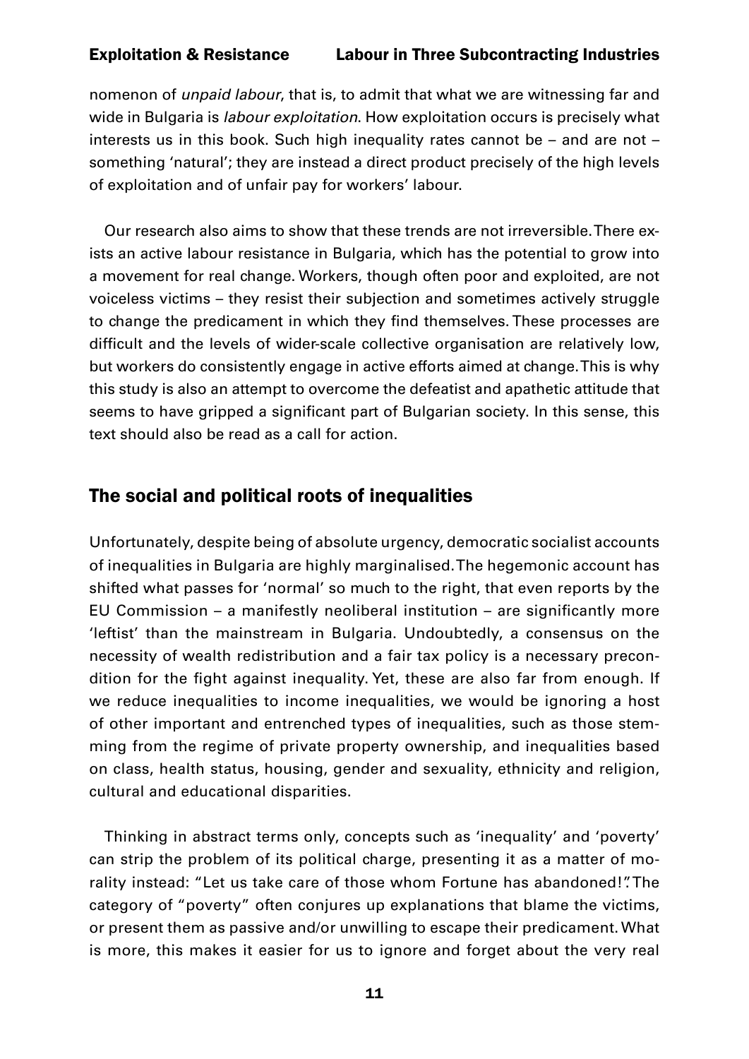nomenon of *unpaid labour*, that is, to admit that what we are witnessing far and wide in Bulgaria is *labour exploitation*. How exploitation occurs is precisely what interests us in this book. Such high inequality rates cannot be – and are not – something 'natural'; they are instead a direct product precisely of the high levels of exploitation and of unfair pay for workers' labour.

Our research also aims to show that these trends are not irreversible. There exists an active labour resistance in Bulgaria, which has the potential to grow into a movement for real change. Workers, though often poor and exploited, are not voiceless victims – they resist their subjection and sometimes actively struggle to change the predicament in which they find themselves. These processes are difficult and the levels of wider-scale collective organisation are relatively low, but workers do consistently engage in active efforts aimed at change. This is why this study is also an attempt to overcome the defeatist and apathetic attitude that seems to have gripped a significant part of Bulgarian society. In this sense, this text should also be read as a call for action.

## The social and political roots of inequalities

Unfortunately, despite being of absolute urgency, democratic socialist accounts of inequalities in Bulgaria are highly marginalised. The hegemonic account has shifted what passes for 'normal' so much to the right, that even reports by the EU Commission – a manifestly neoliberal institution – are significantly more 'leftist' than the mainstream in Bulgaria. Undoubtedly, a consensus on the necessity of wealth redistribution and a fair tax policy is a necessary precondition for the fight against inequality. Yet, these are also far from enough. If we reduce inequalities to income inequalities, we would be ignoring a host of other important and entrenched types of inequalities, such as those stemming from the regime of private property ownership, and inequalities based on class, health status, housing, gender and sexuality, ethnicity and religion, cultural and educational disparities.

Thinking in abstract terms only, concepts such as 'inequality' and 'poverty' can strip the problem of its political charge, presenting it as a matter of morality instead: "Let us take care of those whom Fortune has abandoned!". The category of "poverty" often conjures up explanations that blame the victims, or present them as passive and/or unwilling to escape their predicament. What is more, this makes it easier for us to ignore and forget about the very real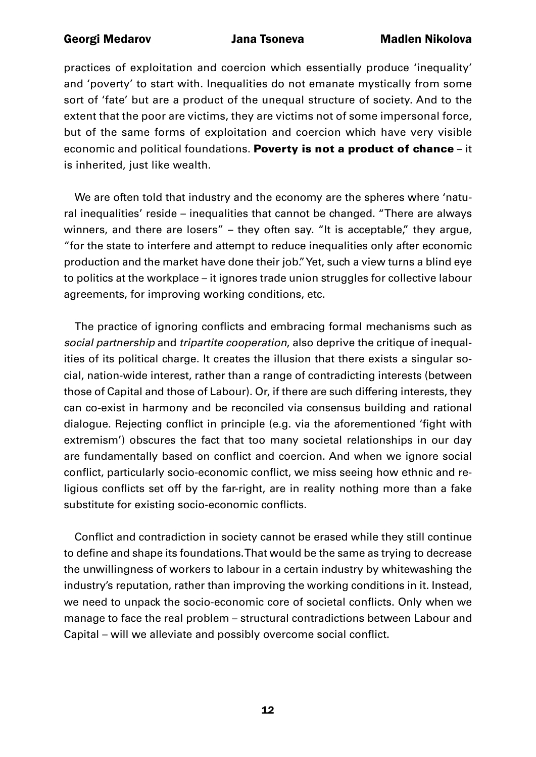practices of exploitation and coercion which essentially produce 'inequality' and 'poverty' to start with. Inequalities do not emanate mystically from some sort of 'fate' but are a product of the unequal structure of society. And to the extent that the poor are victims, they are victims not of some impersonal force, but of the same forms of exploitation and coercion which have very visible economic and political foundations. **Poverty is not a product of chance** – it is inherited, just like wealth.

We are often told that industry and the economy are the spheres where 'natural inequalities' reside – inequalities that cannot be changed. "There are always winners, and there are losers" – they often say. "It is acceptable," they argue, "for the state to interfere and attempt to reduce inequalities only after economic production and the market have done their job." Yet, such a view turns a blind eye to politics at the workplace – it ignores trade union struggles for collective labour agreements, for improving working conditions, etc.

The practice of ignoring conflicts and embracing formal mechanisms such as *social partnership* and *tripartite cooperation*, also deprive the critique of inequalities of its political charge. It creates the illusion that there exists a singular social, nation-wide interest, rather than a range of contradicting interests (between those of Capital and those of Labour). Or, if there are such differing interests, they can co-exist in harmony and be reconciled via consensus building and rational dialogue. Rejecting conflict in principle (e.g. via the aforementioned 'fight with extremism') obscures the fact that too many societal relationships in our day are fundamentally based on conflict and coercion. And when we ignore social conflict, particularly socio-economic conflict, we miss seeing how ethnic and religious conflicts set off by the far-right, are in reality nothing more than a fake substitute for existing socio-economic conflicts.

Conflict and contradiction in society cannot be erased while they still continue to define and shape its foundations. That would be the same as trying to decrease the unwillingness of workers to labour in a certain industry by whitewashing the industry's reputation, rather than improving the working conditions in it. Instead, we need to unpack the socio-economic core of societal conflicts. Only when we manage to face the real problem – structural contradictions between Labour and Capital – will we alleviate and possibly overcome social conflict.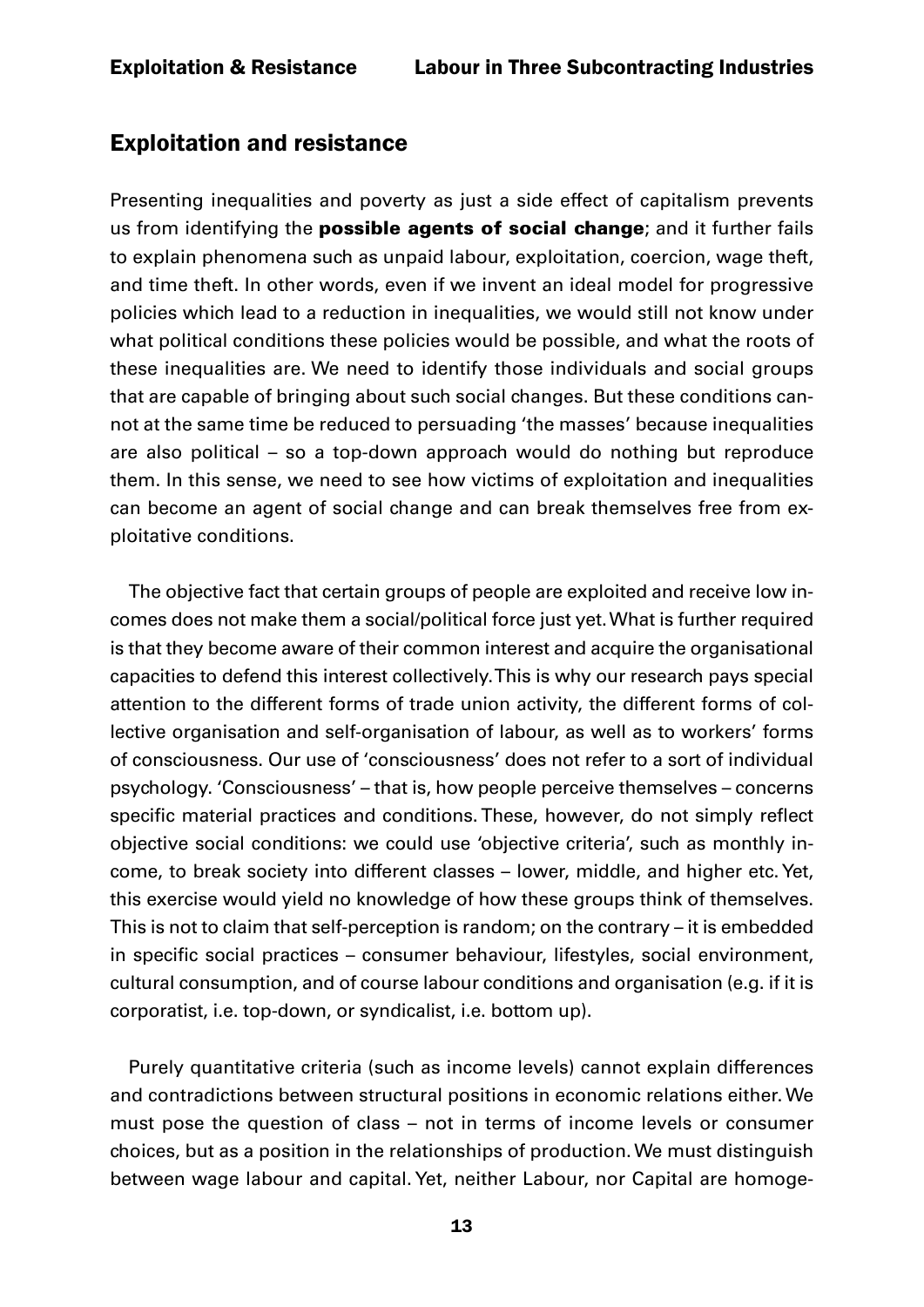## Exploitation and resistance

Presenting inequalities and poverty as just a side effect of capitalism prevents us from identifying the **possible agents of social change**; and it further fails to explain phenomena such as unpaid labour, exploitation, coercion, wage theft, and time theft. In other words, even if we invent an ideal model for progressive policies which lead to a reduction in inequalities, we would still not know under what political conditions these policies would be possible, and what the roots of these inequalities are. We need to identify those individuals and social groups that are capable of bringing about such social changes. But these conditions cannot at the same time be reduced to persuading 'the masses' because inequalities are also political – so a top-down approach would do nothing but reproduce them. In this sense, we need to see how victims of exploitation and inequalities can become an agent of social change and can break themselves free from exploitative conditions.

The objective fact that certain groups of people are exploited and receive low incomes does not make them a social/political force just yet. What is further required is that they become aware of their common interest and acquire the organisational capacities to defend this interest collectively. This is why our research pays special attention to the different forms of trade union activity, the different forms of collective organisation and self-organisation of labour, as well as to workers' forms of consciousness. Our use of 'consciousness' does not refer to a sort of individual psychology. 'Consciousness' – that is, how people perceive themselves – concerns specific material practices and conditions. These, however, do not simply reflect objective social conditions: we could use 'objective criteria', such as monthly income, to break society into different classes – lower, middle, and higher etc. Yet, this exercise would yield no knowledge of how these groups think of themselves. This is not to claim that self-perception is random; on the contrary – it is embedded in specific social practices – consumer behaviour, lifestyles, social environment, cultural consumption, and of course labour conditions and organisation (e.g. if it is corporatist, i.e. top-down, or syndicalist, i.e. bottom up).

Purely quantitative criteria (such as income levels) cannot explain differences and contradictions between structural positions in economic relations either. We must pose the question of class – not in terms of income levels or consumer choices, but as a position in the relationships of production. We must distinguish between wage labour and capital. Yet, neither Labour, nor Capital are homoge-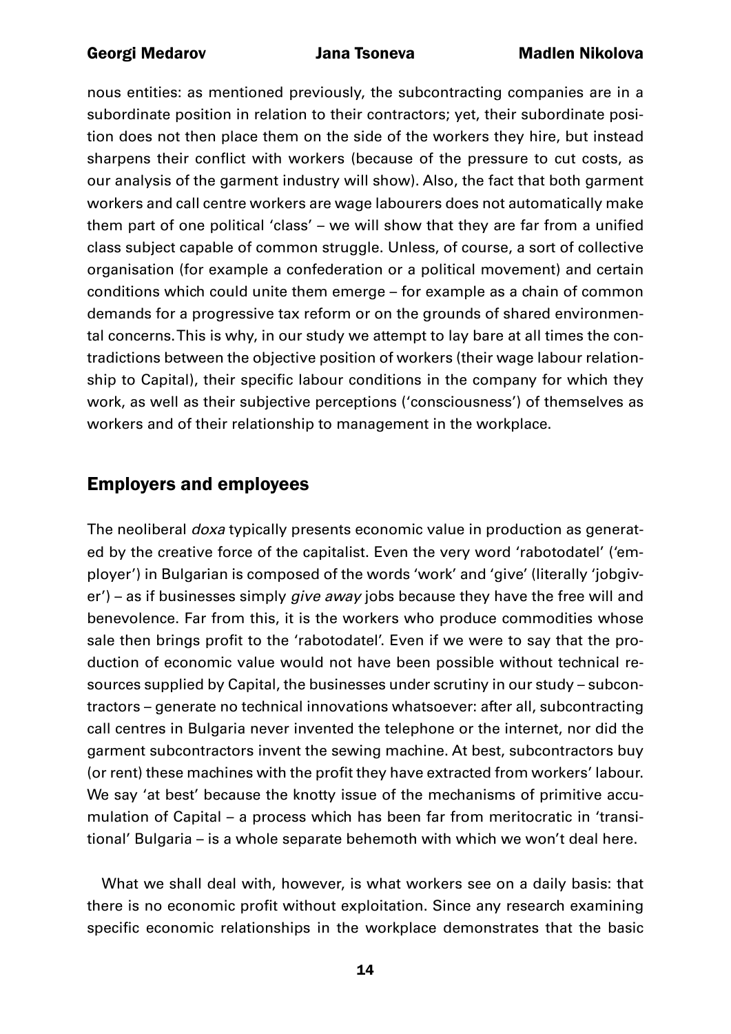nous entities: as mentioned previously, the subcontracting companies are in a subordinate position in relation to their contractors; yet, their subordinate position does not then place them on the side of the workers they hire, but instead sharpens their conflict with workers (because of the pressure to cut costs, as our analysis of the garment industry will show). Also, the fact that both garment workers and call centre workers are wage labourers does not automatically make them part of one political 'class' – we will show that they are far from a unified class subject capable of common struggle. Unless, of course, a sort of collective organisation (for example a confederation or a political movement) and certain conditions which could unite them emerge – for example as a chain of common demands for a progressive tax reform or on the grounds of shared environmental concerns. This is why, in our study we attempt to lay bare at all times the contradictions between the objective position of workers (their wage labour relationship to Capital), their specific labour conditions in the company for which they work, as well as their subjective perceptions ('consciousness') of themselves as workers and of their relationship to management in the workplace.

## Employers and employees

The neoliberal *doxa* typically presents economic value in production as generated by the creative force of the capitalist. Even the very word 'rabotodatel' ('employer') in Bulgarian is composed of the words 'work' and 'give' (literally 'jobgiver') – as if businesses simply *give away* jobs because they have the free will and benevolence. Far from this, it is the workers who produce commodities whose sale then brings profit to the 'rabotodatel'. Even if we were to say that the production of economic value would not have been possible without technical resources supplied by Capital, the businesses under scrutiny in our study – subcontractors – generate no technical innovations whatsoever: after all, subcontracting call centres in Bulgaria never invented the telephone or the internet, nor did the garment subcontractors invent the sewing machine. At best, subcontractors buy (or rent) these machines with the profit they have extracted from workers' labour. We say 'at best' because the knotty issue of the mechanisms of primitive accumulation of Capital – a process which has been far from meritocratic in 'transitional' Bulgaria – is a whole separate behemoth with which we won't deal here.

What we shall deal with, however, is what workers see on a daily basis: that there is no economic profit without exploitation. Since any research examining specific economic relationships in the workplace demonstrates that the basic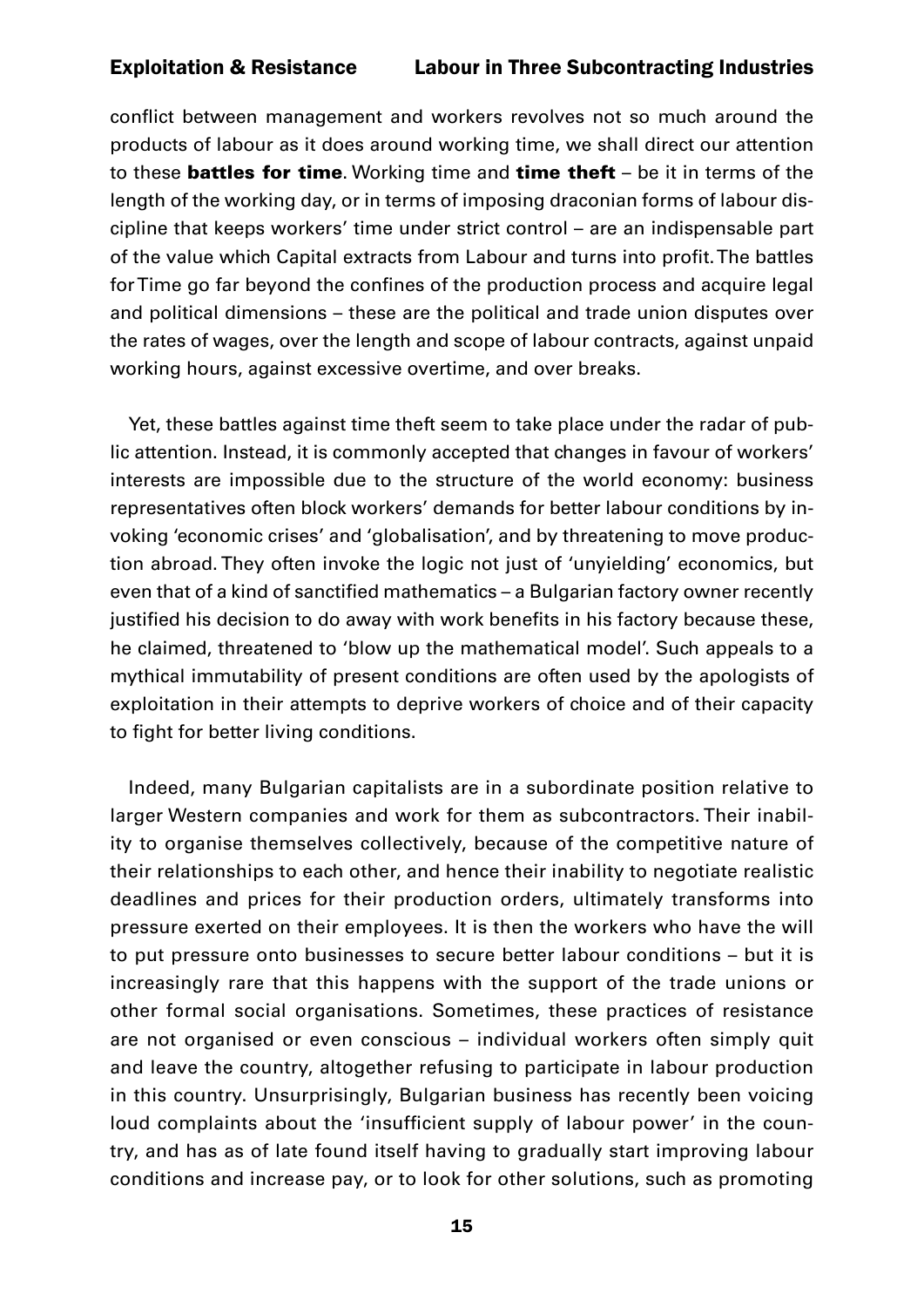conflict between management and workers revolves not so much around the products of labour as it does around working time, we shall direct our attention to these **battles for time**. Working time and **time theft** – be it in terms of the length of the working day, or in terms of imposing draconian forms of labour discipline that keeps workers' time under strict control – are an indispensable part of the value which Capital extracts from Labour and turns into profit. The battles for Time go far beyond the confines of the production process and acquire legal and political dimensions – these are the political and trade union disputes over the rates of wages, over the length and scope of labour contracts, against unpaid working hours, against excessive overtime, and over breaks.

Yet, these battles against time theft seem to take place under the radar of public attention. Instead, it is commonly accepted that changes in favour of workers' interests are impossible due to the structure of the world economy: business representatives often block workers' demands for better labour conditions by invoking 'economic crises' and 'globalisation', and by threatening to move production abroad. They often invoke the logic not just of 'unyielding' economics, but even that of a kind of sanctified mathematics – a Bulgarian factory owner recently justified his decision to do away with work benefits in his factory because these, he claimed, threatened to 'blow up the mathematical model'. Such appeals to a mythical immutability of present conditions are often used by the apologists of exploitation in their attempts to deprive workers of choice and of their capacity to fight for better living conditions.

Indeed, many Bulgarian capitalists are in a subordinate position relative to larger Western companies and work for them as subcontractors. Their inability to organise themselves collectively, because of the competitive nature of their relationships to each other, and hence their inability to negotiate realistic deadlines and prices for their production orders, ultimately transforms into pressure exerted on their employees. It is then the workers who have the will to put pressure onto businesses to secure better labour conditions – but it is increasingly rare that this happens with the support of the trade unions or other formal social organisations. Sometimes, these practices of resistance are not organised or even conscious – individual workers often simply quit and leave the country, altogether refusing to participate in labour production in this country. Unsurprisingly, Bulgarian business has recently been voicing loud complaints about the 'insufficient supply of labour power' in the country, and has as of late found itself having to gradually start improving labour conditions and increase pay, or to look for other solutions, such as promoting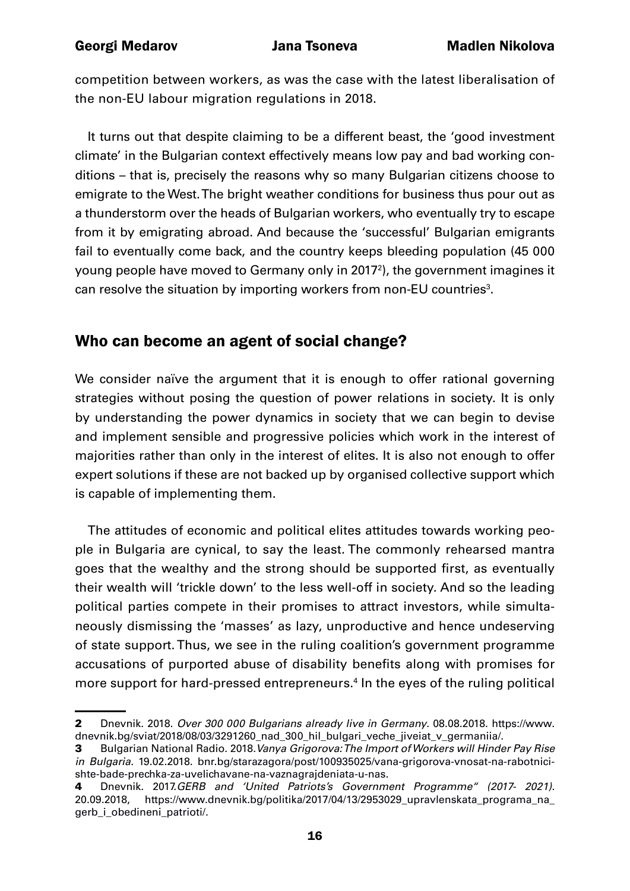competition between workers, as was the case with the latest liberalisation of the non-EU labour migration regulations in 2018.

It turns out that despite claiming to be a different beast, the 'good investment climate' in the Bulgarian context effectively means low pay and bad working conditions – that is, precisely the reasons why so many Bulgarian citizens choose to emigrate to the West. The bright weather conditions for business thus pour out as a thunderstorm over the heads of Bulgarian workers, who eventually try to escape from it by emigrating abroad. And because the 'successful' Bulgarian emigrants fail to eventually come back, and the country keeps bleeding population (45 000 young people have moved to Germany only in 2017[2]), the government imagines it can resolve the situation by importing workers from non-EU countries[3].

## Who can become an agent of social change?

We consider naïve the argument that it is enough to offer rational governing strategies without posing the question of power relations in society. It is only by understanding the power dynamics in society that we can begin to devise and implement sensible and progressive policies which work in the interest of majorities rather than only in the interest of elites. It is also not enough to offer expert solutions if these are not backed up by organised collective support which is capable of implementing them.

The attitudes of economic and political elites attitudes towards working people in Bulgaria are cynical, to say the least. The commonly rehearsed mantra goes that the wealthy and the strong should be supported first, as eventually their wealth will 'trickle down' to the less well-off in society. And so the leading political parties compete in their promises to attract investors, while simultaneously dismissing the 'masses' as lazy, unproductive and hence undeserving of state support. Thus, we see in the ruling coalition's government programme accusations of purported abuse of disability benefits along with promises for more support for hard-pressed entrepreneurs.[4] In the eyes of the ruling political

---

**2** Dnevnik. 2018. *Over 300 000 Bulgarians already live in Germany*. 08.08.2018. https://www.dnevnik.bg/sviat/2018/08/03/3291260_nad_300_hil_bulgari_veche_jiveiat_v_germaniia/.

**3** Bulgarian National Radio. 2018. *Vanya Grigorova: The Import of Workers will Hinder Pay Rise in Bulgaria.* 19.02.2018. bnr.bg/starazagora/post/100935025/vana-grigorova-vnosat-na-rabotnici-shte-bade-prechka-za-uvelichavane-na-vaznagrajdeniata-u-nas.

**4** Dnevnik. 2017. *GERB and 'United Patriots's Government Programme" (2017- 2021).* 20.09.2018, https://www.dnevnik.bg/politika/2017/04/13/2953029_upravlenskata_programa_na_gerb_i_obedineni_patrioti/.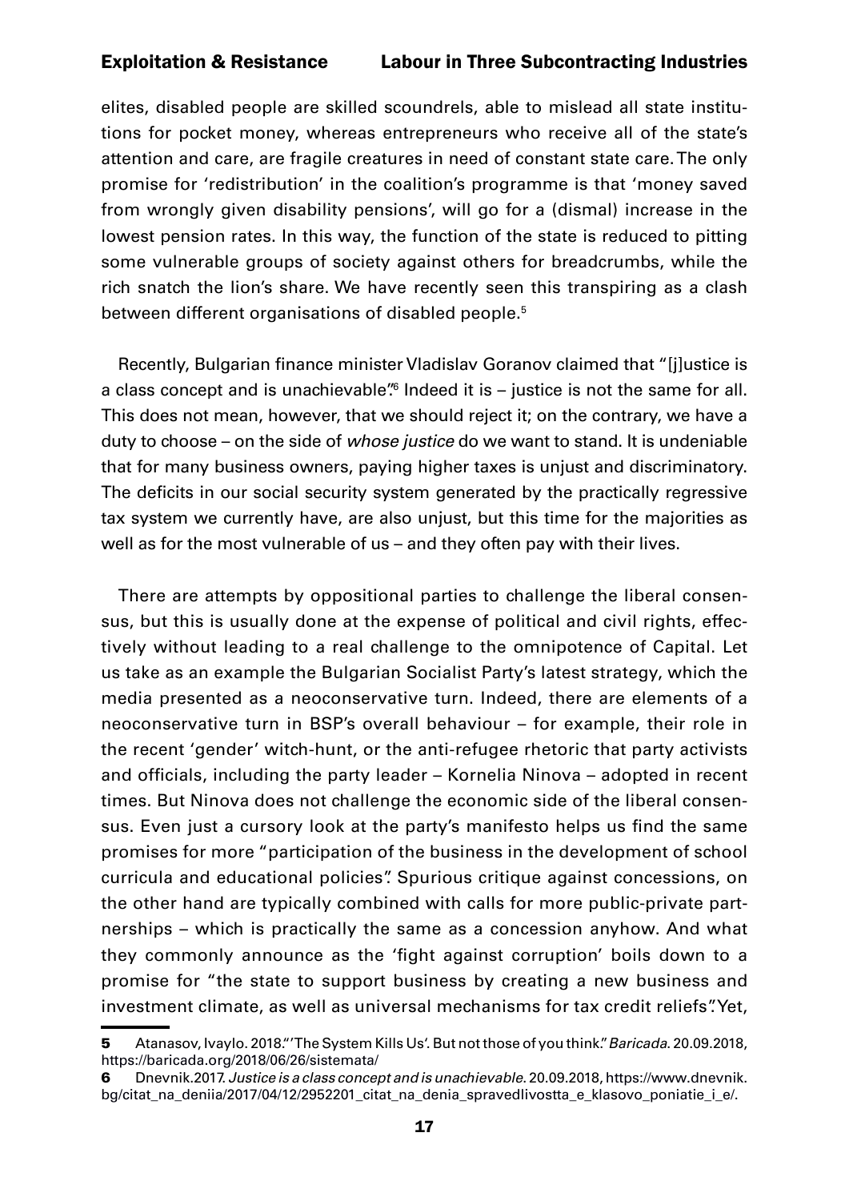elites, disabled people are skilled scoundrels, able to mislead all state institutions for pocket money, whereas entrepreneurs who receive all of the state's attention and care, are fragile creatures in need of constant state care. The only promise for 'redistribution' in the coalition's programme is that 'money saved from wrongly given disability pensions', will go for a (dismal) increase in the lowest pension rates. In this way, the function of the state is reduced to pitting some vulnerable groups of society against others for breadcrumbs, while the rich snatch the lion's share. We have recently seen this transpiring as a clash between different organisations of disabled people.[5]

Recently, Bulgarian finance minister Vladislav Goranov claimed that "[j]ustice is a class concept and is unachievable".[6] Indeed it is – justice is not the same for all. This does not mean, however, that we should reject it; on the contrary, we have a duty to choose – on the side of *whose justice* do we want to stand. It is undeniable that for many business owners, paying higher taxes is unjust and discriminatory. The deficits in our social security system generated by the practically regressive tax system we currently have, are also unjust, but this time for the majorities as well as for the most vulnerable of us – and they often pay with their lives.

There are attempts by oppositional parties to challenge the liberal consensus, but this is usually done at the expense of political and civil rights, effectively without leading to a real challenge to the omnipotence of Capital. Let us take as an example the Bulgarian Socialist Party's latest strategy, which the media presented as a neoconservative turn. Indeed, there are elements of a neoconservative turn in BSP's overall behaviour – for example, their role in the recent 'gender' witch-hunt, or the anti-refugee rhetoric that party activists and officials, including the party leader – Kornelia Ninova – adopted in recent times. But Ninova does not challenge the economic side of the liberal consensus. Even just a cursory look at the party's manifesto helps us find the same promises for more "participation of the business in the development of school curricula and educational policies". Spurious critique against concessions, on the other hand are typically combined with calls for more public-private partnerships – which is practically the same as a concession anyhow. And what they commonly announce as the 'fight against corruption' boils down to a promise for "the state to support business by creating a new business and investment climate, as well as universal mechanisms for tax credit reliefs". Yet,

---

**5** Atanasov, Ivaylo. 2018. "'The System Kills Us'. But not those of you think." *Baricada*. 20.09.2018, https://baricada.org/2018/06/26/sistemata/

**6** Dnevnik. 2017. *Justice is a class concept and is unachievable*. 20.09.2018, https://www.dnevnik.bg/citat_na_deniia/2017/04/12/2952201_citat_na_denia_spravedlivostta_e_klasovo_poniatie_i_e/.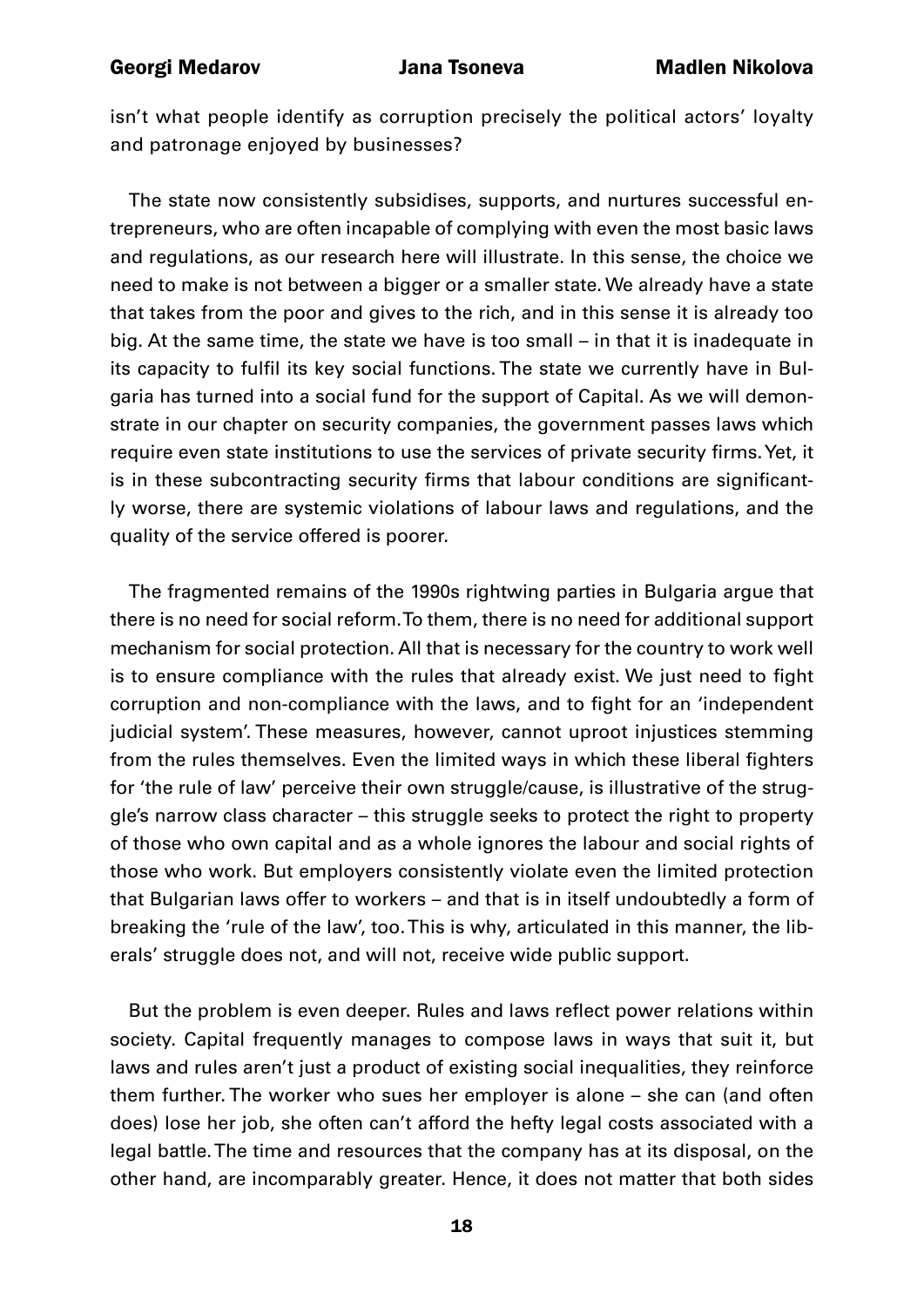isn't what people identify as corruption precisely the political actors' loyalty and patronage enjoyed by businesses?

The state now consistently subsidises, supports, and nurtures successful entrepreneurs, who are often incapable of complying with even the most basic laws and regulations, as our research here will illustrate. In this sense, the choice we need to make is not between a bigger or a smaller state. We already have a state that takes from the poor and gives to the rich, and in this sense it is already too big. At the same time, the state we have is too small – in that it is inadequate in its capacity to fulfil its key social functions. The state we currently have in Bulgaria has turned into a social fund for the support of Capital. As we will demonstrate in our chapter on security companies, the government passes laws which require even state institutions to use the services of private security firms. Yet, it is in these subcontracting security firms that labour conditions are significantly worse, there are systemic violations of labour laws and regulations, and the quality of the service offered is poorer.

The fragmented remains of the 1990s rightwing parties in Bulgaria argue that there is no need for social reform. To them, there is no need for additional support mechanism for social protection. All that is necessary for the country to work well is to ensure compliance with the rules that already exist. We just need to fight corruption and non-compliance with the laws, and to fight for an 'independent judicial system'. These measures, however, cannot uproot injustices stemming from the rules themselves. Even the limited ways in which these liberal fighters for 'the rule of law' perceive their own struggle/cause, is illustrative of the struggle's narrow class character – this struggle seeks to protect the right to property of those who own capital and as a whole ignores the labour and social rights of those who work. But employers consistently violate even the limited protection that Bulgarian laws offer to workers – and that is in itself undoubtedly a form of breaking the 'rule of the law', too. This is why, articulated in this manner, the liberals' struggle does not, and will not, receive wide public support.

But the problem is even deeper. Rules and laws reflect power relations within society. Capital frequently manages to compose laws in ways that suit it, but laws and rules aren't just a product of existing social inequalities, they reinforce them further. The worker who sues her employer is alone – she can (and often does) lose her job, she often can't afford the hefty legal costs associated with a legal battle. The time and resources that the company has at its disposal, on the other hand, are incomparably greater. Hence, it does not matter that both sides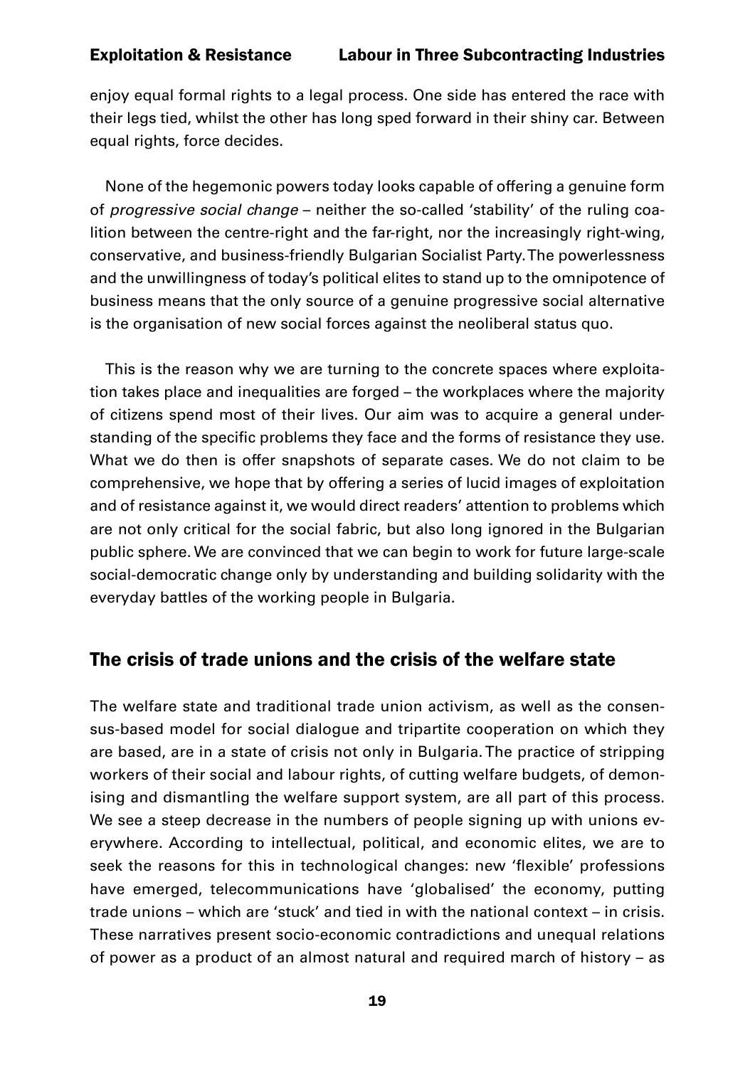enjoy equal formal rights to a legal process. One side has entered the race with their legs tied, whilst the other has long sped forward in their shiny car. Between equal rights, force decides.

None of the hegemonic powers today looks capable of offering a genuine form of *progressive social change* – neither the so-called 'stability' of the ruling coalition between the centre-right and the far-right, nor the increasingly right-wing, conservative, and business-friendly Bulgarian Socialist Party. The powerlessness and the unwillingness of today's political elites to stand up to the omnipotence of business means that the only source of a genuine progressive social alternative is the organisation of new social forces against the neoliberal status quo.

This is the reason why we are turning to the concrete spaces where exploitation takes place and inequalities are forged – the workplaces where the majority of citizens spend most of their lives. Our aim was to acquire a general understanding of the specific problems they face and the forms of resistance they use. What we do then is offer snapshots of separate cases. We do not claim to be comprehensive, we hope that by offering a series of lucid images of exploitation and of resistance against it, we would direct readers' attention to problems which are not only critical for the social fabric, but also long ignored in the Bulgarian public sphere. We are convinced that we can begin to work for future large-scale social-democratic change only by understanding and building solidarity with the everyday battles of the working people in Bulgaria.

## The crisis of trade unions and the crisis of the welfare state

The welfare state and traditional trade union activism, as well as the consensus-based model for social dialogue and tripartite cooperation on which they are based, are in a state of crisis not only in Bulgaria. The practice of stripping workers of their social and labour rights, of cutting welfare budgets, of demonising and dismantling the welfare support system, are all part of this process. We see a steep decrease in the numbers of people signing up with unions everywhere. According to intellectual, political, and economic elites, we are to seek the reasons for this in technological changes: new 'flexible' professions have emerged, telecommunications have 'globalised' the economy, putting trade unions – which are 'stuck' and tied in with the national context – in crisis. These narratives present socio-economic contradictions and unequal relations of power as a product of an almost natural and required march of history – as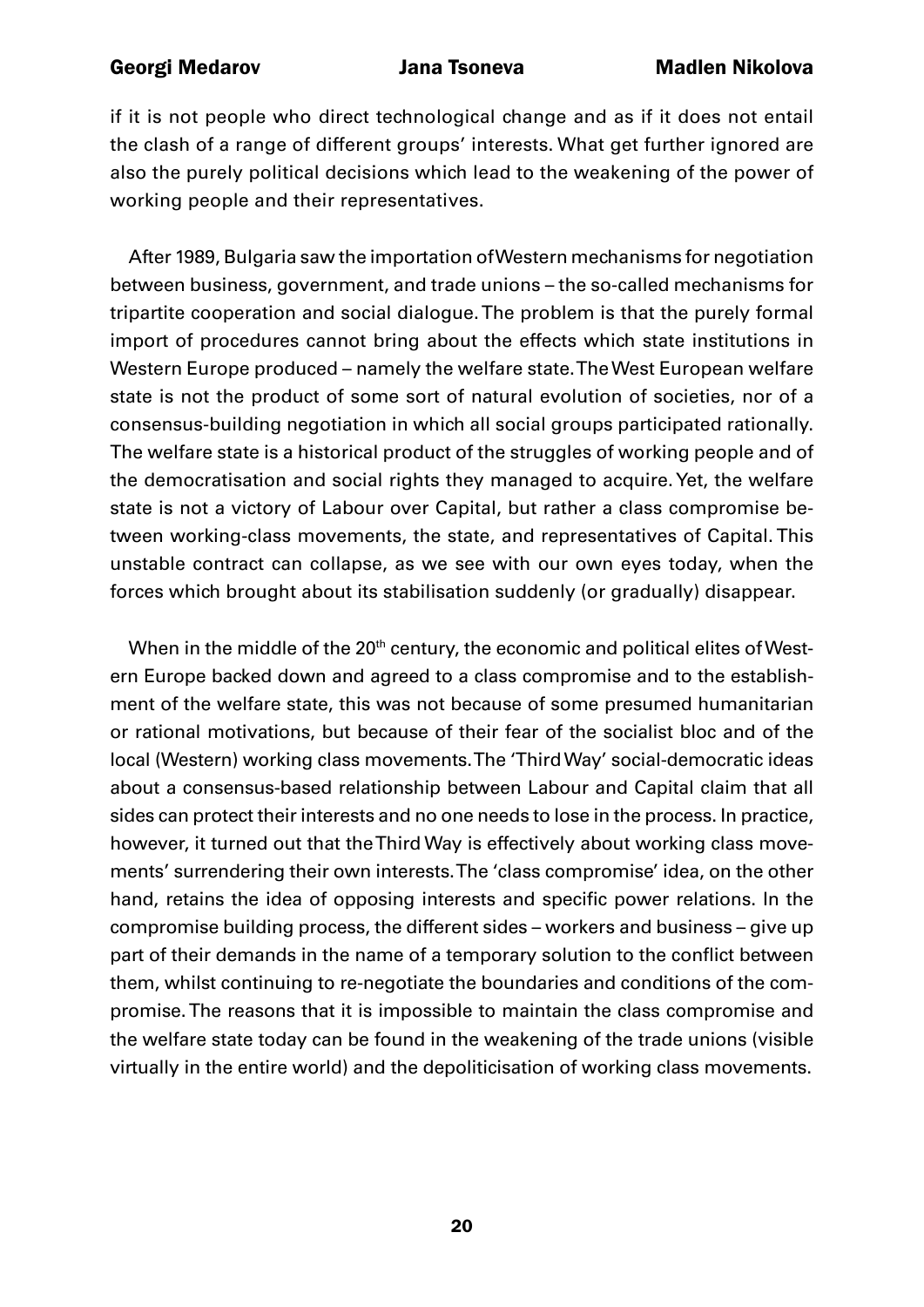if it is not people who direct technological change and as if it does not entail the clash of a range of different groups' interests. What get further ignored are also the purely political decisions which lead to the weakening of the power of working people and their representatives.

After 1989, Bulgaria saw the importation of Western mechanisms for negotiation between business, government, and trade unions – the so-called mechanisms for tripartite cooperation and social dialogue. The problem is that the purely formal import of procedures cannot bring about the effects which state institutions in Western Europe produced – namely the welfare state. The West European welfare state is not the product of some sort of natural evolution of societies, nor of a consensus-building negotiation in which all social groups participated rationally. The welfare state is a historical product of the struggles of working people and of the democratisation and social rights they managed to acquire. Yet, the welfare state is not a victory of Labour over Capital, but rather a class compromise between working-class movements, the state, and representatives of Capital. This unstable contract can collapse, as we see with our own eyes today, when the forces which brought about its stabilisation suddenly (or gradually) disappear.

When in the middle of the 20th century, the economic and political elites of Western Europe backed down and agreed to a class compromise and to the establishment of the welfare state, this was not because of some presumed humanitarian or rational motivations, but because of their fear of the socialist bloc and of the local (Western) working class movements. The 'Third Way' social-democratic ideas about a consensus-based relationship between Labour and Capital claim that all sides can protect their interests and no one needs to lose in the process. In practice, however, it turned out that the Third Way is effectively about working class movements' surrendering their own interests. The 'class compromise' idea, on the other hand, retains the idea of opposing interests and specific power relations. In the compromise building process, the different sides – workers and business – give up part of their demands in the name of a temporary solution to the conflict between them, whilst continuing to re-negotiate the boundaries and conditions of the compromise. The reasons that it is impossible to maintain the class compromise and the welfare state today can be found in the weakening of the trade unions (visible virtually in the entire world) and the depoliticisation of working class movements.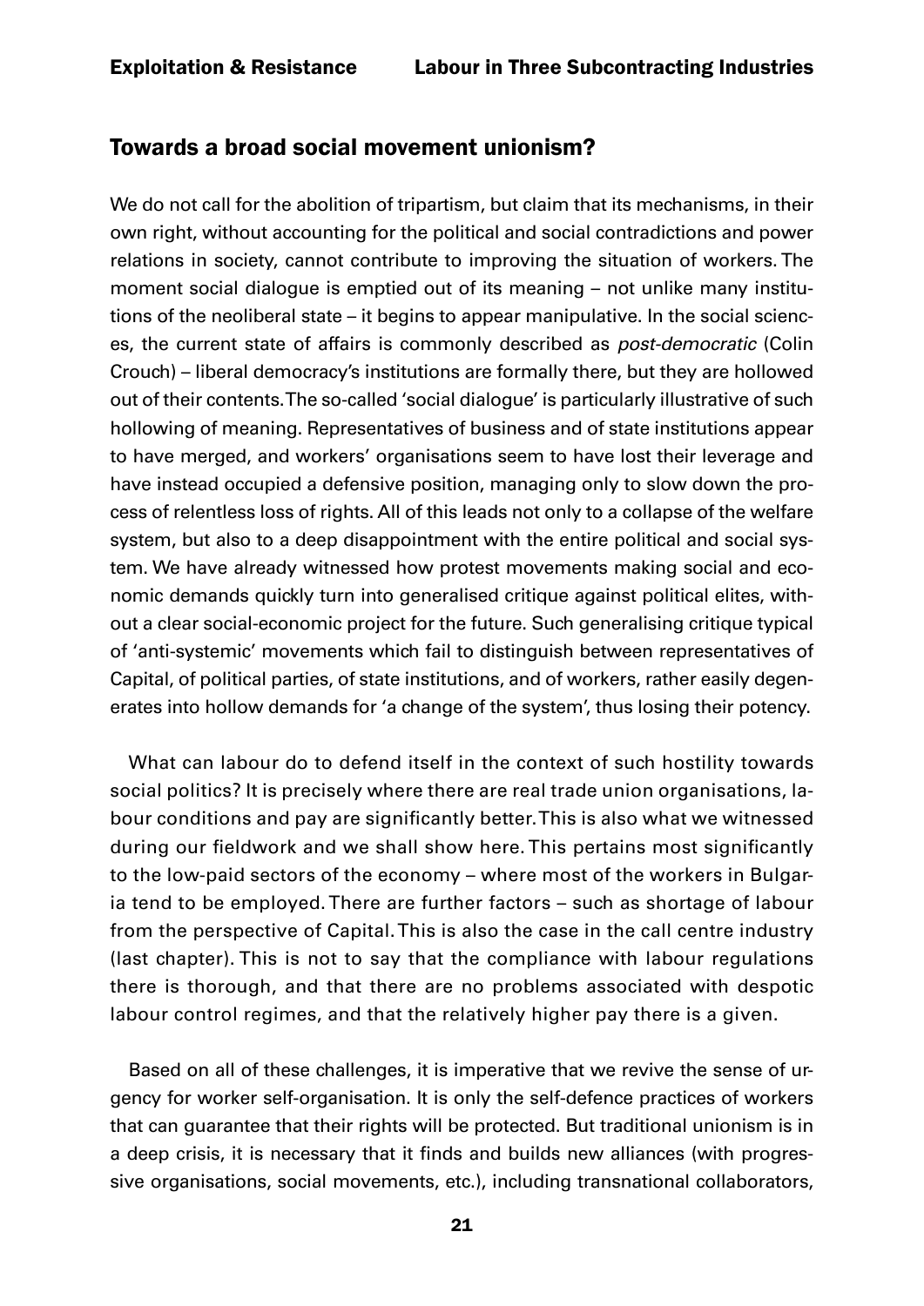## Towards a broad social movement unionism?

We do not call for the abolition of tripartism, but claim that its mechanisms, in their own right, without accounting for the political and social contradictions and power relations in society, cannot contribute to improving the situation of workers. The moment social dialogue is emptied out of its meaning – not unlike many institutions of the neoliberal state – it begins to appear manipulative. In the social sciences, the current state of affairs is commonly described as *post-democratic* (Colin Crouch) – liberal democracy's institutions are formally there, but they are hollowed out of their contents. The so-called 'social dialogue' is particularly illustrative of such hollowing of meaning. Representatives of business and of state institutions appear to have merged, and workers' organisations seem to have lost their leverage and have instead occupied a defensive position, managing only to slow down the process of relentless loss of rights. All of this leads not only to a collapse of the welfare system, but also to a deep disappointment with the entire political and social system. We have already witnessed how protest movements making social and economic demands quickly turn into generalised critique against political elites, without a clear social-economic project for the future. Such generalising critique typical of 'anti-systemic' movements which fail to distinguish between representatives of Capital, of political parties, of state institutions, and of workers, rather easily degenerates into hollow demands for 'a change of the system', thus losing their potency.

What can labour do to defend itself in the context of such hostility towards social politics? It is precisely where there are real trade union organisations, labour conditions and pay are significantly better. This is also what we witnessed during our fieldwork and we shall show here. This pertains most significantly to the low-paid sectors of the economy – where most of the workers in Bulgaria tend to be employed. There are further factors – such as shortage of labour from the perspective of Capital. This is also the case in the call centre industry (last chapter). This is not to say that the compliance with labour regulations there is thorough, and that there are no problems associated with despotic labour control regimes, and that the relatively higher pay there is a given.

Based on all of these challenges, it is imperative that we revive the sense of urgency for worker self-organisation. It is only the self-defence practices of workers that can guarantee that their rights will be protected. But traditional unionism is in a deep crisis, it is necessary that it finds and builds new alliances (with progressive organisations, social movements, etc.), including transnational collaborators,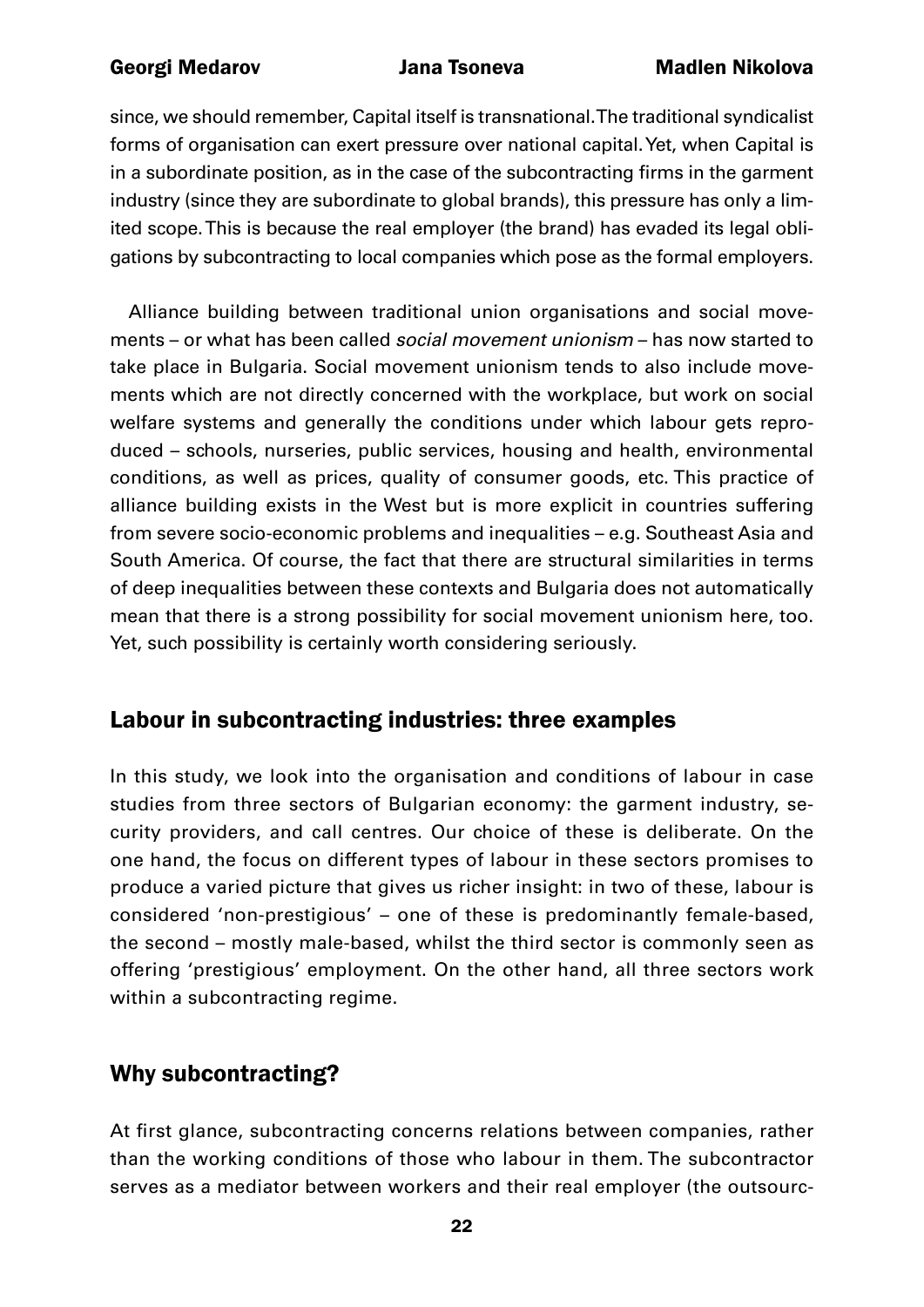since, we should remember, Capital itself is transnational. The traditional syndicalist forms of organisation can exert pressure over national capital. Yet, when Capital is in a subordinate position, as in the case of the subcontracting firms in the garment industry (since they are subordinate to global brands), this pressure has only a limited scope. This is because the real employer (the brand) has evaded its legal obligations by subcontracting to local companies which pose as the formal employers.

Alliance building between traditional union organisations and social movements – or what has been called *social movement unionism* – has now started to take place in Bulgaria. Social movement unionism tends to also include movements which are not directly concerned with the workplace, but work on social welfare systems and generally the conditions under which labour gets reproduced – schools, nurseries, public services, housing and health, environmental conditions, as well as prices, quality of consumer goods, etc. This practice of alliance building exists in the West but is more explicit in countries suffering from severe socio-economic problems and inequalities – e.g. Southeast Asia and South America. Of course, the fact that there are structural similarities in terms of deep inequalities between these contexts and Bulgaria does not automatically mean that there is a strong possibility for social movement unionism here, too. Yet, such possibility is certainly worth considering seriously.

## Labour in subcontracting industries: three examples

In this study, we look into the organisation and conditions of labour in case studies from three sectors of Bulgarian economy: the garment industry, security providers, and call centres. Our choice of these is deliberate. On the one hand, the focus on different types of labour in these sectors promises to produce a varied picture that gives us richer insight: in two of these, labour is considered 'non-prestigious' – one of these is predominantly female-based, the second – mostly male-based, whilst the third sector is commonly seen as offering 'prestigious' employment. On the other hand, all three sectors work within a subcontracting regime.

## Why subcontracting?

At first glance, subcontracting concerns relations between companies, rather than the working conditions of those who labour in them. The subcontractor serves as a mediator between workers and their real employer (the outsourc-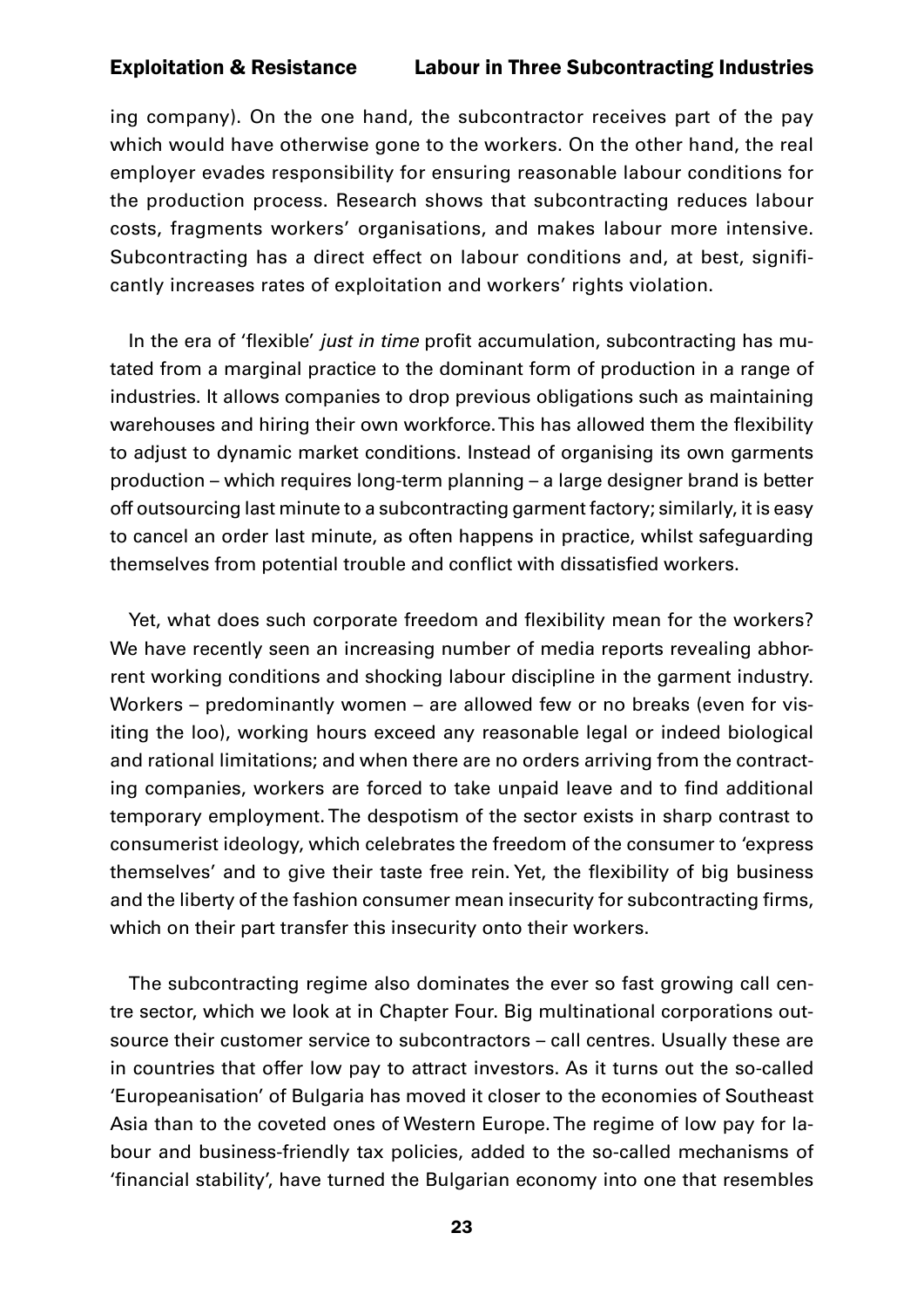ing company). On the one hand, the subcontractor receives part of the pay which would have otherwise gone to the workers. On the other hand, the real employer evades responsibility for ensuring reasonable labour conditions for the production process. Research shows that subcontracting reduces labour costs, fragments workers' organisations, and makes labour more intensive. Subcontracting has a direct effect on labour conditions and, at best, significantly increases rates of exploitation and workers' rights violation.

In the era of 'flexible' *just in time* profit accumulation, subcontracting has mutated from a marginal practice to the dominant form of production in a range of industries. It allows companies to drop previous obligations such as maintaining warehouses and hiring their own workforce. This has allowed them the flexibility to adjust to dynamic market conditions. Instead of organising its own garments production – which requires long-term planning – a large designer brand is better off outsourcing last minute to a subcontracting garment factory; similarly, it is easy to cancel an order last minute, as often happens in practice, whilst safeguarding themselves from potential trouble and conflict with dissatisfied workers.

Yet, what does such corporate freedom and flexibility mean for the workers? We have recently seen an increasing number of media reports revealing abhorrent working conditions and shocking labour discipline in the garment industry. Workers – predominantly women – are allowed few or no breaks (even for visiting the loo), working hours exceed any reasonable legal or indeed biological and rational limitations; and when there are no orders arriving from the contracting companies, workers are forced to take unpaid leave and to find additional temporary employment. The despotism of the sector exists in sharp contrast to consumerist ideology, which celebrates the freedom of the consumer to 'express themselves' and to give their taste free rein. Yet, the flexibility of big business and the liberty of the fashion consumer mean insecurity for subcontracting firms, which on their part transfer this insecurity onto their workers.

The subcontracting regime also dominates the ever so fast growing call centre sector, which we look at in Chapter Four. Big multinational corporations outsource their customer service to subcontractors – call centres. Usually these are in countries that offer low pay to attract investors. As it turns out the so-called 'Europeanisation' of Bulgaria has moved it closer to the economies of Southeast Asia than to the coveted ones of Western Europe. The regime of low pay for labour and business-friendly tax policies, added to the so-called mechanisms of 'financial stability', have turned the Bulgarian economy into one that resembles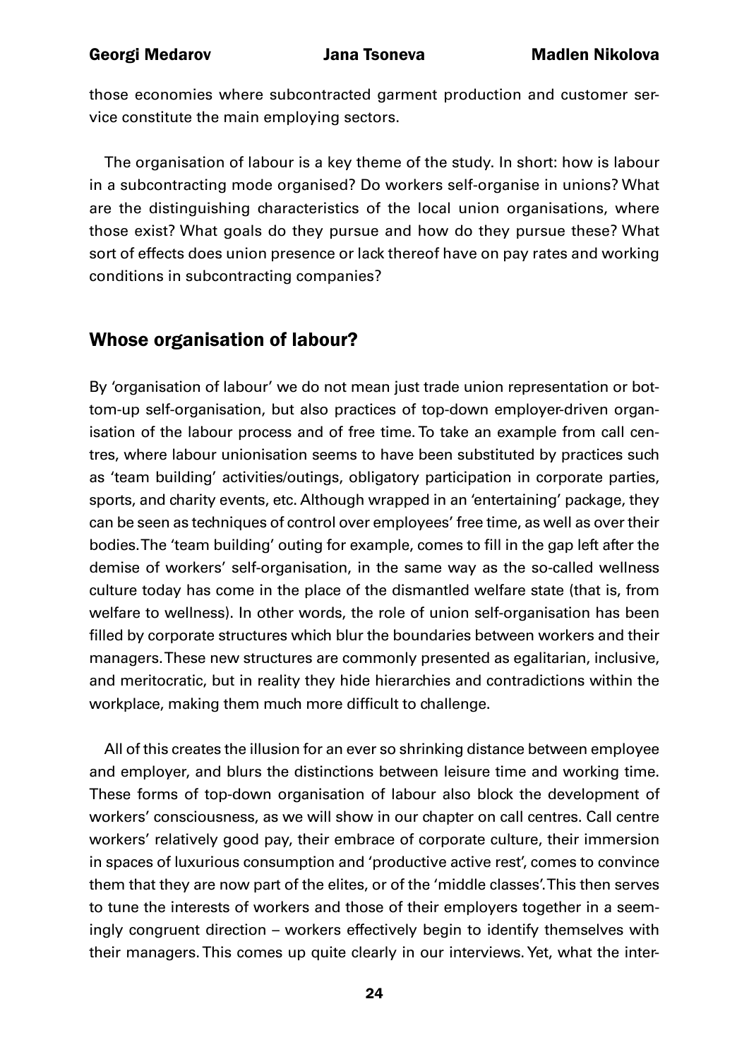those economies where subcontracted garment production and customer service constitute the main employing sectors.

The organisation of labour is a key theme of the study. In short: how is labour in a subcontracting mode organised? Do workers self-organise in unions? What are the distinguishing characteristics of the local union organisations, where those exist? What goals do they pursue and how do they pursue these? What sort of effects does union presence or lack thereof have on pay rates and working conditions in subcontracting companies?

## Whose organisation of labour?

By 'organisation of labour' we do not mean just trade union representation or bottom-up self-organisation, but also practices of top-down employer-driven organisation of the labour process and of free time. To take an example from call centres, where labour unionisation seems to have been substituted by practices such as 'team building' activities/outings, obligatory participation in corporate parties, sports, and charity events, etc. Although wrapped in an 'entertaining' package, they can be seen as techniques of control over employees' free time, as well as over their bodies. The 'team building' outing for example, comes to fill in the gap left after the demise of workers' self-organisation, in the same way as the so-called wellness culture today has come in the place of the dismantled welfare state (that is, from welfare to wellness). In other words, the role of union self-organisation has been filled by corporate structures which blur the boundaries between workers and their managers. These new structures are commonly presented as egalitarian, inclusive, and meritocratic, but in reality they hide hierarchies and contradictions within the workplace, making them much more difficult to challenge.

All of this creates the illusion for an ever so shrinking distance between employee and employer, and blurs the distinctions between leisure time and working time. These forms of top-down organisation of labour also block the development of workers' consciousness, as we will show in our chapter on call centres. Call centre workers' relatively good pay, their embrace of corporate culture, their immersion in spaces of luxurious consumption and 'productive active rest', comes to convince them that they are now part of the elites, or of the 'middle classes'. This then serves to tune the interests of workers and those of their employers together in a seemingly congruent direction – workers effectively begin to identify themselves with their managers. This comes up quite clearly in our interviews. Yet, what the inter-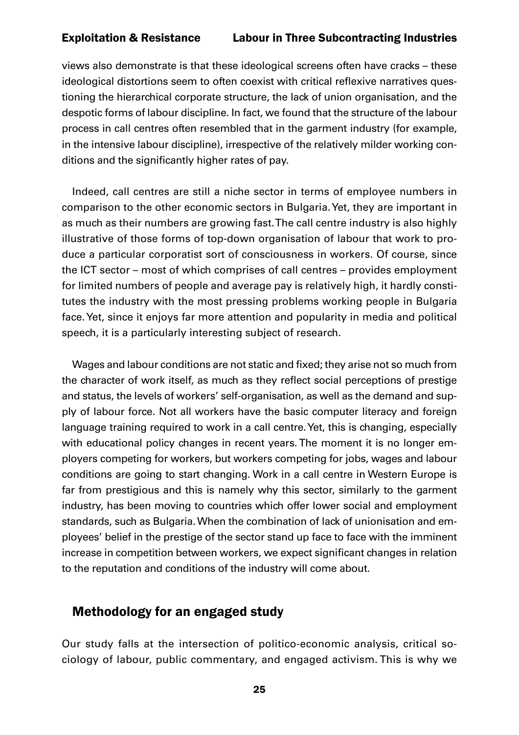views also demonstrate is that these ideological screens often have cracks – these ideological distortions seem to often coexist with critical reflexive narratives questioning the hierarchical corporate structure, the lack of union organisation, and the despotic forms of labour discipline. In fact, we found that the structure of the labour process in call centres often resembled that in the garment industry (for example, in the intensive labour discipline), irrespective of the relatively milder working conditions and the significantly higher rates of pay.

Indeed, call centres are still a niche sector in terms of employee numbers in comparison to the other economic sectors in Bulgaria. Yet, they are important in as much as their numbers are growing fast. The call centre industry is also highly illustrative of those forms of top-down organisation of labour that work to produce a particular corporatist sort of consciousness in workers. Of course, since the ICT sector – most of which comprises of call centres – provides employment for limited numbers of people and average pay is relatively high, it hardly constitutes the industry with the most pressing problems working people in Bulgaria face. Yet, since it enjoys far more attention and popularity in media and political speech, it is a particularly interesting subject of research.

Wages and labour conditions are not static and fixed; they arise not so much from the character of work itself, as much as they reflect social perceptions of prestige and status, the levels of workers' self-organisation, as well as the demand and supply of labour force. Not all workers have the basic computer literacy and foreign language training required to work in a call centre. Yet, this is changing, especially with educational policy changes in recent years. The moment it is no longer employers competing for workers, but workers competing for jobs, wages and labour conditions are going to start changing. Work in a call centre in Western Europe is far from prestigious and this is namely why this sector, similarly to the garment industry, has been moving to countries which offer lower social and employment standards, such as Bulgaria. When the combination of lack of unionisation and employees' belief in the prestige of the sector stand up face to face with the imminent increase in competition between workers, we expect significant changes in relation to the reputation and conditions of the industry will come about.

## Methodology for an engaged study

Our study falls at the intersection of politico-economic analysis, critical sociology of labour, public commentary, and engaged activism. This is why we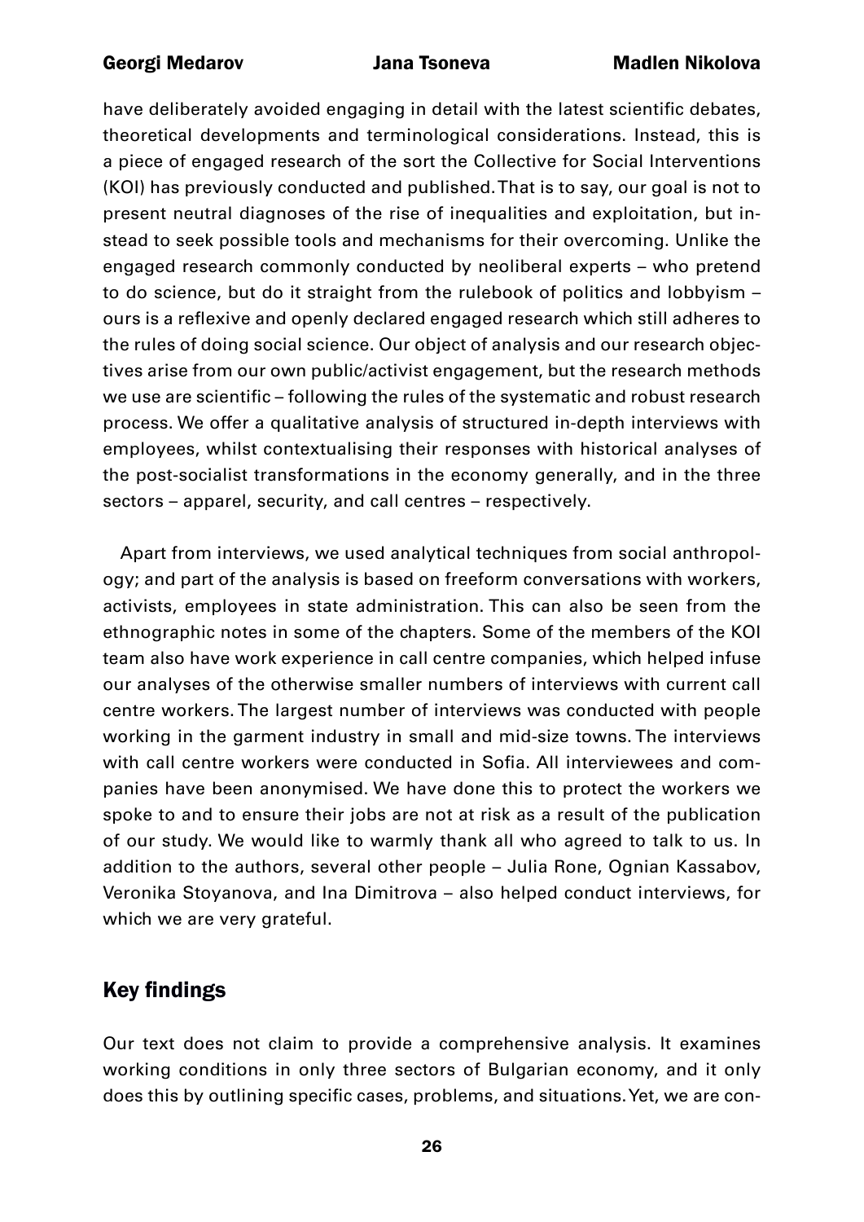have deliberately avoided engaging in detail with the latest scientific debates, theoretical developments and terminological considerations. Instead, this is a piece of engaged research of the sort the Collective for Social Interventions (KOI) has previously conducted and published. That is to say, our goal is not to present neutral diagnoses of the rise of inequalities and exploitation, but instead to seek possible tools and mechanisms for their overcoming. Unlike the engaged research commonly conducted by neoliberal experts – who pretend to do science, but do it straight from the rulebook of politics and lobbyism – ours is a reflexive and openly declared engaged research which still adheres to the rules of doing social science. Our object of analysis and our research objectives arise from our own public/activist engagement, but the research methods we use are scientific – following the rules of the systematic and robust research process. We offer a qualitative analysis of structured in-depth interviews with employees, whilst contextualising their responses with historical analyses of the post-socialist transformations in the economy generally, and in the three sectors – apparel, security, and call centres – respectively.

Apart from interviews, we used analytical techniques from social anthropology; and part of the analysis is based on freeform conversations with workers, activists, employees in state administration. This can also be seen from the ethnographic notes in some of the chapters. Some of the members of the KOI team also have work experience in call centre companies, which helped infuse our analyses of the otherwise smaller numbers of interviews with current call centre workers. The largest number of interviews was conducted with people working in the garment industry in small and mid-size towns. The interviews with call centre workers were conducted in Sofia. All interviewees and companies have been anonymised. We have done this to protect the workers we spoke to and to ensure their jobs are not at risk as a result of the publication of our study. We would like to warmly thank all who agreed to talk to us. In addition to the authors, several other people – Julia Rone, Ognian Kassabov, Veronika Stoyanova, and Ina Dimitrova – also helped conduct interviews, for which we are very grateful.

## Key findings

Our text does not claim to provide a comprehensive analysis. It examines working conditions in only three sectors of Bulgarian economy, and it only does this by outlining specific cases, problems, and situations. Yet, we are con-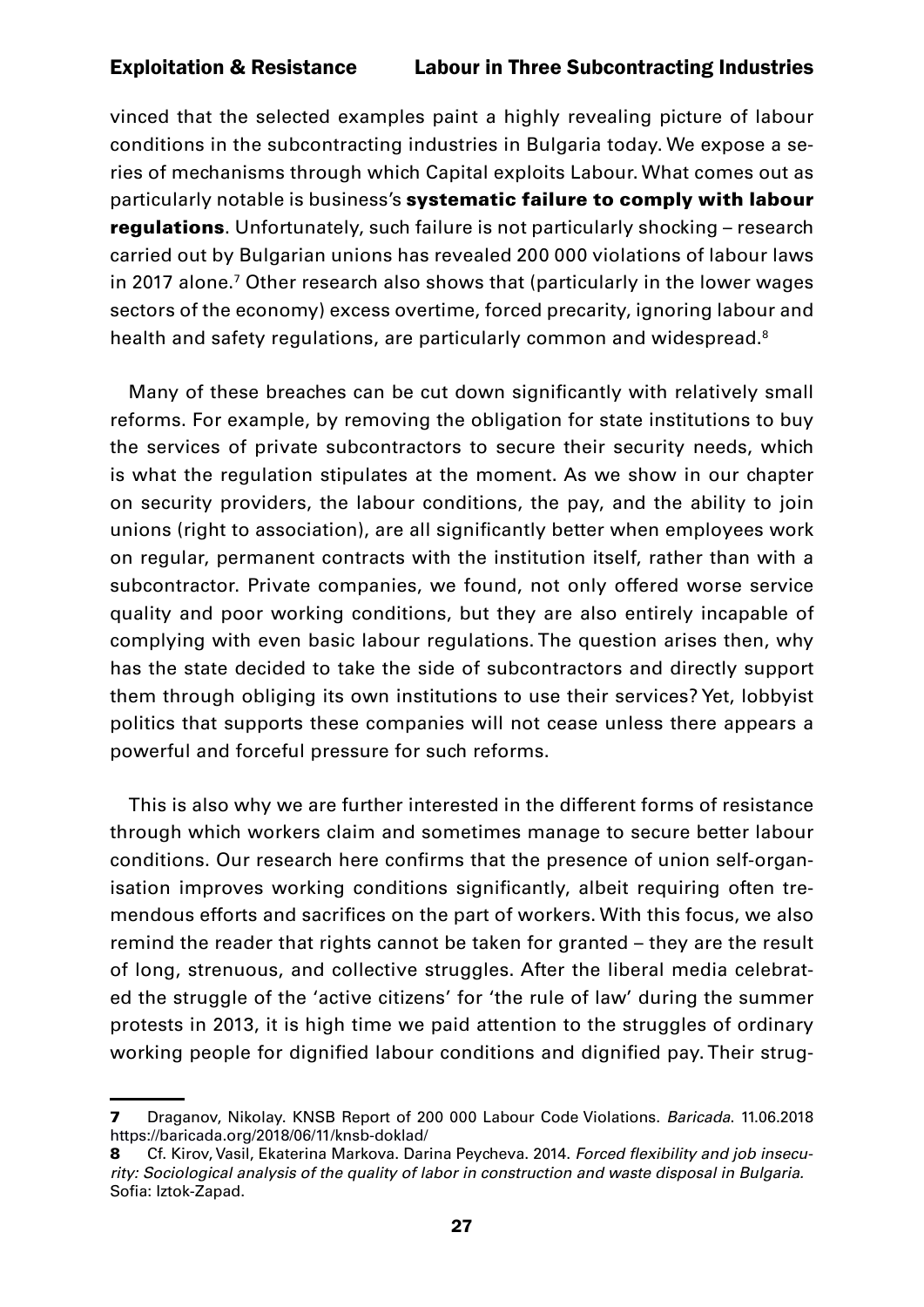vinced that the selected examples paint a highly revealing picture of labour conditions in the subcontracting industries in Bulgaria today. We expose a series of mechanisms through which Capital exploits Labour. What comes out as particularly notable is business's **systematic failure to comply with labour regulations**. Unfortunately, such failure is not particularly shocking – research carried out by Bulgarian unions has revealed 200 000 violations of labour laws in 2017 alone.[7] Other research also shows that (particularly in the lower wages sectors of the economy) excess overtime, forced precarity, ignoring labour and health and safety regulations, are particularly common and widespread.[8]

Many of these breaches can be cut down significantly with relatively small reforms. For example, by removing the obligation for state institutions to buy the services of private subcontractors to secure their security needs, which is what the regulation stipulates at the moment. As we show in our chapter on security providers, the labour conditions, the pay, and the ability to join unions (right to association), are all significantly better when employees work on regular, permanent contracts with the institution itself, rather than with a subcontractor. Private companies, we found, not only offered worse service quality and poor working conditions, but they are also entirely incapable of complying with even basic labour regulations. The question arises then, why has the state decided to take the side of subcontractors and directly support them through obliging its own institutions to use their services? Yet, lobbyist politics that supports these companies will not cease unless there appears a powerful and forceful pressure for such reforms.

This is also why we are further interested in the different forms of resistance through which workers claim and sometimes manage to secure better labour conditions. Our research here confirms that the presence of union self-organisation improves working conditions significantly, albeit requiring often tremendous efforts and sacrifices on the part of workers. With this focus, we also remind the reader that rights cannot be taken for granted – they are the result of long, strenuous, and collective struggles. After the liberal media celebrated the struggle of the 'active citizens' for 'the rule of law' during the summer protests in 2013, it is high time we paid attention to the struggles of ordinary working people for dignified labour conditions and dignified pay. Their strug-

---

**7** Draganov, Nikolay. KNSB Report of 200 000 Labour Code Violations. *Baricada*. 11.06.2018 https://baricada.org/2018/06/11/knsb-doklad/

**8** Cf. Kirov, Vasil, Ekaterina Markova. Darina Peycheva. 2014. *Forced flexibility and job insecurity: Sociological analysis of the quality of labor in construction and waste disposal in Bulgaria.* Sofia: Iztok-Zapad.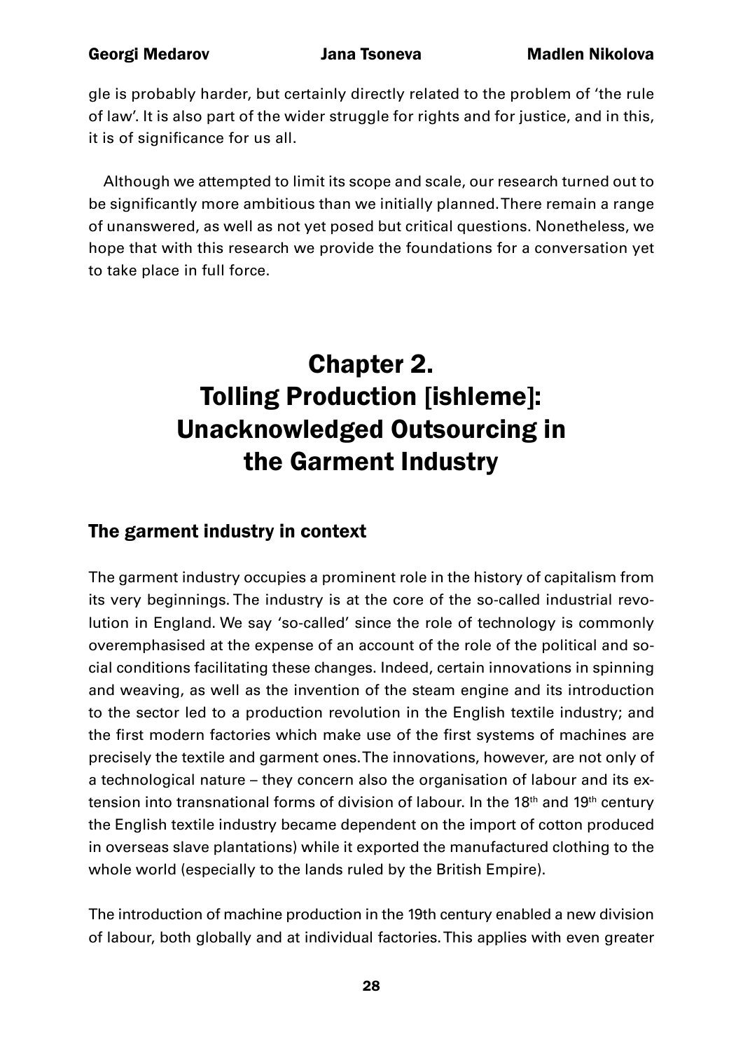gle is probably harder, but certainly directly related to the problem of 'the rule of law'. It is also part of the wider struggle for rights and for justice, and in this, it is of significance for us all.

Although we attempted to limit its scope and scale, our research turned out to be significantly more ambitious than we initially planned. There remain a range of unanswered, as well as not yet posed but critical questions. Nonetheless, we hope that with this research we provide the foundations for a conversation yet to take place in full force.

# Chapter 2. Tolling Production [ishleme]: Unacknowledged Outsourcing in the Garment Industry

## The garment industry in context

The garment industry occupies a prominent role in the history of capitalism from its very beginnings. The industry is at the core of the so-called industrial revolution in England. We say 'so-called' since the role of technology is commonly overemphasised at the expense of an account of the role of the political and social conditions facilitating these changes. Indeed, certain innovations in spinning and weaving, as well as the invention of the steam engine and its introduction to the sector led to a production revolution in the English textile industry; and the first modern factories which make use of the first systems of machines are precisely the textile and garment ones. The innovations, however, are not only of a technological nature – they concern also the organisation of labour and its extension into transnational forms of division of labour. In the 18th and 19th century the English textile industry became dependent on the import of cotton produced in overseas slave plantations) while it exported the manufactured clothing to the whole world (especially to the lands ruled by the British Empire).

The introduction of machine production in the 19th century enabled a new division of labour, both globally and at individual factories. This applies with even greater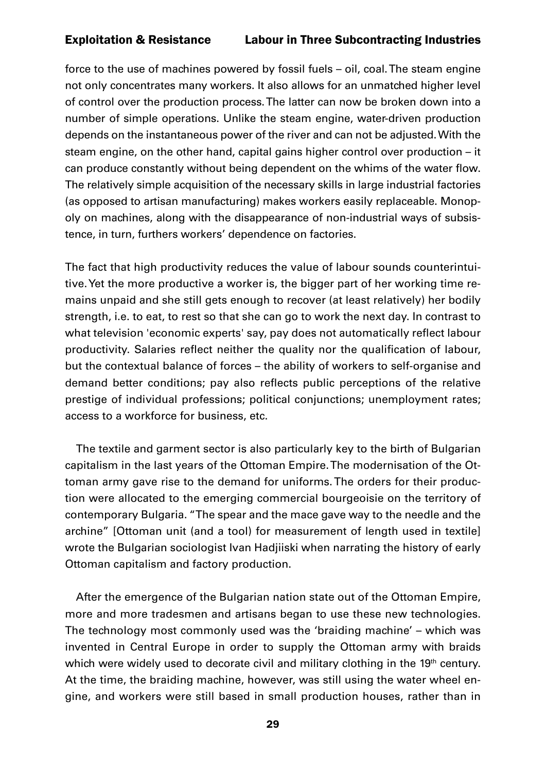force to the use of machines powered by fossil fuels – oil, coal. The steam engine not only concentrates many workers. It also allows for an unmatched higher level of control over the production process. The latter can now be broken down into a number of simple operations. Unlike the steam engine, water-driven production depends on the instantaneous power of the river and can not be adjusted. With the steam engine, on the other hand, capital gains higher control over production – it can produce constantly without being dependent on the whims of the water flow. The relatively simple acquisition of the necessary skills in large industrial factories (as opposed to artisan manufacturing) makes workers easily replaceable. Monopoly on machines, along with the disappearance of non-industrial ways of subsistence, in turn, furthers workers' dependence on factories.

The fact that high productivity reduces the value of labour sounds counterintuitive. Yet the more productive a worker is, the bigger part of her working time remains unpaid and she still gets enough to recover (at least relatively) her bodily strength, i.e. to eat, to rest so that she can go to work the next day. In contrast to what television 'economic experts' say, pay does not automatically reflect labour productivity. Salaries reflect neither the quality nor the qualification of labour, but the contextual balance of forces – the ability of workers to self-organise and demand better conditions; pay also reflects public perceptions of the relative prestige of individual professions; political conjunctions; unemployment rates; access to a workforce for business, etc.

The textile and garment sector is also particularly key to the birth of Bulgarian capitalism in the last years of the Ottoman Empire. The modernisation of the Ottoman army gave rise to the demand for uniforms. The orders for their production were allocated to the emerging commercial bourgeoisie on the territory of contemporary Bulgaria. "The spear and the mace gave way to the needle and the archine" [Ottoman unit (and a tool) for measurement of length used in textile] wrote the Bulgarian sociologist Ivan Hadjiiski when narrating the history of early Ottoman capitalism and factory production.

After the emergence of the Bulgarian nation state out of the Ottoman Empire, more and more tradesmen and artisans began to use these new technologies. The technology most commonly used was the 'braiding machine' – which was invented in Central Europe in order to supply the Ottoman army with braids which were widely used to decorate civil and military clothing in the 19th century. At the time, the braiding machine, however, was still using the water wheel engine, and workers were still based in small production houses, rather than in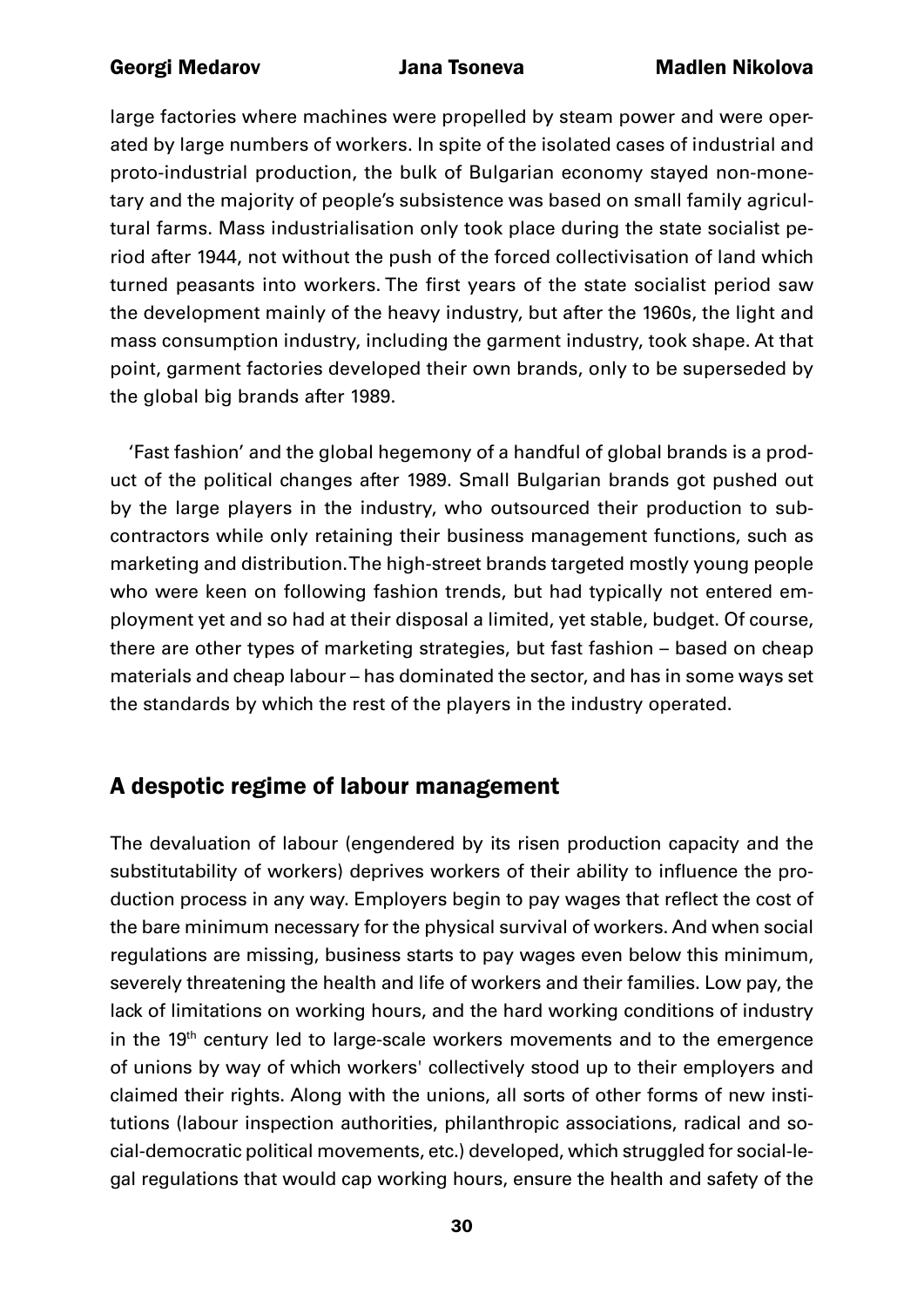large factories where machines were propelled by steam power and were operated by large numbers of workers. In spite of the isolated cases of industrial and proto-industrial production, the bulk of Bulgarian economy stayed non-monetary and the majority of people's subsistence was based on small family agricultural farms. Mass industrialisation only took place during the state socialist period after 1944, not without the push of the forced collectivisation of land which turned peasants into workers. The first years of the state socialist period saw the development mainly of the heavy industry, but after the 1960s, the light and mass consumption industry, including the garment industry, took shape. At that point, garment factories developed their own brands, only to be superseded by the global big brands after 1989.

'Fast fashion' and the global hegemony of a handful of global brands is a product of the political changes after 1989. Small Bulgarian brands got pushed out by the large players in the industry, who outsourced their production to subcontractors while only retaining their business management functions, such as marketing and distribution. The high-street brands targeted mostly young people who were keen on following fashion trends, but had typically not entered employment yet and so had at their disposal a limited, yet stable, budget. Of course, there are other types of marketing strategies, but fast fashion – based on cheap materials and cheap labour – has dominated the sector, and has in some ways set the standards by which the rest of the players in the industry operated.

## A despotic regime of labour management

The devaluation of labour (engendered by its risen production capacity and the substitutability of workers) deprives workers of their ability to influence the production process in any way. Employers begin to pay wages that reflect the cost of the bare minimum necessary for the physical survival of workers. And when social regulations are missing, business starts to pay wages even below this minimum, severely threatening the health and life of workers and their families. Low pay, the lack of limitations on working hours, and the hard working conditions of industry in the 19th century led to large-scale workers movements and to the emergence of unions by way of which workers' collectively stood up to their employers and claimed their rights. Along with the unions, all sorts of other forms of new institutions (labour inspection authorities, philanthropic associations, radical and social-democratic political movements, etc.) developed, which struggled for social-legal regulations that would cap working hours, ensure the health and safety of the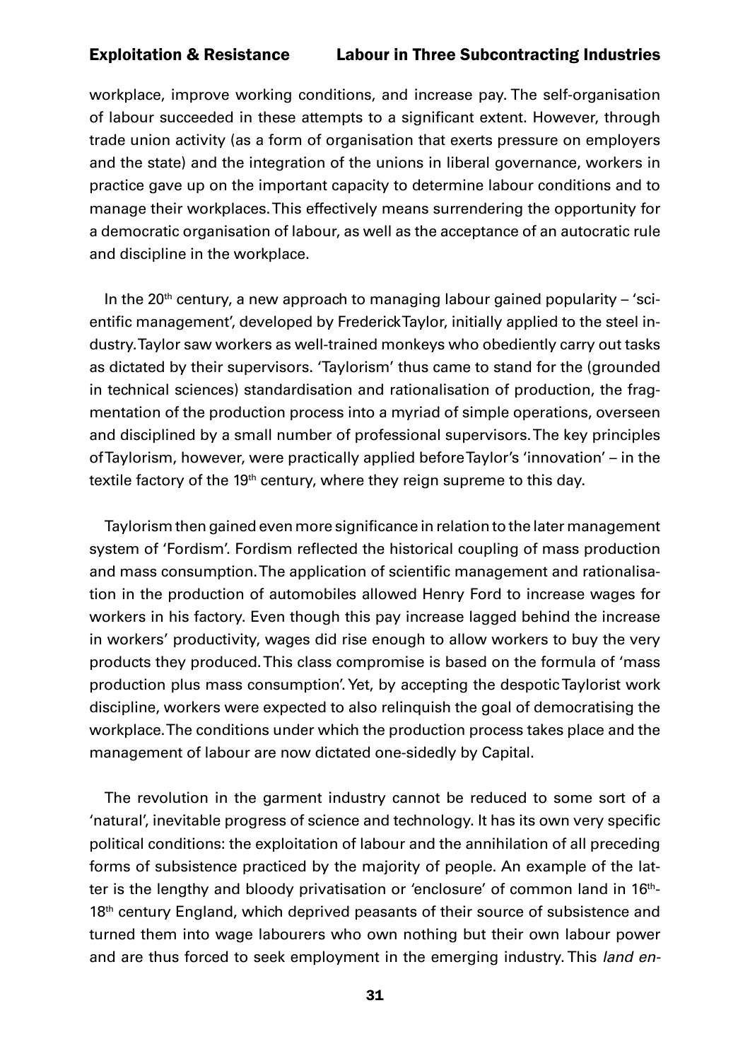workplace, improve working conditions, and increase pay. The self-organisation of labour succeeded in these attempts to a significant extent. However, through trade union activity (as a form of organisation that exerts pressure on employers and the state) and the integration of the unions in liberal governance, workers in practice gave up on the important capacity to determine labour conditions and to manage their workplaces. This effectively means surrendering the opportunity for a democratic organisation of labour, as well as the acceptance of an autocratic rule and discipline in the workplace.

In the 20th century, a new approach to managing labour gained popularity – 'scientific management', developed by Frederick Taylor, initially applied to the steel industry. Taylor saw workers as well-trained monkeys who obediently carry out tasks as dictated by their supervisors. 'Taylorism' thus came to stand for the (grounded in technical sciences) standardisation and rationalisation of production, the fragmentation of the production process into a myriad of simple operations, overseen and disciplined by a small number of professional supervisors. The key principles of Taylorism, however, were practically applied before Taylor's 'innovation' – in the textile factory of the 19th century, where they reign supreme to this day.

Taylorism then gained even more significance in relation to the later management system of 'Fordism'. Fordism reflected the historical coupling of mass production and mass consumption. The application of scientific management and rationalisation in the production of automobiles allowed Henry Ford to increase wages for workers in his factory. Even though this pay increase lagged behind the increase in workers' productivity, wages did rise enough to allow workers to buy the very products they produced. This class compromise is based on the formula of 'mass production plus mass consumption'. Yet, by accepting the despotic Taylorist work discipline, workers were expected to also relinquish the goal of democratising the workplace. The conditions under which the production process takes place and the management of labour are now dictated one-sidedly by Capital.

The revolution in the garment industry cannot be reduced to some sort of a 'natural', inevitable progress of science and technology. It has its own very specific political conditions: the exploitation of labour and the annihilation of all preceding forms of subsistence practiced by the majority of people. An example of the latter is the lengthy and bloody privatisation or 'enclosure' of common land in 16th-18th century England, which deprived peasants of their source of subsistence and turned them into wage labourers who own nothing but their own labour power and are thus forced to seek employment in the emerging industry. This *land en-*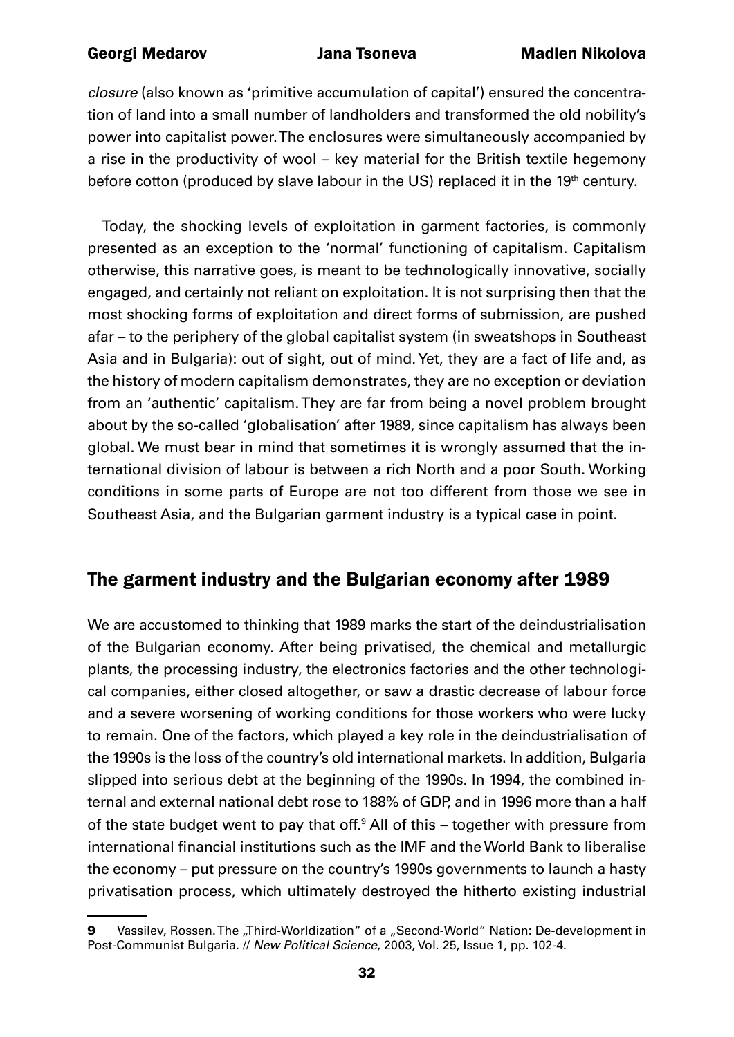*closure* (also known as 'primitive accumulation of capital') ensured the concentration of land into a small number of landholders and transformed the old nobility's power into capitalist power. The enclosures were simultaneously accompanied by a rise in the productivity of wool – key material for the British textile hegemony before cotton (produced by slave labour in the US) replaced it in the 19th century.

Today, the shocking levels of exploitation in garment factories, is commonly presented as an exception to the 'normal' functioning of capitalism. Capitalism otherwise, this narrative goes, is meant to be technologically innovative, socially engaged, and certainly not reliant on exploitation. It is not surprising then that the most shocking forms of exploitation and direct forms of submission, are pushed afar – to the periphery of the global capitalist system (in sweatshops in Southeast Asia and in Bulgaria): out of sight, out of mind. Yet, they are a fact of life and, as the history of modern capitalism demonstrates, they are no exception or deviation from an 'authentic' capitalism. They are far from being a novel problem brought about by the so-called 'globalisation' after 1989, since capitalism has always been global. We must bear in mind that sometimes it is wrongly assumed that the international division of labour is between a rich North and a poor South. Working conditions in some parts of Europe are not too different from those we see in Southeast Asia, and the Bulgarian garment industry is a typical case in point.

## The garment industry and the Bulgarian economy after 1989

We are accustomed to thinking that 1989 marks the start of the deindustrialisation of the Bulgarian economy. After being privatised, the chemical and metallurgic plants, the processing industry, the electronics factories and the other technological companies, either closed altogether, or saw a drastic decrease of labour force and a severe worsening of working conditions for those workers who were lucky to remain. One of the factors, which played a key role in the deindustrialisation of the 1990s is the loss of the country's old international markets. In addition, Bulgaria slipped into serious debt at the beginning of the 1990s. In 1994, the combined internal and external national debt rose to 188% of GDP, and in 1996 more than a half of the state budget went to pay that off.[9] All of this – together with pressure from international financial institutions such as the IMF and the World Bank to liberalise the economy – put pressure on the country's 1990s governments to launch a hasty privatisation process, which ultimately destroyed the hitherto existing industrial

---

**9** Vassilev, Rossen. The „Third-Worldization" of a „Second-World" Nation: De-development in Post-Communist Bulgaria. // *New Political Science*, 2003, Vol. 25, Issue 1, pp. 102-4.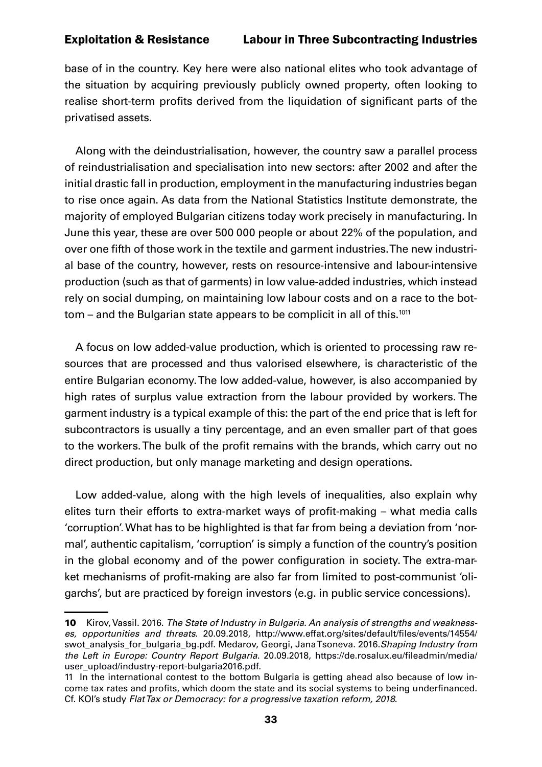base of in the country. Key here were also national elites who took advantage of the situation by acquiring previously publicly owned property, often looking to realise short-term profits derived from the liquidation of significant parts of the privatised assets.

Along with the deindustrialisation, however, the country saw a parallel process of reindustrialisation and specialisation into new sectors: after 2002 and after the initial drastic fall in production, employment in the manufacturing industries began to rise once again. As data from the National Statistics Institute demonstrate, the majority of employed Bulgarian citizens today work precisely in manufacturing. In June this year, these are over 500 000 people or about 22% of the population, and over one fifth of those work in the textile and garment industries. The new industrial base of the country, however, rests on resource-intensive and labour-intensive production (such as that of garments) in low value-added industries, which instead rely on social dumping, on maintaining low labour costs and on a race to the bottom – and the Bulgarian state appears to be complicit in all of this.[10][11]

A focus on low added-value production, which is oriented to processing raw resources that are processed and thus valorised elsewhere, is characteristic of the entire Bulgarian economy. The low added-value, however, is also accompanied by high rates of surplus value extraction from the labour provided by workers. The garment industry is a typical example of this: the part of the end price that is left for subcontractors is usually a tiny percentage, and an even smaller part of that goes to the workers. The bulk of the profit remains with the brands, which carry out no direct production, but only manage marketing and design operations.

Low added-value, along with the high levels of inequalities, also explain why elites turn their efforts to extra-market ways of profit-making – what media calls 'corruption'. What has to be highlighted is that far from being a deviation from 'normal', authentic capitalism, 'corruption' is simply a function of the country's position in the global economy and of the power configuration in society. The extra-market mechanisms of profit-making are also far from limited to post-communist 'oligarchs', but are practiced by foreign investors (e.g. in public service concessions).

---

**10** Kirov, Vassil. 2016. *The State of Industry in Bulgaria. An analysis of strengths and weaknesses, opportunities and threats*. 20.09.2018, http://www.effat.org/sites/default/files/events/14554/swot_analysis_for_bulgaria_bg.pdf. Medarov, Georgi, Jana Tsoneva. 2016. *Shaping Industry from the Left in Europe: Country Report Bulgaria*. 20.09.2018, https://de.rosalux.eu/fileadmin/media/user_upload/industry-report-bulgaria2016.pdf.

11 In the international contest to the bottom Bulgaria is getting ahead also because of low income tax rates and profits, which doom the state and its social systems to being underfinanced. Cf. KOI's study *Flat Tax or Democracy: for a progressive taxation reform, 2018*.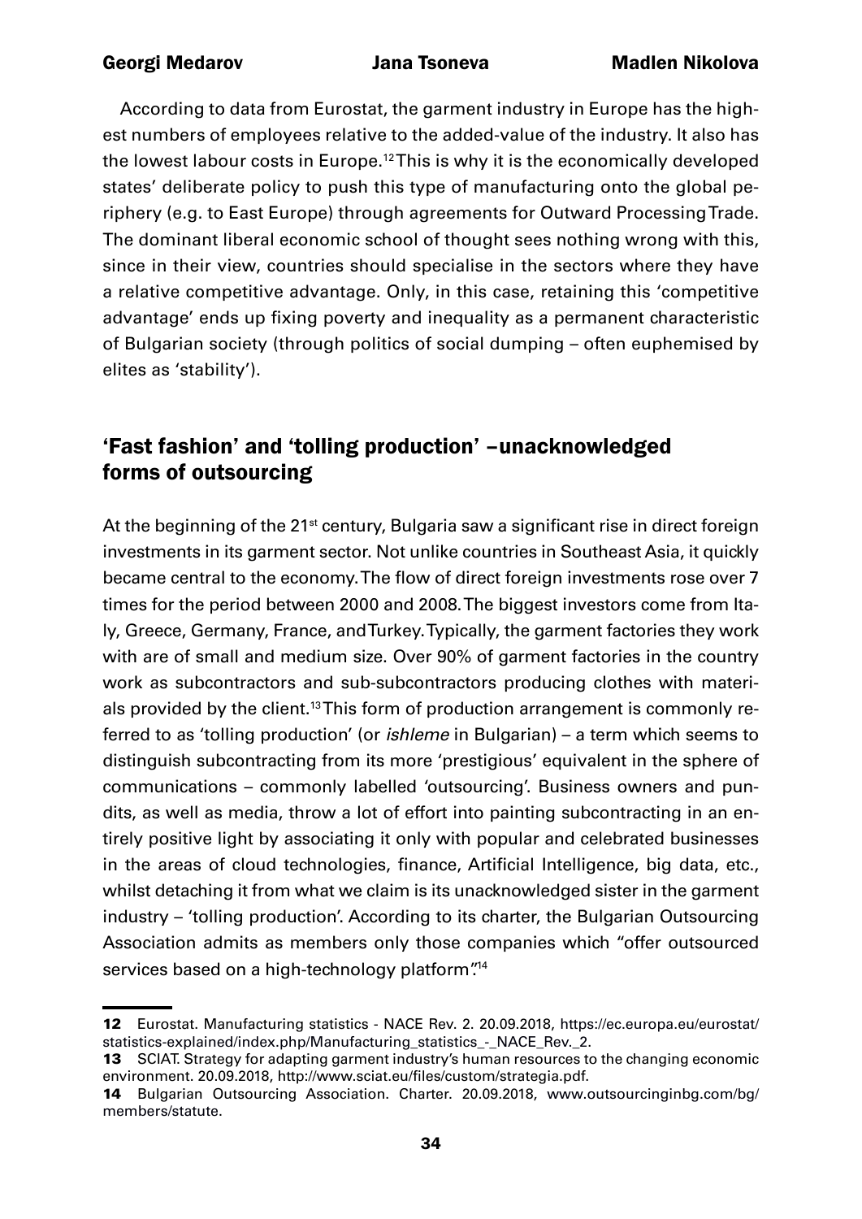According to data from Eurostat, the garment industry in Europe has the highest numbers of employees relative to the added-value of the industry. It also has the lowest labour costs in Europe.[12] This is why it is the economically developed states' deliberate policy to push this type of manufacturing onto the global periphery (e.g. to East Europe) through agreements for Outward Processing Trade. The dominant liberal economic school of thought sees nothing wrong with this, since in their view, countries should specialise in the sectors where they have a relative competitive advantage. Only, in this case, retaining this 'competitive advantage' ends up fixing poverty and inequality as a permanent characteristic of Bulgarian society (through politics of social dumping – often euphemised by elites as 'stability').

## 'Fast fashion' and 'tolling production' –unacknowledged forms of outsourcing

At the beginning of the 21st century, Bulgaria saw a significant rise in direct foreign investments in its garment sector. Not unlike countries in Southeast Asia, it quickly became central to the economy. The flow of direct foreign investments rose over 7 times for the period between 2000 and 2008. The biggest investors come from Italy, Greece, Germany, France, and Turkey. Typically, the garment factories they work with are of small and medium size. Over 90% of garment factories in the country work as subcontractors and sub-subcontractors producing clothes with materials provided by the client.[13] This form of production arrangement is commonly referred to as 'tolling production' (or *ishleme* in Bulgarian) – a term which seems to distinguish subcontracting from its more 'prestigious' equivalent in the sphere of communications – commonly labelled 'outsourcing'. Business owners and pundits, as well as media, throw a lot of effort into painting subcontracting in an entirely positive light by associating it only with popular and celebrated businesses in the areas of cloud technologies, finance, Artificial Intelligence, big data, etc., whilst detaching it from what we claim is its unacknowledged sister in the garment industry – 'tolling production'. According to its charter, the Bulgarian Outsourcing Association admits as members only those companies which "offer outsourced services based on a high-technology platform".[14]

---

**12** Eurostat. Manufacturing statistics - NACE Rev. 2. 20.09.2018, https://ec.europa.eu/eurostat/statistics-explained/index.php/Manufacturing_statistics_-_NACE_Rev._2.

**13** SCIAT. Strategy for adapting garment industry's human resources to the changing economic environment. 20.09.2018, http://www.sciat.eu/files/custom/strategia.pdf.

**14** Bulgarian Outsourcing Association. Charter. 20.09.2018, www.outsourcinginbg.com/bg/members/statute.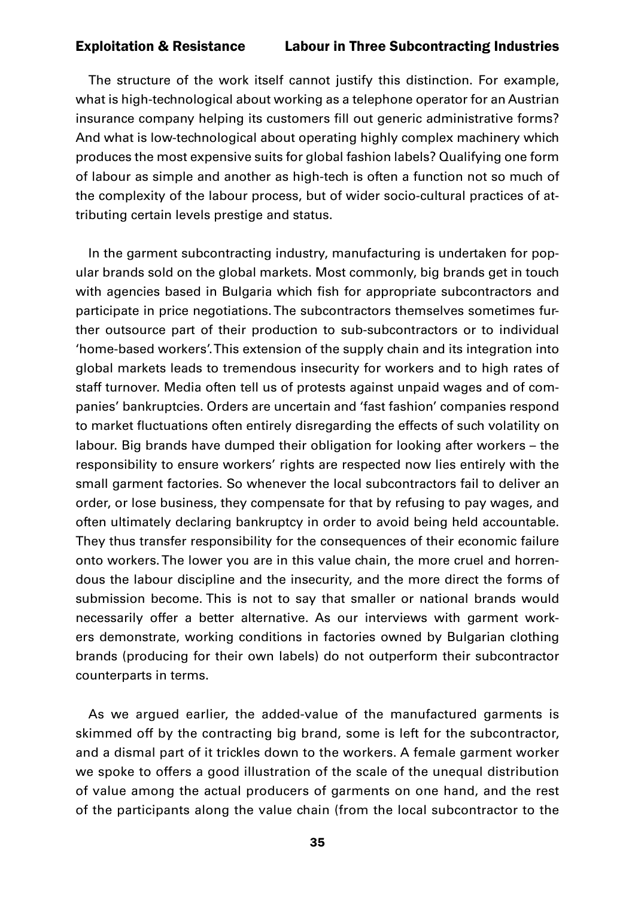The structure of the work itself cannot justify this distinction. For example, what is high-technological about working as a telephone operator for an Austrian insurance company helping its customers fill out generic administrative forms? And what is low-technological about operating highly complex machinery which produces the most expensive suits for global fashion labels? Qualifying one form of labour as simple and another as high-tech is often a function not so much of the complexity of the labour process, but of wider socio-cultural practices of attributing certain levels prestige and status.

In the garment subcontracting industry, manufacturing is undertaken for popular brands sold on the global markets. Most commonly, big brands get in touch with agencies based in Bulgaria which fish for appropriate subcontractors and participate in price negotiations. The subcontractors themselves sometimes further outsource part of their production to sub-subcontractors or to individual 'home-based workers'. This extension of the supply chain and its integration into global markets leads to tremendous insecurity for workers and to high rates of staff turnover. Media often tell us of protests against unpaid wages and of companies' bankruptcies. Orders are uncertain and 'fast fashion' companies respond to market fluctuations often entirely disregarding the effects of such volatility on labour. Big brands have dumped their obligation for looking after workers – the responsibility to ensure workers' rights are respected now lies entirely with the small garment factories. So whenever the local subcontractors fail to deliver an order, or lose business, they compensate for that by refusing to pay wages, and often ultimately declaring bankruptcy in order to avoid being held accountable. They thus transfer responsibility for the consequences of their economic failure onto workers. The lower you are in this value chain, the more cruel and horrendous the labour discipline and the insecurity, and the more direct the forms of submission become. This is not to say that smaller or national brands would necessarily offer a better alternative. As our interviews with garment workers demonstrate, working conditions in factories owned by Bulgarian clothing brands (producing for their own labels) do not outperform their subcontractor counterparts in terms.

As we argued earlier, the added-value of the manufactured garments is skimmed off by the contracting big brand, some is left for the subcontractor, and a dismal part of it trickles down to the workers. A female garment worker we spoke to offers a good illustration of the scale of the unequal distribution of value among the actual producers of garments on one hand, and the rest of the participants along the value chain (from the local subcontractor to the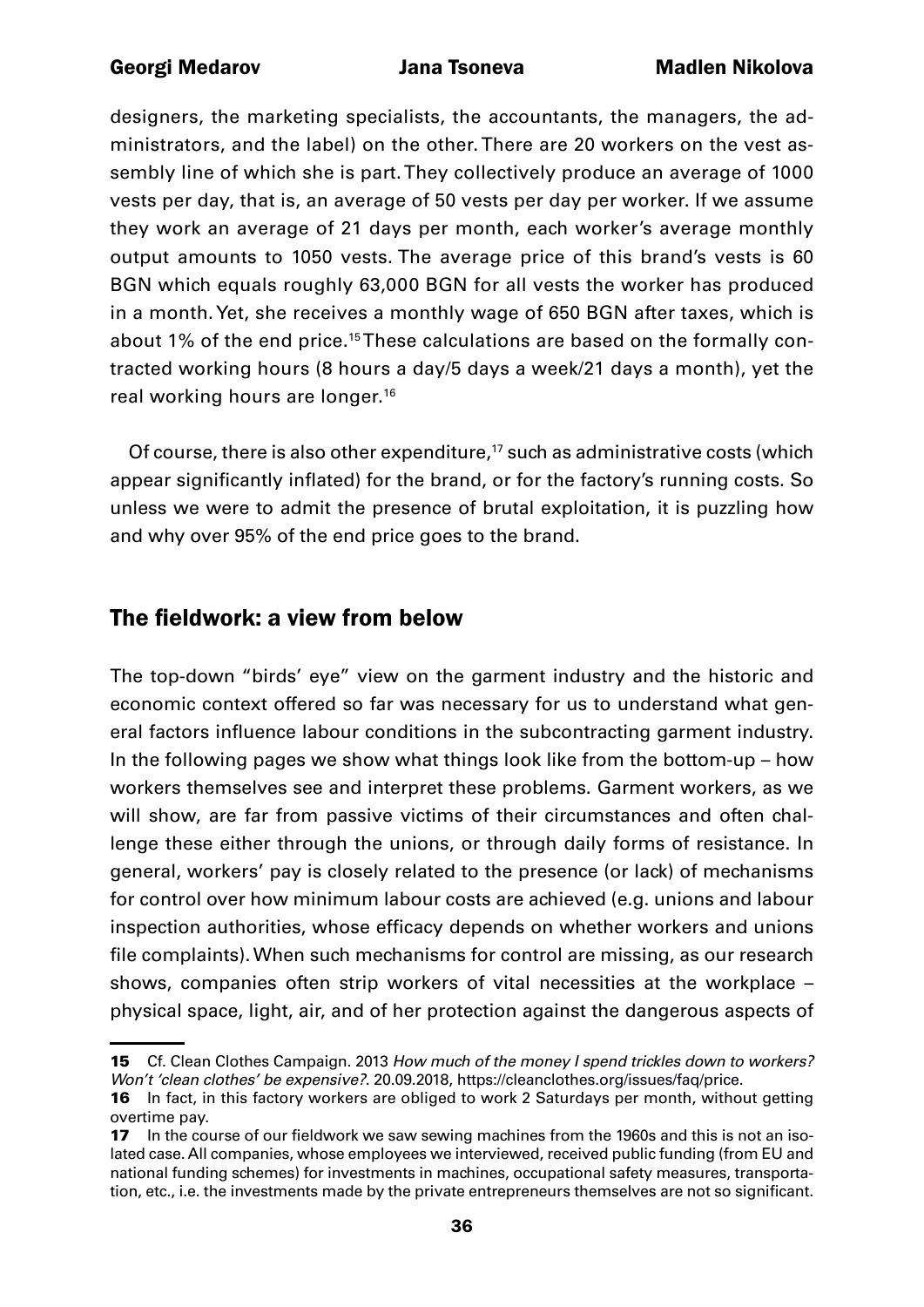designers, the marketing specialists, the accountants, the managers, the administrators, and the label) on the other. There are 20 workers on the vest assembly line of which she is part. They collectively produce an average of 1000 vests per day, that is, an average of 50 vests per day per worker. If we assume they work an average of 21 days per month, each worker's average monthly output amounts to 1050 vests. The average price of this brand's vests is 60 BGN which equals roughly 63,000 BGN for all vests the worker has produced in a month. Yet, she receives a monthly wage of 650 BGN after taxes, which is about 1% of the end price.[15] These calculations are based on the formally contracted working hours (8 hours a day/5 days a week/21 days a month), yet the real working hours are longer.[16]

Of course, there is also other expenditure,[17] such as administrative costs (which appear significantly inflated) for the brand, or for the factory's running costs. So unless we were to admit the presence of brutal exploitation, it is puzzling how and why over 95% of the end price goes to the brand.

## The fieldwork: a view from below

The top-down "birds' eye" view on the garment industry and the historic and economic context offered so far was necessary for us to understand what general factors influence labour conditions in the subcontracting garment industry. In the following pages we show what things look like from the bottom-up – how workers themselves see and interpret these problems. Garment workers, as we will show, are far from passive victims of their circumstances and often challenge these either through the unions, or through daily forms of resistance. In general, workers' pay is closely related to the presence (or lack) of mechanisms for control over how minimum labour costs are achieved (e.g. unions and labour inspection authorities, whose efficacy depends on whether workers and unions file complaints). When such mechanisms for control are missing, as our research shows, companies often strip workers of vital necessities at the workplace – physical space, light, air, and of her protection against the dangerous aspects of

---

**15** Cf. Clean Clothes Campaign. 2013 *How much of the money I spend trickles down to workers? Won't 'clean clothes' be expensive?*. 20.09.2018, https://cleanclothes.org/issues/faq/price.

**16** In fact, in this factory workers are obliged to work 2 Saturdays per month, without getting overtime pay.

**17** In the course of our fieldwork we saw sewing machines from the 1960s and this is not an isolated case. All companies, whose employees we interviewed, received public funding (from EU and national funding schemes) for investments in machines, occupational safety measures, transportation, etc., i.e. the investments made by the private entrepreneurs themselves are not so significant.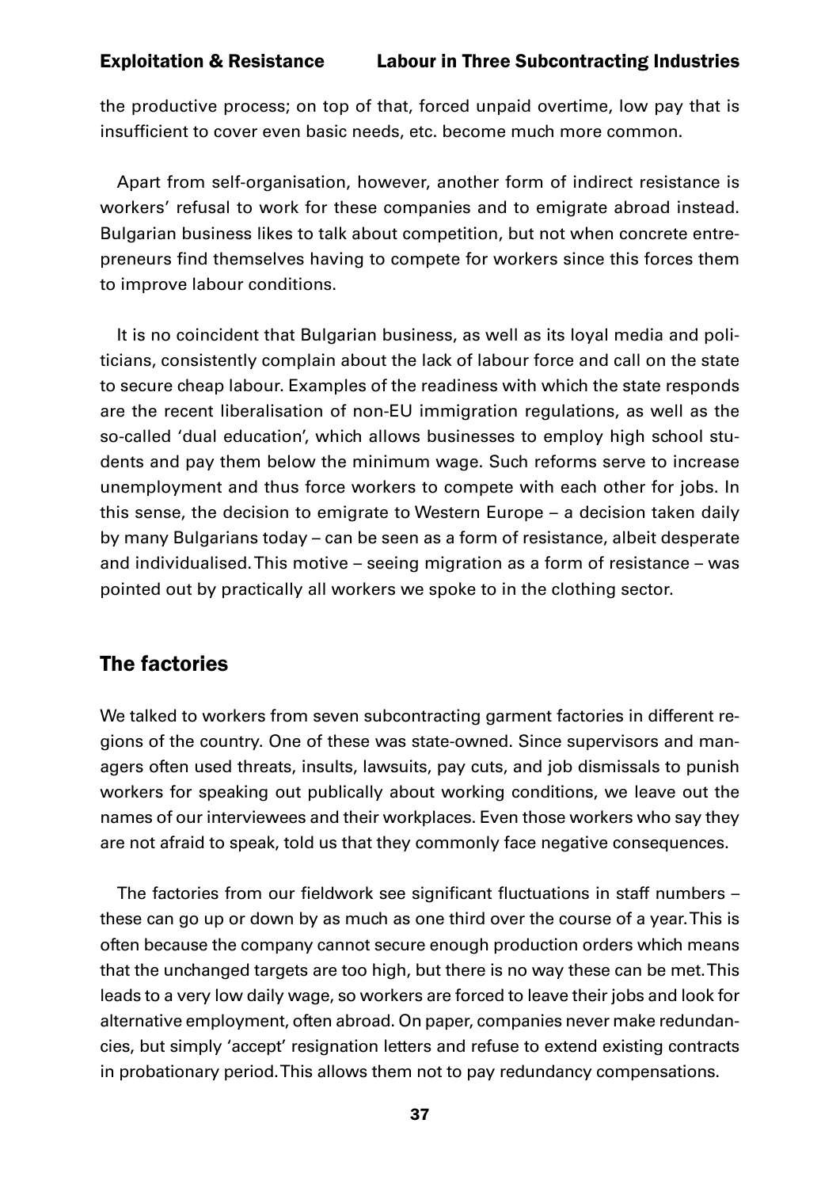the productive process; on top of that, forced unpaid overtime, low pay that is insufficient to cover even basic needs, etc. become much more common.

Apart from self-organisation, however, another form of indirect resistance is workers' refusal to work for these companies and to emigrate abroad instead. Bulgarian business likes to talk about competition, but not when concrete entrepreneurs find themselves having to compete for workers since this forces them to improve labour conditions.

It is no coincident that Bulgarian business, as well as its loyal media and politicians, consistently complain about the lack of labour force and call on the state to secure cheap labour. Examples of the readiness with which the state responds are the recent liberalisation of non-EU immigration regulations, as well as the so-called 'dual education', which allows businesses to employ high school students and pay them below the minimum wage. Such reforms serve to increase unemployment and thus force workers to compete with each other for jobs. In this sense, the decision to emigrate to Western Europe – a decision taken daily by many Bulgarians today – can be seen as a form of resistance, albeit desperate and individualised. This motive – seeing migration as a form of resistance – was pointed out by practically all workers we spoke to in the clothing sector.

## The factories

We talked to workers from seven subcontracting garment factories in different regions of the country. One of these was state-owned. Since supervisors and managers often used threats, insults, lawsuits, pay cuts, and job dismissals to punish workers for speaking out publically about working conditions, we leave out the names of our interviewees and their workplaces. Even those workers who say they are not afraid to speak, told us that they commonly face negative consequences.

The factories from our fieldwork see significant fluctuations in staff numbers – these can go up or down by as much as one third over the course of a year. This is often because the company cannot secure enough production orders which means that the unchanged targets are too high, but there is no way these can be met. This leads to a very low daily wage, so workers are forced to leave their jobs and look for alternative employment, often abroad. On paper, companies never make redundancies, but simply 'accept' resignation letters and refuse to extend existing contracts in probationary period. This allows them not to pay redundancy compensations.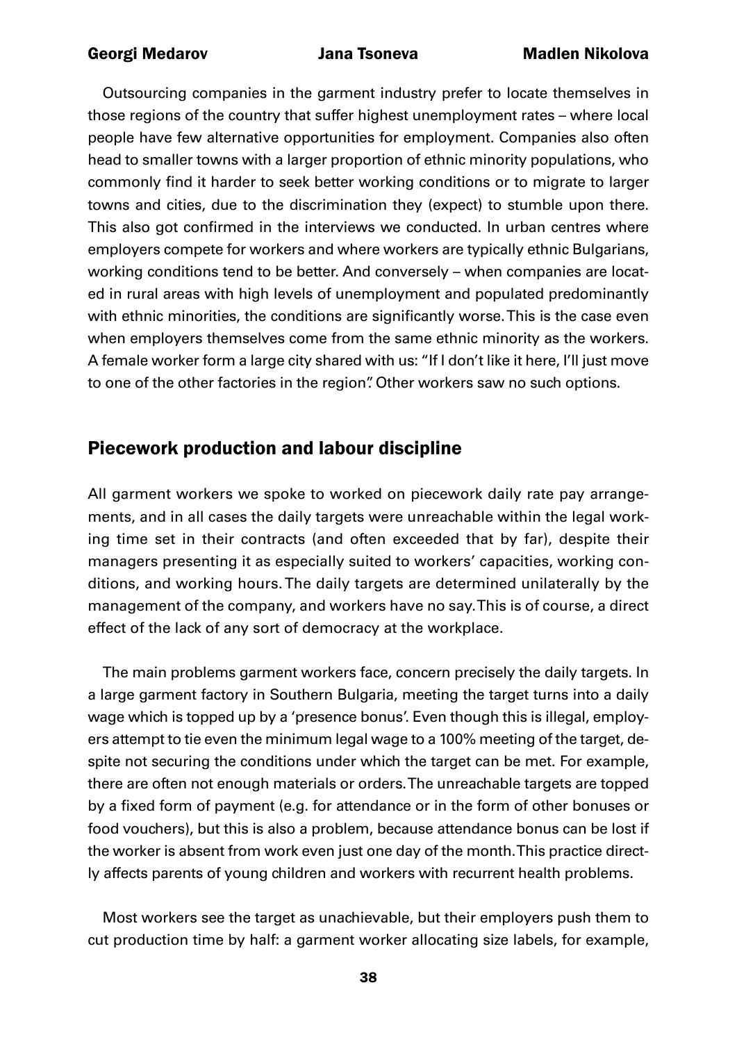Outsourcing companies in the garment industry prefer to locate themselves in those regions of the country that suffer highest unemployment rates – where local people have few alternative opportunities for employment. Companies also often head to smaller towns with a larger proportion of ethnic minority populations, who commonly find it harder to seek better working conditions or to migrate to larger towns and cities, due to the discrimination they (expect) to stumble upon there. This also got confirmed in the interviews we conducted. In urban centres where employers compete for workers and where workers are typically ethnic Bulgarians, working conditions tend to be better. And conversely – when companies are located in rural areas with high levels of unemployment and populated predominantly with ethnic minorities, the conditions are significantly worse. This is the case even when employers themselves come from the same ethnic minority as the workers. A female worker form a large city shared with us: "If I don't like it here, I'll just move to one of the other factories in the region". Other workers saw no such options.

## Piecework production and labour discipline

All garment workers we spoke to worked on piecework daily rate pay arrangements, and in all cases the daily targets were unreachable within the legal working time set in their contracts (and often exceeded that by far), despite their managers presenting it as especially suited to workers' capacities, working conditions, and working hours. The daily targets are determined unilaterally by the management of the company, and workers have no say. This is of course, a direct effect of the lack of any sort of democracy at the workplace.

The main problems garment workers face, concern precisely the daily targets. In a large garment factory in Southern Bulgaria, meeting the target turns into a daily wage which is topped up by a 'presence bonus'. Even though this is illegal, employers attempt to tie even the minimum legal wage to a 100% meeting of the target, despite not securing the conditions under which the target can be met. For example, there are often not enough materials or orders. The unreachable targets are topped by a fixed form of payment (e.g. for attendance or in the form of other bonuses or food vouchers), but this is also a problem, because attendance bonus can be lost if the worker is absent from work even just one day of the month. This practice directly affects parents of young children and workers with recurrent health problems.

Most workers see the target as unachievable, but their employers push them to cut production time by half: a garment worker allocating size labels, for example,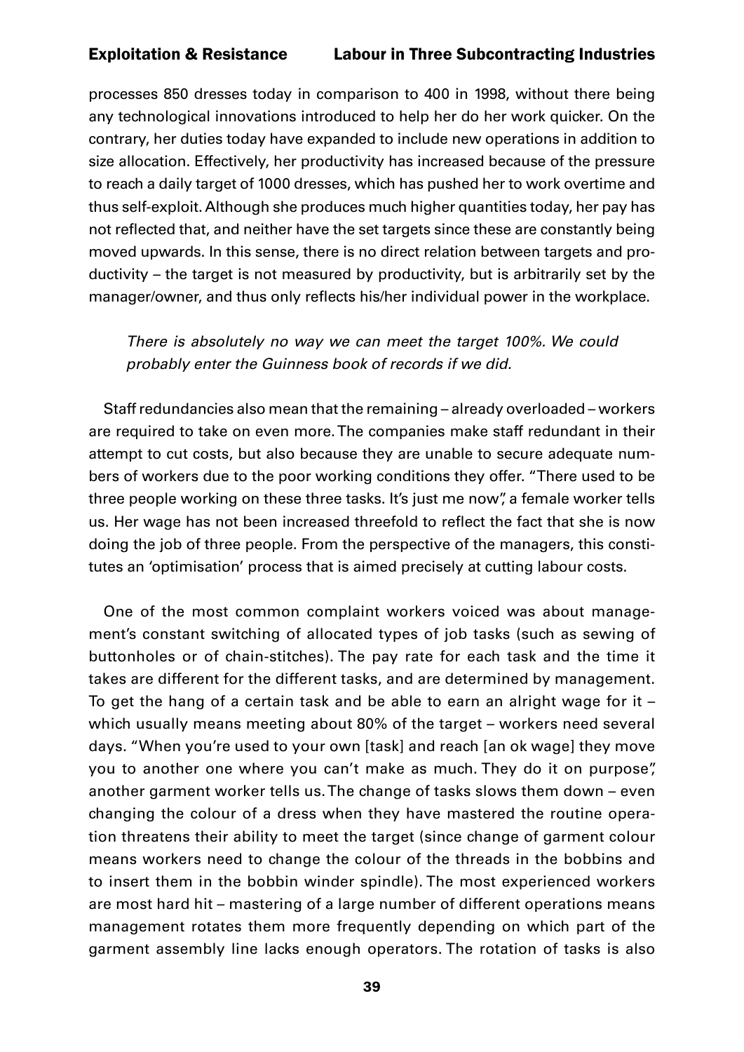processes 850 dresses today in comparison to 400 in 1998, without there being any technological innovations introduced to help her do her work quicker. On the contrary, her duties today have expanded to include new operations in addition to size allocation. Effectively, her productivity has increased because of the pressure to reach a daily target of 1000 dresses, which has pushed her to work overtime and thus self-exploit. Although she produces much higher quantities today, her pay has not reflected that, and neither have the set targets since these are constantly being moved upwards. In this sense, there is no direct relation between targets and productivity – the target is not measured by productivity, but is arbitrarily set by the manager/owner, and thus only reflects his/her individual power in the workplace.

> *There is absolutely no way we can meet the target 100%. We could probably enter the Guinness book of records if we did.*

Staff redundancies also mean that the remaining – already overloaded – workers are required to take on even more. The companies make staff redundant in their attempt to cut costs, but also because they are unable to secure adequate numbers of workers due to the poor working conditions they offer. "There used to be three people working on these three tasks. It's just me now", a female worker tells us. Her wage has not been increased threefold to reflect the fact that she is now doing the job of three people. From the perspective of the managers, this constitutes an 'optimisation' process that is aimed precisely at cutting labour costs.

One of the most common complaint workers voiced was about management's constant switching of allocated types of job tasks (such as sewing of buttonholes or of chain-stitches). The pay rate for each task and the time it takes are different for the different tasks, and are determined by management. To get the hang of a certain task and be able to earn an alright wage for it – which usually means meeting about 80% of the target – workers need several days. "When you're used to your own [task] and reach [an ok wage] they move you to another one where you can't make as much. They do it on purpose", another garment worker tells us. The change of tasks slows them down – even changing the colour of a dress when they have mastered the routine operation threatens their ability to meet the target (since change of garment colour means workers need to change the colour of the threads in the bobbins and to insert them in the bobbin winder spindle). The most experienced workers are most hard hit – mastering of a large number of different operations means management rotates them more frequently depending on which part of the garment assembly line lacks enough operators. The rotation of tasks is also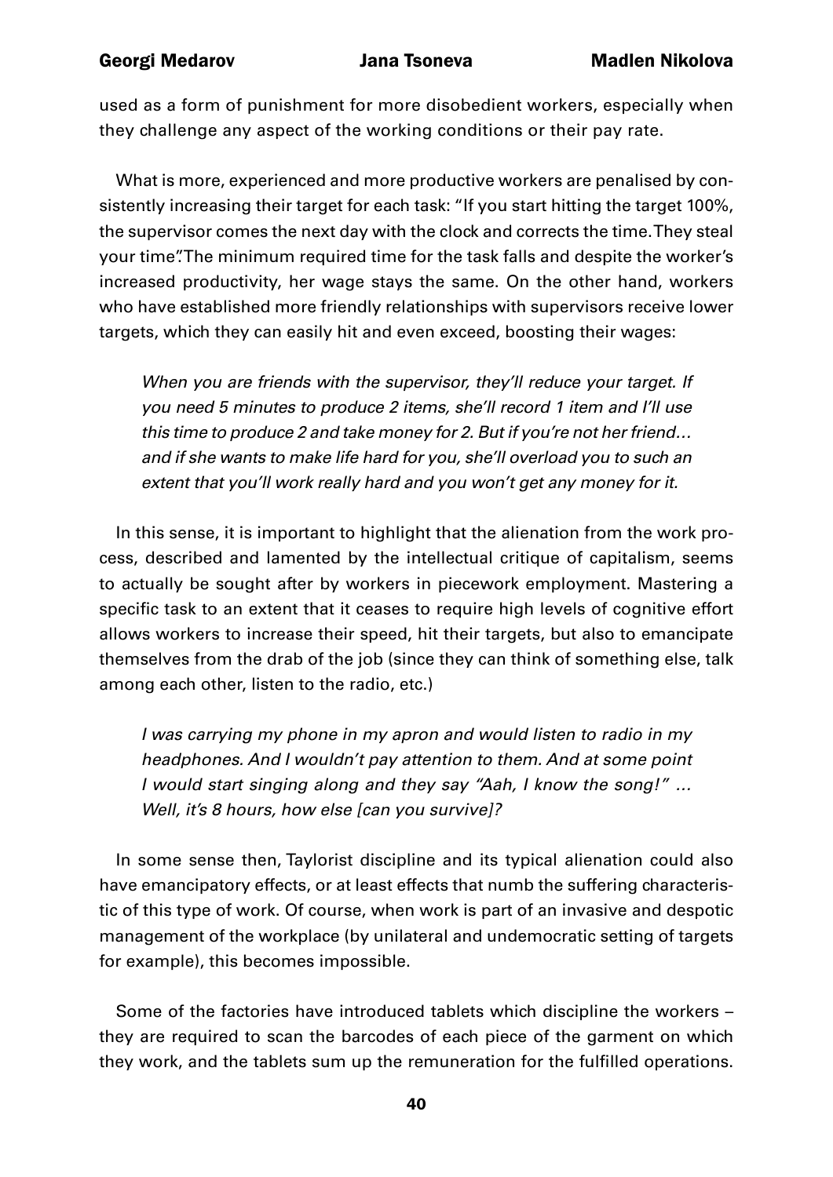used as a form of punishment for more disobedient workers, especially when they challenge any aspect of the working conditions or their pay rate.

What is more, experienced and more productive workers are penalised by consistently increasing their target for each task: "If you start hitting the target 100%, the supervisor comes the next day with the clock and corrects the time. They steal your time". The minimum required time for the task falls and despite the worker's increased productivity, her wage stays the same. On the other hand, workers who have established more friendly relationships with supervisors receive lower targets, which they can easily hit and even exceed, boosting their wages:

> *When you are friends with the supervisor, they'll reduce your target. If you need 5 minutes to produce 2 items, she'll record 1 item and I'll use this time to produce 2 and take money for 2. But if you're not her friend… and if she wants to make life hard for you, she'll overload you to such an extent that you'll work really hard and you won't get any money for it.*

In this sense, it is important to highlight that the alienation from the work process, described and lamented by the intellectual critique of capitalism, seems to actually be sought after by workers in piecework employment. Mastering a specific task to an extent that it ceases to require high levels of cognitive effort allows workers to increase their speed, hit their targets, but also to emancipate themselves from the drab of the job (since they can think of something else, talk among each other, listen to the radio, etc.)

> *I was carrying my phone in my apron and would listen to radio in my headphones. And I wouldn't pay attention to them. And at some point I would start singing along and they say "Aah, I know the song!" … Well, it's 8 hours, how else [can you survive]?*

In some sense then, Taylorist discipline and its typical alienation could also have emancipatory effects, or at least effects that numb the suffering characteristic of this type of work. Of course, when work is part of an invasive and despotic management of the workplace (by unilateral and undemocratic setting of targets for example), this becomes impossible.

Some of the factories have introduced tablets which discipline the workers – they are required to scan the barcodes of each piece of the garment on which they work, and the tablets sum up the remuneration for the fulfilled operations.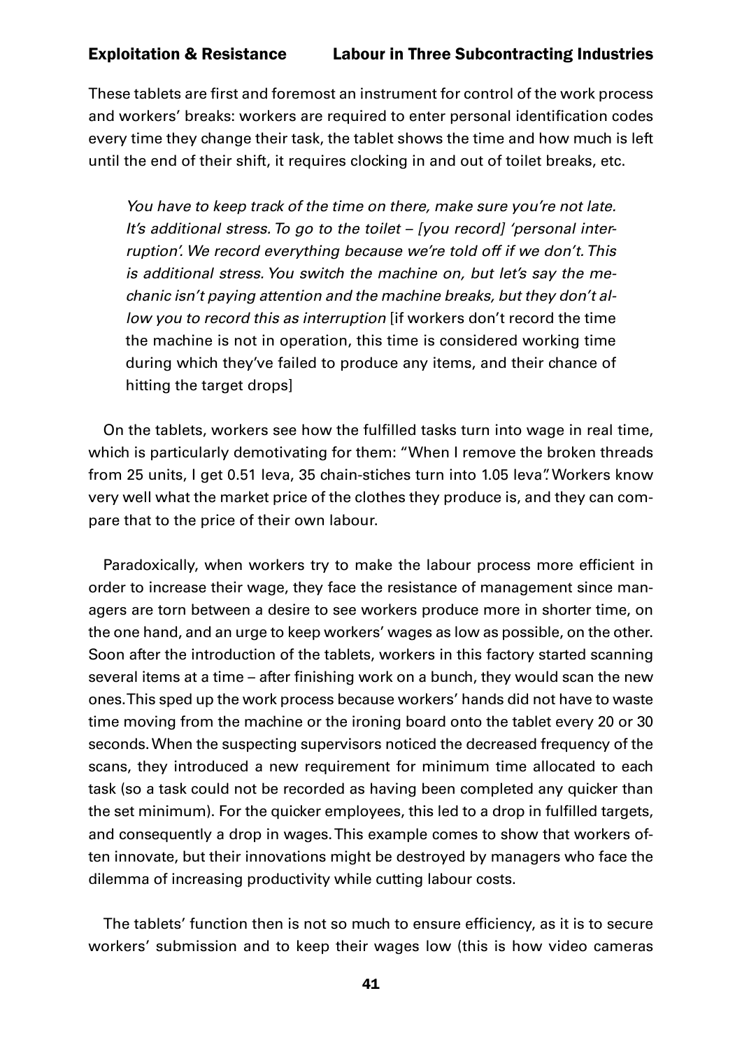These tablets are first and foremost an instrument for control of the work process and workers' breaks: workers are required to enter personal identification codes every time they change their task, the tablet shows the time and how much is left until the end of their shift, it requires clocking in and out of toilet breaks, etc.

> *You have to keep track of the time on there, make sure you're not late. It's additional stress. To go to the toilet – [you record] 'personal interruption'. We record everything because we're told off if we don't. This is additional stress. You switch the machine on, but let's say the mechanic isn't paying attention and the machine breaks, but they don't allow you to record this as interruption* [if workers don't record the time the machine is not in operation, this time is considered working time during which they've failed to produce any items, and their chance of hitting the target drops]

On the tablets, workers see how the fulfilled tasks turn into wage in real time, which is particularly demotivating for them: "When I remove the broken threads from 25 units, I get 0.51 leva, 35 chain-stiches turn into 1.05 leva". Workers know very well what the market price of the clothes they produce is, and they can compare that to the price of their own labour.

Paradoxically, when workers try to make the labour process more efficient in order to increase their wage, they face the resistance of management since managers are torn between a desire to see workers produce more in shorter time, on the one hand, and an urge to keep workers' wages as low as possible, on the other. Soon after the introduction of the tablets, workers in this factory started scanning several items at a time – after finishing work on a bunch, they would scan the new ones. This sped up the work process because workers' hands did not have to waste time moving from the machine or the ironing board onto the tablet every 20 or 30 seconds. When the suspecting supervisors noticed the decreased frequency of the scans, they introduced a new requirement for minimum time allocated to each task (so a task could not be recorded as having been completed any quicker than the set minimum). For the quicker employees, this led to a drop in fulfilled targets, and consequently a drop in wages. This example comes to show that workers often innovate, but their innovations might be destroyed by managers who face the dilemma of increasing productivity while cutting labour costs.

The tablets' function then is not so much to ensure efficiency, as it is to secure workers' submission and to keep their wages low (this is how video cameras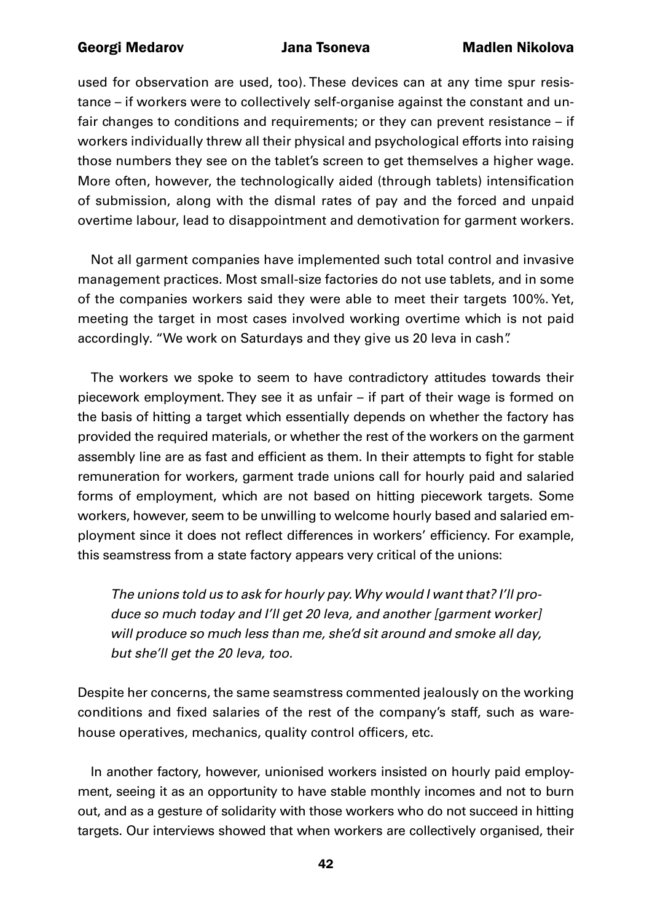used for observation are used, too). These devices can at any time spur resistance – if workers were to collectively self-organise against the constant and unfair changes to conditions and requirements; or they can prevent resistance – if workers individually threw all their physical and psychological efforts into raising those numbers they see on the tablet's screen to get themselves a higher wage. More often, however, the technologically aided (through tablets) intensification of submission, along with the dismal rates of pay and the forced and unpaid overtime labour, lead to disappointment and demotivation for garment workers.

Not all garment companies have implemented such total control and invasive management practices. Most small-size factories do not use tablets, and in some of the companies workers said they were able to meet their targets 100%. Yet, meeting the target in most cases involved working overtime which is not paid accordingly. "We work on Saturdays and they give us 20 leva in cash".

The workers we spoke to seem to have contradictory attitudes towards their piecework employment. They see it as unfair – if part of their wage is formed on the basis of hitting a target which essentially depends on whether the factory has provided the required materials, or whether the rest of the workers on the garment assembly line are as fast and efficient as them. In their attempts to fight for stable remuneration for workers, garment trade unions call for hourly paid and salaried forms of employment, which are not based on hitting piecework targets. Some workers, however, seem to be unwilling to welcome hourly based and salaried employment since it does not reflect differences in workers' efficiency. For example, this seamstress from a state factory appears very critical of the unions:

> *The unions told us to ask for hourly pay. Why would I want that? I'll produce so much today and I'll get 20 leva, and another [garment worker] will produce so much less than me, she'd sit around and smoke all day, but she'll get the 20 leva, too.*

Despite her concerns, the same seamstress commented jealously on the working conditions and fixed salaries of the rest of the company's staff, such as warehouse operatives, mechanics, quality control officers, etc.

In another factory, however, unionised workers insisted on hourly paid employment, seeing it as an opportunity to have stable monthly incomes and not to burn out, and as a gesture of solidarity with those workers who do not succeed in hitting targets. Our interviews showed that when workers are collectively organised, their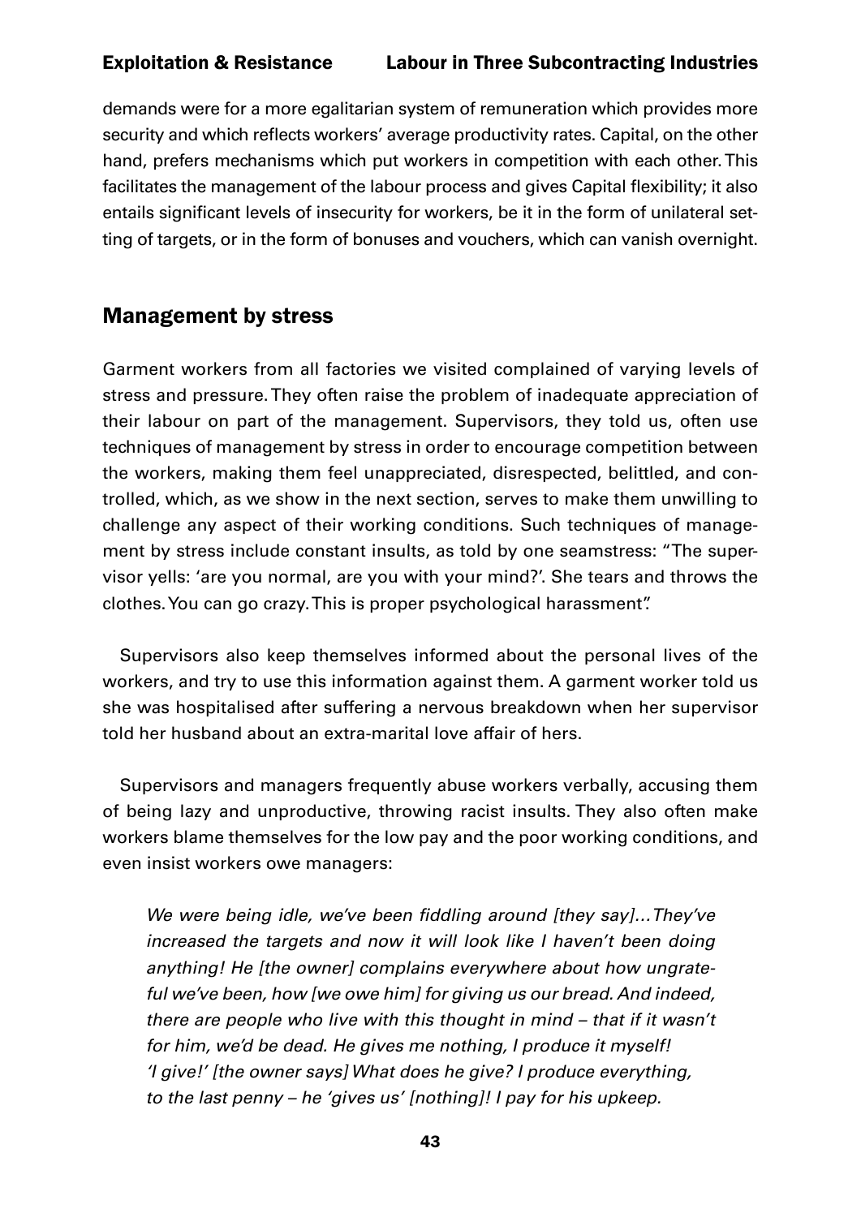demands were for a more egalitarian system of remuneration which provides more security and which reflects workers' average productivity rates. Capital, on the other hand, prefers mechanisms which put workers in competition with each other. This facilitates the management of the labour process and gives Capital flexibility; it also entails significant levels of insecurity for workers, be it in the form of unilateral setting of targets, or in the form of bonuses and vouchers, which can vanish overnight.

## Management by stress

Garment workers from all factories we visited complained of varying levels of stress and pressure. They often raise the problem of inadequate appreciation of their labour on part of the management. Supervisors, they told us, often use techniques of management by stress in order to encourage competition between the workers, making them feel unappreciated, disrespected, belittled, and controlled, which, as we show in the next section, serves to make them unwilling to challenge any aspect of their working conditions. Such techniques of management by stress include constant insults, as told by one seamstress: "The supervisor yells: 'are you normal, are you with your mind?'. She tears and throws the clothes. You can go crazy. This is proper psychological harassment".

Supervisors also keep themselves informed about the personal lives of the workers, and try to use this information against them. A garment worker told us she was hospitalised after suffering a nervous breakdown when her supervisor told her husband about an extra-marital love affair of hers.

Supervisors and managers frequently abuse workers verbally, accusing them of being lazy and unproductive, throwing racist insults. They also often make workers blame themselves for the low pay and the poor working conditions, and even insist workers owe managers:

> *We were being idle, we've been fiddling around [they say]... They've increased the targets and now it will look like I haven't been doing anything! He [the owner] complains everywhere about how ungrateful we've been, how [we owe him] for giving us our bread. And indeed, there are people who live with this thought in mind – that if it wasn't for him, we'd be dead. He gives me nothing, I produce it myself! 'I give!' [the owner says] What does he give? I produce everything, to the last penny – he 'gives us' [nothing]! I pay for his upkeep.*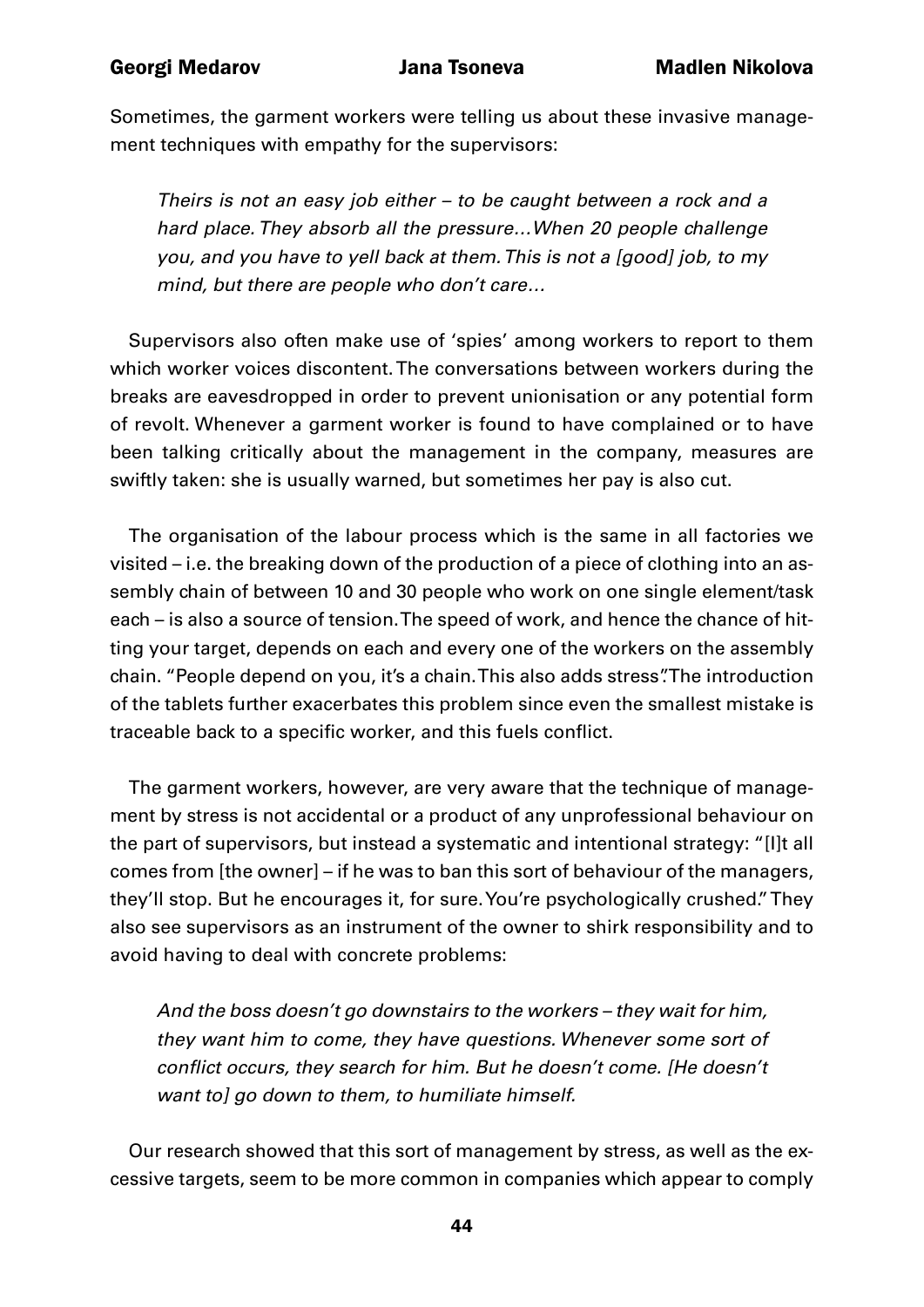Sometimes, the garment workers were telling us about these invasive management techniques with empathy for the supervisors:

> *Theirs is not an easy job either – to be caught between a rock and a hard place. They absorb all the pressure…When 20 people challenge you, and you have to yell back at them. This is not a [good] job, to my mind, but there are people who don't care…*

Supervisors also often make use of 'spies' among workers to report to them which worker voices discontent. The conversations between workers during the breaks are eavesdropped in order to prevent unionisation or any potential form of revolt. Whenever a garment worker is found to have complained or to have been talking critically about the management in the company, measures are swiftly taken: she is usually warned, but sometimes her pay is also cut.

The organisation of the labour process which is the same in all factories we visited – i.e. the breaking down of the production of a piece of clothing into an assembly chain of between 10 and 30 people who work on one single element/task each – is also a source of tension. The speed of work, and hence the chance of hitting your target, depends on each and every one of the workers on the assembly chain. "People depend on you, it's a chain. This also adds stress". The introduction of the tablets further exacerbates this problem since even the smallest mistake is traceable back to a specific worker, and this fuels conflict.

The garment workers, however, are very aware that the technique of management by stress is not accidental or a product of any unprofessional behaviour on the part of supervisors, but instead a systematic and intentional strategy: "[I]t all comes from [the owner] – if he was to ban this sort of behaviour of the managers, they'll stop. But he encourages it, for sure. You're psychologically crushed." They also see supervisors as an instrument of the owner to shirk responsibility and to avoid having to deal with concrete problems:

> *And the boss doesn't go downstairs to the workers – they wait for him, they want him to come, they have questions. Whenever some sort of conflict occurs, they search for him. But he doesn't come. [He doesn't want to] go down to them, to humiliate himself.*

Our research showed that this sort of management by stress, as well as the excessive targets, seem to be more common in companies which appear to comply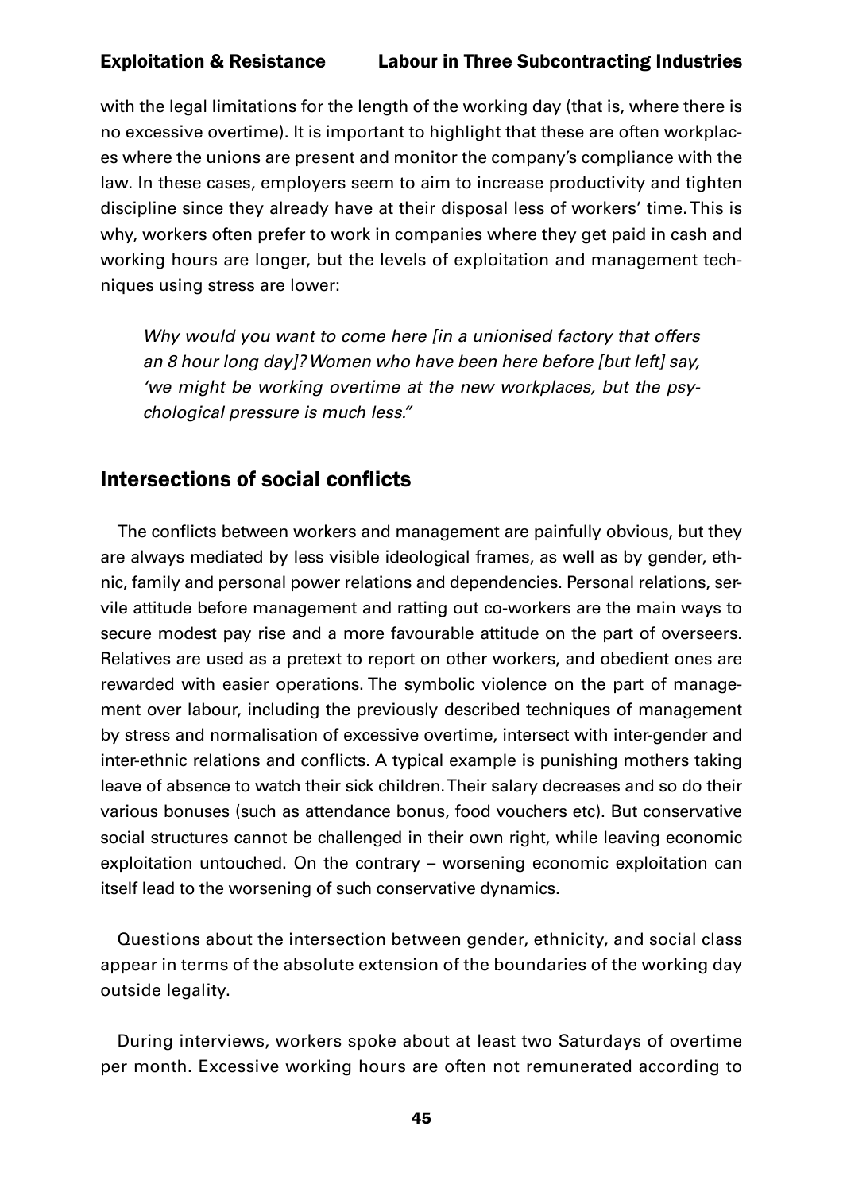with the legal limitations for the length of the working day (that is, where there is no excessive overtime). It is important to highlight that these are often workplaces where the unions are present and monitor the company's compliance with the law. In these cases, employers seem to aim to increase productivity and tighten discipline since they already have at their disposal less of workers' time. This is why, workers often prefer to work in companies where they get paid in cash and working hours are longer, but the levels of exploitation and management techniques using stress are lower:

> *Why would you want to come here [in a unionised factory that offers an 8 hour long day]? Women who have been here before [but left] say, 'we might be working overtime at the new workplaces, but the psychological pressure is much less."*

## Intersections of social conflicts

The conflicts between workers and management are painfully obvious, but they are always mediated by less visible ideological frames, as well as by gender, ethnic, family and personal power relations and dependencies. Personal relations, servile attitude before management and ratting out co-workers are the main ways to secure modest pay rise and a more favourable attitude on the part of overseers. Relatives are used as a pretext to report on other workers, and obedient ones are rewarded with easier operations. The symbolic violence on the part of management over labour, including the previously described techniques of management by stress and normalisation of excessive overtime, intersect with inter-gender and inter-ethnic relations and conflicts. A typical example is punishing mothers taking leave of absence to watch their sick children. Their salary decreases and so do their various bonuses (such as attendance bonus, food vouchers etc). But conservative social structures cannot be challenged in their own right, while leaving economic exploitation untouched. On the contrary – worsening economic exploitation can itself lead to the worsening of such conservative dynamics.

Questions about the intersection between gender, ethnicity, and social class appear in terms of the absolute extension of the boundaries of the working day outside legality.

During interviews, workers spoke about at least two Saturdays of overtime per month. Excessive working hours are often not remunerated according to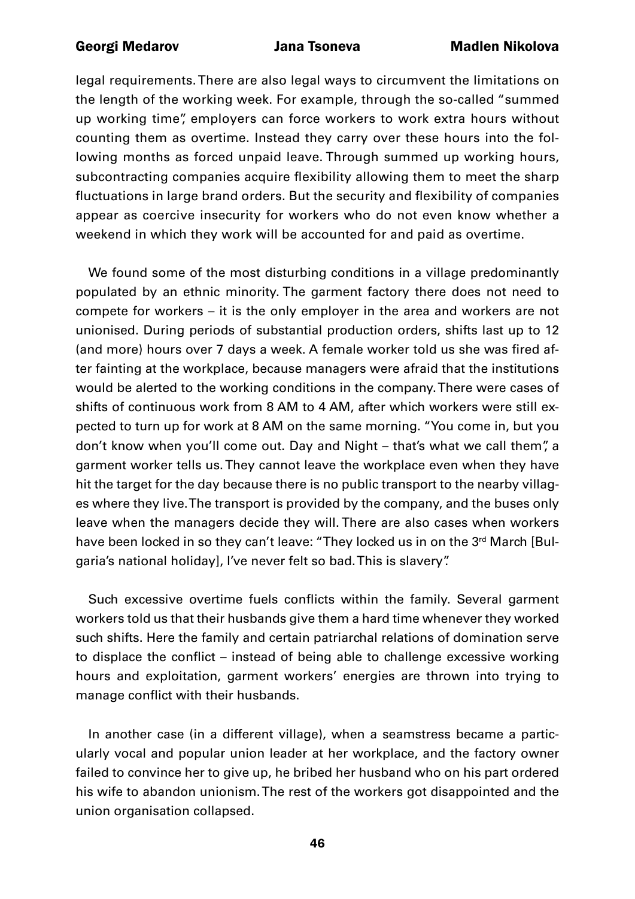legal requirements. There are also legal ways to circumvent the limitations on the length of the working week. For example, through the so-called "summed up working time", employers can force workers to work extra hours without counting them as overtime. Instead they carry over these hours into the following months as forced unpaid leave. Through summed up working hours, subcontracting companies acquire flexibility allowing them to meet the sharp fluctuations in large brand orders. But the security and flexibility of companies appear as coercive insecurity for workers who do not even know whether a weekend in which they work will be accounted for and paid as overtime.

We found some of the most disturbing conditions in a village predominantly populated by an ethnic minority. The garment factory there does not need to compete for workers – it is the only employer in the area and workers are not unionised. During periods of substantial production orders, shifts last up to 12 (and more) hours over 7 days a week. A female worker told us she was fired after fainting at the workplace, because managers were afraid that the institutions would be alerted to the working conditions in the company. There were cases of shifts of continuous work from 8 AM to 4 AM, after which workers were still expected to turn up for work at 8 AM on the same morning. "You come in, but you don't know when you'll come out. Day and Night – that's what we call them", a garment worker tells us. They cannot leave the workplace even when they have hit the target for the day because there is no public transport to the nearby villages where they live. The transport is provided by the company, and the buses only leave when the managers decide they will. There are also cases when workers have been locked in so they can't leave: "They locked us in on the 3rd March [Bulgaria's national holiday], I've never felt so bad. This is slavery".

Such excessive overtime fuels conflicts within the family. Several garment workers told us that their husbands give them a hard time whenever they worked such shifts. Here the family and certain patriarchal relations of domination serve to displace the conflict – instead of being able to challenge excessive working hours and exploitation, garment workers' energies are thrown into trying to manage conflict with their husbands.

In another case (in a different village), when a seamstress became a particularly vocal and popular union leader at her workplace, and the factory owner failed to convince her to give up, he bribed her husband who on his part ordered his wife to abandon unionism. The rest of the workers got disappointed and the union organisation collapsed.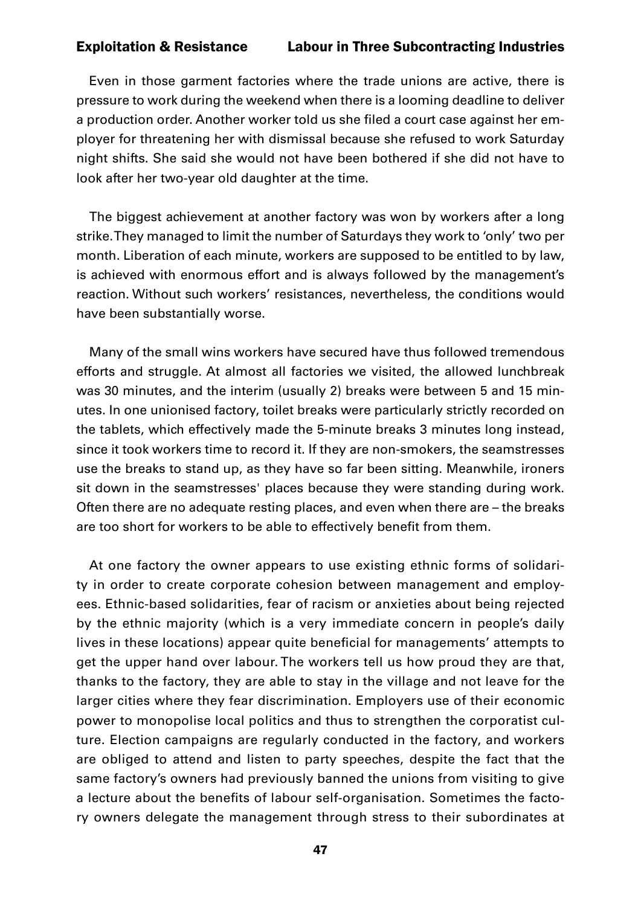Even in those garment factories where the trade unions are active, there is pressure to work during the weekend when there is a looming deadline to deliver a production order. Another worker told us she filed a court case against her employer for threatening her with dismissal because she refused to work Saturday night shifts. She said she would not have been bothered if she did not have to look after her two-year old daughter at the time.

The biggest achievement at another factory was won by workers after a long strike. They managed to limit the number of Saturdays they work to 'only' two per month. Liberation of each minute, workers are supposed to be entitled to by law, is achieved with enormous effort and is always followed by the management's reaction. Without such workers' resistances, nevertheless, the conditions would have been substantially worse.

Many of the small wins workers have secured have thus followed tremendous efforts and struggle. At almost all factories we visited, the allowed lunchbreak was 30 minutes, and the interim (usually 2) breaks were between 5 and 15 minutes. In one unionised factory, toilet breaks were particularly strictly recorded on the tablets, which effectively made the 5-minute breaks 3 minutes long instead, since it took workers time to record it. If they are non-smokers, the seamstresses use the breaks to stand up, as they have so far been sitting. Meanwhile, ironers sit down in the seamstresses' places because they were standing during work. Often there are no adequate resting places, and even when there are – the breaks are too short for workers to be able to effectively benefit from them.

At one factory the owner appears to use existing ethnic forms of solidarity in order to create corporate cohesion between management and employees. Ethnic-based solidarities, fear of racism or anxieties about being rejected by the ethnic majority (which is a very immediate concern in people's daily lives in these locations) appear quite beneficial for managements' attempts to get the upper hand over labour. The workers tell us how proud they are that, thanks to the factory, they are able to stay in the village and not leave for the larger cities where they fear discrimination. Employers use of their economic power to monopolise local politics and thus to strengthen the corporatist culture. Election campaigns are regularly conducted in the factory, and workers are obliged to attend and listen to party speeches, despite the fact that the same factory's owners had previously banned the unions from visiting to give a lecture about the benefits of labour self-organisation. Sometimes the factory owners delegate the management through stress to their subordinates at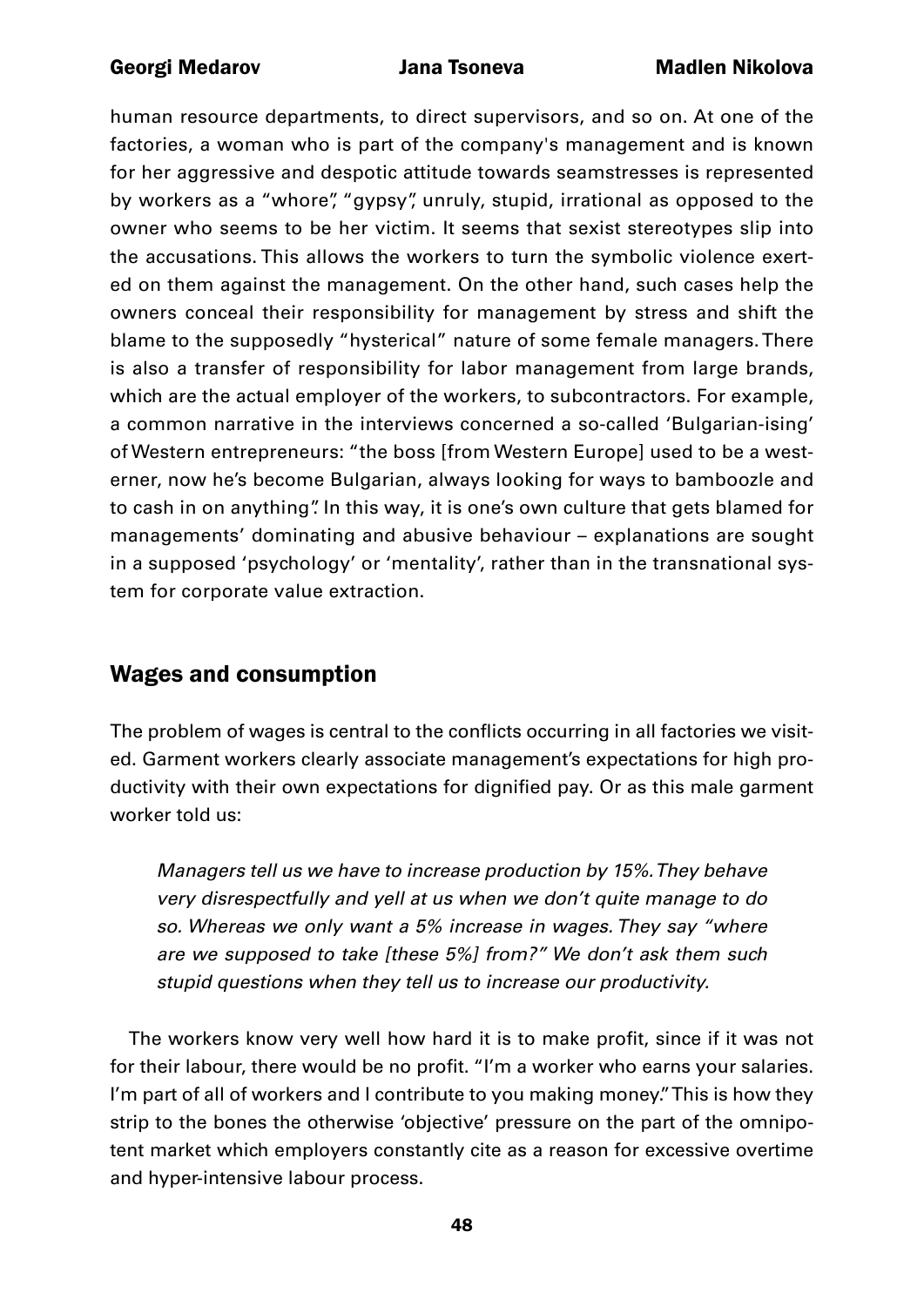human resource departments, to direct supervisors, and so on. At one of the factories, a woman who is part of the company's management and is known for her aggressive and despotic attitude towards seamstresses is represented by workers as a "whore", "gypsy", unruly, stupid, irrational as opposed to the owner who seems to be her victim. It seems that sexist stereotypes slip into the accusations. This allows the workers to turn the symbolic violence exerted on them against the management. On the other hand, such cases help the owners conceal their responsibility for management by stress and shift the blame to the supposedly "hysterical" nature of some female managers. There is also a transfer of responsibility for labor management from large brands, which are the actual employer of the workers, to subcontractors. For example, a common narrative in the interviews concerned a so-called 'Bulgarian-ising' of Western entrepreneurs: "the boss [from Western Europe] used to be a westerner, now he's become Bulgarian, always looking for ways to bamboozle and to cash in on anything". In this way, it is one's own culture that gets blamed for managements' dominating and abusive behaviour – explanations are sought in a supposed 'psychology' or 'mentality', rather than in the transnational system for corporate value extraction.

## Wages and consumption

The problem of wages is central to the conflicts occurring in all factories we visited. Garment workers clearly associate management's expectations for high productivity with their own expectations for dignified pay. Or as this male garment worker told us:

> *Managers tell us we have to increase production by 15%. They behave very disrespectfully and yell at us when we don't quite manage to do so. Whereas we only want a 5% increase in wages. They say "where are we supposed to take [these 5%] from?" We don't ask them such stupid questions when they tell us to increase our productivity.*

The workers know very well how hard it is to make profit, since if it was not for their labour, there would be no profit. "I'm a worker who earns your salaries. I'm part of all of workers and I contribute to you making money." This is how they strip to the bones the otherwise 'objective' pressure on the part of the omnipotent market which employers constantly cite as a reason for excessive overtime and hyper-intensive labour process.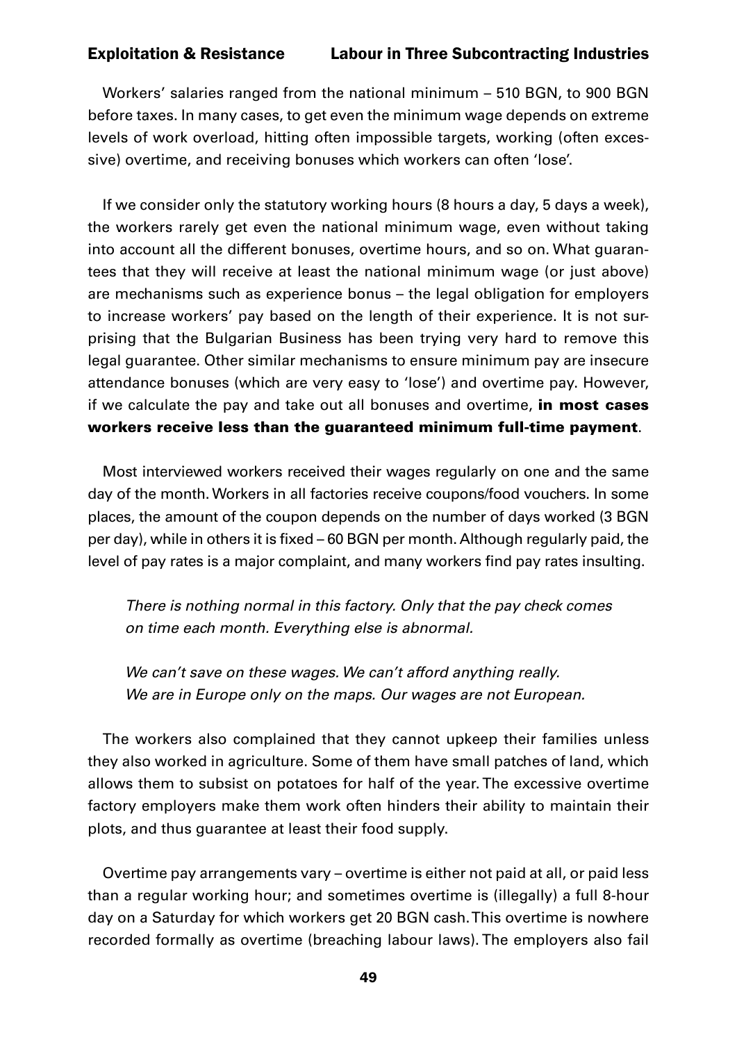Workers' salaries ranged from the national minimum – 510 BGN, to 900 BGN before taxes. In many cases, to get even the minimum wage depends on extreme levels of work overload, hitting often impossible targets, working (often excessive) overtime, and receiving bonuses which workers can often 'lose'.

If we consider only the statutory working hours (8 hours a day, 5 days a week), the workers rarely get even the national minimum wage, even without taking into account all the different bonuses, overtime hours, and so on. What guarantees that they will receive at least the national minimum wage (or just above) are mechanisms such as experience bonus – the legal obligation for employers to increase workers' pay based on the length of their experience. It is not surprising that the Bulgarian Business has been trying very hard to remove this legal guarantee. Other similar mechanisms to ensure minimum pay are insecure attendance bonuses (which are very easy to 'lose') and overtime pay. However, if we calculate the pay and take out all bonuses and overtime, **in most cases workers receive less than the guaranteed minimum full-time payment**.

Most interviewed workers received their wages regularly on one and the same day of the month. Workers in all factories receive coupons/food vouchers. In some places, the amount of the coupon depends on the number of days worked (3 BGN per day), while in others it is fixed – 60 BGN per month. Although regularly paid, the level of pay rates is a major complaint, and many workers find pay rates insulting.

> *There is nothing normal in this factory. Only that the pay check comes on time each month. Everything else is abnormal.*

> *We can't save on these wages. We can't afford anything really. We are in Europe only on the maps. Our wages are not European.*

The workers also complained that they cannot upkeep their families unless they also worked in agriculture. Some of them have small patches of land, which allows them to subsist on potatoes for half of the year. The excessive overtime factory employers make them work often hinders their ability to maintain their plots, and thus guarantee at least their food supply.

Overtime pay arrangements vary – overtime is either not paid at all, or paid less than a regular working hour; and sometimes overtime is (illegally) a full 8-hour day on a Saturday for which workers get 20 BGN cash. This overtime is nowhere recorded formally as overtime (breaching labour laws). The employers also fail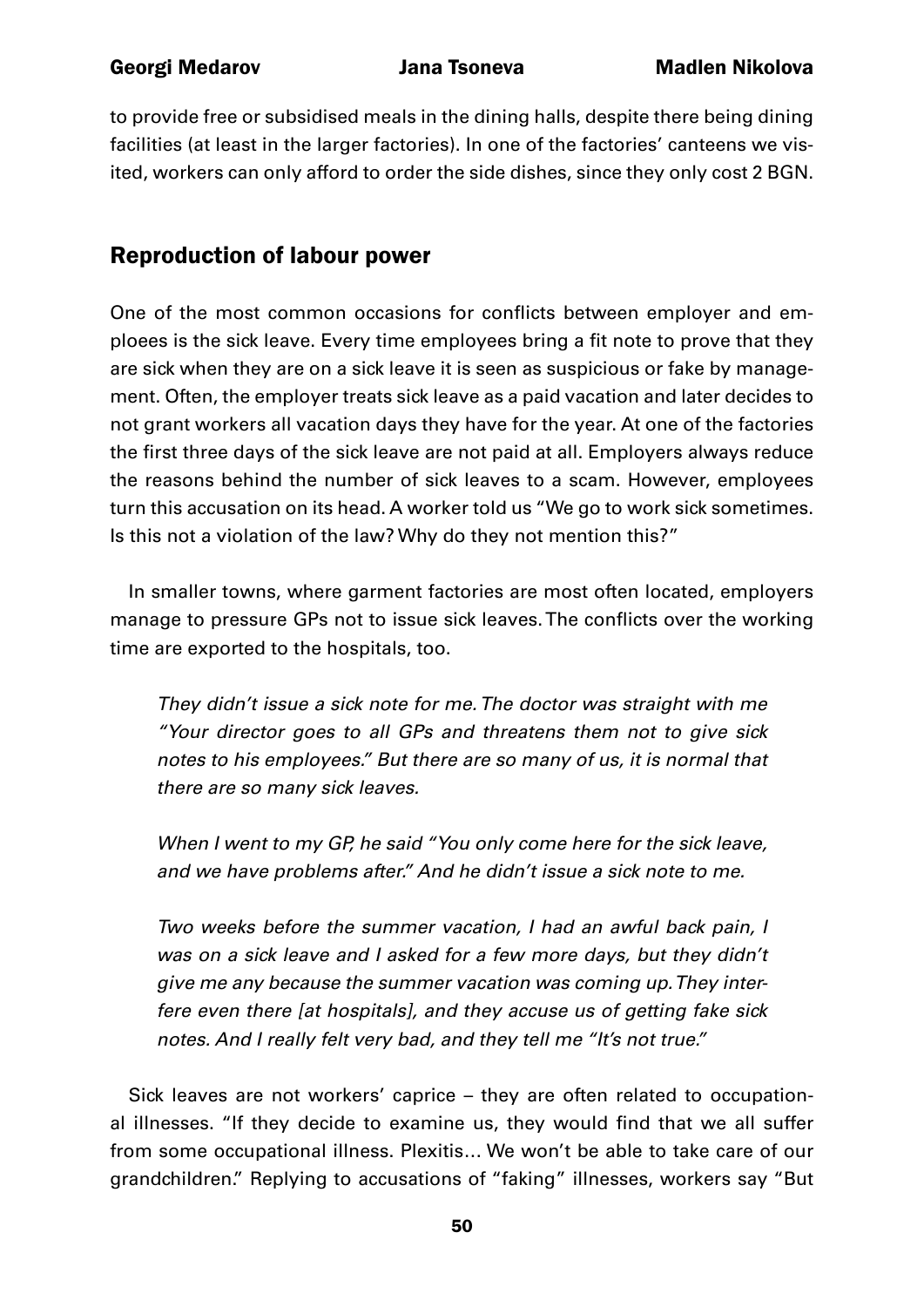to provide free or subsidised meals in the dining halls, despite there being dining facilities (at least in the larger factories). In one of the factories' canteens we visited, workers can only afford to order the side dishes, since they only cost 2 BGN.

## Reproduction of labour power

One of the most common occasions for conflicts between employer and emploees is the sick leave. Every time employees bring a fit note to prove that they are sick when they are on a sick leave it is seen as suspicious or fake by management. Often, the employer treats sick leave as a paid vacation and later decides to not grant workers all vacation days they have for the year. At one of the factories the first three days of the sick leave are not paid at all. Employers always reduce the reasons behind the number of sick leaves to a scam. However, employees turn this accusation on its head. A worker told us "We go to work sick sometimes. Is this not a violation of the law? Why do they not mention this?"

In smaller towns, where garment factories are most often located, employers manage to pressure GPs not to issue sick leaves. The conflicts over the working time are exported to the hospitals, too.

> *They didn't issue a sick note for me. The doctor was straight with me "Your director goes to all GPs and threatens them not to give sick notes to his employees." But there are so many of us, it is normal that there are so many sick leaves.*
>
> *When I went to my GP, he said "You only come here for the sick leave, and we have problems after." And he didn't issue a sick note to me.*
>
> *Two weeks before the summer vacation, I had an awful back pain, I was on a sick leave and I asked for a few more days, but they didn't give me any because the summer vacation was coming up. They interfere even there [at hospitals], and they accuse us of getting fake sick notes. And I really felt very bad, and they tell me "It's not true."*

Sick leaves are not workers' caprice – they are often related to occupational illnesses. "If they decide to examine us, they would find that we all suffer from some occupational illness. Plexitis… We won't be able to take care of our grandchildren." Replying to accusations of "faking" illnesses, workers say "But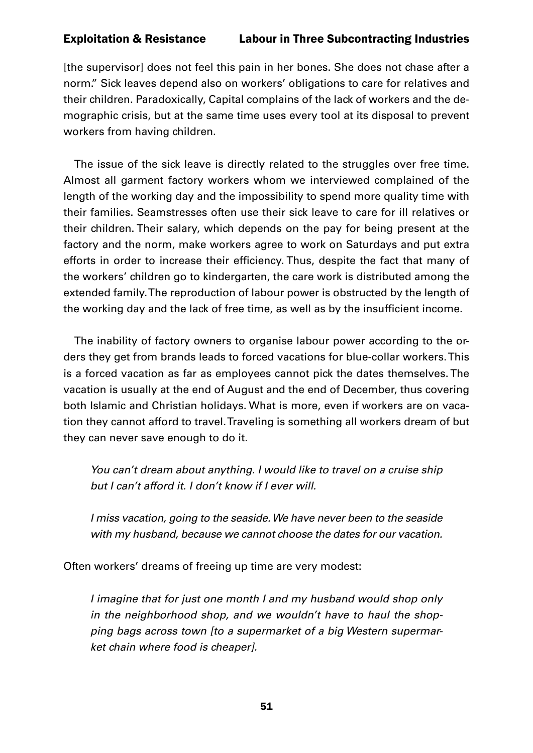[the supervisor] does not feel this pain in her bones. She does not chase after a norm." Sick leaves depend also on workers' obligations to care for relatives and their children. Paradoxically, Capital complains of the lack of workers and the demographic crisis, but at the same time uses every tool at its disposal to prevent workers from having children.

The issue of the sick leave is directly related to the struggles over free time. Almost all garment factory workers whom we interviewed complained of the length of the working day and the impossibility to spend more quality time with their families. Seamstresses often use their sick leave to care for ill relatives or their children. Their salary, which depends on the pay for being present at the factory and the norm, make workers agree to work on Saturdays and put extra efforts in order to increase their efficiency. Thus, despite the fact that many of the workers' children go to kindergarten, the care work is distributed among the extended family. The reproduction of labour power is obstructed by the length of the working day and the lack of free time, as well as by the insufficient income.

The inability of factory owners to organise labour power according to the orders they get from brands leads to forced vacations for blue-collar workers. This is a forced vacation as far as employees cannot pick the dates themselves. The vacation is usually at the end of August and the end of December, thus covering both Islamic and Christian holidays. What is more, even if workers are on vacation they cannot afford to travel. Traveling is something all workers dream of but they can never save enough to do it.

> *You can't dream about anything. I would like to travel on a cruise ship but I can't afford it. I don't know if I ever will.*

> *I miss vacation, going to the seaside. We have never been to the seaside with my husband, because we cannot choose the dates for our vacation.*

Often workers' dreams of freeing up time are very modest:

> *I imagine that for just one month I and my husband would shop only in the neighborhood shop, and we wouldn't have to haul the shopping bags across town [to a supermarket of a big Western supermarket chain where food is cheaper].*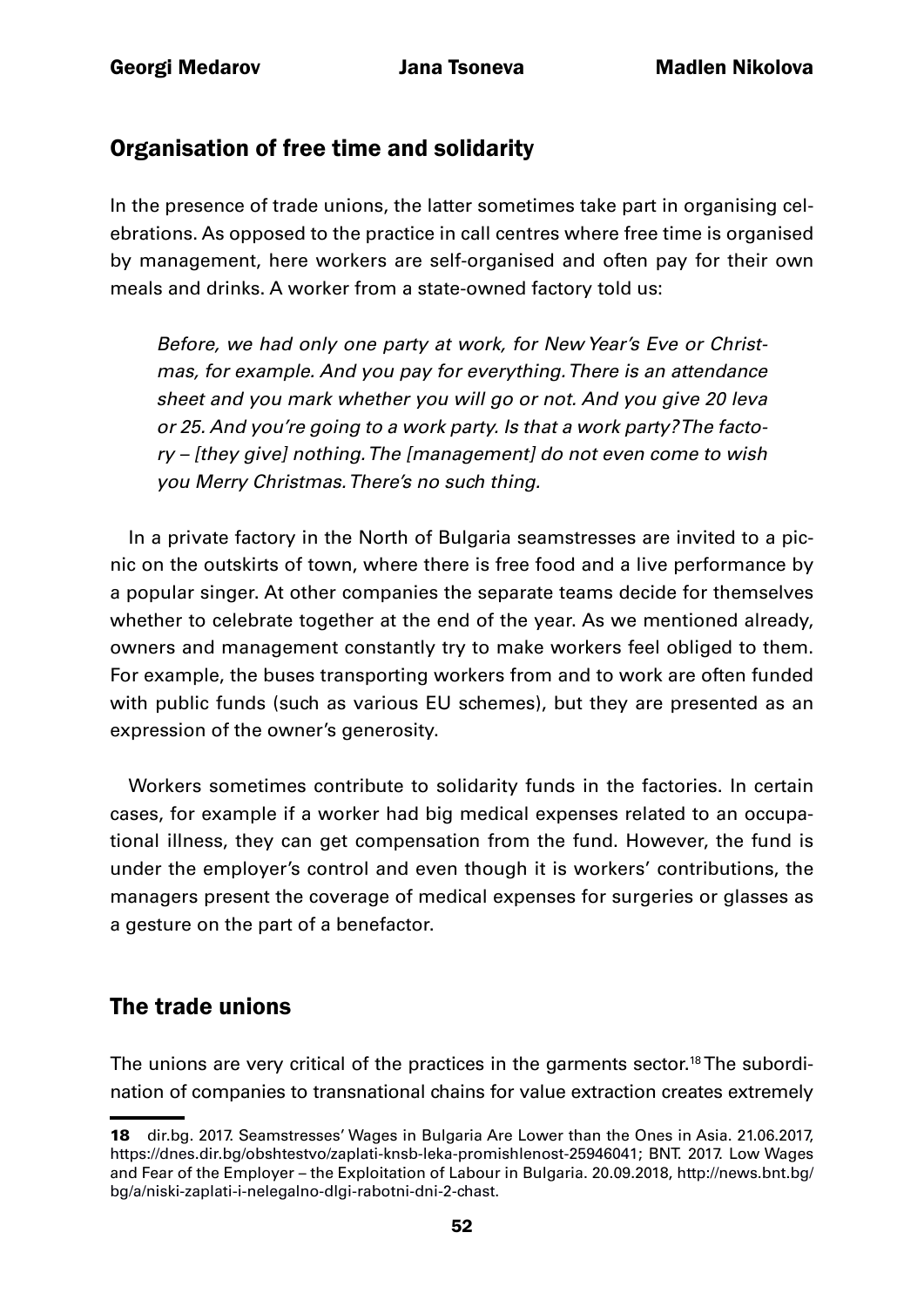## Organisation of free time and solidarity

In the presence of trade unions, the latter sometimes take part in organising celebrations. As opposed to the practice in call centres where free time is organised by management, here workers are self-organised and often pay for their own meals and drinks. A worker from a state-owned factory told us:

> *Before, we had only one party at work, for New Year's Eve or Christmas, for example. And you pay for everything. There is an attendance sheet and you mark whether you will go or not. And you give 20 leva or 25. And you're going to a work party. Is that a work party? The factory – [they give] nothing. The [management] do not even come to wish you Merry Christmas. There's no such thing.*

In a private factory in the North of Bulgaria seamstresses are invited to a picnic on the outskirts of town, where there is free food and a live performance by a popular singer. At other companies the separate teams decide for themselves whether to celebrate together at the end of the year. As we mentioned already, owners and management constantly try to make workers feel obliged to them. For example, the buses transporting workers from and to work are often funded with public funds (such as various EU schemes), but they are presented as an expression of the owner's generosity.

Workers sometimes contribute to solidarity funds in the factories. In certain cases, for example if a worker had big medical expenses related to an occupational illness, they can get compensation from the fund. However, the fund is under the employer's control and even though it is workers' contributions, the managers present the coverage of medical expenses for surgeries or glasses as a gesture on the part of a benefactor.

## The trade unions

The unions are very critical of the practices in the garments sector.[18] The subordination of companies to transnational chains for value extraction creates extremely

---

18 dir.bg. 2017. Seamstresses' Wages in Bulgaria Are Lower than the Ones in Asia. 21.06.2017, https://dnes.dir.bg/obshtestvo/zaplati-knsb-leka-promishlenost-25946041; BNT. 2017. Low Wages and Fear of the Employer – the Exploitation of Labour in Bulgaria. 20.09.2018, http://news.bnt.bg/bg/a/niski-zaplati-i-nelegalno-dlgi-rabotni-dni-2-chast.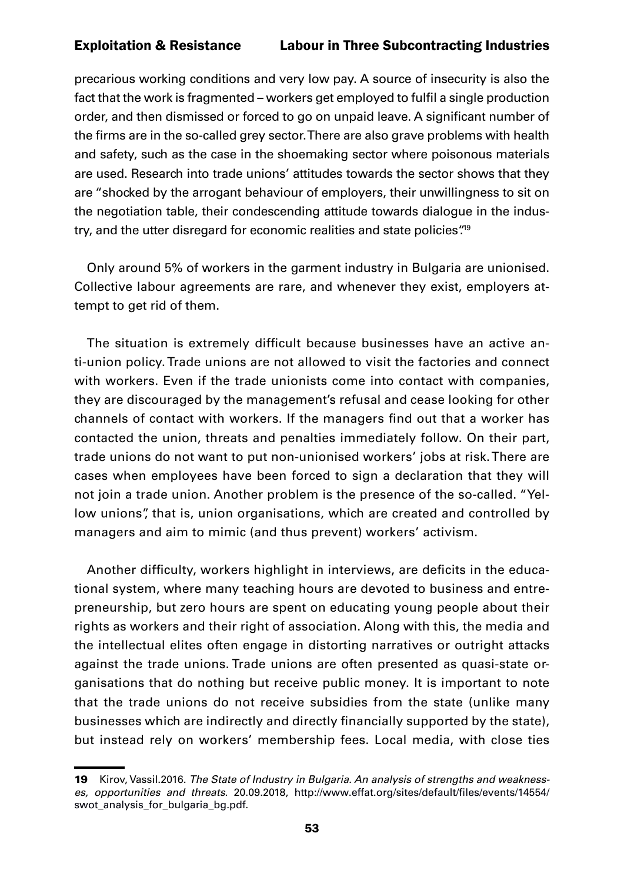precarious working conditions and very low pay. A source of insecurity is also the fact that the work is fragmented – workers get employed to fulfil a single production order, and then dismissed or forced to go on unpaid leave. A significant number of the firms are in the so-called grey sector. There are also grave problems with health and safety, such as the case in the shoemaking sector where poisonous materials are used. Research into trade unions' attitudes towards the sector shows that they are "shocked by the arrogant behaviour of employers, their unwillingness to sit on the negotiation table, their condescending attitude towards dialogue in the industry, and the utter disregard for economic realities and state policies".[19]

Only around 5% of workers in the garment industry in Bulgaria are unionised. Collective labour agreements are rare, and whenever they exist, employers attempt to get rid of them.

The situation is extremely difficult because businesses have an active anti-union policy. Trade unions are not allowed to visit the factories and connect with workers. Even if the trade unionists come into contact with companies, they are discouraged by the management's refusal and cease looking for other channels of contact with workers. If the managers find out that a worker has contacted the union, threats and penalties immediately follow. On their part, trade unions do not want to put non-unionised workers' jobs at risk. There are cases when employees have been forced to sign a declaration that they will not join a trade union. Another problem is the presence of the so-called. "Yellow unions", that is, union organisations, which are created and controlled by managers and aim to mimic (and thus prevent) workers' activism.

Another difficulty, workers highlight in interviews, are deficits in the educational system, where many teaching hours are devoted to business and entrepreneurship, but zero hours are spent on educating young people about their rights as workers and their right of association. Along with this, the media and the intellectual elites often engage in distorting narratives or outright attacks against the trade unions. Trade unions are often presented as quasi-state organisations that do nothing but receive public money. It is important to note that the trade unions do not receive subsidies from the state (unlike many businesses which are indirectly and directly financially supported by the state), but instead rely on workers' membership fees. Local media, with close ties

---

**19** Kirov, Vassil.2016. *The State of Industry in Bulgaria. An analysis of strengths and weaknesses, opportunities and threats*. 20.09.2018, http://www.effat.org/sites/default/files/events/14554/swot_analysis_for_bulgaria_bg.pdf.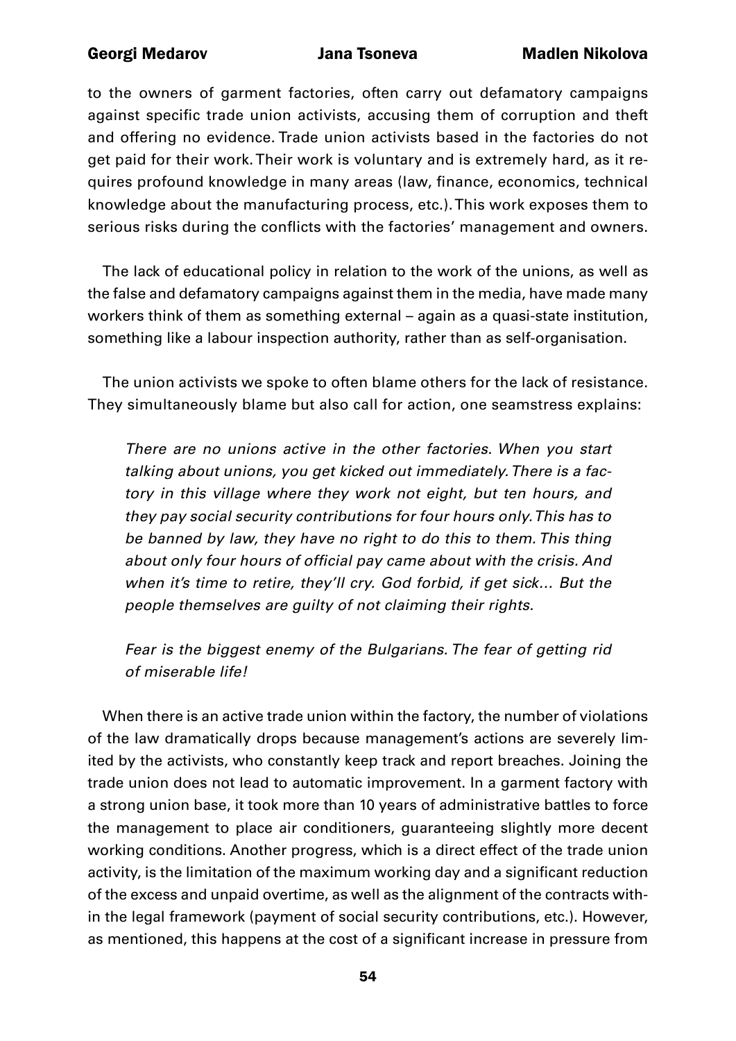to the owners of garment factories, often carry out defamatory campaigns against specific trade union activists, accusing them of corruption and theft and offering no evidence. Trade union activists based in the factories do not get paid for their work. Their work is voluntary and is extremely hard, as it requires profound knowledge in many areas (law, finance, economics, technical knowledge about the manufacturing process, etc.). This work exposes them to serious risks during the conflicts with the factories' management and owners.

The lack of educational policy in relation to the work of the unions, as well as the false and defamatory campaigns against them in the media, have made many workers think of them as something external – again as a quasi-state institution, something like a labour inspection authority, rather than as self-organisation.

The union activists we spoke to often blame others for the lack of resistance. They simultaneously blame but also call for action, one seamstress explains:

> *There are no unions active in the other factories. When you start talking about unions, you get kicked out immediately. There is a factory in this village where they work not eight, but ten hours, and they pay social security contributions for four hours only. This has to be banned by law, they have no right to do this to them. This thing about only four hours of official pay came about with the crisis. And when it's time to retire, they'll cry. God forbid, if get sick… But the people themselves are guilty of not claiming their rights.*
>
> *Fear is the biggest enemy of the Bulgarians. The fear of getting rid of miserable life!*

When there is an active trade union within the factory, the number of violations of the law dramatically drops because management's actions are severely limited by the activists, who constantly keep track and report breaches. Joining the trade union does not lead to automatic improvement. In a garment factory with a strong union base, it took more than 10 years of administrative battles to force the management to place air conditioners, guaranteeing slightly more decent working conditions. Another progress, which is a direct effect of the trade union activity, is the limitation of the maximum working day and a significant reduction of the excess and unpaid overtime, as well as the alignment of the contracts within the legal framework (payment of social security contributions, etc.). However, as mentioned, this happens at the cost of a significant increase in pressure from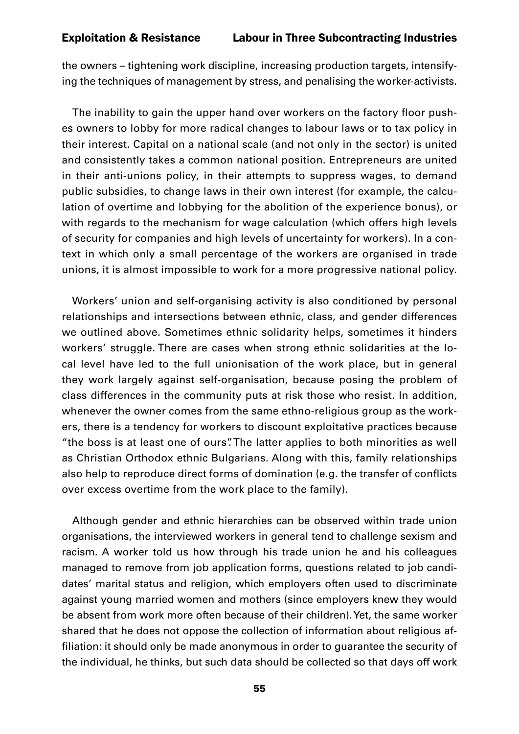the owners – tightening work discipline, increasing production targets, intensifying the techniques of management by stress, and penalising the worker-activists.

The inability to gain the upper hand over workers on the factory floor pushes owners to lobby for more radical changes to labour laws or to tax policy in their interest. Capital on a national scale (and not only in the sector) is united and consistently takes a common national position. Entrepreneurs are united in their anti-unions policy, in their attempts to suppress wages, to demand public subsidies, to change laws in their own interest (for example, the calculation of overtime and lobbying for the abolition of the experience bonus), or with regards to the mechanism for wage calculation (which offers high levels of security for companies and high levels of uncertainty for workers). In a context in which only a small percentage of the workers are organised in trade unions, it is almost impossible to work for a more progressive national policy.

Workers' union and self-organising activity is also conditioned by personal relationships and intersections between ethnic, class, and gender differences we outlined above. Sometimes ethnic solidarity helps, sometimes it hinders workers' struggle. There are cases when strong ethnic solidarities at the local level have led to the full unionisation of the work place, but in general they work largely against self-organisation, because posing the problem of class differences in the community puts at risk those who resist. In addition, whenever the owner comes from the same ethno-religious group as the workers, there is a tendency for workers to discount exploitative practices because "the boss is at least one of ours". The latter applies to both minorities as well as Christian Orthodox ethnic Bulgarians. Along with this, family relationships also help to reproduce direct forms of domination (e.g. the transfer of conflicts over excess overtime from the work place to the family).

Although gender and ethnic hierarchies can be observed within trade union organisations, the interviewed workers in general tend to challenge sexism and racism. A worker told us how through his trade union he and his colleagues managed to remove from job application forms, questions related to job candidates' marital status and religion, which employers often used to discriminate against young married women and mothers (since employers knew they would be absent from work more often because of their children). Yet, the same worker shared that he does not oppose the collection of information about religious affiliation: it should only be made anonymous in order to guarantee the security of the individual, he thinks, but such data should be collected so that days off work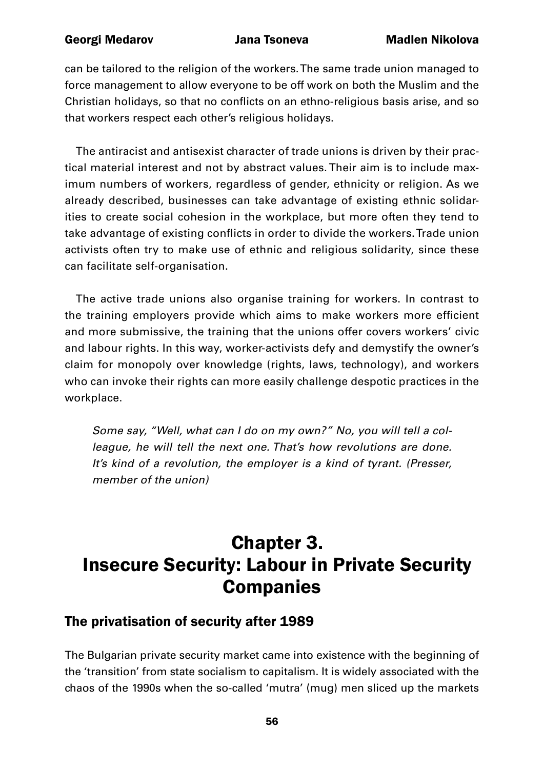can be tailored to the religion of the workers. The same trade union managed to force management to allow everyone to be off work on both the Muslim and the Christian holidays, so that no conflicts on an ethno-religious basis arise, and so that workers respect each other's religious holidays.

The antiracist and antisexist character of trade unions is driven by their practical material interest and not by abstract values. Their aim is to include maximum numbers of workers, regardless of gender, ethnicity or religion. As we already described, businesses can take advantage of existing ethnic solidarities to create social cohesion in the workplace, but more often they tend to take advantage of existing conflicts in order to divide the workers. Trade union activists often try to make use of ethnic and religious solidarity, since these can facilitate self-organisation.

The active trade unions also organise training for workers. In contrast to the training employers provide which aims to make workers more efficient and more submissive, the training that the unions offer covers workers' civic and labour rights. In this way, worker-activists defy and demystify the owner's claim for monopoly over knowledge (rights, laws, technology), and workers who can invoke their rights can more easily challenge despotic practices in the workplace.

> *Some say, "Well, what can I do on my own?" No, you will tell a colleague, he will tell the next one. That's how revolutions are done. It's kind of a revolution, the employer is a kind of tyrant. (Presser, member of the union)*

# Chapter 3. Insecure Security: Labour in Private Security Companies

## The privatisation of security after 1989

The Bulgarian private security market came into existence with the beginning of the 'transition' from state socialism to capitalism. It is widely associated with the chaos of the 1990s when the so-called 'mutra' (mug) men sliced up the markets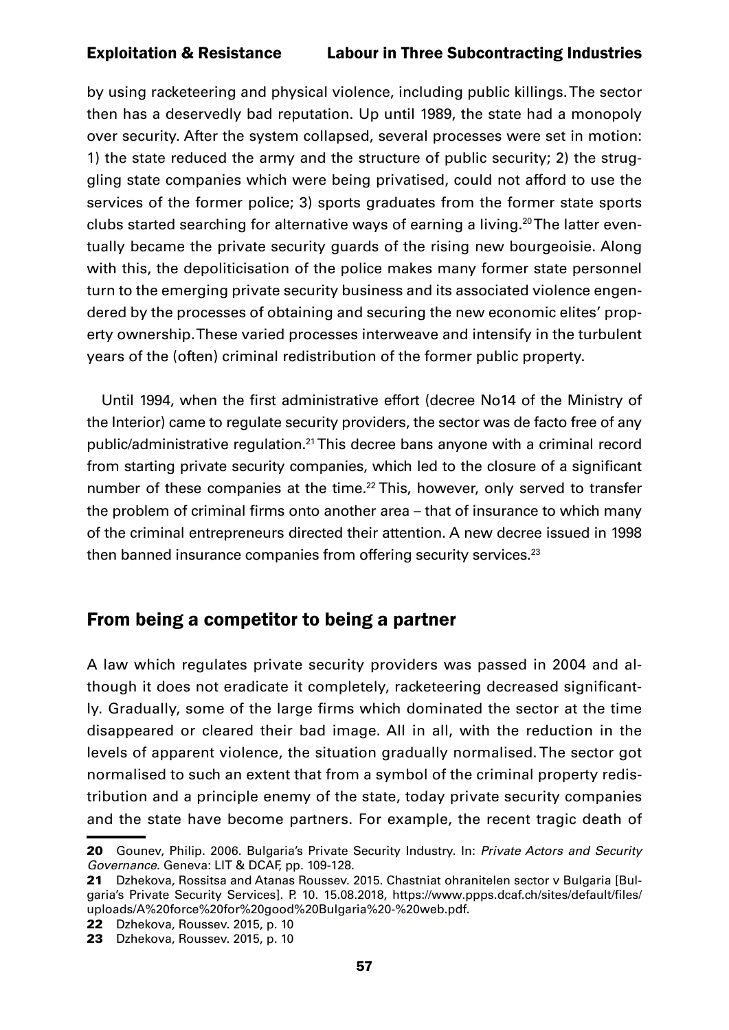by using racketeering and physical violence, including public killings. The sector then has a deservedly bad reputation. Up until 1989, the state had a monopoly over security. After the system collapsed, several processes were set in motion: 1) the state reduced the army and the structure of public security; 2) the struggling state companies which were being privatised, could not afford to use the services of the former police; 3) sports graduates from the former state sports clubs started searching for alternative ways of earning a living.[20] The latter eventually became the private security guards of the rising new bourgeoisie. Along with this, the depoliticisation of the police makes many former state personnel turn to the emerging private security business and its associated violence engendered by the processes of obtaining and securing the new economic elites' property ownership. These varied processes interweave and intensify in the turbulent years of the (often) criminal redistribution of the former public property.

Until 1994, when the first administrative effort (decree No14 of the Ministry of the Interior) came to regulate security providers, the sector was de facto free of any public/administrative regulation.[21] This decree bans anyone with a criminal record from starting private security companies, which led to the closure of a significant number of these companies at the time.[22] This, however, only served to transfer the problem of criminal firms onto another area – that of insurance to which many of the criminal entrepreneurs directed their attention. A new decree issued in 1998 then banned insurance companies from offering security services.[23]

## From being a competitor to being a partner

A law which regulates private security providers was passed in 2004 and although it does not eradicate it completely, racketeering decreased significantly. Gradually, some of the large firms which dominated the sector at the time disappeared or cleared their bad image. All in all, with the reduction in the levels of apparent violence, the situation gradually normalised. The sector got normalised to such an extent that from a symbol of the criminal property redistribution and a principle enemy of the state, today private security companies and the state have become partners. For example, the recent tragic death of

---

**20** Gounev, Philip. 2006. Bulgaria's Private Security Industry. In: *Private Actors and Security Governance.* Geneva: LIT & DCAF, pp. 109-128.

**21** Dzhekova, Rossitsa and Atanas Roussev. 2015. Chastniat ohranitelen sector v Bulgaria [Bulgaria's Private Security Services]. P. 10. 15.08.2018, https://www.ppps.dcaf.ch/sites/default/files/uploads/A%20force%20for%20good%20Bulgaria%20-%20web.pdf.

**22** Dzhekova, Roussev. 2015, p. 10

**23** Dzhekova, Roussev. 2015, p. 10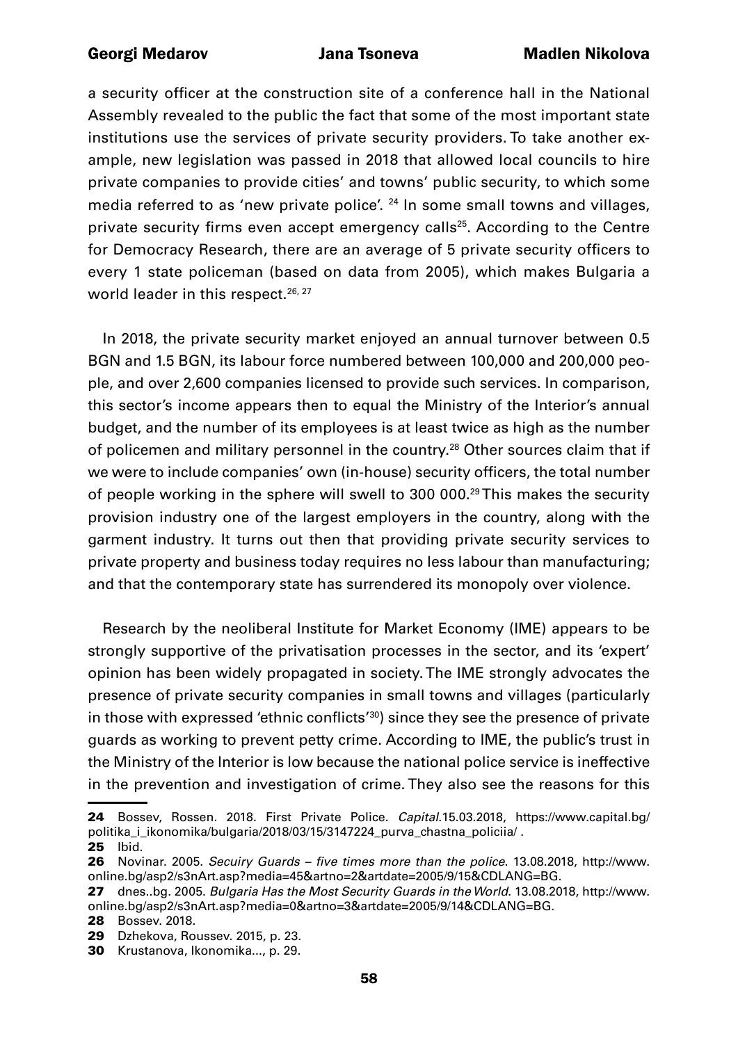a security officer at the construction site of a conference hall in the National Assembly revealed to the public the fact that some of the most important state institutions use the services of private security providers. To take another example, new legislation was passed in 2018 that allowed local councils to hire private companies to provide cities' and towns' public security, to which some media referred to as 'new private police'. [24] In some small towns and villages, private security firms even accept emergency calls[25]. According to the Centre for Democracy Research, there are an average of 5 private security officers to every 1 state policeman (based on data from 2005), which makes Bulgaria a world leader in this respect.[26, 27]

In 2018, the private security market enjoyed an annual turnover between 0.5 BGN and 1.5 BGN, its labour force numbered between 100,000 and 200,000 people, and over 2,600 companies licensed to provide such services. In comparison, this sector's income appears then to equal the Ministry of the Interior's annual budget, and the number of its employees is at least twice as high as the number of policemen and military personnel in the country.[28] Other sources claim that if we were to include companies' own (in-house) security officers, the total number of people working in the sphere will swell to 300 000.[29] This makes the security provision industry one of the largest employers in the country, along with the garment industry. It turns out then that providing private security services to private property and business today requires no less labour than manufacturing; and that the contemporary state has surrendered its monopoly over violence.

Research by the neoliberal Institute for Market Economy (IME) appears to be strongly supportive of the privatisation processes in the sector, and its 'expert' opinion has been widely propagated in society. The IME strongly advocates the presence of private security companies in small towns and villages (particularly in those with expressed 'ethnic conflicts'[30]) since they see the presence of private guards as working to prevent petty crime. According to IME, the public's trust in the Ministry of the Interior is low because the national police service is ineffective in the prevention and investigation of crime. They also see the reasons for this

---

**24** Bossev, Rossen. 2018. First Private Police. *Capital*.15.03.2018, https://www.capital.bg/politika_i_ikonomika/bulgaria/2018/03/15/3147224_purva_chastna_policiia/ .

**25** Ibid.

**26** Novinar. 2005. *Secuiry Guards – five times more than the police*. 13.08.2018, http://www.online.bg/asp2/s3nArt.asp?media=45&artno=2&artdate=2005/9/15&CDLANG=BG.

**27** dnes..bg. 2005. *Bulgaria Has the Most Security Guards in the World*. 13.08.2018, http://www.online.bg/asp2/s3nArt.asp?media=0&artno=3&artdate=2005/9/14&CDLANG=BG.

**28** Bossev. 2018.

**29** Dzhekova, Roussev. 2015, p. 23.

**30** Krustanova, Ikonomika..., p. 29.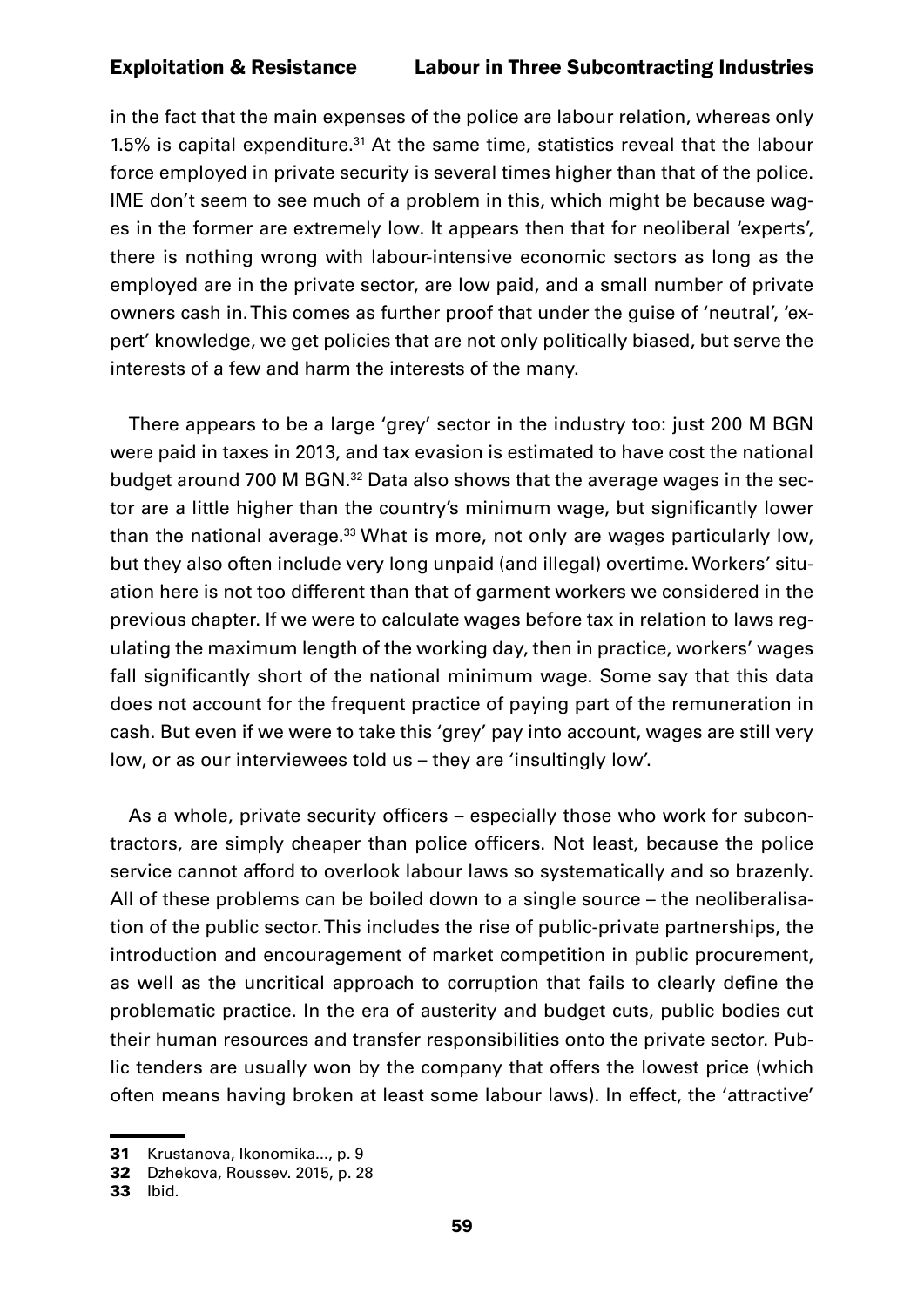in the fact that the main expenses of the police are labour relation, whereas only 1.5% is capital expenditure.[31] At the same time, statistics reveal that the labour force employed in private security is several times higher than that of the police. IME don't seem to see much of a problem in this, which might be because wages in the former are extremely low. It appears then that for neoliberal 'experts', there is nothing wrong with labour-intensive economic sectors as long as the employed are in the private sector, are low paid, and a small number of private owners cash in. This comes as further proof that under the guise of 'neutral', 'expert' knowledge, we get policies that are not only politically biased, but serve the interests of a few and harm the interests of the many.

There appears to be a large 'grey' sector in the industry too: just 200 M BGN were paid in taxes in 2013, and tax evasion is estimated to have cost the national budget around 700 M BGN.[32] Data also shows that the average wages in the sector are a little higher than the country's minimum wage, but significantly lower than the national average.[33] What is more, not only are wages particularly low, but they also often include very long unpaid (and illegal) overtime. Workers' situation here is not too different than that of garment workers we considered in the previous chapter. If we were to calculate wages before tax in relation to laws regulating the maximum length of the working day, then in practice, workers' wages fall significantly short of the national minimum wage. Some say that this data does not account for the frequent practice of paying part of the remuneration in cash. But even if we were to take this 'grey' pay into account, wages are still very low, or as our interviewees told us – they are 'insultingly low'.

As a whole, private security officers – especially those who work for subcontractors, are simply cheaper than police officers. Not least, because the police service cannot afford to overlook labour laws so systematically and so brazenly. All of these problems can be boiled down to a single source – the neoliberalisation of the public sector. This includes the rise of public-private partnerships, the introduction and encouragement of market competition in public procurement, as well as the uncritical approach to corruption that fails to clearly define the problematic practice. In the era of austerity and budget cuts, public bodies cut their human resources and transfer responsibilities onto the private sector. Public tenders are usually won by the company that offers the lowest price (which often means having broken at least some labour laws). In effect, the 'attractive'

---

**31** Krustanova, Ikonomika..., p. 9

**32** Dzhekova, Roussev. 2015, p. 28

**33** Ibid.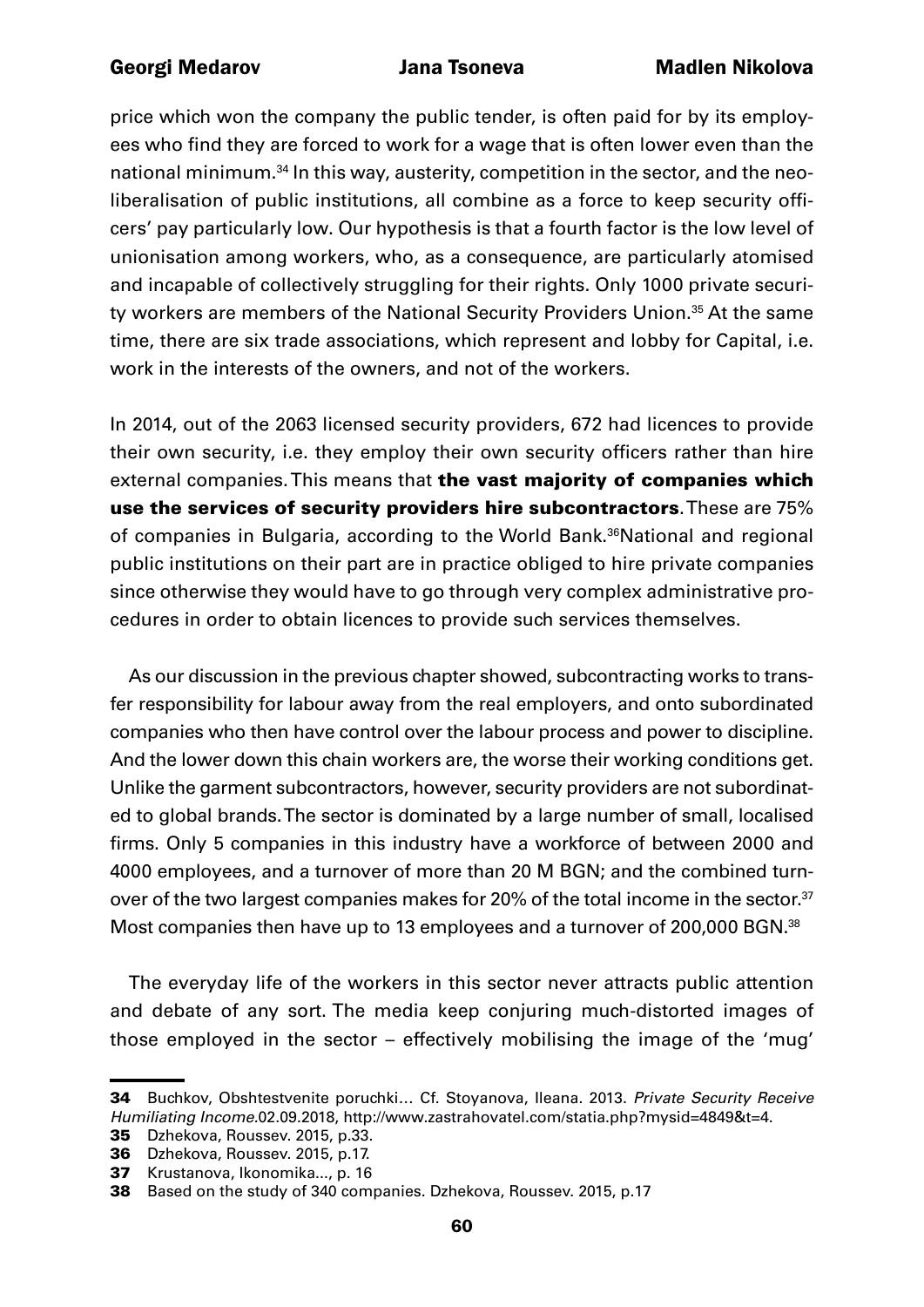price which won the company the public tender, is often paid for by its employees who find they are forced to work for a wage that is often lower even than the national minimum.[34] In this way, austerity, competition in the sector, and the neoliberalisation of public institutions, all combine as a force to keep security officers' pay particularly low. Our hypothesis is that a fourth factor is the low level of unionisation among workers, who, as a consequence, are particularly atomised and incapable of collectively struggling for their rights. Only 1000 private security workers are members of the National Security Providers Union.[35] At the same time, there are six trade associations, which represent and lobby for Capital, i.e. work in the interests of the owners, and not of the workers.

In 2014, out of the 2063 licensed security providers, 672 had licences to provide their own security, i.e. they employ their own security officers rather than hire external companies. This means that **the vast majority of companies which use the services of security providers hire subcontractors**. These are 75% of companies in Bulgaria, according to the World Bank.[36] National and regional public institutions on their part are in practice obliged to hire private companies since otherwise they would have to go through very complex administrative procedures in order to obtain licences to provide such services themselves.

As our discussion in the previous chapter showed, subcontracting works to transfer responsibility for labour away from the real employers, and onto subordinated companies who then have control over the labour process and power to discipline. And the lower down this chain workers are, the worse their working conditions get. Unlike the garment subcontractors, however, security providers are not subordinated to global brands. The sector is dominated by a large number of small, localised firms. Only 5 companies in this industry have a workforce of between 2000 and 4000 employees, and a turnover of more than 20 M BGN; and the combined turnover of the two largest companies makes for 20% of the total income in the sector.[37] Most companies then have up to 13 employees and a turnover of 200,000 BGN.[38]

The everyday life of the workers in this sector never attracts public attention and debate of any sort. The media keep conjuring much-distorted images of those employed in the sector – effectively mobilising the image of the 'mug'

---

**34** Buchkov, Obshtestvenite poruchki... Cf. Stoyanova, Ileana. 2013. *Private Security Receive Humiliating Income*.02.09.2018, http://www.zastrahovatel.com/statia.php?mysid=4849&t=4.

**35** Dzhekova, Roussev. 2015, p.33.

**36** Dzhekova, Roussev. 2015, p.17.

**37** Krustanova, Ikonomika..., p. 16

**38** Based on the study of 340 companies. Dzhekova, Roussev. 2015, p.17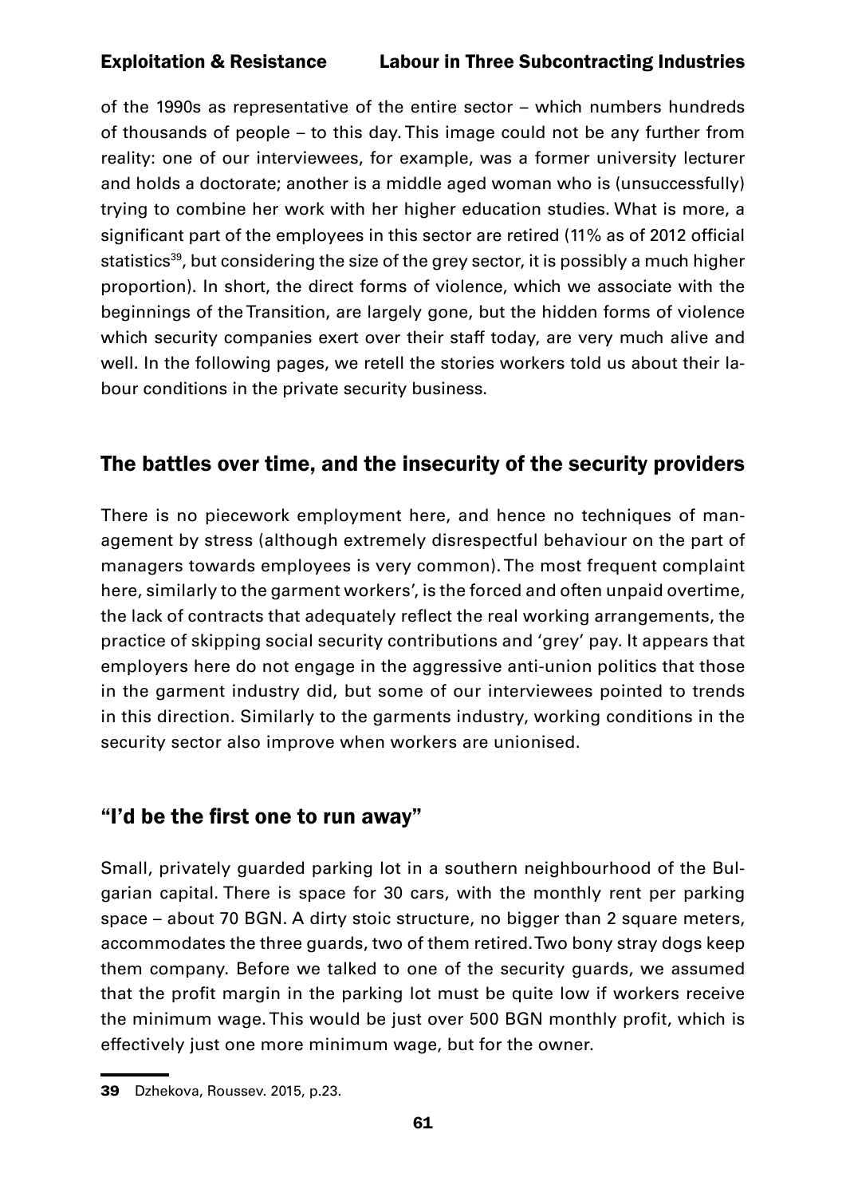of the 1990s as representative of the entire sector – which numbers hundreds of thousands of people – to this day. This image could not be any further from reality: one of our interviewees, for example, was a former university lecturer and holds a doctorate; another is a middle aged woman who is (unsuccessfully) trying to combine her work with her higher education studies. What is more, a significant part of the employees in this sector are retired (11% as of 2012 official statistics[39], but considering the size of the grey sector, it is possibly a much higher proportion). In short, the direct forms of violence, which we associate with the beginnings of the Transition, are largely gone, but the hidden forms of violence which security companies exert over their staff today, are very much alive and well. In the following pages, we retell the stories workers told us about their labour conditions in the private security business.

## The battles over time, and the insecurity of the security providers

There is no piecework employment here, and hence no techniques of management by stress (although extremely disrespectful behaviour on the part of managers towards employees is very common). The most frequent complaint here, similarly to the garment workers', is the forced and often unpaid overtime, the lack of contracts that adequately reflect the real working arrangements, the practice of skipping social security contributions and 'grey' pay. It appears that employers here do not engage in the aggressive anti-union politics that those in the garment industry did, but some of our interviewees pointed to trends in this direction. Similarly to the garments industry, working conditions in the security sector also improve when workers are unionised.

## "I'd be the first one to run away"

Small, privately guarded parking lot in a southern neighbourhood of the Bulgarian capital. There is space for 30 cars, with the monthly rent per parking space – about 70 BGN. A dirty stoic structure, no bigger than 2 square meters, accommodates the three guards, two of them retired. Two bony stray dogs keep them company. Before we talked to one of the security guards, we assumed that the profit margin in the parking lot must be quite low if workers receive the minimum wage. This would be just over 500 BGN monthly profit, which is effectively just one more minimum wage, but for the owner.

---

**39** Dzhekova, Roussev. 2015, p.23.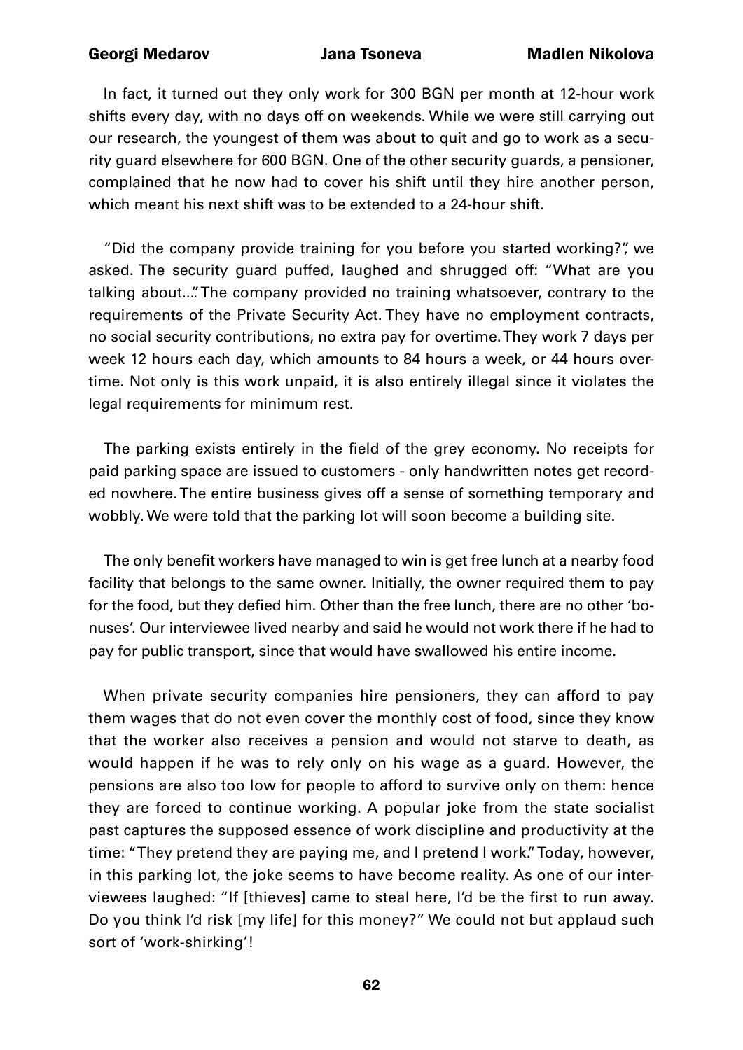In fact, it turned out they only work for 300 BGN per month at 12-hour work shifts every day, with no days off on weekends. While we were still carrying out our research, the youngest of them was about to quit and go to work as a security guard elsewhere for 600 BGN. One of the other security guards, a pensioner, complained that he now had to cover his shift until they hire another person, which meant his next shift was to be extended to a 24-hour shift.

"Did the company provide training for you before you started working?", we asked. The security guard puffed, laughed and shrugged off: "What are you talking about…". The company provided no training whatsoever, contrary to the requirements of the Private Security Act. They have no employment contracts, no social security contributions, no extra pay for overtime. They work 7 days per week 12 hours each day, which amounts to 84 hours a week, or 44 hours overtime. Not only is this work unpaid, it is also entirely illegal since it violates the legal requirements for minimum rest.

The parking exists entirely in the field of the grey economy. No receipts for paid parking space are issued to customers - only handwritten notes get recorded nowhere. The entire business gives off a sense of something temporary and wobbly. We were told that the parking lot will soon become a building site.

The only benefit workers have managed to win is get free lunch at a nearby food facility that belongs to the same owner. Initially, the owner required them to pay for the food, but they defied him. Other than the free lunch, there are no other 'bonuses'. Our interviewee lived nearby and said he would not work there if he had to pay for public transport, since that would have swallowed his entire income.

When private security companies hire pensioners, they can afford to pay them wages that do not even cover the monthly cost of food, since they know that the worker also receives a pension and would not starve to death, as would happen if he was to rely only on his wage as a guard. However, the pensions are also too low for people to afford to survive only on them: hence they are forced to continue working. A popular joke from the state socialist past captures the supposed essence of work discipline and productivity at the time: "They pretend they are paying me, and I pretend I work." Today, however, in this parking lot, the joke seems to have become reality. As one of our interviewees laughed: "If [thieves] came to steal here, I'd be the first to run away. Do you think I'd risk [my life] for this money?" We could not but applaud such sort of 'work-shirking'!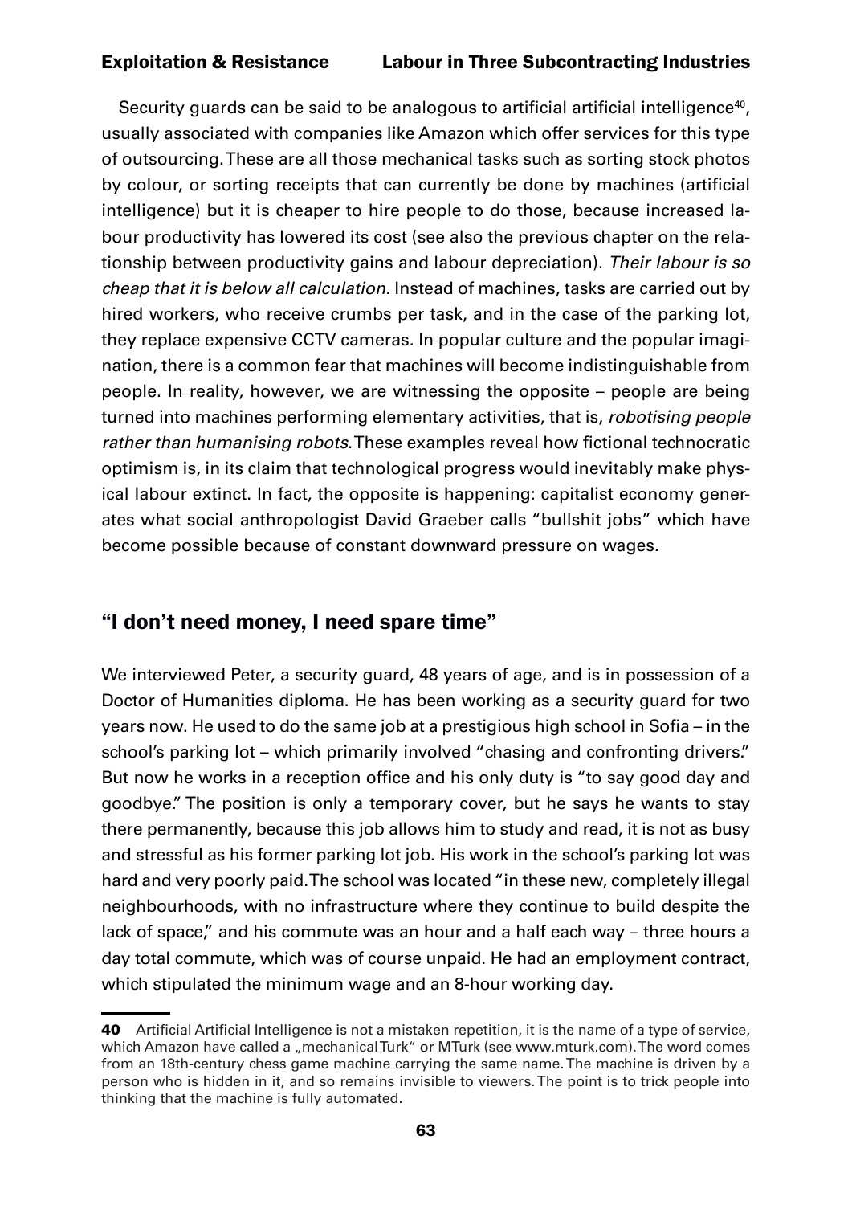Security guards can be said to be analogous to artificial artificial intelligence[40], usually associated with companies like Amazon which offer services for this type of outsourcing. These are all those mechanical tasks such as sorting stock photos by colour, or sorting receipts that can currently be done by machines (artificial intelligence) but it is cheaper to hire people to do those, because increased labour productivity has lowered its cost (see also the previous chapter on the relationship between productivity gains and labour depreciation). *Their labour is so cheap that it is below all calculation.* Instead of machines, tasks are carried out by hired workers, who receive crumbs per task, and in the case of the parking lot, they replace expensive CCTV cameras. In popular culture and the popular imagination, there is a common fear that machines will become indistinguishable from people. In reality, however, we are witnessing the opposite – people are being turned into machines performing elementary activities, that is, *robotising people rather than humanising robots*. These examples reveal how fictional technocratic optimism is, in its claim that technological progress would inevitably make physical labour extinct. In fact, the opposite is happening: capitalist economy generates what social anthropologist David Graeber calls "bullshit jobs" which have become possible because of constant downward pressure on wages.

## "I don't need money, I need spare time"

We interviewed Peter, a security guard, 48 years of age, and is in possession of a Doctor of Humanities diploma. He has been working as a security guard for two years now. He used to do the same job at a prestigious high school in Sofia – in the school's parking lot – which primarily involved "chasing and confronting drivers." But now he works in a reception office and his only duty is "to say good day and goodbye." The position is only a temporary cover, but he says he wants to stay there permanently, because this job allows him to study and read, it is not as busy and stressful as his former parking lot job. His work in the school's parking lot was hard and very poorly paid. The school was located "in these new, completely illegal neighbourhoods, with no infrastructure where they continue to build despite the lack of space," and his commute was an hour and a half each way – three hours a day total commute, which was of course unpaid. He had an employment contract, which stipulated the minimum wage and an 8-hour working day.

---

**40** Artificial Artificial Intelligence is not a mistaken repetition, it is the name of a type of service, which Amazon have called a „mechanical Turk" or MTurk (see www.mturk.com). The word comes from an 18th-century chess game machine carrying the same name. The machine is driven by a person who is hidden in it, and so remains invisible to viewers. The point is to trick people into thinking that the machine is fully automated.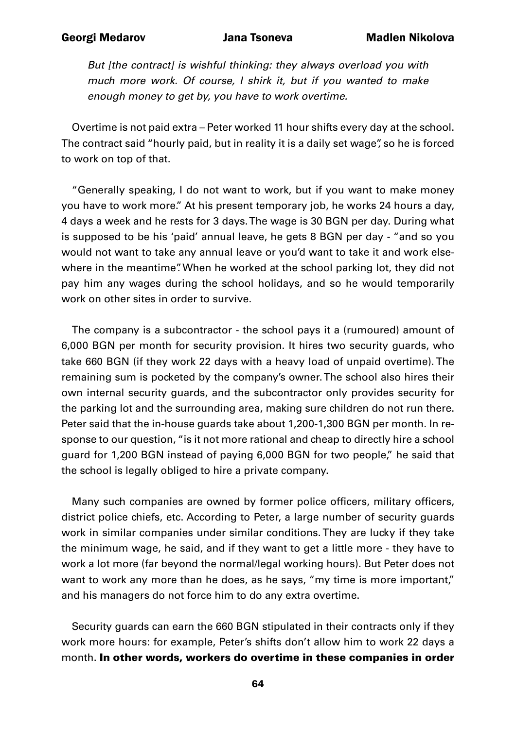*But [the contract] is wishful thinking: they always overload you with much more work. Of course, I shirk it, but if you wanted to make enough money to get by, you have to work overtime.*

Overtime is not paid extra – Peter worked 11 hour shifts every day at the school. The contract said "hourly paid, but in reality it is a daily set wage", so he is forced to work on top of that.

"Generally speaking, I do not want to work, but if you want to make money you have to work more." At his present temporary job, he works 24 hours a day, 4 days a week and he rests for 3 days. The wage is 30 BGN per day. During what is supposed to be his 'paid' annual leave, he gets 8 BGN per day - "and so you would not want to take any annual leave or you'd want to take it and work elsewhere in the meantime". When he worked at the school parking lot, they did not pay him any wages during the school holidays, and so he would temporarily work on other sites in order to survive.

The company is a subcontractor - the school pays it a (rumoured) amount of 6,000 BGN per month for security provision. It hires two security guards, who take 660 BGN (if they work 22 days with a heavy load of unpaid overtime). The remaining sum is pocketed by the company's owner. The school also hires their own internal security guards, and the subcontractor only provides security for the parking lot and the surrounding area, making sure children do not run there. Peter said that the in-house guards take about 1,200-1,300 BGN per month. In response to our question, "is it not more rational and cheap to directly hire a school guard for 1,200 BGN instead of paying 6,000 BGN for two people," he said that the school is legally obliged to hire a private company.

Many such companies are owned by former police officers, military officers, district police chiefs, etc. According to Peter, a large number of security guards work in similar companies under similar conditions. They are lucky if they take the minimum wage, he said, and if they want to get a little more - they have to work a lot more (far beyond the normal/legal working hours). But Peter does not want to work any more than he does, as he says, "my time is more important," and his managers do not force him to do any extra overtime.

Security guards can earn the 660 BGN stipulated in their contracts only if they work more hours: for example, Peter's shifts don't allow him to work 22 days a month. **In other words, workers do overtime in these companies in order**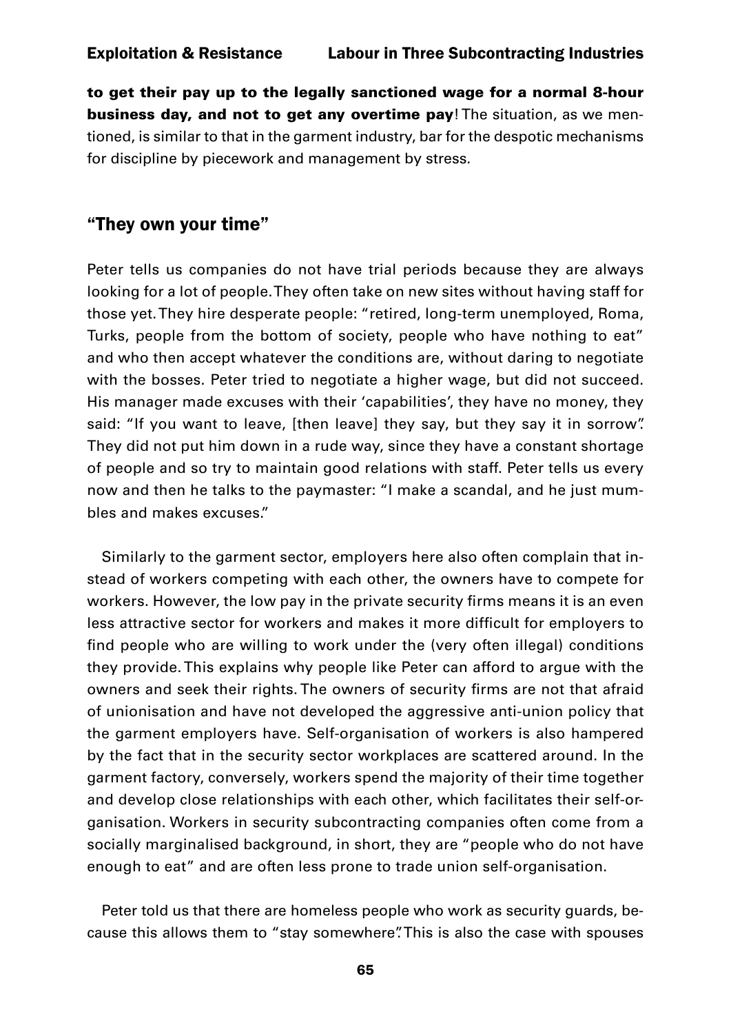**to get their pay up to the legally sanctioned wage for a normal 8-hour business day, and not to get any overtime pay**! The situation, as we mentioned, is similar to that in the garment industry, bar for the despotic mechanisms for discipline by piecework and management by stress.

## "They own your time"

Peter tells us companies do not have trial periods because they are always looking for a lot of people. They often take on new sites without having staff for those yet. They hire desperate people: "retired, long-term unemployed, Roma, Turks, people from the bottom of society, people who have nothing to eat" and who then accept whatever the conditions are, without daring to negotiate with the bosses. Peter tried to negotiate a higher wage, but did not succeed. His manager made excuses with their 'capabilities', they have no money, they said: "If you want to leave, [then leave] they say, but they say it in sorrow". They did not put him down in a rude way, since they have a constant shortage of people and so try to maintain good relations with staff. Peter tells us every now and then he talks to the paymaster: "I make a scandal, and he just mumbles and makes excuses."

Similarly to the garment sector, employers here also often complain that instead of workers competing with each other, the owners have to compete for workers. However, the low pay in the private security firms means it is an even less attractive sector for workers and makes it more difficult for employers to find people who are willing to work under the (very often illegal) conditions they provide. This explains why people like Peter can afford to argue with the owners and seek their rights. The owners of security firms are not that afraid of unionisation and have not developed the aggressive anti-union policy that the garment employers have. Self-organisation of workers is also hampered by the fact that in the security sector workplaces are scattered around. In the garment factory, conversely, workers spend the majority of their time together and develop close relationships with each other, which facilitates their self-organisation. Workers in security subcontracting companies often come from a socially marginalised background, in short, they are "people who do not have enough to eat" and are often less prone to trade union self-organisation.

Peter told us that there are homeless people who work as security guards, because this allows them to "stay somewhere". This is also the case with spouses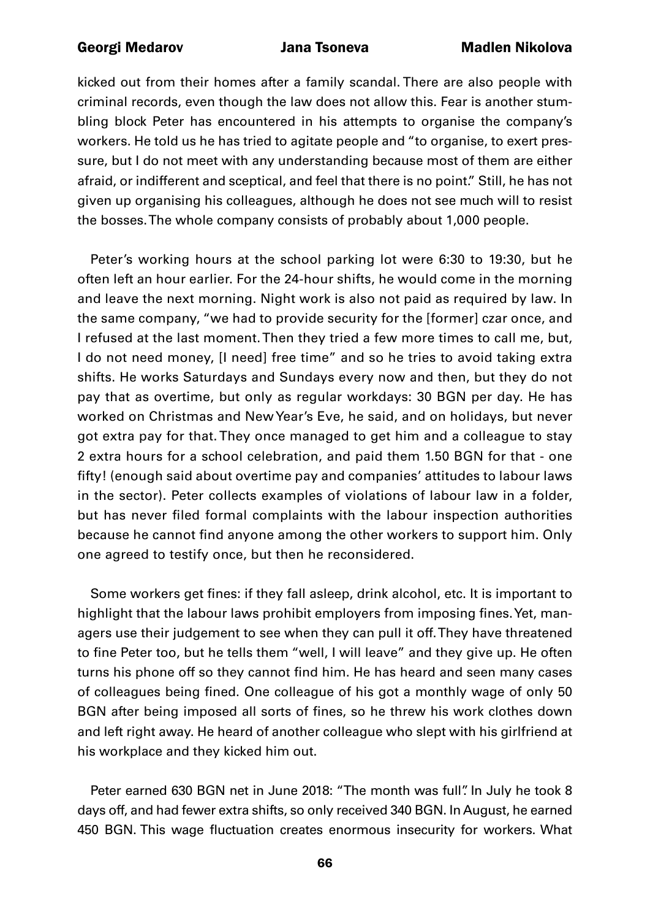kicked out from their homes after a family scandal. There are also people with criminal records, even though the law does not allow this. Fear is another stumbling block Peter has encountered in his attempts to organise the company's workers. He told us he has tried to agitate people and "to organise, to exert pressure, but I do not meet with any understanding because most of them are either afraid, or indifferent and sceptical, and feel that there is no point." Still, he has not given up organising his colleagues, although he does not see much will to resist the bosses. The whole company consists of probably about 1,000 people.

Peter's working hours at the school parking lot were 6:30 to 19:30, but he often left an hour earlier. For the 24-hour shifts, he would come in the morning and leave the next morning. Night work is also not paid as required by law. In the same company, "we had to provide security for the [former] czar once, and I refused at the last moment. Then they tried a few more times to call me, but, I do not need money, [I need] free time" and so he tries to avoid taking extra shifts. He works Saturdays and Sundays every now and then, but they do not pay that as overtime, but only as regular workdays: 30 BGN per day. He has worked on Christmas and New Year's Eve, he said, and on holidays, but never got extra pay for that. They once managed to get him and a colleague to stay 2 extra hours for a school celebration, and paid them 1.50 BGN for that - one fifty! (enough said about overtime pay and companies' attitudes to labour laws in the sector). Peter collects examples of violations of labour law in a folder, but has never filed formal complaints with the labour inspection authorities because he cannot find anyone among the other workers to support him. Only one agreed to testify once, but then he reconsidered.

Some workers get fines: if they fall asleep, drink alcohol, etc. It is important to highlight that the labour laws prohibit employers from imposing fines. Yet, managers use their judgement to see when they can pull it off. They have threatened to fine Peter too, but he tells them "well, I will leave" and they give up. He often turns his phone off so they cannot find him. He has heard and seen many cases of colleagues being fined. One colleague of his got a monthly wage of only 50 BGN after being imposed all sorts of fines, so he threw his work clothes down and left right away. He heard of another colleague who slept with his girlfriend at his workplace and they kicked him out.

Peter earned 630 BGN net in June 2018: "The month was full". In July he took 8 days off, and had fewer extra shifts, so only received 340 BGN. In August, he earned 450 BGN. This wage fluctuation creates enormous insecurity for workers. What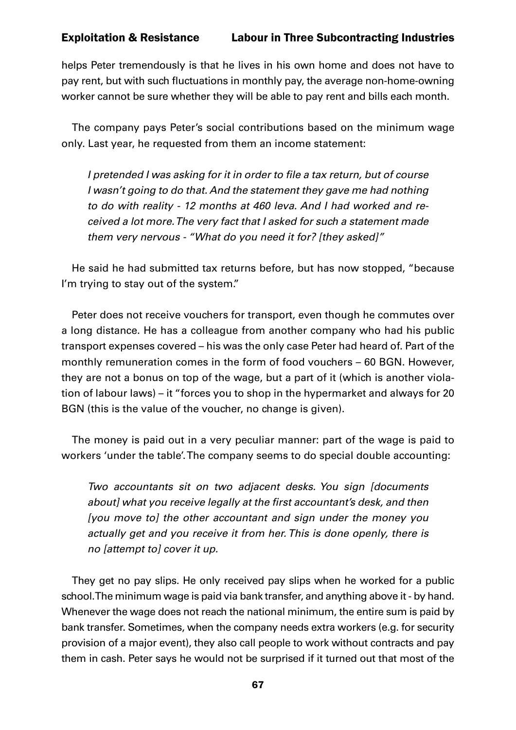helps Peter tremendously is that he lives in his own home and does not have to pay rent, but with such fluctuations in monthly pay, the average non-home-owning worker cannot be sure whether they will be able to pay rent and bills each month.

The company pays Peter's social contributions based on the minimum wage only. Last year, he requested from them an income statement:

> *I pretended I was asking for it in order to file a tax return, but of course I wasn't going to do that. And the statement they gave me had nothing to do with reality - 12 months at 460 leva. And I had worked and received a lot more. The very fact that I asked for such a statement made them very nervous - "What do you need it for? [they asked]"*

He said he had submitted tax returns before, but has now stopped, "because I'm trying to stay out of the system."

Peter does not receive vouchers for transport, even though he commutes over a long distance. He has a colleague from another company who had his public transport expenses covered – his was the only case Peter had heard of. Part of the monthly remuneration comes in the form of food vouchers – 60 BGN. However, they are not a bonus on top of the wage, but a part of it (which is another violation of labour laws) – it "forces you to shop in the hypermarket and always for 20 BGN (this is the value of the voucher, no change is given).

The money is paid out in a very peculiar manner: part of the wage is paid to workers 'under the table'. The company seems to do special double accounting:

> *Two accountants sit on two adjacent desks. You sign [documents about] what you receive legally at the first accountant's desk, and then [you move to] the other accountant and sign under the money you actually get and you receive it from her. This is done openly, there is no [attempt to] cover it up.*

They get no pay slips. He only received pay slips when he worked for a public school. The minimum wage is paid via bank transfer, and anything above it - by hand. Whenever the wage does not reach the national minimum, the entire sum is paid by bank transfer. Sometimes, when the company needs extra workers (e.g. for security provision of a major event), they also call people to work without contracts and pay them in cash. Peter says he would not be surprised if it turned out that most of the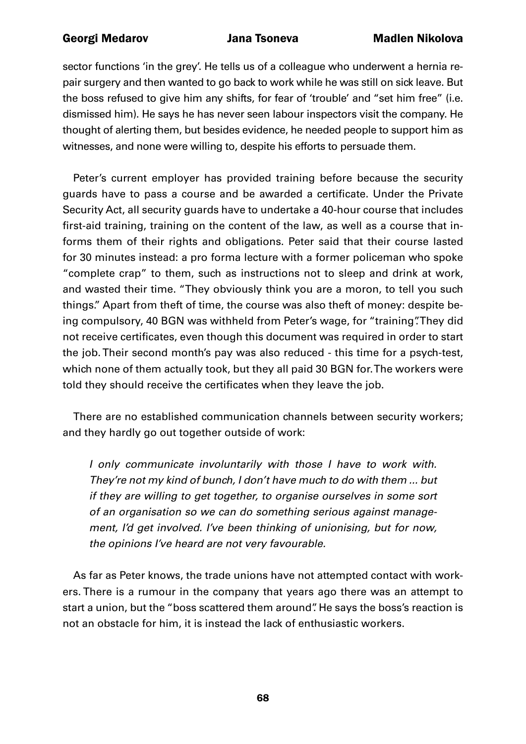sector functions 'in the grey'. He tells us of a colleague who underwent a hernia repair surgery and then wanted to go back to work while he was still on sick leave. But the boss refused to give him any shifts, for fear of 'trouble' and "set him free" (i.e. dismissed him). He says he has never seen labour inspectors visit the company. He thought of alerting them, but besides evidence, he needed people to support him as witnesses, and none were willing to, despite his efforts to persuade them.

Peter's current employer has provided training before because the security guards have to pass a course and be awarded a certificate. Under the Private Security Act, all security guards have to undertake a 40-hour course that includes first-aid training, training on the content of the law, as well as a course that informs them of their rights and obligations. Peter said that their course lasted for 30 minutes instead: a pro forma lecture with a former policeman who spoke "complete crap" to them, such as instructions not to sleep and drink at work, and wasted their time. "They obviously think you are a moron, to tell you such things." Apart from theft of time, the course was also theft of money: despite being compulsory, 40 BGN was withheld from Peter's wage, for "training". They did not receive certificates, even though this document was required in order to start the job. Their second month's pay was also reduced - this time for a psych-test, which none of them actually took, but they all paid 30 BGN for. The workers were told they should receive the certificates when they leave the job.

There are no established communication channels between security workers; and they hardly go out together outside of work:

> *I only communicate involuntarily with those I have to work with. They're not my kind of bunch, I don't have much to do with them ... but if they are willing to get together, to organise ourselves in some sort of an organisation so we can do something serious against management, I'd get involved. I've been thinking of unionising, but for now, the opinions I've heard are not very favourable.*

As far as Peter knows, the trade unions have not attempted contact with workers. There is a rumour in the company that years ago there was an attempt to start a union, but the "boss scattered them around". He says the boss's reaction is not an obstacle for him, it is instead the lack of enthusiastic workers.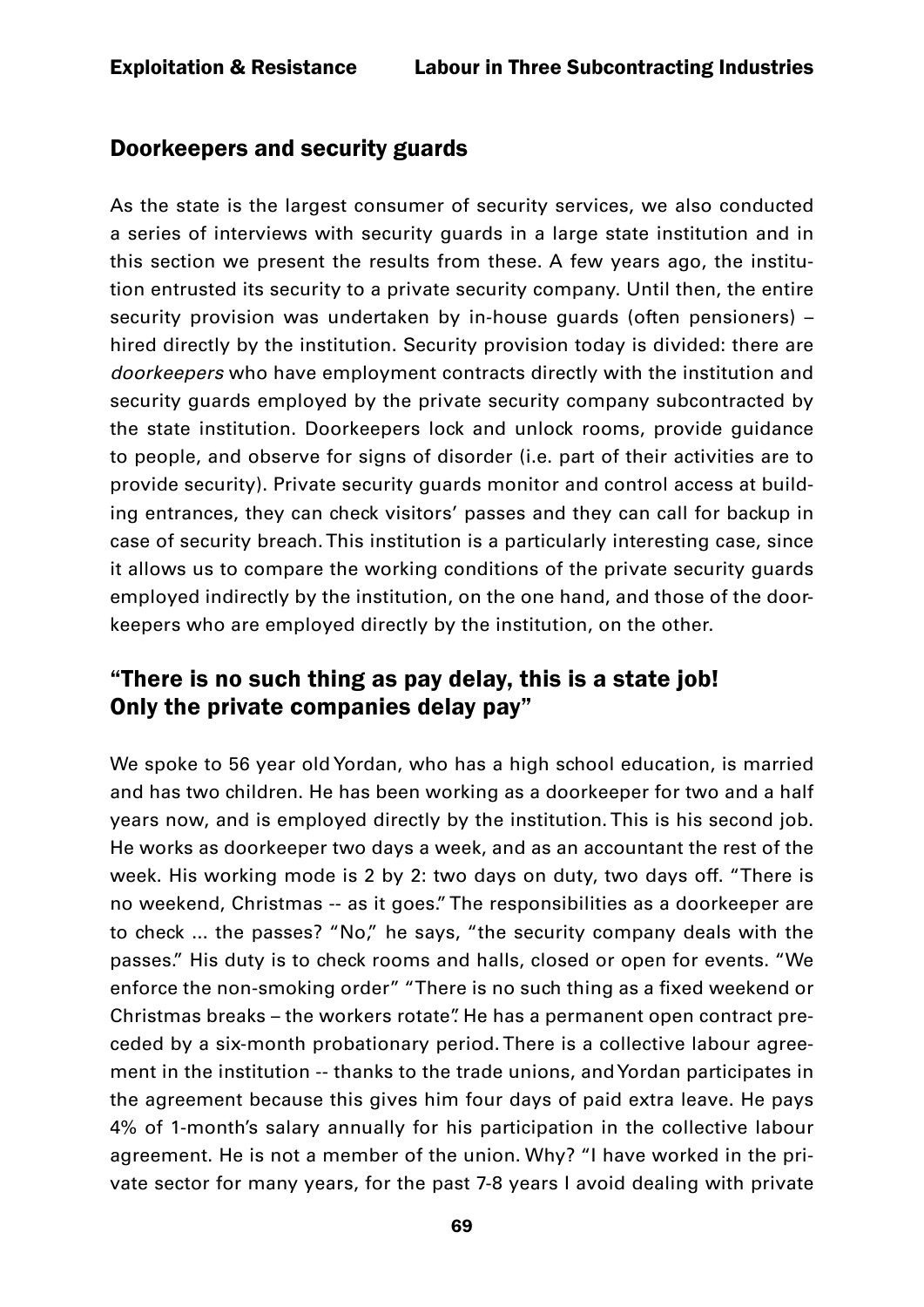## Doorkeepers and security guards

As the state is the largest consumer of security services, we also conducted a series of interviews with security guards in a large state institution and in this section we present the results from these. A few years ago, the institution entrusted its security to a private security company. Until then, the entire security provision was undertaken by in-house guards (often pensioners) – hired directly by the institution. Security provision today is divided: there are *doorkeepers* who have employment contracts directly with the institution and security guards employed by the private security company subcontracted by the state institution. Doorkeepers lock and unlock rooms, provide guidance to people, and observe for signs of disorder (i.e. part of their activities are to provide security). Private security guards monitor and control access at building entrances, they can check visitors' passes and they can call for backup in case of security breach. This institution is a particularly interesting case, since it allows us to compare the working conditions of the private security guards employed indirectly by the institution, on the one hand, and those of the doorkeepers who are employed directly by the institution, on the other.

## "There is no such thing as pay delay, this is a state job! Only the private companies delay pay"

We spoke to 56 year old Yordan, who has a high school education, is married and has two children. He has been working as a doorkeeper for two and a half years now, and is employed directly by the institution. This is his second job. He works as doorkeeper two days a week, and as an accountant the rest of the week. His working mode is 2 by 2: two days on duty, two days off. "There is no weekend, Christmas -- as it goes." The responsibilities as a doorkeeper are to check ... the passes? "No," he says, "the security company deals with the passes." His duty is to check rooms and halls, closed or open for events. "We enforce the non-smoking order" "There is no such thing as a fixed weekend or Christmas breaks – the workers rotate". He has a permanent open contract preceded by a six-month probationary period. There is a collective labour agreement in the institution -- thanks to the trade unions, and Yordan participates in the agreement because this gives him four days of paid extra leave. He pays 4% of 1-month's salary annually for his participation in the collective labour agreement. He is not a member of the union. Why? "I have worked in the private sector for many years, for the past 7-8 years I avoid dealing with private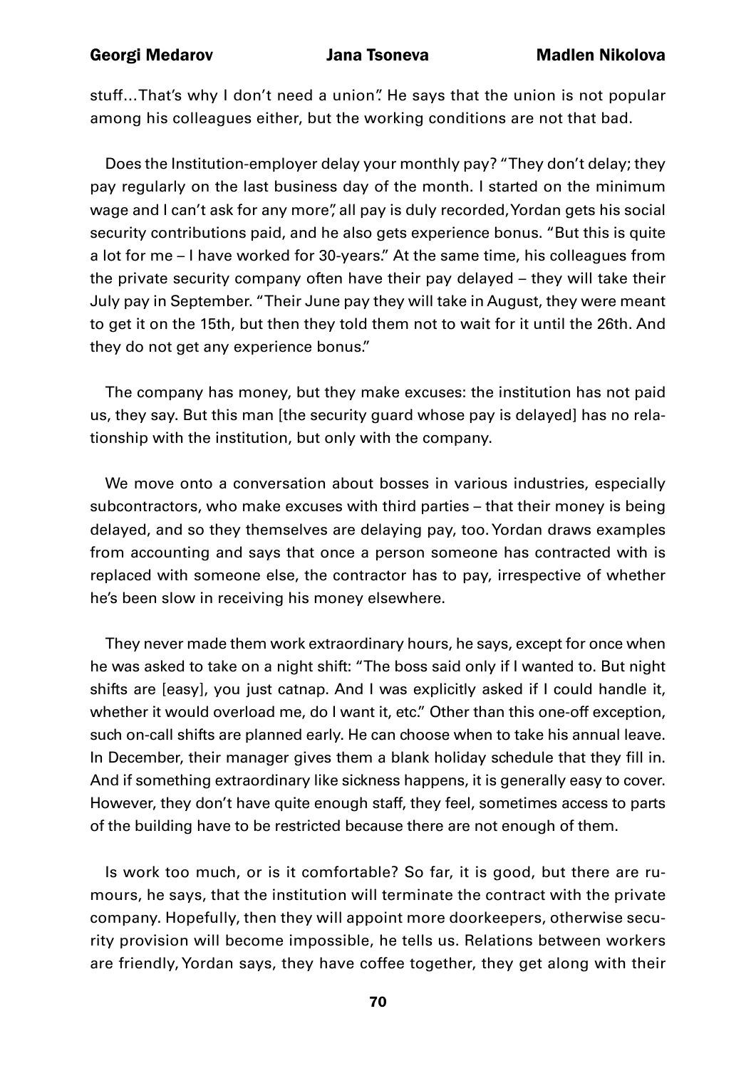stuff…That's why I don't need a union". He says that the union is not popular among his colleagues either, but the working conditions are not that bad.

Does the Institution-employer delay your monthly pay? "They don't delay; they pay regularly on the last business day of the month. I started on the minimum wage and I can't ask for any more", all pay is duly recorded, Yordan gets his social security contributions paid, and he also gets experience bonus. "But this is quite a lot for me – I have worked for 30-years." At the same time, his colleagues from the private security company often have their pay delayed – they will take their July pay in September. "Their June pay they will take in August, they were meant to get it on the 15th, but then they told them not to wait for it until the 26th. And they do not get any experience bonus."

The company has money, but they make excuses: the institution has not paid us, they say. But this man [the security guard whose pay is delayed] has no relationship with the institution, but only with the company.

We move onto a conversation about bosses in various industries, especially subcontractors, who make excuses with third parties – that their money is being delayed, and so they themselves are delaying pay, too. Yordan draws examples from accounting and says that once a person someone has contracted with is replaced with someone else, the contractor has to pay, irrespective of whether he's been slow in receiving his money elsewhere.

They never made them work extraordinary hours, he says, except for once when he was asked to take on a night shift: "The boss said only if I wanted to. But night shifts are [easy], you just catnap. And I was explicitly asked if I could handle it, whether it would overload me, do I want it, etc." Other than this one-off exception, such on-call shifts are planned early. He can choose when to take his annual leave. In December, their manager gives them a blank holiday schedule that they fill in. And if something extraordinary like sickness happens, it is generally easy to cover. However, they don't have quite enough staff, they feel, sometimes access to parts of the building have to be restricted because there are not enough of them.

Is work too much, or is it comfortable? So far, it is good, but there are rumours, he says, that the institution will terminate the contract with the private company. Hopefully, then they will appoint more doorkeepers, otherwise security provision will become impossible, he tells us. Relations between workers are friendly, Yordan says, they have coffee together, they get along with their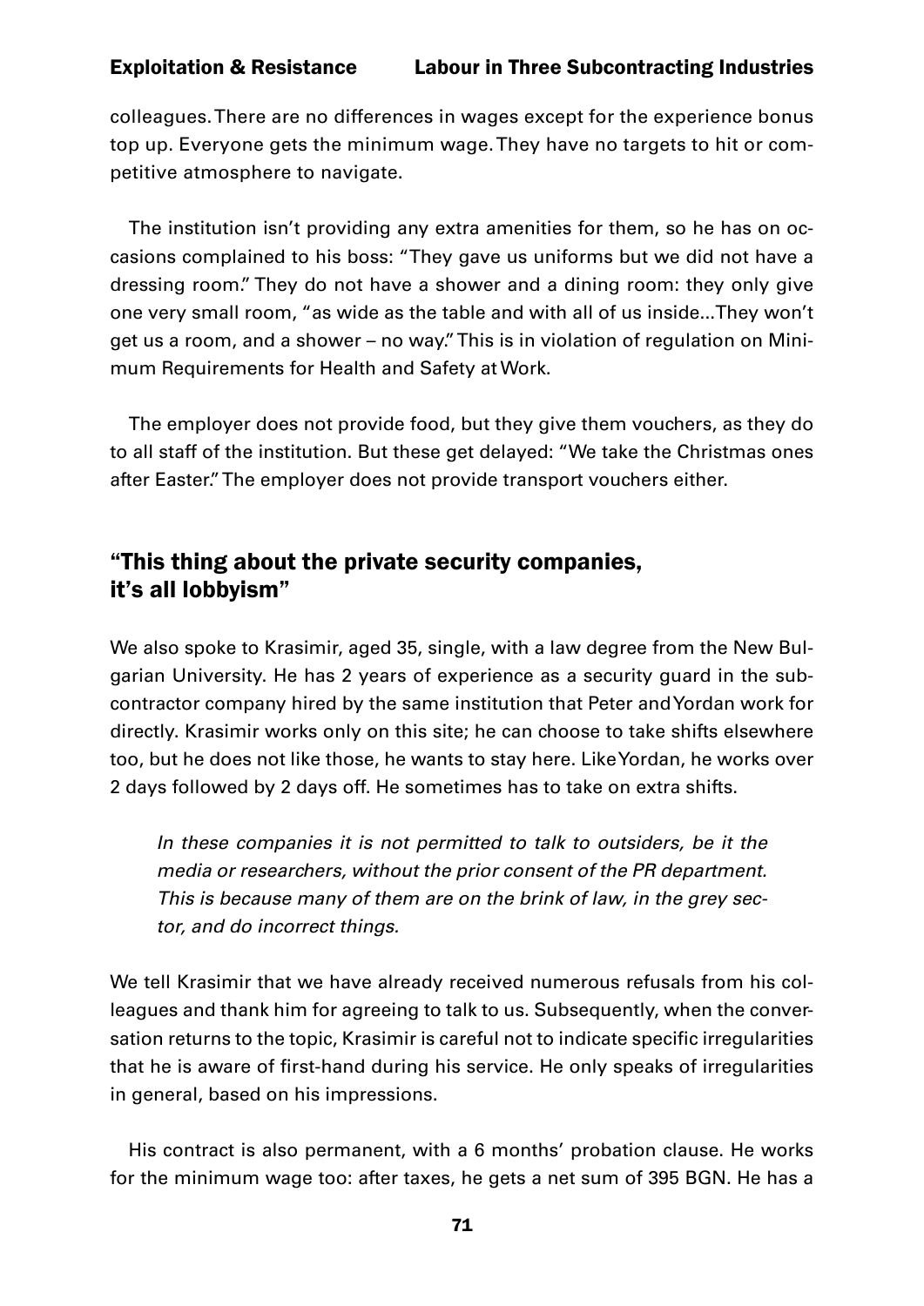colleagues. There are no differences in wages except for the experience bonus top up. Everyone gets the minimum wage. They have no targets to hit or competitive atmosphere to navigate.

The institution isn't providing any extra amenities for them, so he has on occasions complained to his boss: "They gave us uniforms but we did not have a dressing room." They do not have a shower and a dining room: they only give one very small room, "as wide as the table and with all of us inside...They won't get us a room, and a shower – no way." This is in violation of regulation on Minimum Requirements for Health and Safety at Work.

The employer does not provide food, but they give them vouchers, as they do to all staff of the institution. But these get delayed: "We take the Christmas ones after Easter." The employer does not provide transport vouchers either.

## "This thing about the private security companies, it's all lobbyism"

We also spoke to Krasimir, aged 35, single, with a law degree from the New Bulgarian University. He has 2 years of experience as a security guard in the subcontractor company hired by the same institution that Peter and Yordan work for directly. Krasimir works only on this site; he can choose to take shifts elsewhere too, but he does not like those, he wants to stay here. Like Yordan, he works over 2 days followed by 2 days off. He sometimes has to take on extra shifts.

> *In these companies it is not permitted to talk to outsiders, be it the media or researchers, without the prior consent of the PR department. This is because many of them are on the brink of law, in the grey sector, and do incorrect things.*

We tell Krasimir that we have already received numerous refusals from his colleagues and thank him for agreeing to talk to us. Subsequently, when the conversation returns to the topic, Krasimir is careful not to indicate specific irregularities that he is aware of first-hand during his service. He only speaks of irregularities in general, based on his impressions.

His contract is also permanent, with a 6 months' probation clause. He works for the minimum wage too: after taxes, he gets a net sum of 395 BGN. He has a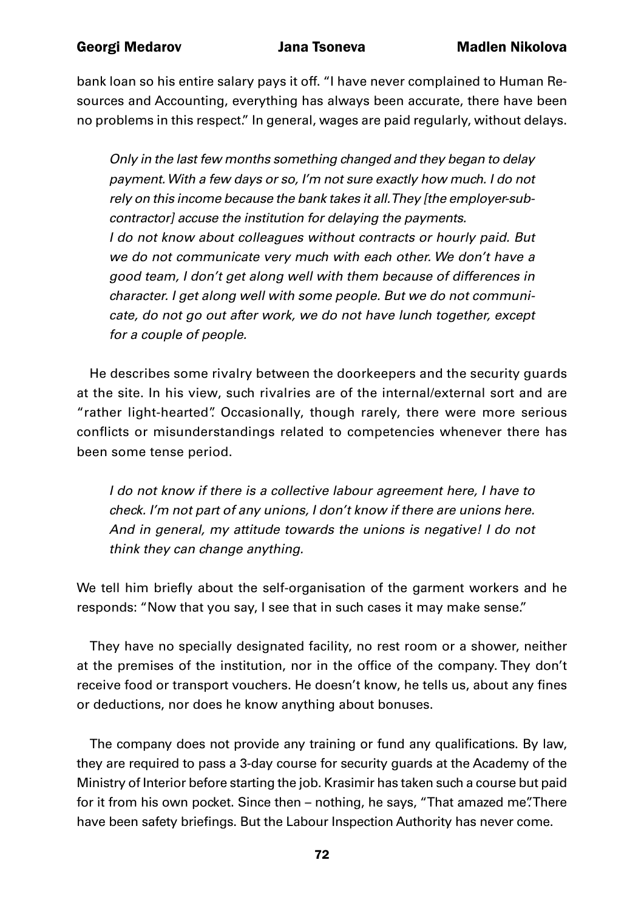bank loan so his entire salary pays it off. "I have never complained to Human Resources and Accounting, everything has always been accurate, there have been no problems in this respect." In general, wages are paid regularly, without delays.

> *Only in the last few months something changed and they began to delay payment. With a few days or so, I'm not sure exactly how much. I do not rely on this income because the bank takes it all. They [the employer-subcontractor] accuse the institution for delaying the payments.*
> *I do not know about colleagues without contracts or hourly paid. But we do not communicate very much with each other. We don't have a good team, I don't get along well with them because of differences in character. I get along well with some people. But we do not communicate, do not go out after work, we do not have lunch together, except for a couple of people.*

He describes some rivalry between the doorkeepers and the security guards at the site. In his view, such rivalries are of the internal/external sort and are "rather light-hearted". Occasionally, though rarely, there were more serious conflicts or misunderstandings related to competencies whenever there has been some tense period.

> *I do not know if there is a collective labour agreement here, I have to check. I'm not part of any unions, I don't know if there are unions here. And in general, my attitude towards the unions is negative! I do not think they can change anything.*

We tell him briefly about the self-organisation of the garment workers and he responds: "Now that you say, I see that in such cases it may make sense."

They have no specially designated facility, no rest room or a shower, neither at the premises of the institution, nor in the office of the company. They don't receive food or transport vouchers. He doesn't know, he tells us, about any fines or deductions, nor does he know anything about bonuses.

The company does not provide any training or fund any qualifications. By law, they are required to pass a 3-day course for security guards at the Academy of the Ministry of Interior before starting the job. Krasimir has taken such a course but paid for it from his own pocket. Since then – nothing, he says, "That amazed me". There have been safety briefings. But the Labour Inspection Authority has never come.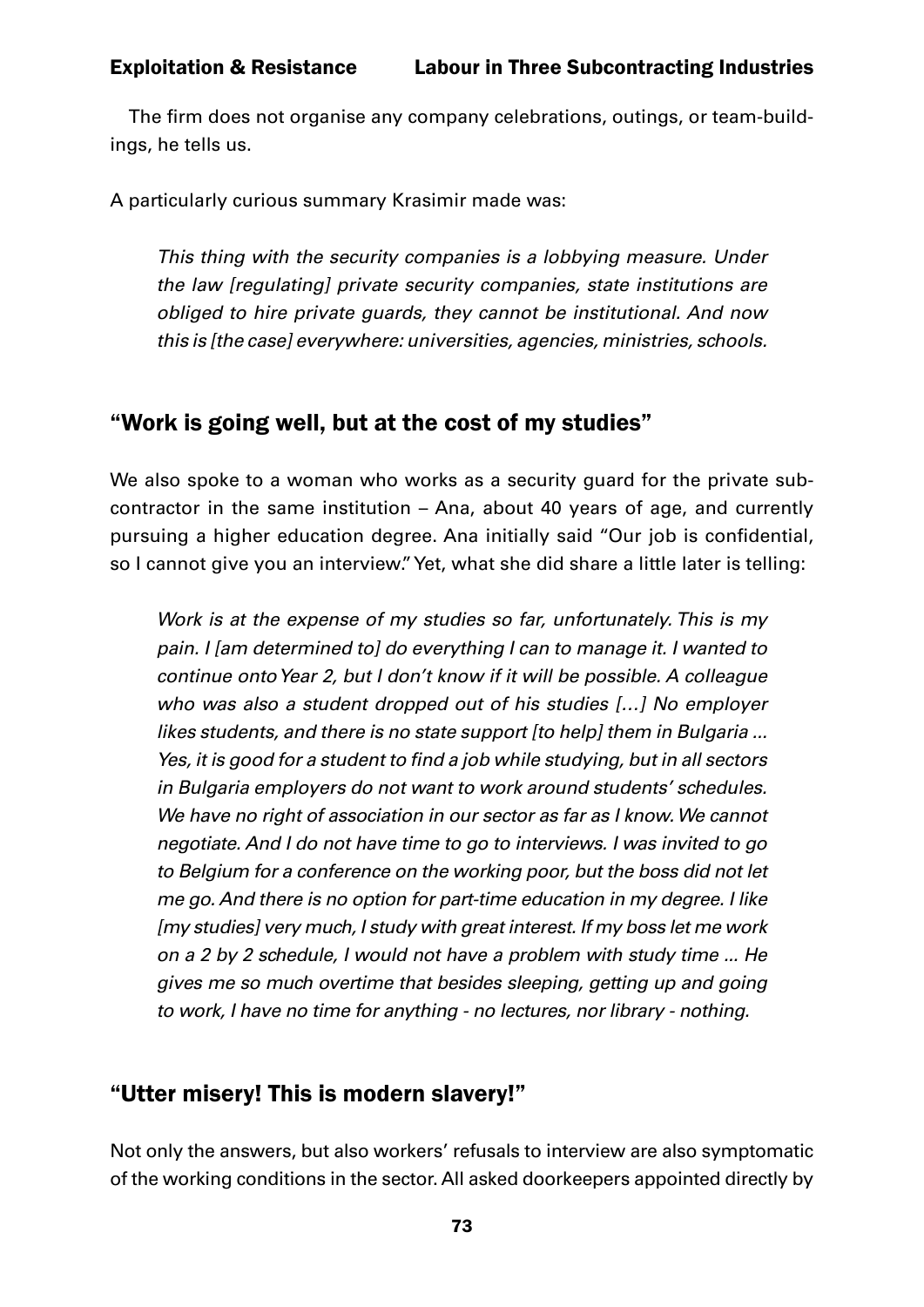The firm does not organise any company celebrations, outings, or team-buildings, he tells us.

A particularly curious summary Krasimir made was:

> *This thing with the security companies is a lobbying measure. Under the law [regulating] private security companies, state institutions are obliged to hire private guards, they cannot be institutional. And now this is [the case] everywhere: universities, agencies, ministries, schools.*

## "Work is going well, but at the cost of my studies"

We also spoke to a woman who works as a security guard for the private subcontractor in the same institution – Ana, about 40 years of age, and currently pursuing a higher education degree. Ana initially said "Our job is confidential, so I cannot give you an interview." Yet, what she did share a little later is telling:

> *Work is at the expense of my studies so far, unfortunately. This is my pain. I [am determined to] do everything I can to manage it. I wanted to continue onto Year 2, but I don't know if it will be possible. A colleague who was also a student dropped out of his studies […] No employer likes students, and there is no state support [to help] them in Bulgaria ... Yes, it is good for a student to find a job while studying, but in all sectors in Bulgaria employers do not want to work around students' schedules. We have no right of association in our sector as far as I know. We cannot negotiate. And I do not have time to go to interviews. I was invited to go to Belgium for a conference on the working poor, but the boss did not let me go. And there is no option for part-time education in my degree. I like [my studies] very much, I study with great interest. If my boss let me work on a 2 by 2 schedule, I would not have a problem with study time ... He gives me so much overtime that besides sleeping, getting up and going to work, I have no time for anything - no lectures, nor library - nothing.*

## "Utter misery! This is modern slavery!"

Not only the answers, but also workers' refusals to interview are also symptomatic of the working conditions in the sector. All asked doorkeepers appointed directly by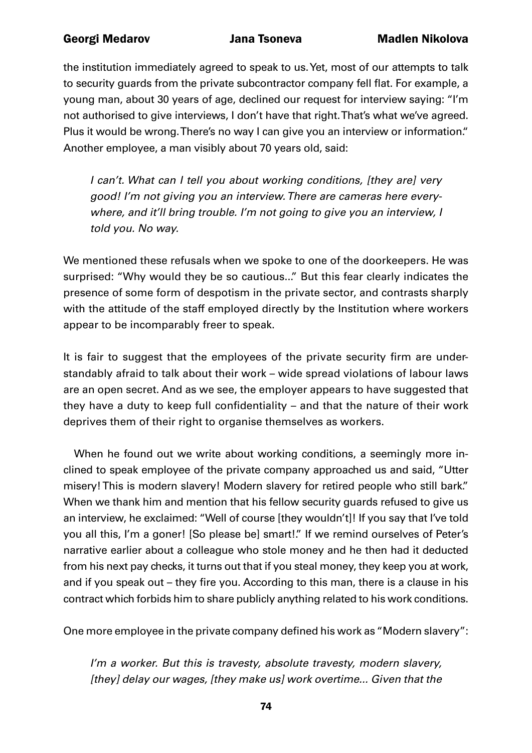the institution immediately agreed to speak to us. Yet, most of our attempts to talk to security guards from the private subcontractor company fell flat. For example, a young man, about 30 years of age, declined our request for interview saying: "I'm not authorised to give interviews, I don't have that right. That's what we've agreed. Plus it would be wrong. There's no way I can give you an interview or information." Another employee, a man visibly about 70 years old, said:

> *I can't. What can I tell you about working conditions, [they are] very good! I'm not giving you an interview. There are cameras here everywhere, and it'll bring trouble. I'm not going to give you an interview, I told you. No way.*

We mentioned these refusals when we spoke to one of the doorkeepers. He was surprised: "Why would they be so cautious..." But this fear clearly indicates the presence of some form of despotism in the private sector, and contrasts sharply with the attitude of the staff employed directly by the Institution where workers appear to be incomparably freer to speak.

It is fair to suggest that the employees of the private security firm are understandably afraid to talk about their work – wide spread violations of labour laws are an open secret. And as we see, the employer appears to have suggested that they have a duty to keep full confidentiality – and that the nature of their work deprives them of their right to organise themselves as workers.

When he found out we write about working conditions, a seemingly more inclined to speak employee of the private company approached us and said, "Utter misery! This is modern slavery! Modern slavery for retired people who still bark." When we thank him and mention that his fellow security guards refused to give us an interview, he exclaimed: "Well of course [they wouldn't]! If you say that I've told you all this, I'm a goner! [So please be] smart!." If we remind ourselves of Peter's narrative earlier about a colleague who stole money and he then had it deducted from his next pay checks, it turns out that if you steal money, they keep you at work, and if you speak out – they fire you. According to this man, there is a clause in his contract which forbids him to share publicly anything related to his work conditions.

One more employee in the private company defined his work as "Modern slavery":

> *I'm a worker. But this is travesty, absolute travesty, modern slavery, [they] delay our wages, [they make us] work overtime... Given that the*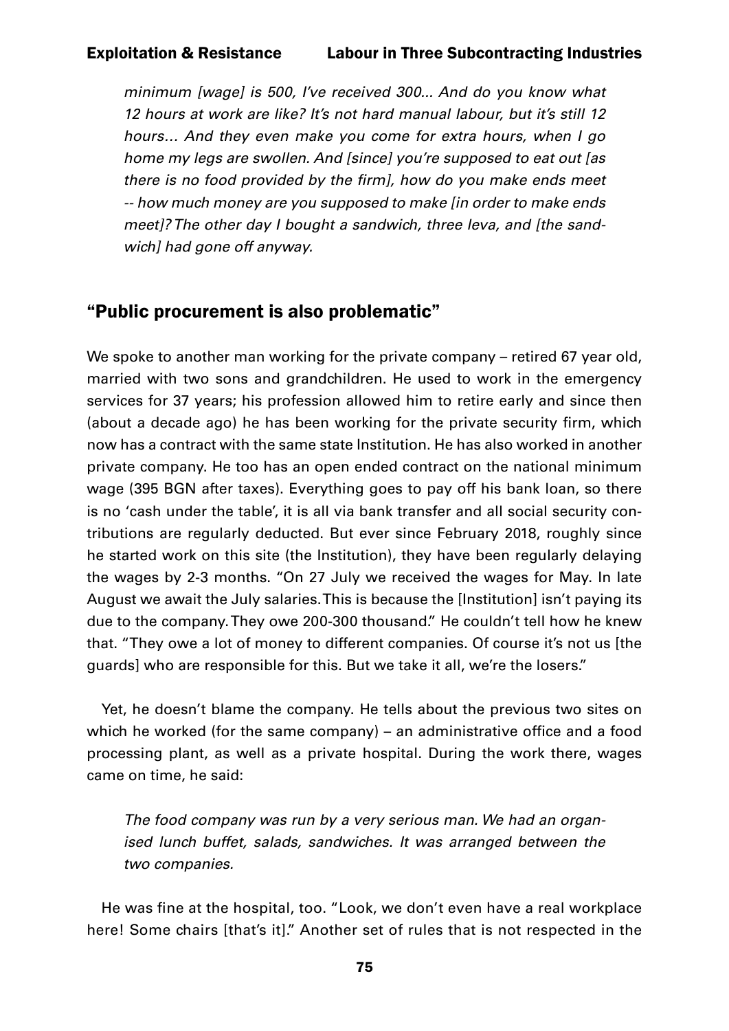*minimum [wage] is 500, I've received 300... And do you know what 12 hours at work are like? It's not hard manual labour, but it's still 12 hours… And they even make you come for extra hours, when I go home my legs are swollen. And [since] you're supposed to eat out [as there is no food provided by the firm], how do you make ends meet -- how much money are you supposed to make [in order to make ends meet]? The other day I bought a sandwich, three leva, and [the sandwich] had gone off anyway.*

## "Public procurement is also problematic"

We spoke to another man working for the private company – retired 67 year old, married with two sons and grandchildren. He used to work in the emergency services for 37 years; his profession allowed him to retire early and since then (about a decade ago) he has been working for the private security firm, which now has a contract with the same state Institution. He has also worked in another private company. He too has an open ended contract on the national minimum wage (395 BGN after taxes). Everything goes to pay off his bank loan, so there is no 'cash under the table', it is all via bank transfer and all social security contributions are regularly deducted. But ever since February 2018, roughly since he started work on this site (the Institution), they have been regularly delaying the wages by 2-3 months. "On 27 July we received the wages for May. In late August we await the July salaries. This is because the [Institution] isn't paying its due to the company. They owe 200-300 thousand." He couldn't tell how he knew that. "They owe a lot of money to different companies. Of course it's not us [the guards] who are responsible for this. But we take it all, we're the losers."

Yet, he doesn't blame the company. He tells about the previous two sites on which he worked (for the same company) – an administrative office and a food processing plant, as well as a private hospital. During the work there, wages came on time, he said:

*The food company was run by a very serious man. We had an organised lunch buffet, salads, sandwiches. It was arranged between the two companies.*

He was fine at the hospital, too. "Look, we don't even have a real workplace here! Some chairs [that's it]." Another set of rules that is not respected in the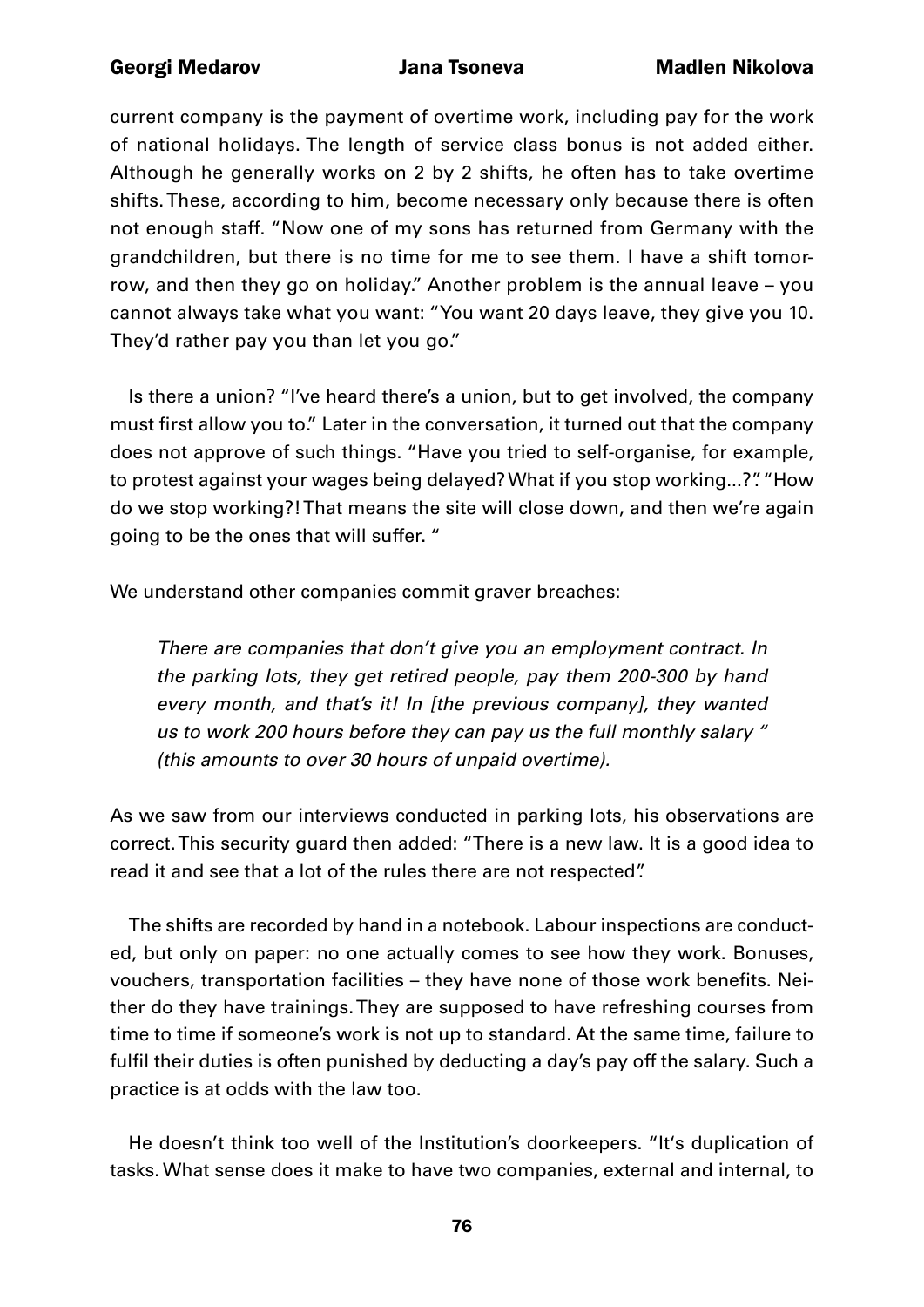current company is the payment of overtime work, including pay for the work of national holidays. The length of service class bonus is not added either. Although he generally works on 2 by 2 shifts, he often has to take overtime shifts. These, according to him, become necessary only because there is often not enough staff. "Now one of my sons has returned from Germany with the grandchildren, but there is no time for me to see them. I have a shift tomorrow, and then they go on holiday." Another problem is the annual leave – you cannot always take what you want: "You want 20 days leave, they give you 10. They'd rather pay you than let you go."

Is there a union? "I've heard there's a union, but to get involved, the company must first allow you to." Later in the conversation, it turned out that the company does not approve of such things. "Have you tried to self-organise, for example, to protest against your wages being delayed? What if you stop working...?". "How do we stop working?! That means the site will close down, and then we're again going to be the ones that will suffer. "

We understand other companies commit graver breaches:

> *There are companies that don't give you an employment contract. In the parking lots, they get retired people, pay them 200-300 by hand every month, and that's it! In [the previous company], they wanted us to work 200 hours before they can pay us the full monthly salary " (this amounts to over 30 hours of unpaid overtime).*

As we saw from our interviews conducted in parking lots, his observations are correct. This security guard then added: "There is a new law. It is a good idea to read it and see that a lot of the rules there are not respected".

The shifts are recorded by hand in a notebook. Labour inspections are conducted, but only on paper: no one actually comes to see how they work. Bonuses, vouchers, transportation facilities – they have none of those work benefits. Neither do they have trainings. They are supposed to have refreshing courses from time to time if someone's work is not up to standard. At the same time, failure to fulfil their duties is often punished by deducting a day's pay off the salary. Such a practice is at odds with the law too.

He doesn't think too well of the Institution's doorkeepers. "It's duplication of tasks. What sense does it make to have two companies, external and internal, to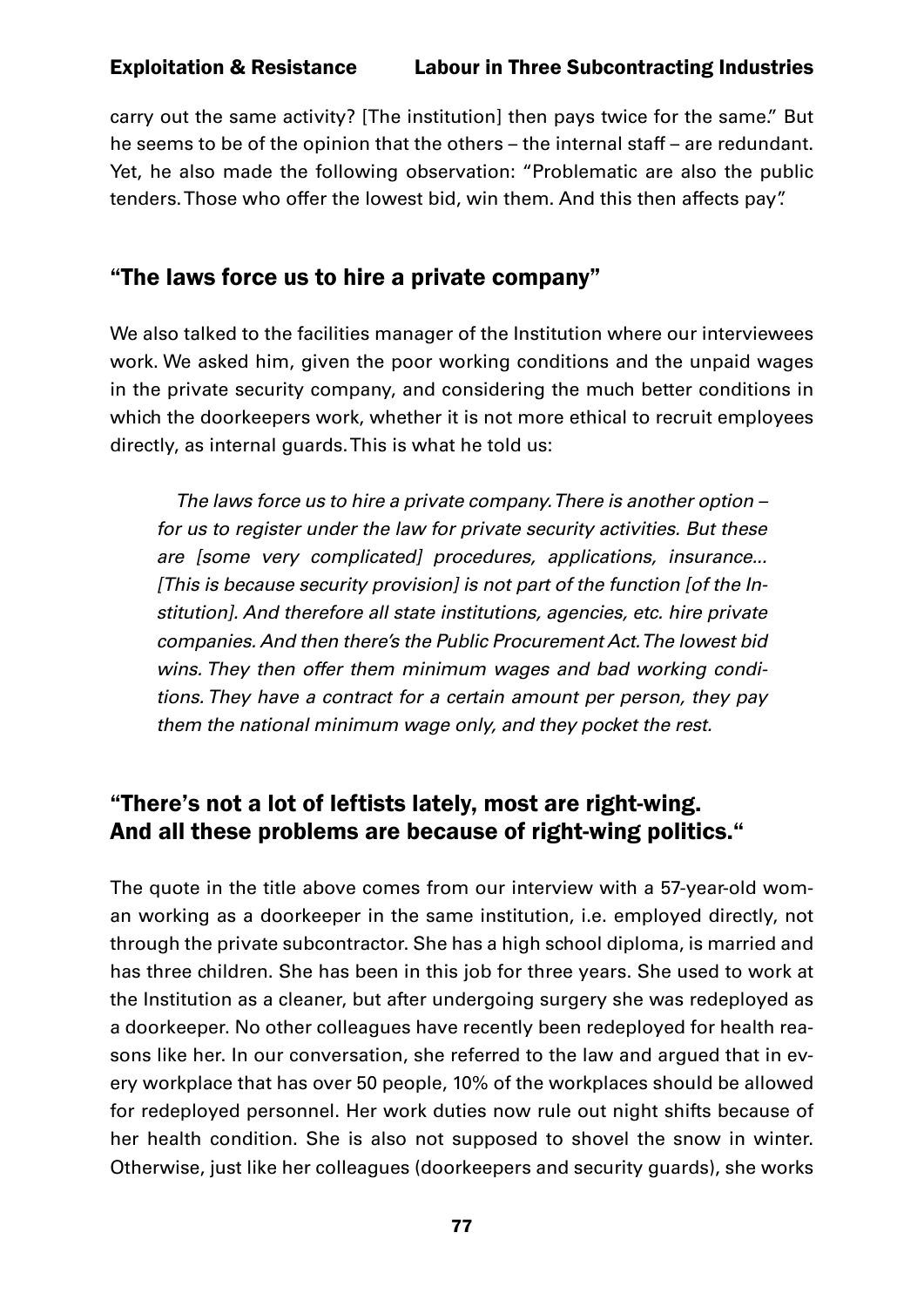carry out the same activity? [The institution] then pays twice for the same." But he seems to be of the opinion that the others – the internal staff – are redundant. Yet, he also made the following observation: "Problematic are also the public tenders. Those who offer the lowest bid, win them. And this then affects pay".

## "The laws force us to hire a private company"

We also talked to the facilities manager of the Institution where our interviewees work. We asked him, given the poor working conditions and the unpaid wages in the private security company, and considering the much better conditions in which the doorkeepers work, whether it is not more ethical to recruit employees directly, as internal guards. This is what he told us:

> *The laws force us to hire a private company. There is another option – for us to register under the law for private security activities. But these are [some very complicated] procedures, applications, insurance... [This is because security provision] is not part of the function [of the Institution]. And therefore all state institutions, agencies, etc. hire private companies. And then there's the Public Procurement Act. The lowest bid wins. They then offer them minimum wages and bad working conditions. They have a contract for a certain amount per person, they pay them the national minimum wage only, and they pocket the rest.*

## "There's not a lot of leftists lately, most are right-wing. And all these problems are because of right-wing politics."

The quote in the title above comes from our interview with a 57-year-old woman working as a doorkeeper in the same institution, i.e. employed directly, not through the private subcontractor. She has a high school diploma, is married and has three children. She has been in this job for three years. She used to work at the Institution as a cleaner, but after undergoing surgery she was redeployed as a doorkeeper. No other colleagues have recently been redeployed for health reasons like her. In our conversation, she referred to the law and argued that in every workplace that has over 50 people, 10% of the workplaces should be allowed for redeployed personnel. Her work duties now rule out night shifts because of her health condition. She is also not supposed to shovel the snow in winter. Otherwise, just like her colleagues (doorkeepers and security guards), she works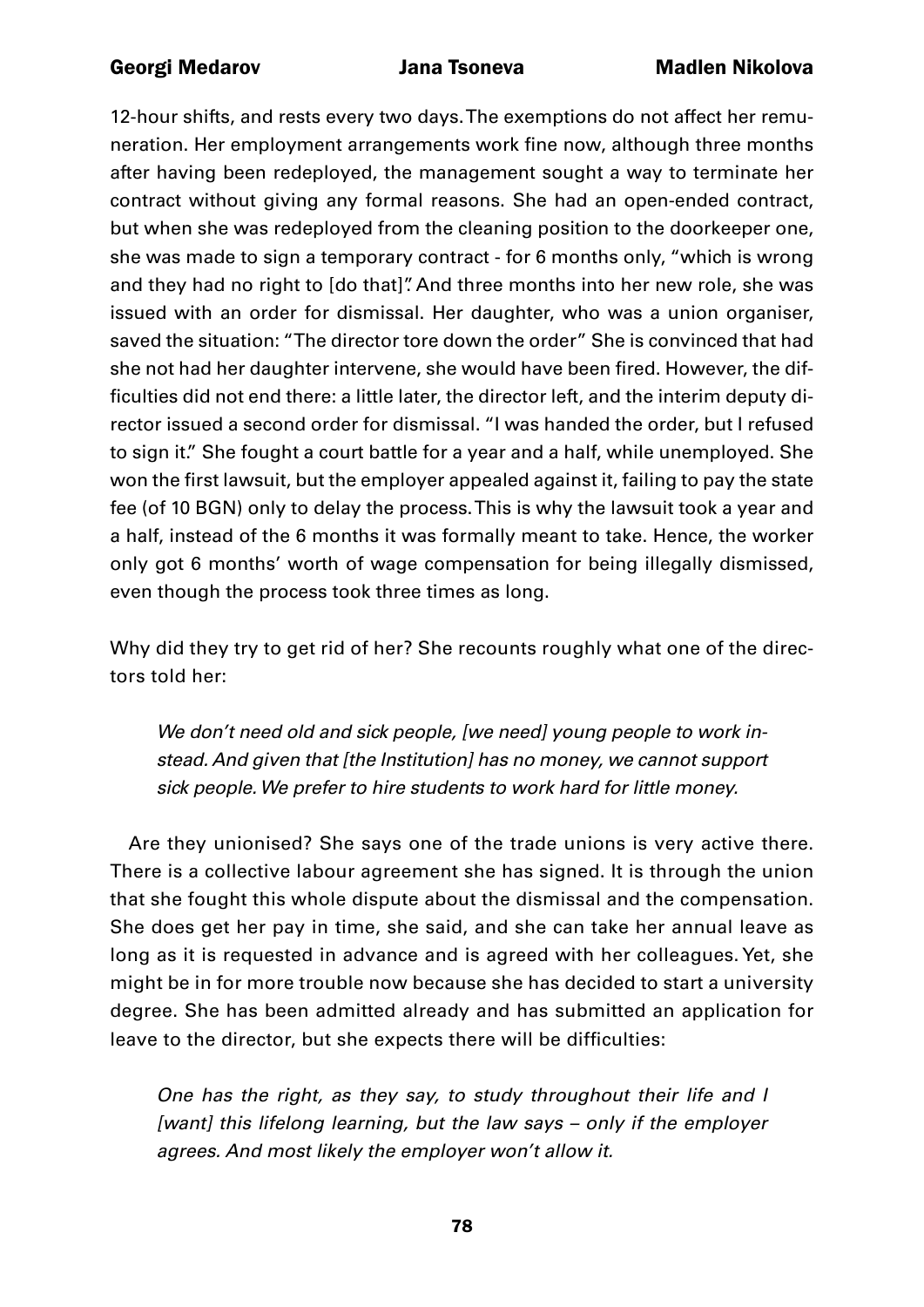12-hour shifts, and rests every two days. The exemptions do not affect her remuneration. Her employment arrangements work fine now, although three months after having been redeployed, the management sought a way to terminate her contract without giving any formal reasons. She had an open-ended contract, but when she was redeployed from the cleaning position to the doorkeeper one, she was made to sign a temporary contract - for 6 months only, "which is wrong and they had no right to [do that]". And three months into her new role, she was issued with an order for dismissal. Her daughter, who was a union organiser, saved the situation: "The director tore down the order" She is convinced that had she not had her daughter intervene, she would have been fired. However, the difficulties did not end there: a little later, the director left, and the interim deputy director issued a second order for dismissal. "I was handed the order, but I refused to sign it." She fought a court battle for a year and a half, while unemployed. She won the first lawsuit, but the employer appealed against it, failing to pay the state fee (of 10 BGN) only to delay the process. This is why the lawsuit took a year and a half, instead of the 6 months it was formally meant to take. Hence, the worker only got 6 months' worth of wage compensation for being illegally dismissed, even though the process took three times as long.

Why did they try to get rid of her? She recounts roughly what one of the directors told her:

> *We don't need old and sick people, [we need] young people to work instead. And given that [the Institution] has no money, we cannot support sick people. We prefer to hire students to work hard for little money.*

Are they unionised? She says one of the trade unions is very active there. There is a collective labour agreement she has signed. It is through the union that she fought this whole dispute about the dismissal and the compensation. She does get her pay in time, she said, and she can take her annual leave as long as it is requested in advance and is agreed with her colleagues. Yet, she might be in for more trouble now because she has decided to start a university degree. She has been admitted already and has submitted an application for leave to the director, but she expects there will be difficulties:

> *One has the right, as they say, to study throughout their life and I [want] this lifelong learning, but the law says – only if the employer agrees. And most likely the employer won't allow it.*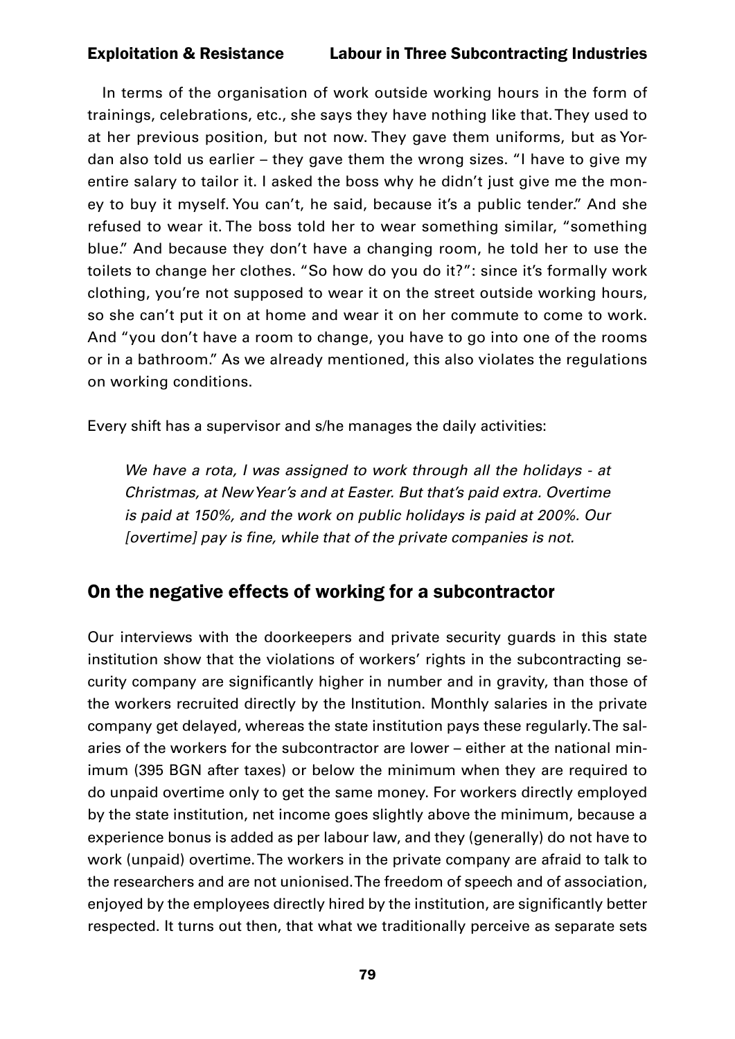In terms of the organisation of work outside working hours in the form of trainings, celebrations, etc., she says they have nothing like that. They used to at her previous position, but not now. They gave them uniforms, but as Yordan also told us earlier – they gave them the wrong sizes. "I have to give my entire salary to tailor it. I asked the boss why he didn't just give me the money to buy it myself. You can't, he said, because it's a public tender." And she refused to wear it. The boss told her to wear something similar, "something blue." And because they don't have a changing room, he told her to use the toilets to change her clothes. "So how do you do it?": since it's formally work clothing, you're not supposed to wear it on the street outside working hours, so she can't put it on at home and wear it on her commute to come to work. And "you don't have a room to change, you have to go into one of the rooms or in a bathroom." As we already mentioned, this also violates the regulations on working conditions.

Every shift has a supervisor and s/he manages the daily activities:

> *We have a rota, I was assigned to work through all the holidays - at Christmas, at New Year's and at Easter. But that's paid extra. Overtime is paid at 150%, and the work on public holidays is paid at 200%. Our [overtime] pay is fine, while that of the private companies is not.*

## On the negative effects of working for a subcontractor

Our interviews with the doorkeepers and private security guards in this state institution show that the violations of workers' rights in the subcontracting security company are significantly higher in number and in gravity, than those of the workers recruited directly by the Institution. Monthly salaries in the private company get delayed, whereas the state institution pays these regularly. The salaries of the workers for the subcontractor are lower – either at the national minimum (395 BGN after taxes) or below the minimum when they are required to do unpaid overtime only to get the same money. For workers directly employed by the state institution, net income goes slightly above the minimum, because a experience bonus is added as per labour law, and they (generally) do not have to work (unpaid) overtime. The workers in the private company are afraid to talk to the researchers and are not unionised. The freedom of speech and of association, enjoyed by the employees directly hired by the institution, are significantly better respected. It turns out then, that what we traditionally perceive as separate sets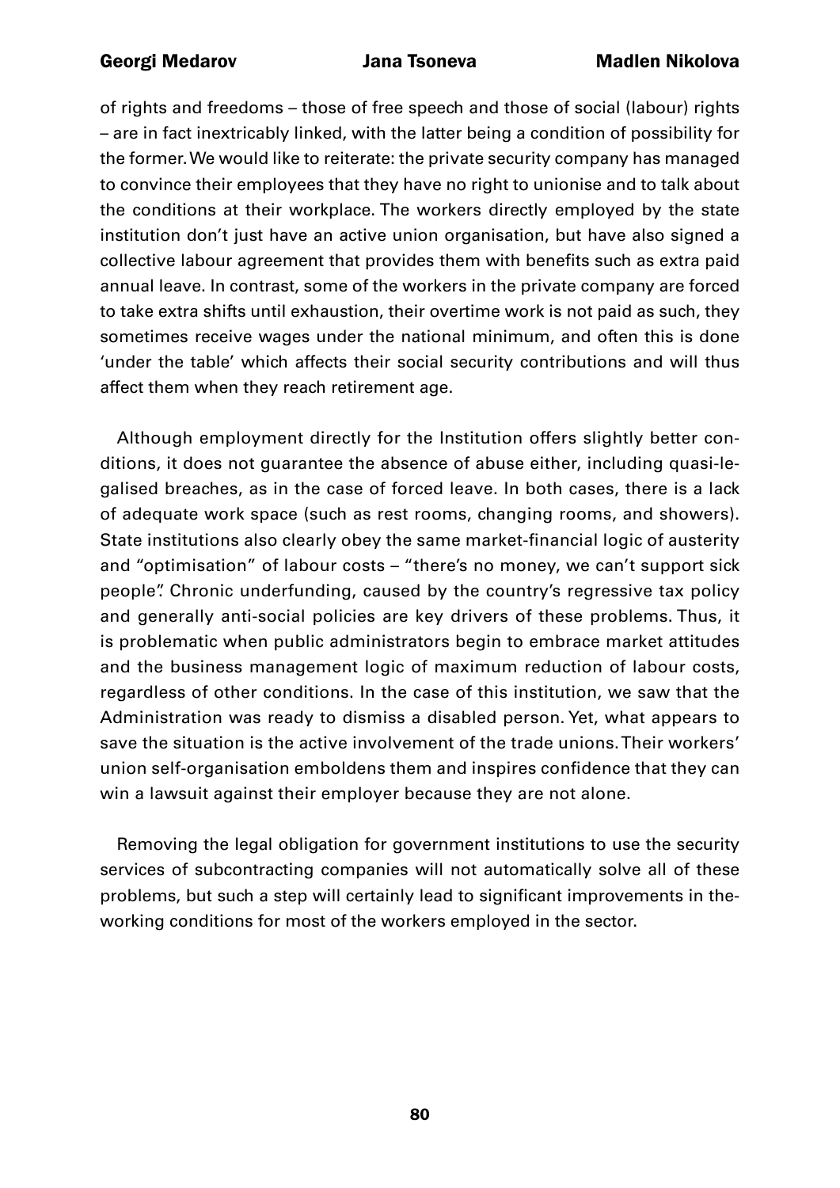of rights and freedoms – those of free speech and those of social (labour) rights – are in fact inextricably linked, with the latter being a condition of possibility for the former. We would like to reiterate: the private security company has managed to convince their employees that they have no right to unionise and to talk about the conditions at their workplace. The workers directly employed by the state institution don't just have an active union organisation, but have also signed a collective labour agreement that provides them with benefits such as extra paid annual leave. In contrast, some of the workers in the private company are forced to take extra shifts until exhaustion, their overtime work is not paid as such, they sometimes receive wages under the national minimum, and often this is done 'under the table' which affects their social security contributions and will thus affect them when they reach retirement age.

Although employment directly for the Institution offers slightly better conditions, it does not guarantee the absence of abuse either, including quasi-legalised breaches, as in the case of forced leave. In both cases, there is a lack of adequate work space (such as rest rooms, changing rooms, and showers). State institutions also clearly obey the same market-financial logic of austerity and "optimisation" of labour costs – "there's no money, we can't support sick people". Chronic underfunding, caused by the country's regressive tax policy and generally anti-social policies are key drivers of these problems. Thus, it is problematic when public administrators begin to embrace market attitudes and the business management logic of maximum reduction of labour costs, regardless of other conditions. In the case of this institution, we saw that the Administration was ready to dismiss a disabled person. Yet, what appears to save the situation is the active involvement of the trade unions. Their workers' union self-organisation emboldens them and inspires confidence that they can win a lawsuit against their employer because they are not alone.

Removing the legal obligation for government institutions to use the security services of subcontracting companies will not automatically solve all of these problems, but such a step will certainly lead to significant improvements in the working conditions for most of the workers employed in the sector.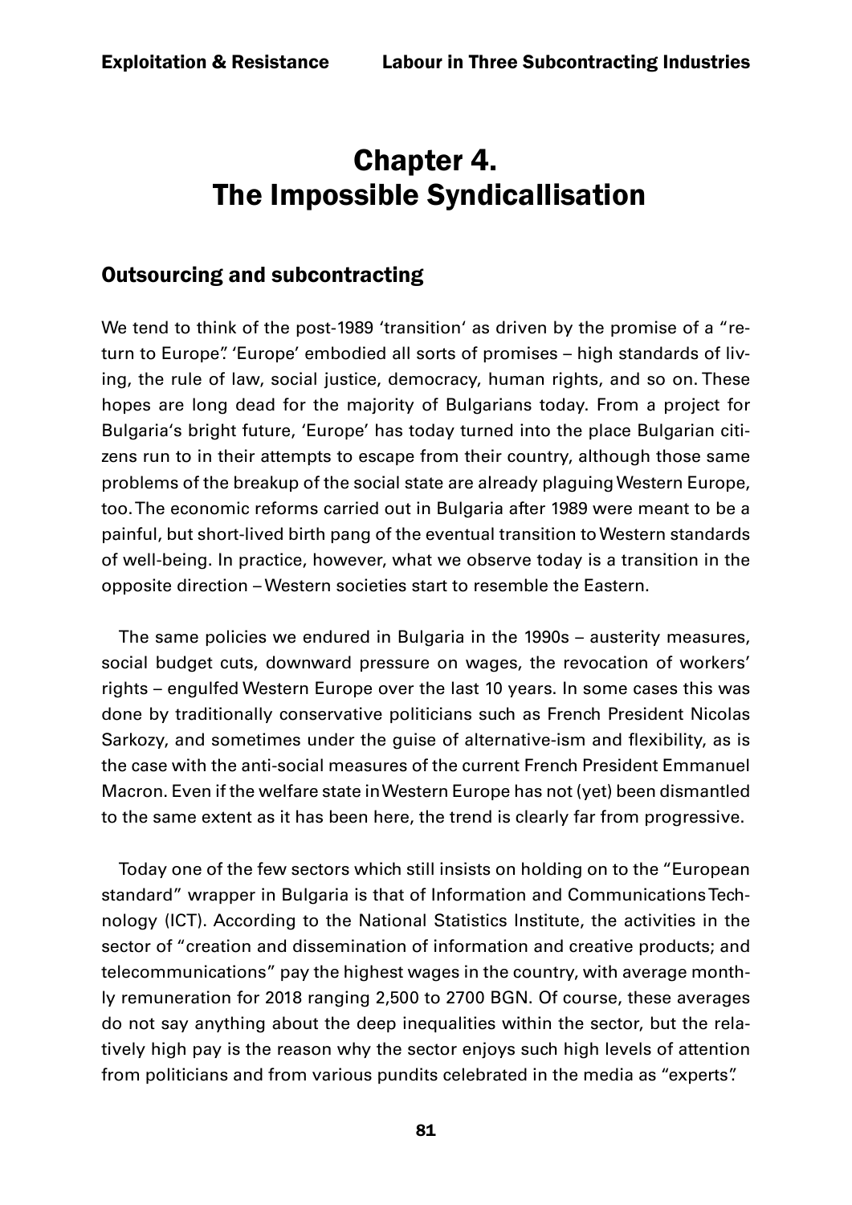# Chapter 4. The Impossible Syndicallisation

## Outsourcing and subcontracting

We tend to think of the post-1989 'transition' as driven by the promise of a "return to Europe". 'Europe' embodied all sorts of promises – high standards of living, the rule of law, social justice, democracy, human rights, and so on. These hopes are long dead for the majority of Bulgarians today. From a project for Bulgaria's bright future, 'Europe' has today turned into the place Bulgarian citizens run to in their attempts to escape from their country, although those same problems of the breakup of the social state are already plaguing Western Europe, too. The economic reforms carried out in Bulgaria after 1989 were meant to be a painful, but short-lived birth pang of the eventual transition to Western standards of well-being. In practice, however, what we observe today is a transition in the opposite direction – Western societies start to resemble the Eastern.

The same policies we endured in Bulgaria in the 1990s – austerity measures, social budget cuts, downward pressure on wages, the revocation of workers' rights – engulfed Western Europe over the last 10 years. In some cases this was done by traditionally conservative politicians such as French President Nicolas Sarkozy, and sometimes under the guise of alternative-ism and flexibility, as is the case with the anti-social measures of the current French President Emmanuel Macron. Even if the welfare state in Western Europe has not (yet) been dismantled to the same extent as it has been here, the trend is clearly far from progressive.

Today one of the few sectors which still insists on holding on to the "European standard" wrapper in Bulgaria is that of Information and Communications Technology (ICT). According to the National Statistics Institute, the activities in the sector of "creation and dissemination of information and creative products; and telecommunications" pay the highest wages in the country, with average monthly remuneration for 2018 ranging 2,500 to 2700 BGN. Of course, these averages do not say anything about the deep inequalities within the sector, but the relatively high pay is the reason why the sector enjoys such high levels of attention from politicians and from various pundits celebrated in the media as "experts".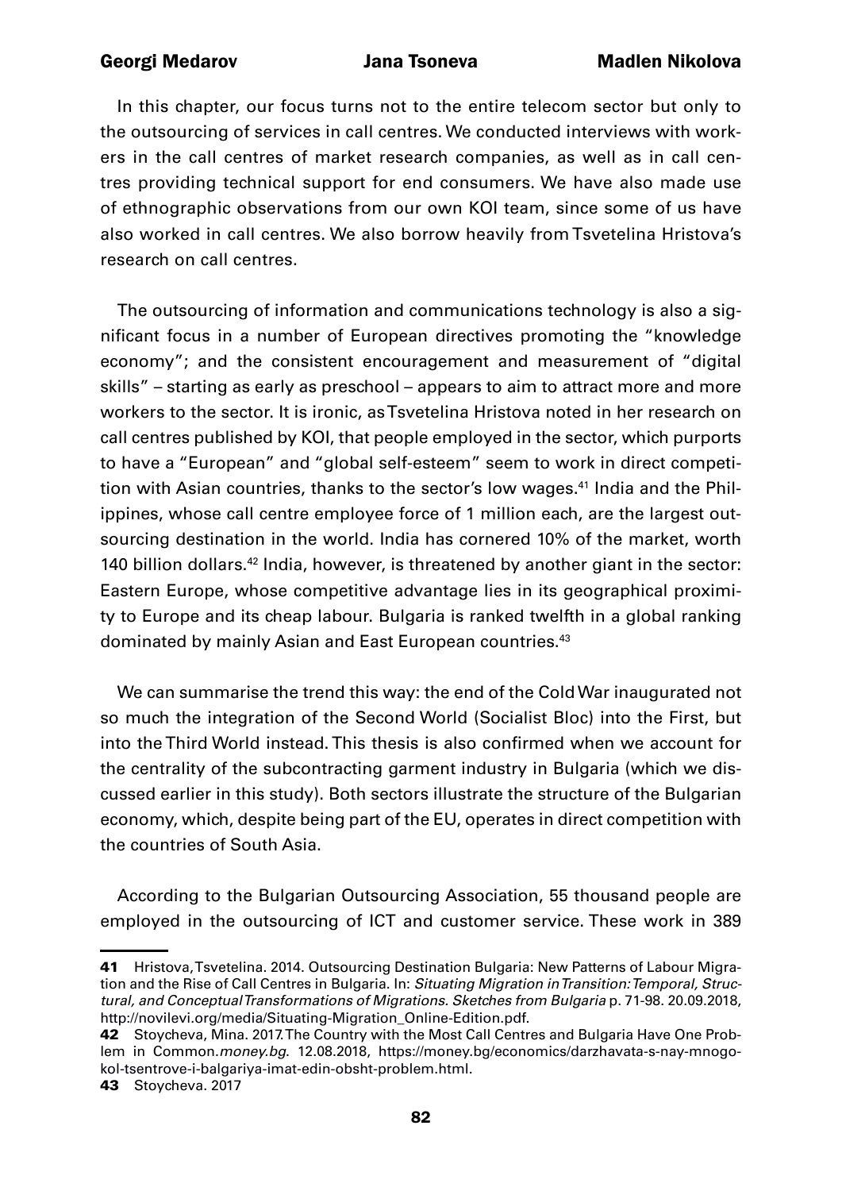In this chapter, our focus turns not to the entire telecom sector but only to the outsourcing of services in call centres. We conducted interviews with workers in the call centres of market research companies, as well as in call centres providing technical support for end consumers. We have also made use of ethnographic observations from our own KOI team, since some of us have also worked in call centres. We also borrow heavily from Tsvetelina Hristova's research on call centres.

The outsourcing of information and communications technology is also a significant focus in a number of European directives promoting the "knowledge economy"; and the consistent encouragement and measurement of "digital skills" – starting as early as preschool – appears to aim to attract more and more workers to the sector. It is ironic, as Tsvetelina Hristova noted in her research on call centres published by KOI, that people employed in the sector, which purports to have a "European" and "global self-esteem" seem to work in direct competition with Asian countries, thanks to the sector's low wages.[41] India and the Philippines, whose call centre employee force of 1 million each, are the largest outsourcing destination in the world. India has cornered 10% of the market, worth 140 billion dollars.[42] India, however, is threatened by another giant in the sector: Eastern Europe, whose competitive advantage lies in its geographical proximity to Europe and its cheap labour. Bulgaria is ranked twelfth in a global ranking dominated by mainly Asian and East European countries.[43]

We can summarise the trend this way: the end of the Cold War inaugurated not so much the integration of the Second World (Socialist Bloc) into the First, but into the Third World instead. This thesis is also confirmed when we account for the centrality of the subcontracting garment industry in Bulgaria (which we discussed earlier in this study). Both sectors illustrate the structure of the Bulgarian economy, which, despite being part of the EU, operates in direct competition with the countries of South Asia.

According to the Bulgarian Outsourcing Association, 55 thousand people are employed in the outsourcing of ICT and customer service. These work in 389

---

**41** Hristova, Tsvetelina. 2014. Outsourcing Destination Bulgaria: New Patterns of Labour Migration and the Rise of Call Centres in Bulgaria. In: *Situating Migration in Transition: Temporal, Structural, and Conceptual Transformations of Migrations. Sketches from Bulgaria* p. 71-98. 20.09.2018, http://novilevi.org/media/Situating-Migration_Online-Edition.pdf.

**42** Stoycheva, Mina. 2017. The Country with the Most Call Centres and Bulgaria Have One Problem in Common. *money.bg*. 12.08.2018, https://money.bg/economics/darzhavata-s-nay-mnogo-kol-tsentrove-i-balgariya-imat-edin-obsht-problem.html.

**43** Stoycheva. 2017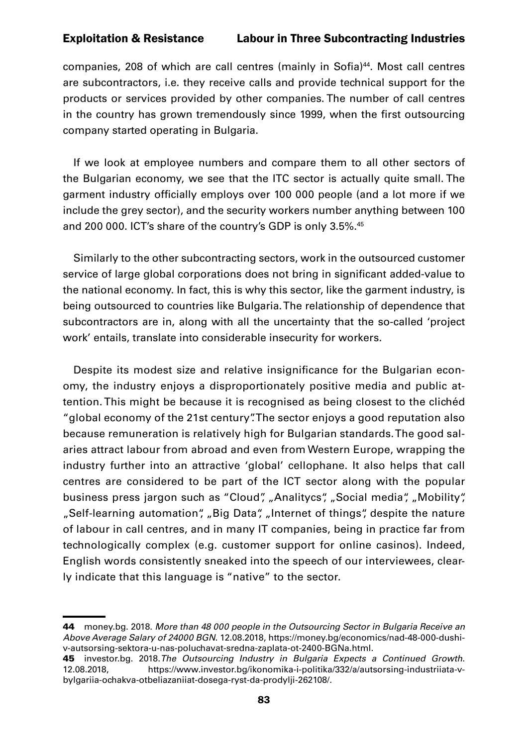companies, 208 of which are call centres (mainly in Sofia)[44]. Most call centres are subcontractors, i.e. they receive calls and provide technical support for the products or services provided by other companies. The number of call centres in the country has grown tremendously since 1999, when the first outsourcing company started operating in Bulgaria.

If we look at employee numbers and compare them to all other sectors of the Bulgarian economy, we see that the ITC sector is actually quite small. The garment industry officially employs over 100 000 people (and a lot more if we include the grey sector), and the security workers number anything between 100 and 200 000. ICT's share of the country's GDP is only 3.5%.[45]

Similarly to the other subcontracting sectors, work in the outsourced customer service of large global corporations does not bring in significant added-value to the national economy. In fact, this is why this sector, like the garment industry, is being outsourced to countries like Bulgaria. The relationship of dependence that subcontractors are in, along with all the uncertainty that the so-called 'project work' entails, translate into considerable insecurity for workers.

Despite its modest size and relative insignificance for the Bulgarian economy, the industry enjoys a disproportionately positive media and public attention. This might be because it is recognised as being closest to the clichéd "global economy of the 21st century". The sector enjoys a good reputation also because remuneration is relatively high for Bulgarian standards. The good salaries attract labour from abroad and even from Western Europe, wrapping the industry further into an attractive 'global' cellophane. It also helps that call centres are considered to be part of the ICT sector along with the popular business press jargon such as "Cloud", „Analitycs", „Social media", „Mobility", „Self-learning automation", „Big Data", „Internet of things", despite the nature of labour in call centres, and in many IT companies, being in practice far from technologically complex (e.g. customer support for online casinos). Indeed, English words consistently sneaked into the speech of our interviewees, clearly indicate that this language is "native" to the sector.

---

**44** money.bg. 2018. *More than 48 000 people in the Outsourcing Sector in Bulgaria Receive an Above Average Salary of 24000 BGN.* 12.08.2018, https://money.bg/economics/nad-48-000-dushi-v-autsorsing-sektora-u-nas-poluchavat-sredna-zaplata-ot-2400-BGNa.html.

**45** investor.bg. 2018. *The Outsourcing Industry in Bulgaria Expects a Continued Growth.* 12.08.2018, https://www.investor.bg/ikonomika-i-politika/332/a/autsorsing-industriiata-v-bylgariia-ochakva-otbeliazaniiat-dosega-ryst-da-prodylji-262108/.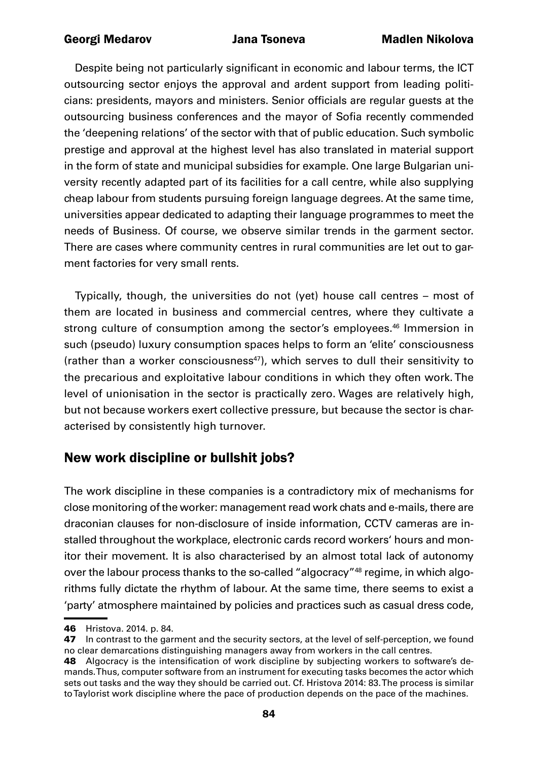Despite being not particularly significant in economic and labour terms, the ICT outsourcing sector enjoys the approval and ardent support from leading politicians: presidents, mayors and ministers. Senior officials are regular guests at the outsourcing business conferences and the mayor of Sofia recently commended the 'deepening relations' of the sector with that of public education. Such symbolic prestige and approval at the highest level has also translated in material support in the form of state and municipal subsidies for example. One large Bulgarian university recently adapted part of its facilities for a call centre, while also supplying cheap labour from students pursuing foreign language degrees. At the same time, universities appear dedicated to adapting their language programmes to meet the needs of Business. Of course, we observe similar trends in the garment sector. There are cases where community centres in rural communities are let out to garment factories for very small rents.

Typically, though, the universities do not (yet) house call centres – most of them are located in business and commercial centres, where they cultivate a strong culture of consumption among the sector's employees.[46] Immersion in such (pseudo) luxury consumption spaces helps to form an 'elite' consciousness (rather than a worker consciousness[47]), which serves to dull their sensitivity to the precarious and exploitative labour conditions in which they often work. The level of unionisation in the sector is practically zero. Wages are relatively high, but not because workers exert collective pressure, but because the sector is characterised by consistently high turnover.

## New work discipline or bullshit jobs?

The work discipline in these companies is a contradictory mix of mechanisms for close monitoring of the worker: management read work chats and e-mails, there are draconian clauses for non-disclosure of inside information, CCTV cameras are installed throughout the workplace, electronic cards record workers' hours and monitor their movement. It is also characterised by an almost total lack of autonomy over the labour process thanks to the so-called "algocracy"[48] regime, in which algorithms fully dictate the rhythm of labour. At the same time, there seems to exist a 'party' atmosphere maintained by policies and practices such as casual dress code,

---

**46** Hristova. 2014. p. 84.

**47** In contrast to the garment and the security sectors, at the level of self-perception, we found no clear demarcations distinguishing managers away from workers in the call centres.

**48** Algocracy is the intensification of work discipline by subjecting workers to software's demands. Thus, computer software from an instrument for executing tasks becomes the actor which sets out tasks and the way they should be carried out. Cf. Hristova 2014: 83. The process is similar to Taylorist work discipline where the pace of production depends on the pace of the machines.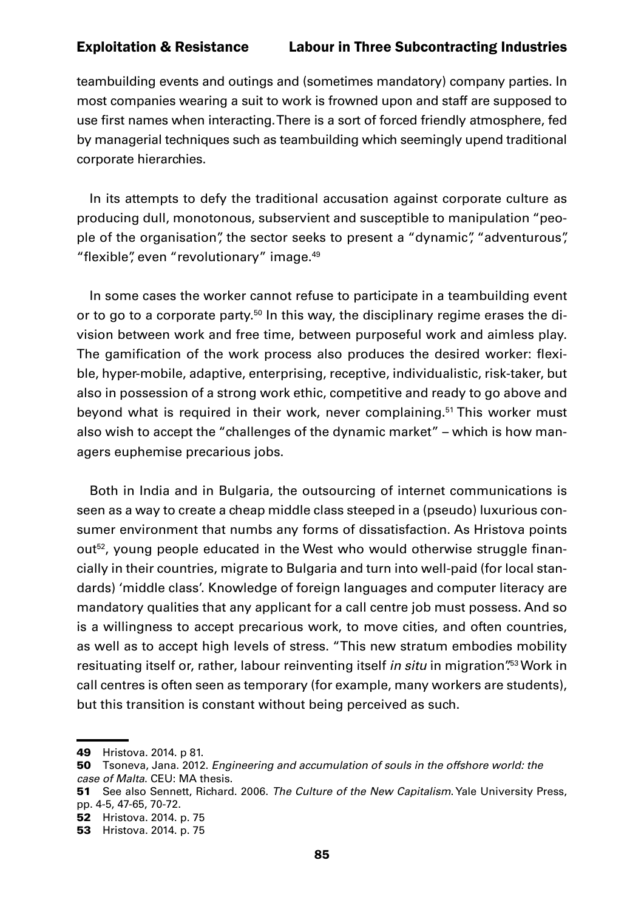teambuilding events and outings and (sometimes mandatory) company parties. In most companies wearing a suit to work is frowned upon and staff are supposed to use first names when interacting. There is a sort of forced friendly atmosphere, fed by managerial techniques such as teambuilding which seemingly upend traditional corporate hierarchies.

In its attempts to defy the traditional accusation against corporate culture as producing dull, monotonous, subservient and susceptible to manipulation "people of the organisation", the sector seeks to present a "dynamic", "adventurous", "flexible", even "revolutionary" image.[49]

In some cases the worker cannot refuse to participate in a teambuilding event or to go to a corporate party.[50] In this way, the disciplinary regime erases the division between work and free time, between purposeful work and aimless play. The gamification of the work process also produces the desired worker: flexible, hyper-mobile, adaptive, enterprising, receptive, individualistic, risk-taker, but also in possession of a strong work ethic, competitive and ready to go above and beyond what is required in their work, never complaining.[51] This worker must also wish to accept the "challenges of the dynamic market" – which is how managers euphemise precarious jobs.

Both in India and in Bulgaria, the outsourcing of internet communications is seen as a way to create a cheap middle class steeped in a (pseudo) luxurious consumer environment that numbs any forms of dissatisfaction. As Hristova points out[52], young people educated in the West who would otherwise struggle financially in their countries, migrate to Bulgaria and turn into well-paid (for local standards) 'middle class'. Knowledge of foreign languages and computer literacy are mandatory qualities that any applicant for a call centre job must possess. And so is a willingness to accept precarious work, to move cities, and often countries, as well as to accept high levels of stress. "This new stratum embodies mobility resituating itself or, rather, labour reinventing itself *in situ* in migration".[53] Work in call centres is often seen as temporary (for example, many workers are students), but this transition is constant without being perceived as such.

---

**49** Hristova. 2014. p 81.

**50** Tsoneva, Jana. 2012. *Engineering and accumulation of souls in the offshore world: the case of Malta*. CEU: MA thesis.

**51** See also Sennett, Richard. 2006. *The Culture of the New Capitalism*. Yale University Press, pp. 4-5, 47-65, 70-72.

**52** Hristova. 2014. p. 75

**53** Hristova. 2014. p. 75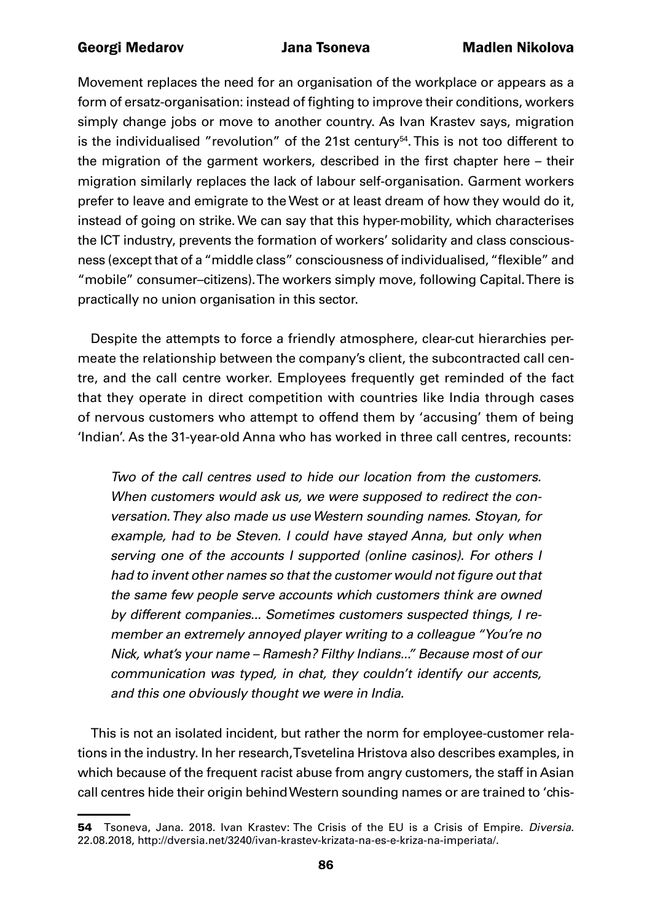Movement replaces the need for an organisation of the workplace or appears as a form of ersatz-organisation: instead of fighting to improve their conditions, workers simply change jobs or move to another country. As Ivan Krastev says, migration is the individualised "revolution" of the 21st century[54]. This is not too different to the migration of the garment workers, described in the first chapter here – their migration similarly replaces the lack of labour self-organisation. Garment workers prefer to leave and emigrate to the West or at least dream of how they would do it, instead of going on strike. We can say that this hyper-mobility, which characterises the ICT industry, prevents the formation of workers' solidarity and class consciousness (except that of a "middle class" consciousness of individualised, "flexible" and "mobile" consumer–citizens). The workers simply move, following Capital. There is practically no union organisation in this sector.

Despite the attempts to force a friendly atmosphere, clear-cut hierarchies permeate the relationship between the company's client, the subcontracted call centre, and the call centre worker. Employees frequently get reminded of the fact that they operate in direct competition with countries like India through cases of nervous customers who attempt to offend them by 'accusing' them of being 'Indian'. As the 31-year-old Anna who has worked in three call centres, recounts:

> *Two of the call centres used to hide our location from the customers. When customers would ask us, we were supposed to redirect the conversation. They also made us use Western sounding names. Stoyan, for example, had to be Steven. I could have stayed Anna, but only when serving one of the accounts I supported (online casinos). For others I had to invent other names so that the customer would not figure out that the same few people serve accounts which customers think are owned by different companies... Sometimes customers suspected things, I remember an extremely annoyed player writing to a colleague "You're no Nick, what's your name – Ramesh? Filthy Indians..." Because most of our communication was typed, in chat, they couldn't identify our accents, and this one obviously thought we were in India.*

This is not an isolated incident, but rather the norm for employee-customer relations in the industry. In her research, Tsvetelina Hristova also describes examples, in which because of the frequent racist abuse from angry customers, the staff in Asian call centres hide their origin behind Western sounding names or are trained to 'chis-

---

[54] Tsoneva, Jana. 2018. Ivan Krastev: The Crisis of the EU is a Crisis of Empire. *Diversia*. 22.08.2018, http://dversia.net/3240/ivan-krastev-krizata-na-es-e-kriza-na-imperiata/.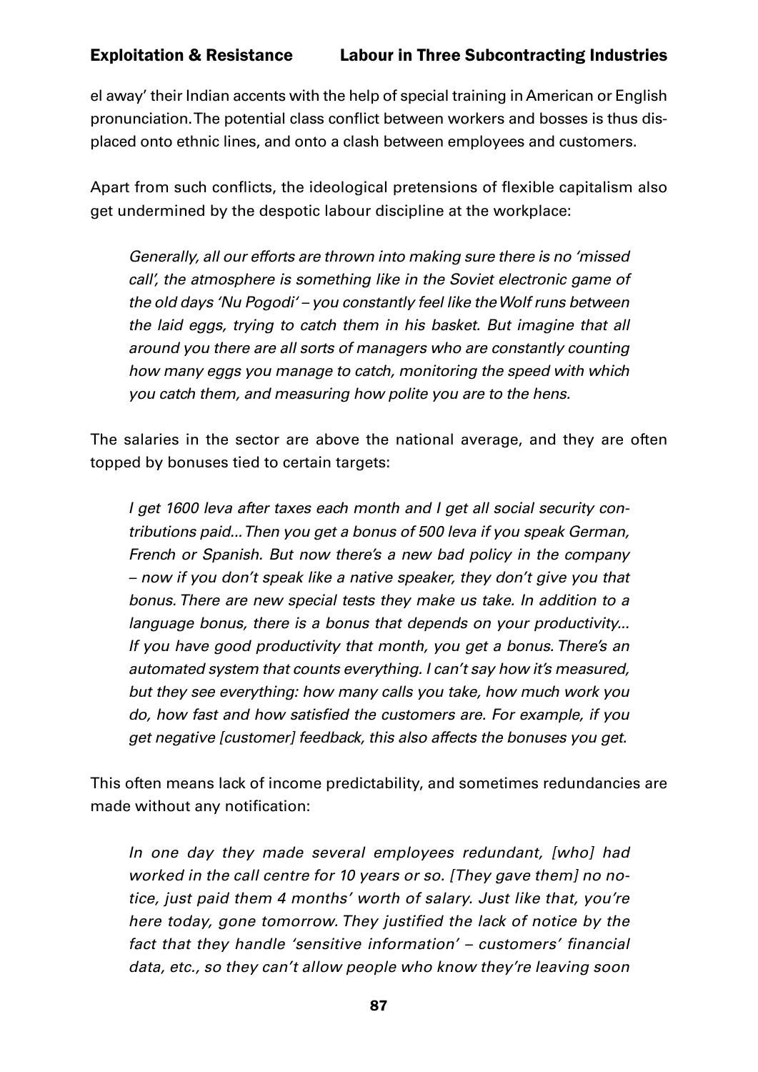el away' their Indian accents with the help of special training in American or English pronunciation. The potential class conflict between workers and bosses is thus displaced onto ethnic lines, and onto a clash between employees and customers.

Apart from such conflicts, the ideological pretensions of flexible capitalism also get undermined by the despotic labour discipline at the workplace:

> *Generally, all our efforts are thrown into making sure there is no 'missed call', the atmosphere is something like in the Soviet electronic game of the old days 'Nu Pogodi' – you constantly feel like the Wolf runs between the laid eggs, trying to catch them in his basket. But imagine that all around you there are all sorts of managers who are constantly counting how many eggs you manage to catch, monitoring the speed with which you catch them, and measuring how polite you are to the hens.*

The salaries in the sector are above the national average, and they are often topped by bonuses tied to certain targets:

> *I get 1600 leva after taxes each month and I get all social security contributions paid... Then you get a bonus of 500 leva if you speak German, French or Spanish. But now there's a new bad policy in the company – now if you don't speak like a native speaker, they don't give you that bonus. There are new special tests they make us take. In addition to a language bonus, there is a bonus that depends on your productivity... If you have good productivity that month, you get a bonus. There's an automated system that counts everything. I can't say how it's measured, but they see everything: how many calls you take, how much work you do, how fast and how satisfied the customers are. For example, if you get negative [customer] feedback, this also affects the bonuses you get.*

This often means lack of income predictability, and sometimes redundancies are made without any notification:

> *In one day they made several employees redundant, [who] had worked in the call centre for 10 years or so. [They gave them] no notice, just paid them 4 months' worth of salary. Just like that, you're here today, gone tomorrow. They justified the lack of notice by the fact that they handle 'sensitive information' – customers' financial data, etc., so they can't allow people who know they're leaving soon*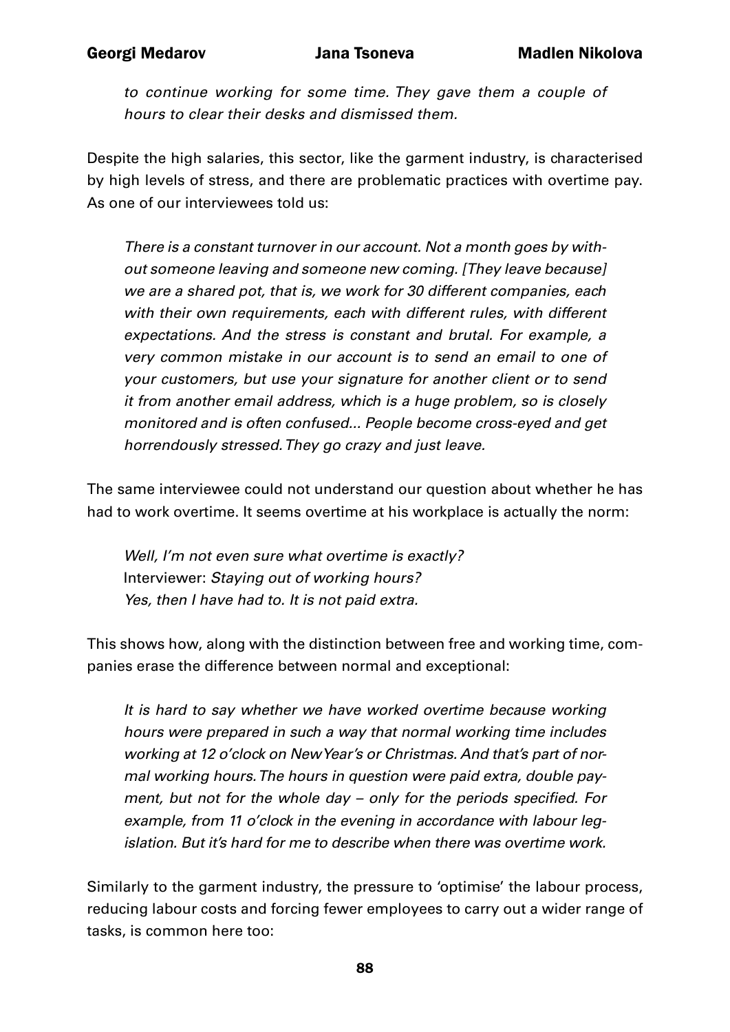*to continue working for some time. They gave them a couple of hours to clear their desks and dismissed them.*

Despite the high salaries, this sector, like the garment industry, is characterised by high levels of stress, and there are problematic practices with overtime pay. As one of our interviewees told us:

> *There is a constant turnover in our account. Not a month goes by without someone leaving and someone new coming. [They leave because] we are a shared pot, that is, we work for 30 different companies, each with their own requirements, each with different rules, with different expectations. And the stress is constant and brutal. For example, a very common mistake in our account is to send an email to one of your customers, but use your signature for another client or to send it from another email address, which is a huge problem, so is closely monitored and is often confused... People become cross-eyed and get horrendously stressed. They go crazy and just leave.*

The same interviewee could not understand our question about whether he has had to work overtime. It seems overtime at his workplace is actually the norm:

> *Well, I'm not even sure what overtime is exactly?*
> Interviewer: *Staying out of working hours?*
> *Yes, then I have had to. It is not paid extra.*

This shows how, along with the distinction between free and working time, companies erase the difference between normal and exceptional:

> *It is hard to say whether we have worked overtime because working hours were prepared in such a way that normal working time includes working at 12 o'clock on New Year's or Christmas. And that's part of normal working hours. The hours in question were paid extra, double payment, but not for the whole day – only for the periods specified. For example, from 11 o'clock in the evening in accordance with labour legislation. But it's hard for me to describe when there was overtime work.*

Similarly to the garment industry, the pressure to 'optimise' the labour process, reducing labour costs and forcing fewer employees to carry out a wider range of tasks, is common here too: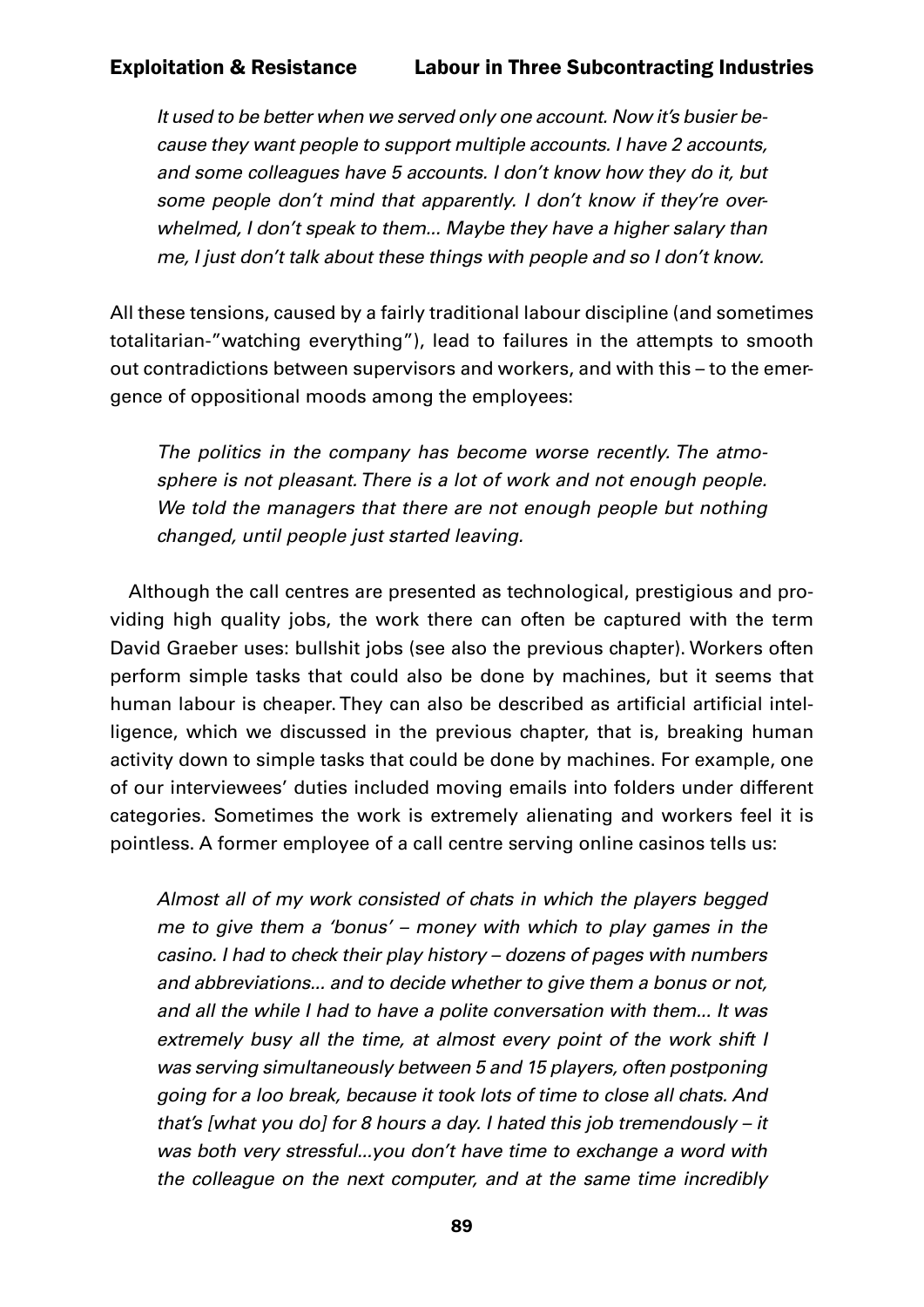*It used to be better when we served only one account. Now it's busier because they want people to support multiple accounts. I have 2 accounts, and some colleagues have 5 accounts. I don't know how they do it, but some people don't mind that apparently. I don't know if they're overwhelmed, I don't speak to them... Maybe they have a higher salary than me, I just don't talk about these things with people and so I don't know.*

All these tensions, caused by a fairly traditional labour discipline (and sometimes totalitarian-"watching everything"), lead to failures in the attempts to smooth out contradictions between supervisors and workers, and with this – to the emergence of oppositional moods among the employees:

> *The politics in the company has become worse recently. The atmosphere is not pleasant. There is a lot of work and not enough people. We told the managers that there are not enough people but nothing changed, until people just started leaving.*

Although the call centres are presented as technological, prestigious and providing high quality jobs, the work there can often be captured with the term David Graeber uses: bullshit jobs (see also the previous chapter). Workers often perform simple tasks that could also be done by machines, but it seems that human labour is cheaper. They can also be described as artificial artificial intelligence, which we discussed in the previous chapter, that is, breaking human activity down to simple tasks that could be done by machines. For example, one of our interviewees' duties included moving emails into folders under different categories. Sometimes the work is extremely alienating and workers feel it is pointless. A former employee of a call centre serving online casinos tells us:

> *Almost all of my work consisted of chats in which the players begged me to give them a 'bonus' – money with which to play games in the casino. I had to check their play history – dozens of pages with numbers and abbreviations... and to decide whether to give them a bonus or not, and all the while I had to have a polite conversation with them... It was extremely busy all the time, at almost every point of the work shift I was serving simultaneously between 5 and 15 players, often postponing going for a loo break, because it took lots of time to close all chats. And that's [what you do] for 8 hours a day. I hated this job tremendously – it was both very stressful...you don't have time to exchange a word with the colleague on the next computer, and at the same time incredibly*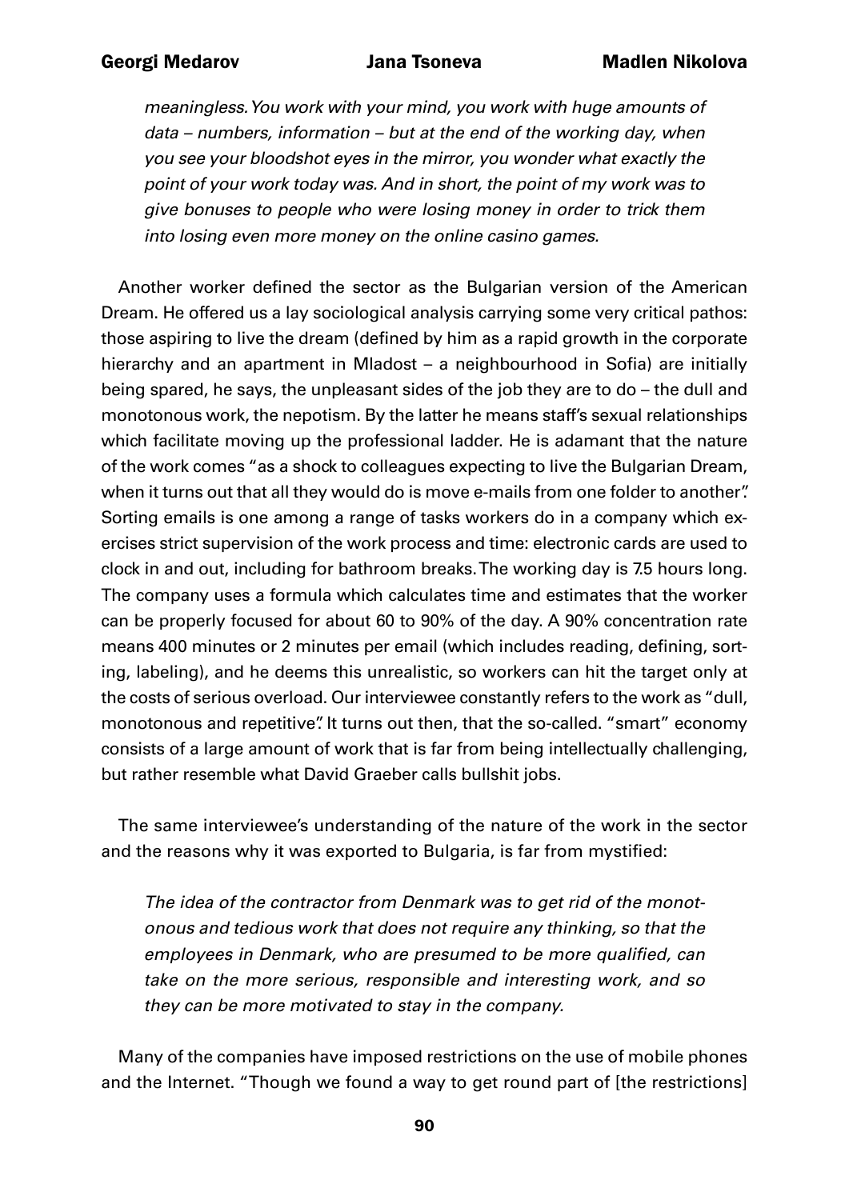*meaningless. You work with your mind, you work with huge amounts of data – numbers, information – but at the end of the working day, when you see your bloodshot eyes in the mirror, you wonder what exactly the point of your work today was. And in short, the point of my work was to give bonuses to people who were losing money in order to trick them into losing even more money on the online casino games.*

Another worker defined the sector as the Bulgarian version of the American Dream. He offered us a lay sociological analysis carrying some very critical pathos: those aspiring to live the dream (defined by him as a rapid growth in the corporate hierarchy and an apartment in Mladost – a neighbourhood in Sofia) are initially being spared, he says, the unpleasant sides of the job they are to do – the dull and monotonous work, the nepotism. By the latter he means staff's sexual relationships which facilitate moving up the professional ladder. He is adamant that the nature of the work comes "as a shock to colleagues expecting to live the Bulgarian Dream, when it turns out that all they would do is move e-mails from one folder to another". Sorting emails is one among a range of tasks workers do in a company which exercises strict supervision of the work process and time: electronic cards are used to clock in and out, including for bathroom breaks. The working day is 7.5 hours long. The company uses a formula which calculates time and estimates that the worker can be properly focused for about 60 to 90% of the day. A 90% concentration rate means 400 minutes or 2 minutes per email (which includes reading, defining, sorting, labeling), and he deems this unrealistic, so workers can hit the target only at the costs of serious overload. Our interviewee constantly refers to the work as "dull, monotonous and repetitive". It turns out then, that the so-called. "smart" economy consists of a large amount of work that is far from being intellectually challenging, but rather resemble what David Graeber calls bullshit jobs.

The same interviewee's understanding of the nature of the work in the sector and the reasons why it was exported to Bulgaria, is far from mystified:

*The idea of the contractor from Denmark was to get rid of the monotonous and tedious work that does not require any thinking, so that the employees in Denmark, who are presumed to be more qualified, can take on the more serious, responsible and interesting work, and so they can be more motivated to stay in the company.*

Many of the companies have imposed restrictions on the use of mobile phones and the Internet. "Though we found a way to get round part of [the restrictions]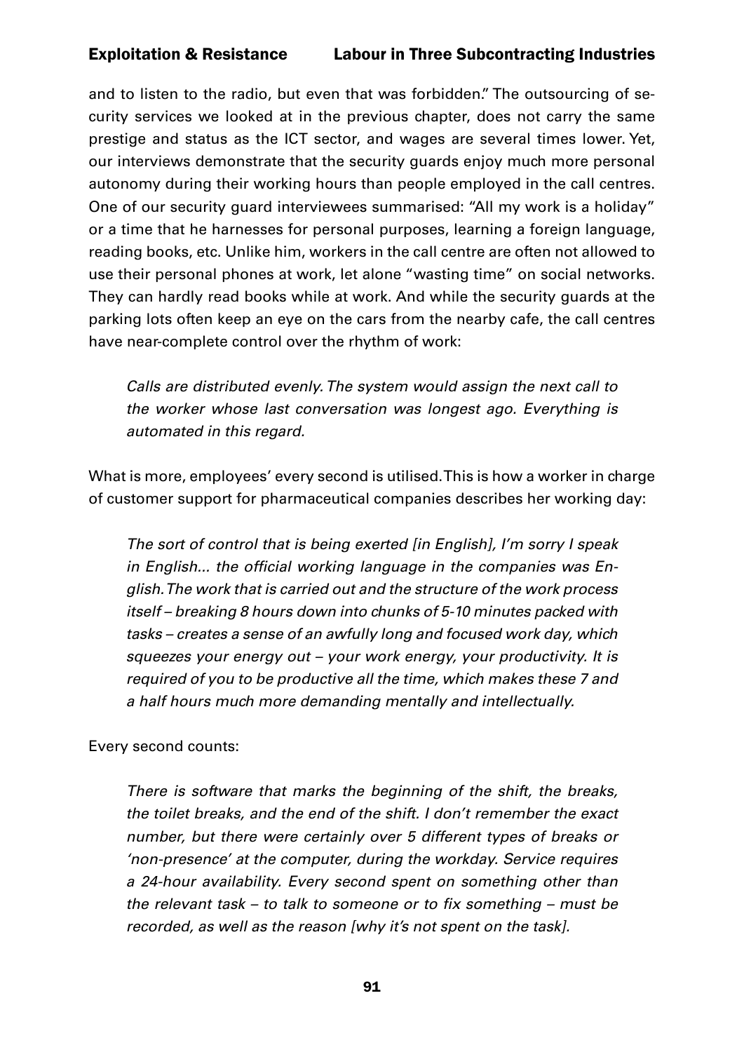and to listen to the radio, but even that was forbidden." The outsourcing of security services we looked at in the previous chapter, does not carry the same prestige and status as the ICT sector, and wages are several times lower. Yet, our interviews demonstrate that the security guards enjoy much more personal autonomy during their working hours than people employed in the call centres. One of our security guard interviewees summarised: "All my work is a holiday" or a time that he harnesses for personal purposes, learning a foreign language, reading books, etc. Unlike him, workers in the call centre are often not allowed to use their personal phones at work, let alone "wasting time" on social networks. They can hardly read books while at work. And while the security guards at the parking lots often keep an eye on the cars from the nearby cafe, the call centres have near-complete control over the rhythm of work:

> *Calls are distributed evenly. The system would assign the next call to the worker whose last conversation was longest ago. Everything is automated in this regard.*

What is more, employees' every second is utilised. This is how a worker in charge of customer support for pharmaceutical companies describes her working day:

> *The sort of control that is being exerted [in English], I'm sorry I speak in English... the official working language in the companies was English. The work that is carried out and the structure of the work process itself – breaking 8 hours down into chunks of 5-10 minutes packed with tasks – creates a sense of an awfully long and focused work day, which squeezes your energy out – your work energy, your productivity. It is required of you to be productive all the time, which makes these 7 and a half hours much more demanding mentally and intellectually.*

Every second counts:

> *There is software that marks the beginning of the shift, the breaks, the toilet breaks, and the end of the shift. I don't remember the exact number, but there were certainly over 5 different types of breaks or 'non-presence' at the computer, during the workday. Service requires a 24-hour availability. Every second spent on something other than the relevant task – to talk to someone or to fix something – must be recorded, as well as the reason [why it's not spent on the task].*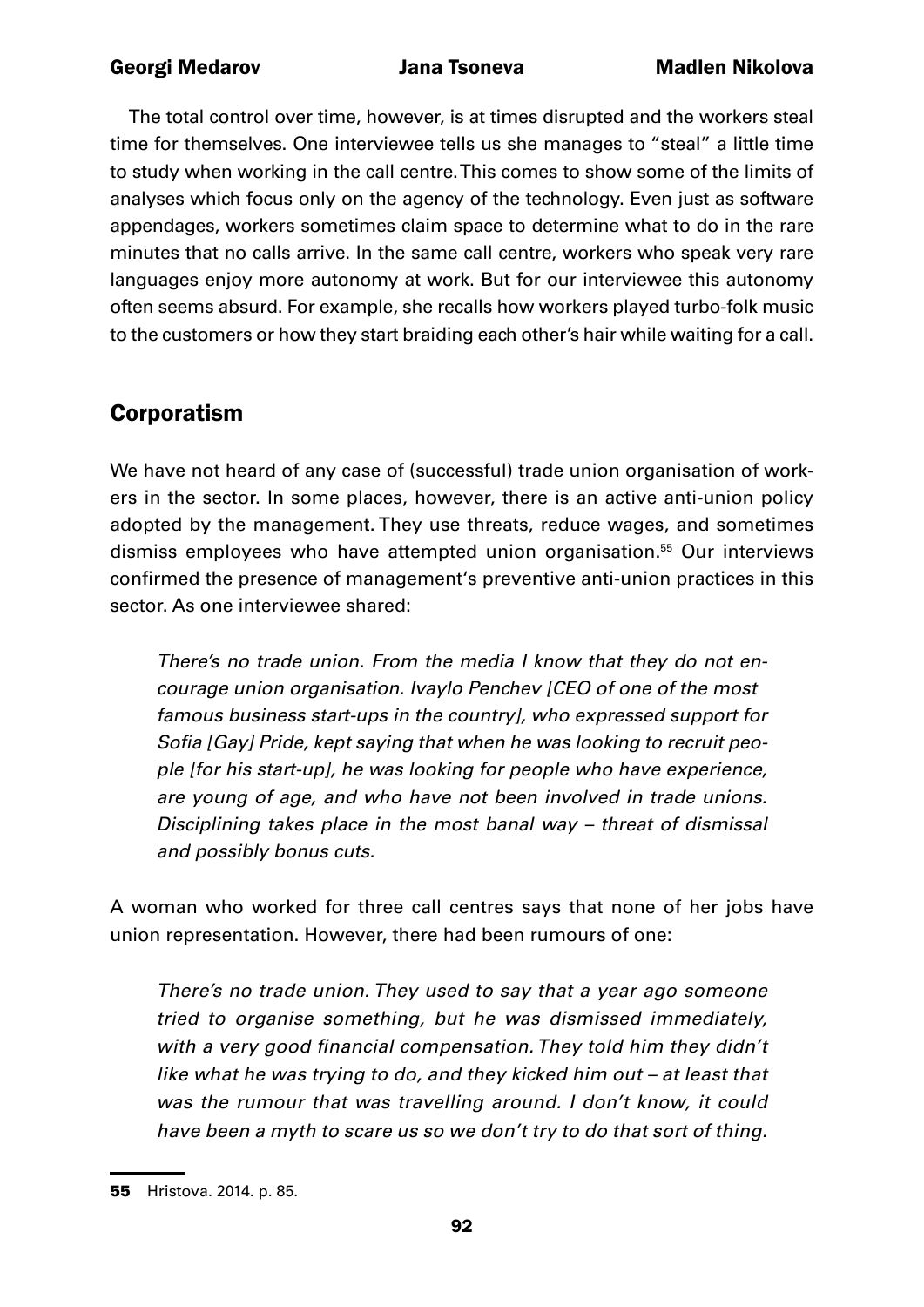The total control over time, however, is at times disrupted and the workers steal time for themselves. One interviewee tells us she manages to "steal" a little time to study when working in the call centre. This comes to show some of the limits of analyses which focus only on the agency of the technology. Even just as software appendages, workers sometimes claim space to determine what to do in the rare minutes that no calls arrive. In the same call centre, workers who speak very rare languages enjoy more autonomy at work. But for our interviewee this autonomy often seems absurd. For example, she recalls how workers played turbo-folk music to the customers or how they start braiding each other's hair while waiting for a call.

## Corporatism

We have not heard of any case of (successful) trade union organisation of workers in the sector. In some places, however, there is an active anti-union policy adopted by the management. They use threats, reduce wages, and sometimes dismiss employees who have attempted union organisation.[55] Our interviews confirmed the presence of management's preventive anti-union practices in this sector. As one interviewee shared:

> *There's no trade union. From the media I know that they do not encourage union organisation. Ivaylo Penchev [CEO of one of the most famous business start-ups in the country], who expressed support for Sofia [Gay] Pride, kept saying that when he was looking to recruit people [for his start-up], he was looking for people who have experience, are young of age, and who have not been involved in trade unions. Disciplining takes place in the most banal way – threat of dismissal and possibly bonus cuts.*

A woman who worked for three call centres says that none of her jobs have union representation. However, there had been rumours of one:

> *There's no trade union. They used to say that a year ago someone tried to organise something, but he was dismissed immediately, with a very good financial compensation. They told him they didn't like what he was trying to do, and they kicked him out – at least that was the rumour that was travelling around. I don't know, it could have been a myth to scare us so we don't try to do that sort of thing.*

---

**55** Hristova. 2014. p. 85.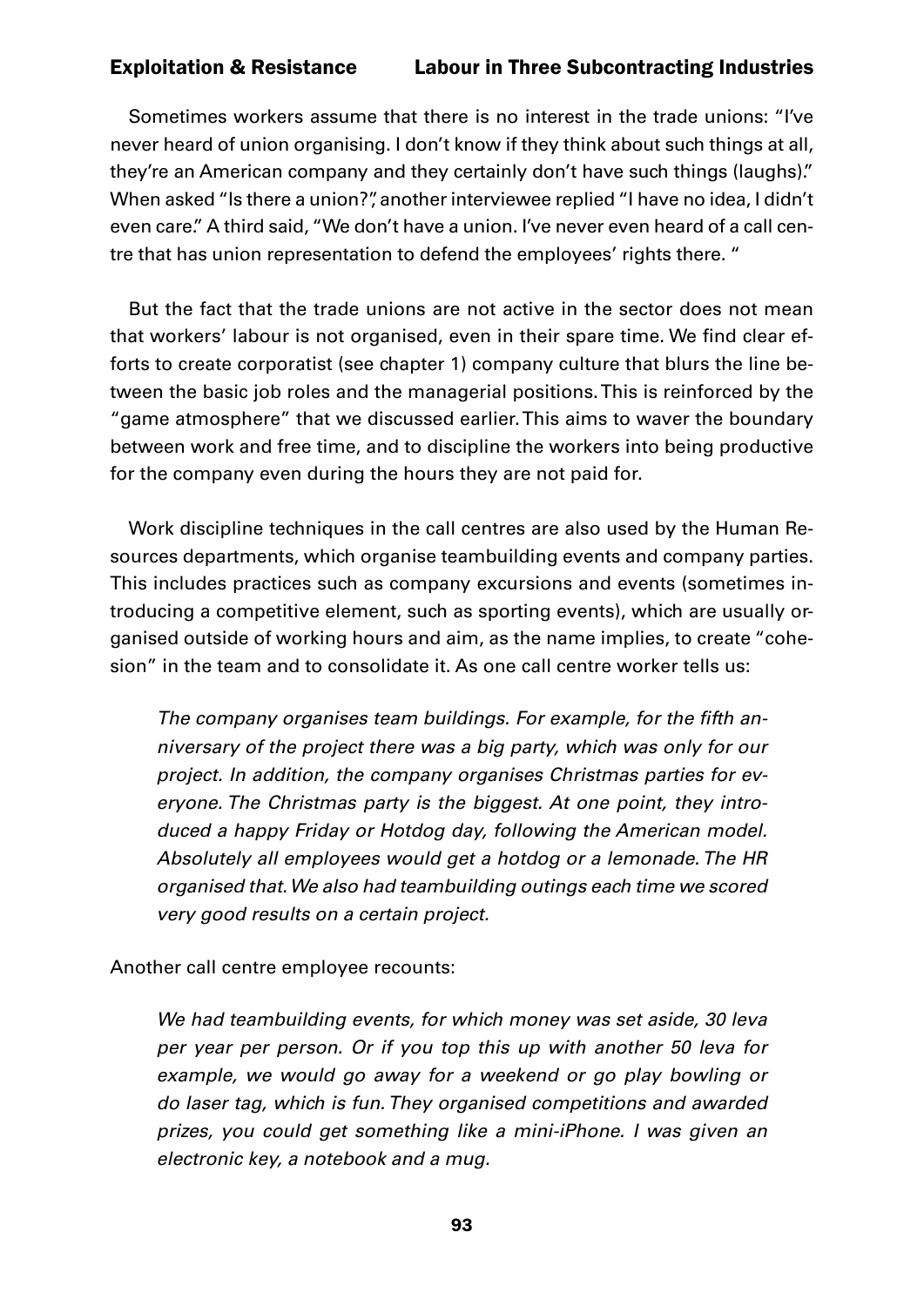Sometimes workers assume that there is no interest in the trade unions: "I've never heard of union organising. I don't know if they think about such things at all, they're an American company and they certainly don't have such things (laughs)." When asked "Is there a union?", another interviewee replied "I have no idea, I didn't even care." A third said, "We don't have a union. I've never even heard of a call centre that has union representation to defend the employees' rights there. "

But the fact that the trade unions are not active in the sector does not mean that workers' labour is not organised, even in their spare time. We find clear efforts to create corporatist (see chapter 1) company culture that blurs the line between the basic job roles and the managerial positions. This is reinforced by the "game atmosphere" that we discussed earlier. This aims to waver the boundary between work and free time, and to discipline the workers into being productive for the company even during the hours they are not paid for.

Work discipline techniques in the call centres are also used by the Human Resources departments, which organise teambuilding events and company parties. This includes practices such as company excursions and events (sometimes introducing a competitive element, such as sporting events), which are usually organised outside of working hours and aim, as the name implies, to create "cohesion" in the team and to consolidate it. As one call centre worker tells us:

> *The company organises team buildings. For example, for the fifth anniversary of the project there was a big party, which was only for our project. In addition, the company organises Christmas parties for everyone. The Christmas party is the biggest. At one point, they introduced a happy Friday or Hotdog day, following the American model. Absolutely all employees would get a hotdog or a lemonade. The HR organised that. We also had teambuilding outings each time we scored very good results on a certain project.*

Another call centre employee recounts:

> *We had teambuilding events, for which money was set aside, 30 leva per year per person. Or if you top this up with another 50 leva for example, we would go away for a weekend or go play bowling or do laser tag, which is fun. They organised competitions and awarded prizes, you could get something like a mini-iPhone. I was given an electronic key, a notebook and a mug.*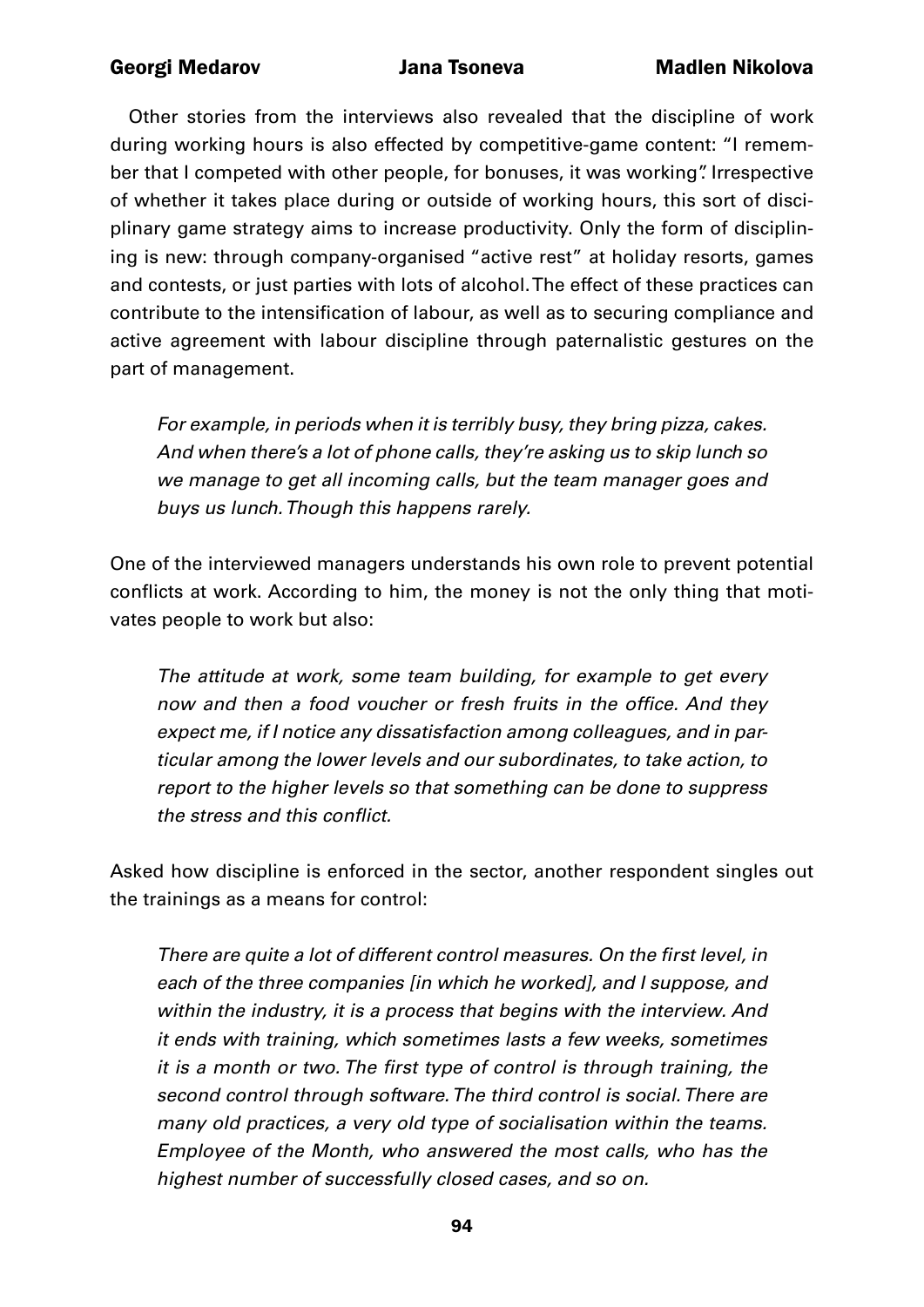Other stories from the interviews also revealed that the discipline of work during working hours is also effected by competitive-game content: "I remember that I competed with other people, for bonuses, it was working". Irrespective of whether it takes place during or outside of working hours, this sort of disciplinary game strategy aims to increase productivity. Only the form of disciplining is new: through company-organised "active rest" at holiday resorts, games and contests, or just parties with lots of alcohol. The effect of these practices can contribute to the intensification of labour, as well as to securing compliance and active agreement with labour discipline through paternalistic gestures on the part of management.

> *For example, in periods when it is terribly busy, they bring pizza, cakes. And when there's a lot of phone calls, they're asking us to skip lunch so we manage to get all incoming calls, but the team manager goes and buys us lunch. Though this happens rarely.*

One of the interviewed managers understands his own role to prevent potential conflicts at work. According to him, the money is not the only thing that motivates people to work but also:

> *The attitude at work, some team building, for example to get every now and then a food voucher or fresh fruits in the office. And they expect me, if I notice any dissatisfaction among colleagues, and in particular among the lower levels and our subordinates, to take action, to report to the higher levels so that something can be done to suppress the stress and this conflict.*

Asked how discipline is enforced in the sector, another respondent singles out the trainings as a means for control:

> *There are quite a lot of different control measures. On the first level, in each of the three companies [in which he worked], and I suppose, and within the industry, it is a process that begins with the interview. And it ends with training, which sometimes lasts a few weeks, sometimes it is a month or two. The first type of control is through training, the second control through software. The third control is social. There are many old practices, a very old type of socialisation within the teams. Employee of the Month, who answered the most calls, who has the highest number of successfully closed cases, and so on.*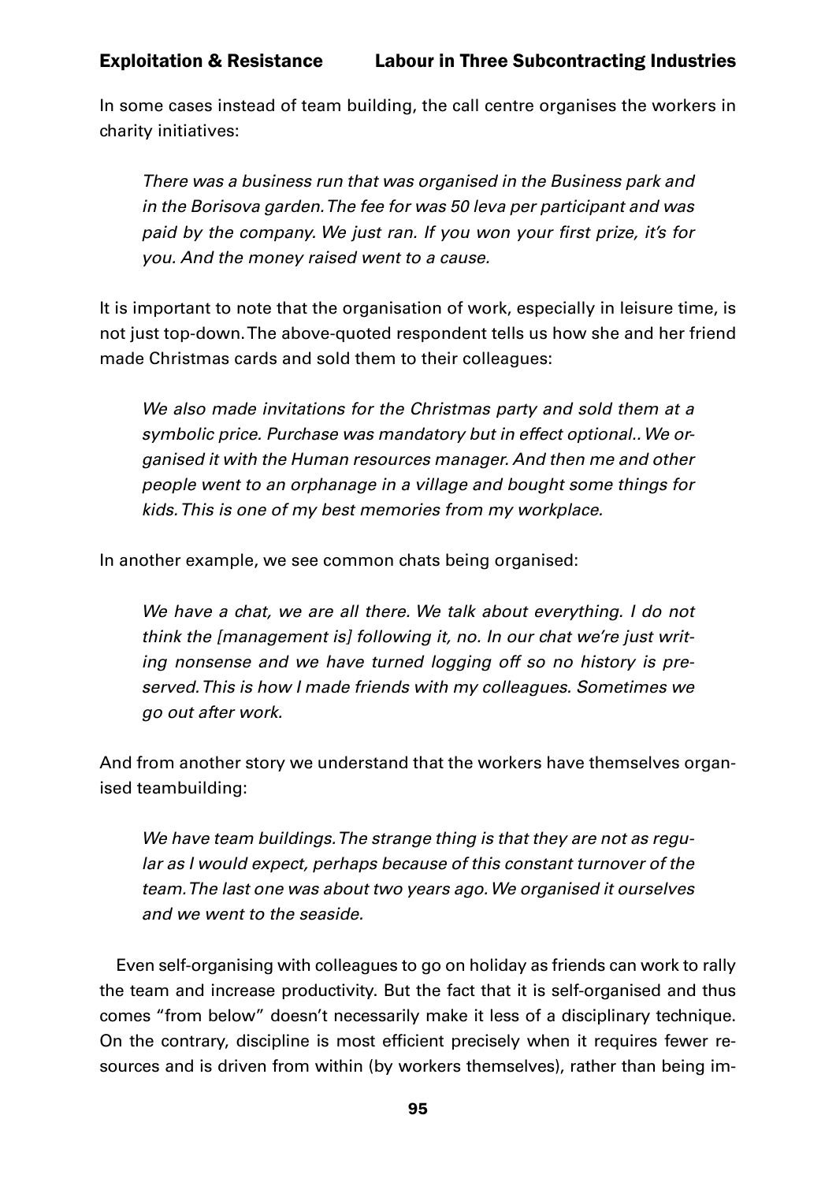In some cases instead of team building, the call centre organises the workers in charity initiatives:

> *There was a business run that was organised in the Business park and in the Borisova garden. The fee for was 50 leva per participant and was paid by the company. We just ran. If you won your first prize, it's for you. And the money raised went to a cause.*

It is important to note that the organisation of work, especially in leisure time, is not just top-down. The above-quoted respondent tells us how she and her friend made Christmas cards and sold them to their colleagues:

> *We also made invitations for the Christmas party and sold them at a symbolic price. Purchase was mandatory but in effect optional.. We organised it with the Human resources manager. And then me and other people went to an orphanage in a village and bought some things for kids. This is one of my best memories from my workplace.*

In another example, we see common chats being organised:

> *We have a chat, we are all there. We talk about everything. I do not think the [management is] following it, no. In our chat we're just writing nonsense and we have turned logging off so no history is preserved. This is how I made friends with my colleagues. Sometimes we go out after work.*

And from another story we understand that the workers have themselves organised teambuilding:

> *We have team buildings. The strange thing is that they are not as regular as I would expect, perhaps because of this constant turnover of the team. The last one was about two years ago. We organised it ourselves and we went to the seaside.*

Even self-organising with colleagues to go on holiday as friends can work to rally the team and increase productivity. But the fact that it is self-organised and thus comes "from below" doesn't necessarily make it less of a disciplinary technique. On the contrary, discipline is most efficient precisely when it requires fewer resources and is driven from within (by workers themselves), rather than being im-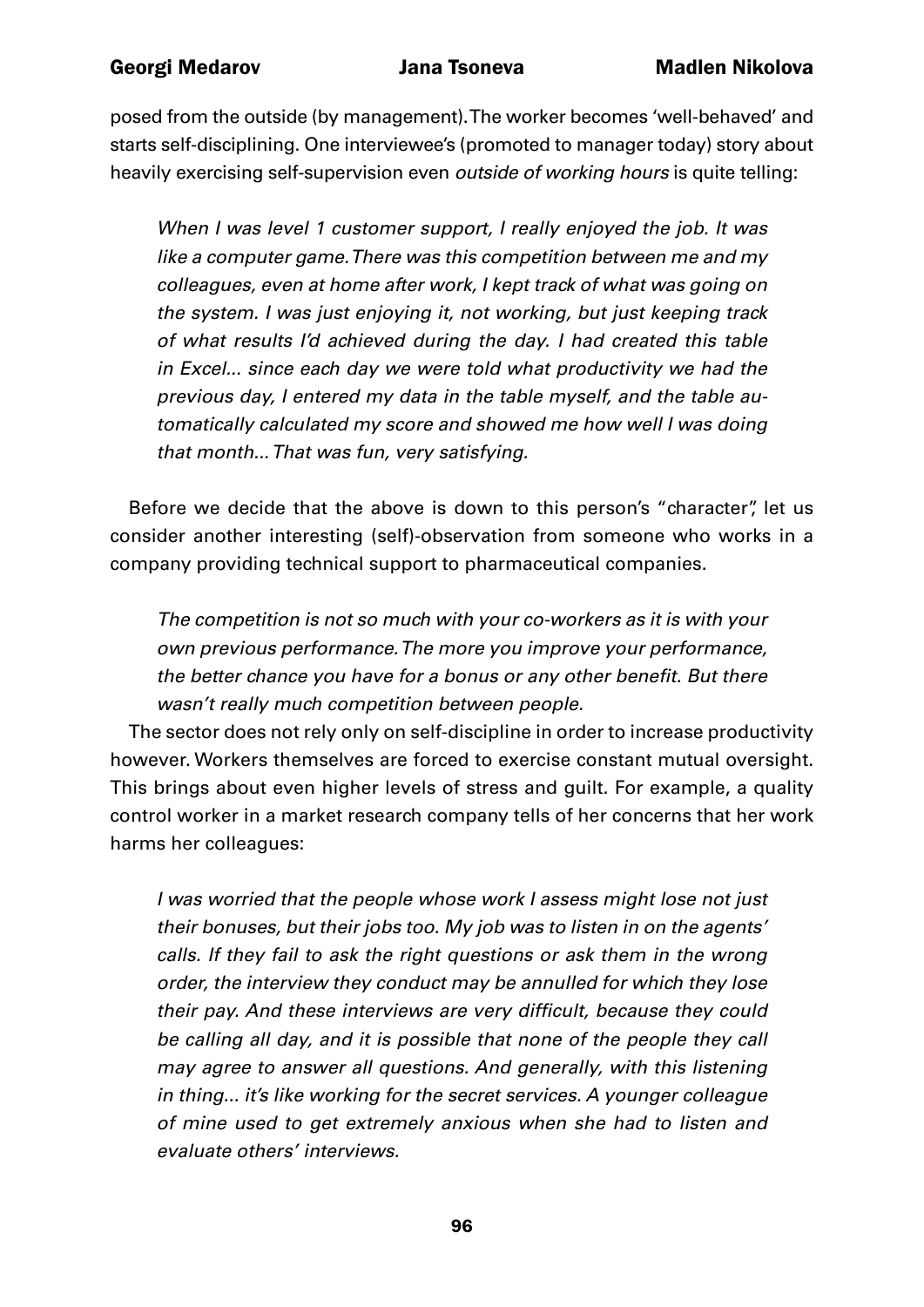posed from the outside (by management). The worker becomes 'well-behaved' and starts self-disciplining. One interviewee's (promoted to manager today) story about heavily exercising self-supervision even *outside of working hours* is quite telling:

> *When I was level 1 customer support, I really enjoyed the job. It was like a computer game. There was this competition between me and my colleagues, even at home after work, I kept track of what was going on the system. I was just enjoying it, not working, but just keeping track of what results I'd achieved during the day. I had created this table in Excel... since each day we were told what productivity we had the previous day, I entered my data in the table myself, and the table automatically calculated my score and showed me how well I was doing that month... That was fun, very satisfying.*

Before we decide that the above is down to this person's "character", let us consider another interesting (self)-observation from someone who works in a company providing technical support to pharmaceutical companies.

> *The competition is not so much with your co-workers as it is with your own previous performance. The more you improve your performance, the better chance you have for a bonus or any other benefit. But there wasn't really much competition between people.*

The sector does not rely only on self-discipline in order to increase productivity however. Workers themselves are forced to exercise constant mutual oversight. This brings about even higher levels of stress and guilt. For example, a quality control worker in a market research company tells of her concerns that her work harms her colleagues:

> *I was worried that the people whose work I assess might lose not just their bonuses, but their jobs too. My job was to listen in on the agents' calls. If they fail to ask the right questions or ask them in the wrong order, the interview they conduct may be annulled for which they lose their pay. And these interviews are very difficult, because they could be calling all day, and it is possible that none of the people they call may agree to answer all questions. And generally, with this listening in thing... it's like working for the secret services. A younger colleague of mine used to get extremely anxious when she had to listen and evaluate others' interviews.*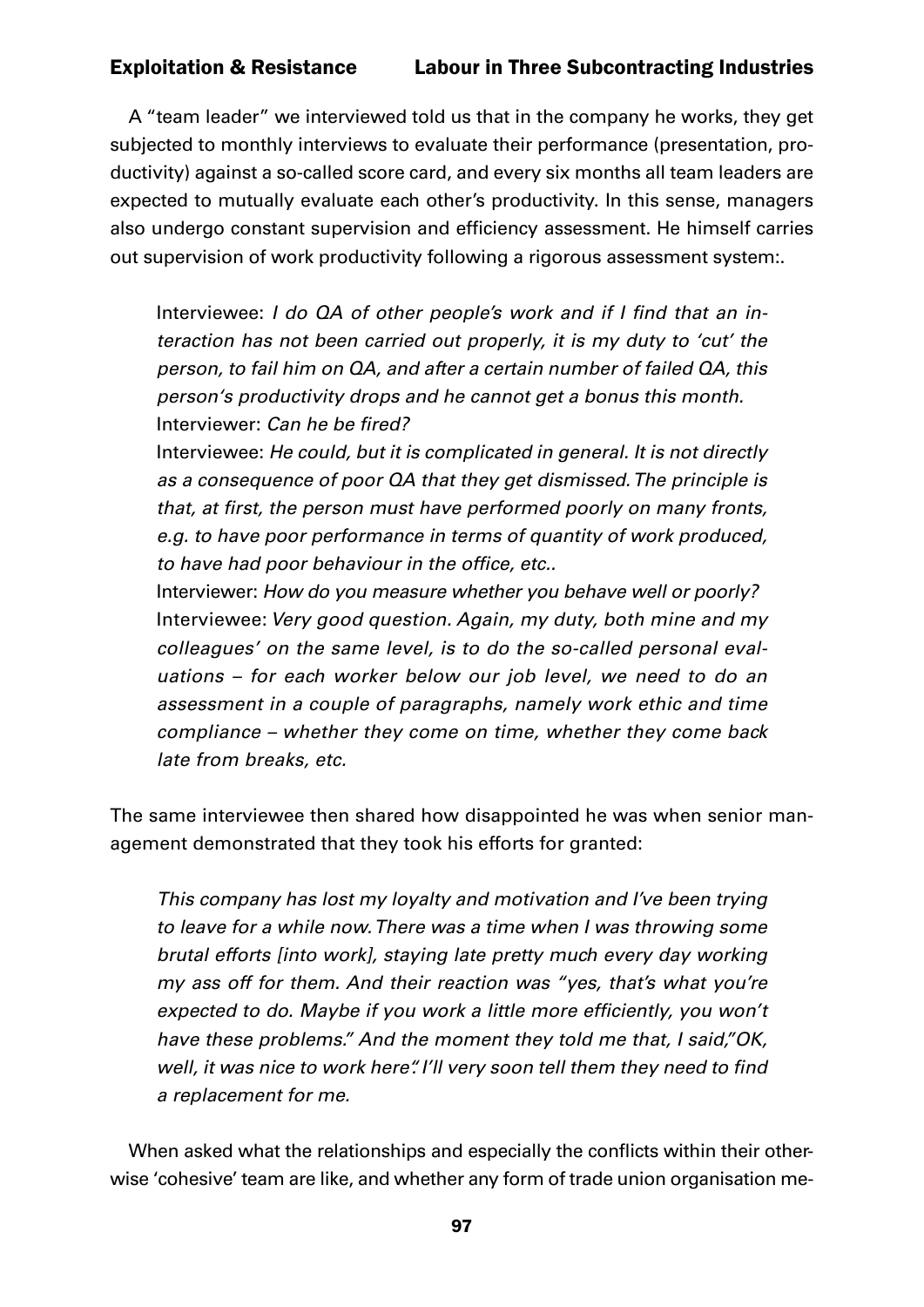A "team leader" we interviewed told us that in the company he works, they get subjected to monthly interviews to evaluate their performance (presentation, productivity) against a so-called score card, and every six months all team leaders are expected to mutually evaluate each other's productivity. In this sense, managers also undergo constant supervision and efficiency assessment. He himself carries out supervision of work productivity following a rigorous assessment system:.

> Interviewee: *I do QA of other people's work and if I find that an interaction has not been carried out properly, it is my duty to 'cut' the person, to fail him on QA, and after a certain number of failed QA, this person's productivity drops and he cannot get a bonus this month.*
> Interviewer: *Can he be fired?*
> Interviewee: *He could, but it is complicated in general. It is not directly as a consequence of poor QA that they get dismissed. The principle is that, at first, the person must have performed poorly on many fronts, e.g. to have poor performance in terms of quantity of work produced, to have had poor behaviour in the office, etc..*
> Interviewer: *How do you measure whether you behave well or poorly?*
> Interviewee: *Very good question. Again, my duty, both mine and my colleagues' on the same level, is to do the so-called personal evaluations – for each worker below our job level, we need to do an assessment in a couple of paragraphs, namely work ethic and time compliance – whether they come on time, whether they come back late from breaks, etc.*

The same interviewee then shared how disappointed he was when senior management demonstrated that they took his efforts for granted:

> *This company has lost my loyalty and motivation and I've been trying to leave for a while now. There was a time when I was throwing some brutal efforts [into work], staying late pretty much every day working my ass off for them. And their reaction was "yes, that's what you're expected to do. Maybe if you work a little more efficiently, you won't have these problems." And the moment they told me that, I said,"OK, well, it was nice to work here". I'll very soon tell them they need to find a replacement for me.*

When asked what the relationships and especially the conflicts within their otherwise 'cohesive' team are like, and whether any form of trade union organisation me-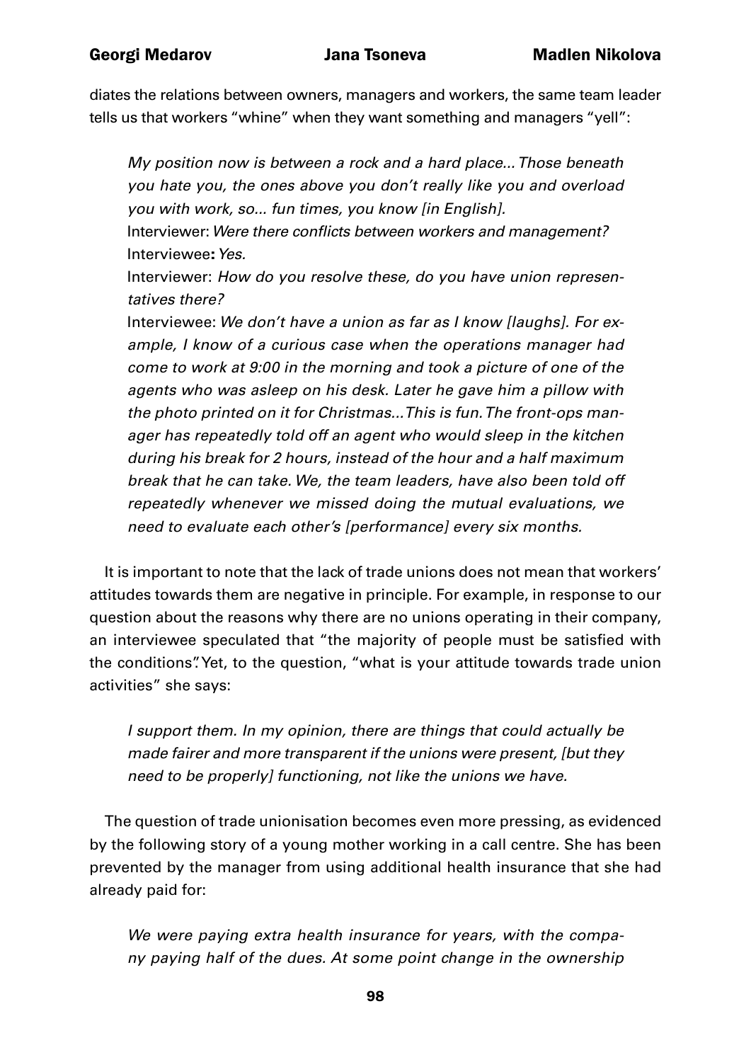diates the relations between owners, managers and workers, the same team leader tells us that workers "whine" when they want something and managers "yell":

> *My position now is between a rock and a hard place... Those beneath you hate you, the ones above you don't really like you and overload you with work, so... fun times, you know [in English].*
>
> Interviewer: *Were there conflicts between workers and management?*
>
> Interviewee**:** *Yes.*
>
> Interviewer: *How do you resolve these, do you have union representatives there?*
>
> Interviewee: *We don't have a union as far as I know [laughs]. For example, I know of a curious case when the operations manager had come to work at 9:00 in the morning and took a picture of one of the agents who was asleep on his desk. Later he gave him a pillow with the photo printed on it for Christmas... This is fun. The front-ops manager has repeatedly told off an agent who would sleep in the kitchen during his break for 2 hours, instead of the hour and a half maximum break that he can take. We, the team leaders, have also been told off repeatedly whenever we missed doing the mutual evaluations, we need to evaluate each other's [performance] every six months.*

It is important to note that the lack of trade unions does not mean that workers' attitudes towards them are negative in principle. For example, in response to our question about the reasons why there are no unions operating in their company, an interviewee speculated that "the majority of people must be satisfied with the conditions". Yet, to the question, "what is your attitude towards trade union activities" she says:

> *I support them. In my opinion, there are things that could actually be made fairer and more transparent if the unions were present, [but they need to be properly] functioning, not like the unions we have.*

The question of trade unionisation becomes even more pressing, as evidenced by the following story of a young mother working in a call centre. She has been prevented by the manager from using additional health insurance that she had already paid for:

> *We were paying extra health insurance for years, with the company paying half of the dues. At some point change in the ownership*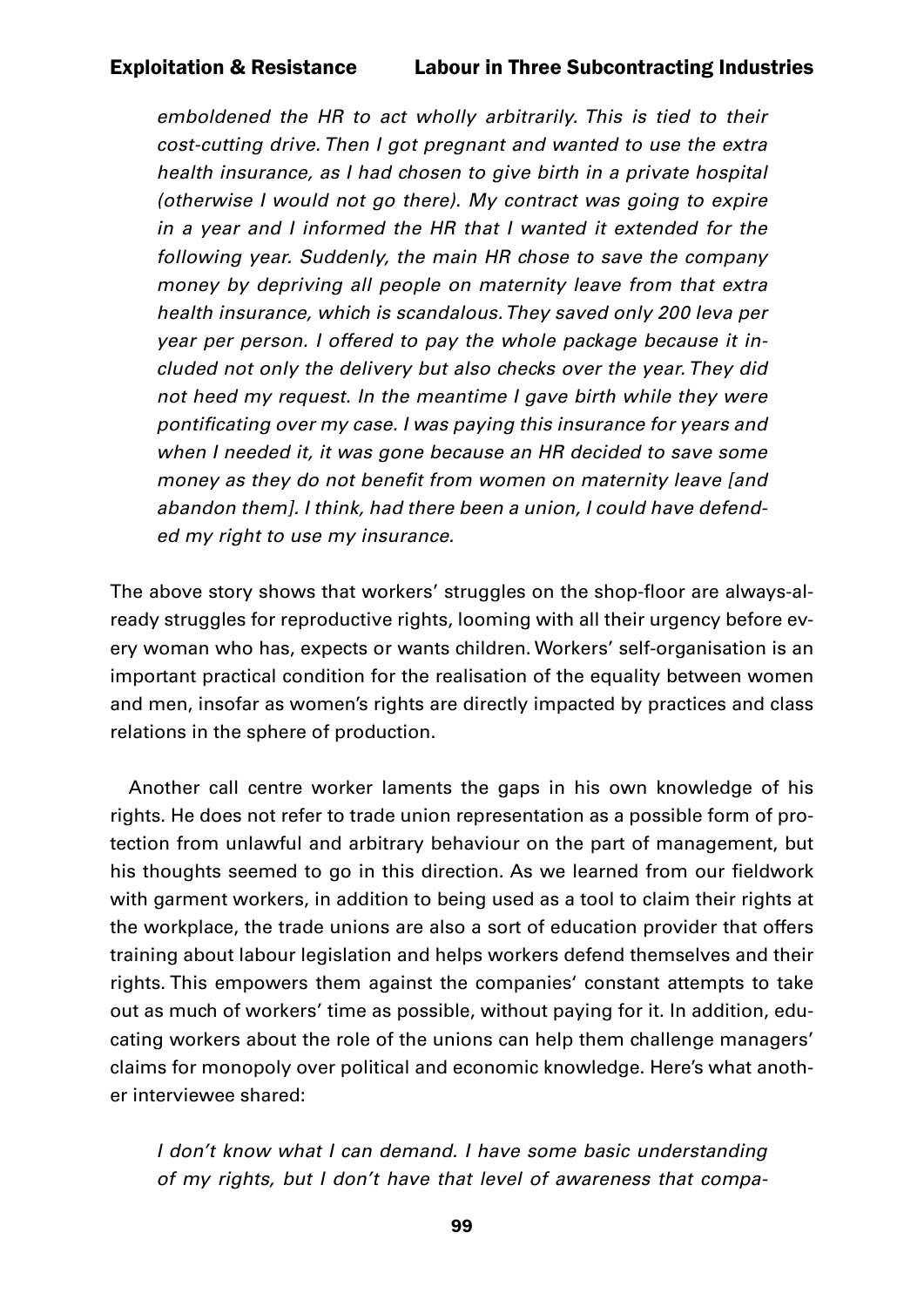*emboldened the HR to act wholly arbitrarily. This is tied to their cost-cutting drive. Then I got pregnant and wanted to use the extra health insurance, as I had chosen to give birth in a private hospital (otherwise I would not go there). My contract was going to expire in a year and I informed the HR that I wanted it extended for the following year. Suddenly, the main HR chose to save the company money by depriving all people on maternity leave from that extra health insurance, which is scandalous. They saved only 200 leva per year per person. I offered to pay the whole package because it included not only the delivery but also checks over the year. They did not heed my request. In the meantime I gave birth while they were pontificating over my case. I was paying this insurance for years and when I needed it, it was gone because an HR decided to save some money as they do not benefit from women on maternity leave [and abandon them]. I think, had there been a union, I could have defended my right to use my insurance.*

The above story shows that workers' struggles on the shop-floor are always-already struggles for reproductive rights, looming with all their urgency before every woman who has, expects or wants children. Workers' self-organisation is an important practical condition for the realisation of the equality between women and men, insofar as women's rights are directly impacted by practices and class relations in the sphere of production.

Another call centre worker laments the gaps in his own knowledge of his rights. He does not refer to trade union representation as a possible form of protection from unlawful and arbitrary behaviour on the part of management, but his thoughts seemed to go in this direction. As we learned from our fieldwork with garment workers, in addition to being used as a tool to claim their rights at the workplace, the trade unions are also a sort of education provider that offers training about labour legislation and helps workers defend themselves and their rights. This empowers them against the companies' constant attempts to take out as much of workers' time as possible, without paying for it. In addition, educating workers about the role of the unions can help them challenge managers' claims for monopoly over political and economic knowledge. Here's what another interviewee shared:

*I don't know what I can demand. I have some basic understanding of my rights, but I don't have that level of awareness that compa-*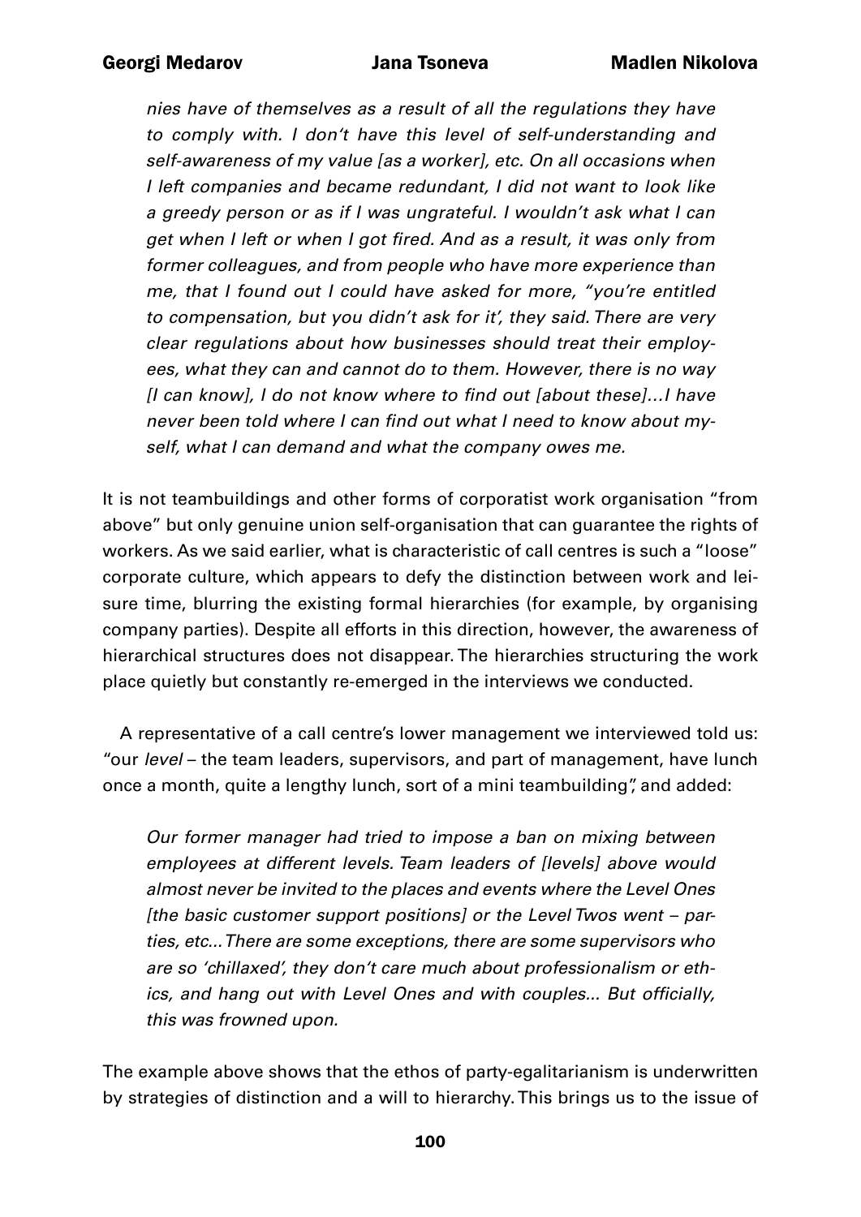*nies have of themselves as a result of all the regulations they have to comply with. I don't have this level of self-understanding and self-awareness of my value [as a worker], etc. On all occasions when I left companies and became redundant, I did not want to look like a greedy person or as if I was ungrateful. I wouldn't ask what I can get when I left or when I got fired. And as a result, it was only from former colleagues, and from people who have more experience than me, that I found out I could have asked for more, "you're entitled to compensation, but you didn't ask for it', they said. There are very clear regulations about how businesses should treat their employees, what they can and cannot do to them. However, there is no way [I can know], I do not know where to find out [about these]...I have never been told where I can find out what I need to know about myself, what I can demand and what the company owes me.*

It is not teambuildings and other forms of corporatist work organisation "from above" but only genuine union self-organisation that can guarantee the rights of workers. As we said earlier, what is characteristic of call centres is such a "loose" corporate culture, which appears to defy the distinction between work and leisure time, blurring the existing formal hierarchies (for example, by organising company parties). Despite all efforts in this direction, however, the awareness of hierarchical structures does not disappear. The hierarchies structuring the work place quietly but constantly re-emerged in the interviews we conducted.

A representative of a call centre's lower management we interviewed told us: "our *level* – the team leaders, supervisors, and part of management, have lunch once a month, quite a lengthy lunch, sort of a mini teambuilding", and added:

*Our former manager had tried to impose a ban on mixing between employees at different levels. Team leaders of [levels] above would almost never be invited to the places and events where the Level Ones [the basic customer support positions] or the Level Twos went – parties, etc... There are some exceptions, there are some supervisors who are so 'chillaxed', they don't care much about professionalism or ethics, and hang out with Level Ones and with couples... But officially, this was frowned upon.*

The example above shows that the ethos of party-egalitarianism is underwritten by strategies of distinction and a will to hierarchy. This brings us to the issue of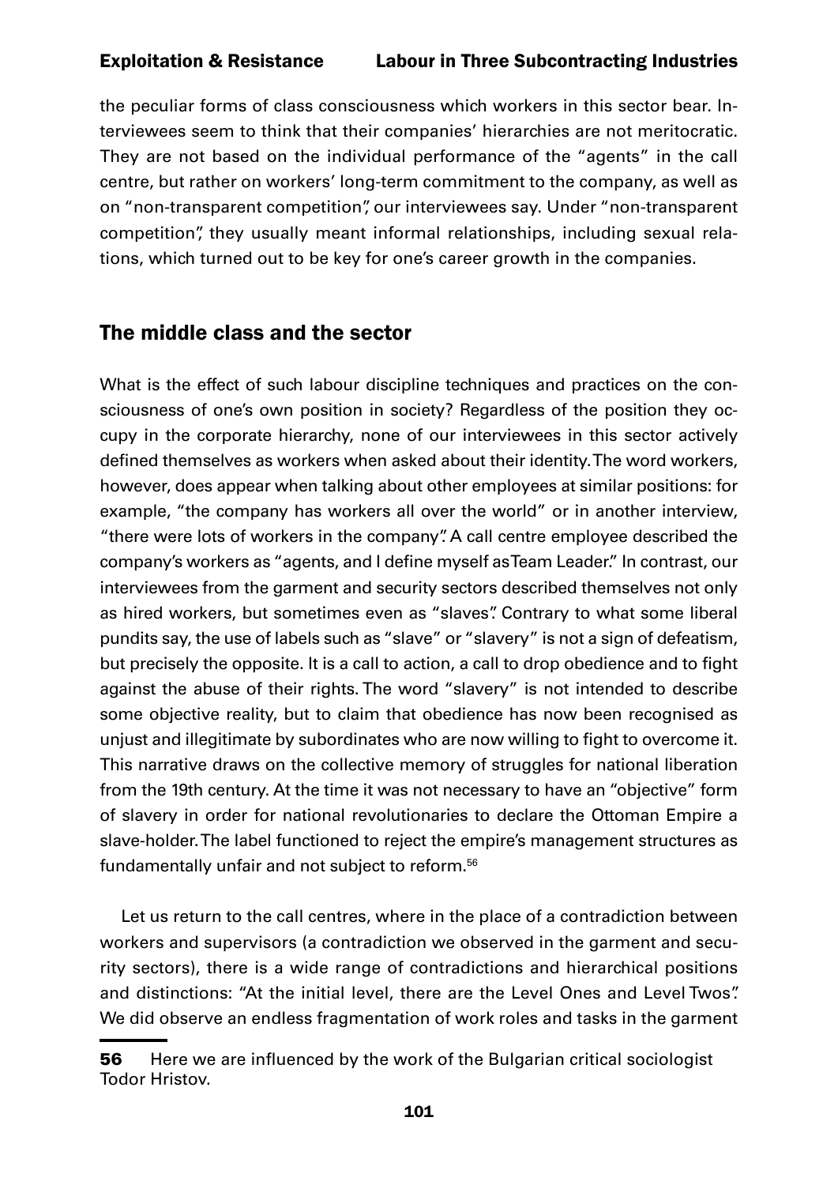the peculiar forms of class consciousness which workers in this sector bear. Interviewees seem to think that their companies' hierarchies are not meritocratic. They are not based on the individual performance of the "agents" in the call centre, but rather on workers' long-term commitment to the company, as well as on "non-transparent competition", our interviewees say. Under "non-transparent competition", they usually meant informal relationships, including sexual relations, which turned out to be key for one's career growth in the companies.

## The middle class and the sector

What is the effect of such labour discipline techniques and practices on the consciousness of one's own position in society? Regardless of the position they occupy in the corporate hierarchy, none of our interviewees in this sector actively defined themselves as workers when asked about their identity. The word workers, however, does appear when talking about other employees at similar positions: for example, "the company has workers all over the world" or in another interview, "there were lots of workers in the company". A call centre employee described the company's workers as "agents, and I define myself as Team Leader." In contrast, our interviewees from the garment and security sectors described themselves not only as hired workers, but sometimes even as "slaves". Contrary to what some liberal pundits say, the use of labels such as "slave" or "slavery" is not a sign of defeatism, but precisely the opposite. It is a call to action, a call to drop obedience and to fight against the abuse of their rights. The word "slavery" is not intended to describe some objective reality, but to claim that obedience has now been recognised as unjust and illegitimate by subordinates who are now willing to fight to overcome it. This narrative draws on the collective memory of struggles for national liberation from the 19th century. At the time it was not necessary to have an "objective" form of slavery in order for national revolutionaries to declare the Ottoman Empire a slave-holder. The label functioned to reject the empire's management structures as fundamentally unfair and not subject to reform.[56]

Let us return to the call centres, where in the place of a contradiction between workers and supervisors (a contradiction we observed in the garment and security sectors), there is a wide range of contradictions and hierarchical positions and distinctions: "At the initial level, there are the Level Ones and Level Twos". We did observe an endless fragmentation of work roles and tasks in the garment

---

**56** Here we are influenced by the work of the Bulgarian critical sociologist Todor Hristov.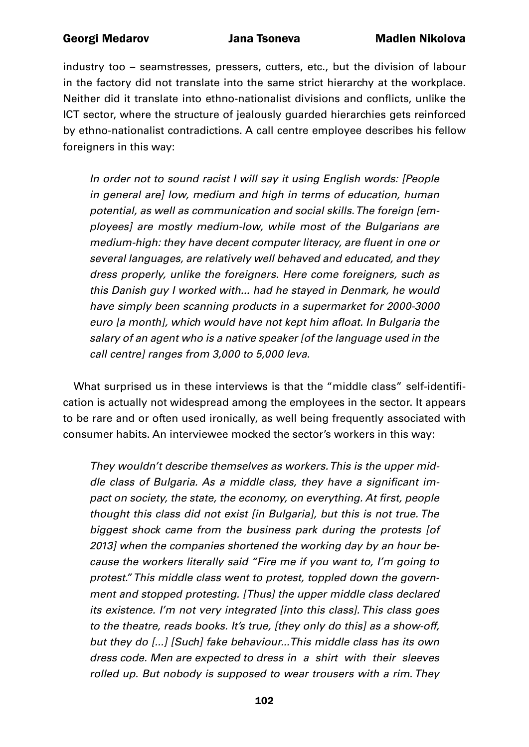industry too – seamstresses, pressers, cutters, etc., but the division of labour in the factory did not translate into the same strict hierarchy at the workplace. Neither did it translate into ethno-nationalist divisions and conflicts, unlike the ICT sector, where the structure of jealously guarded hierarchies gets reinforced by ethno-nationalist contradictions. A call centre employee describes his fellow foreigners in this way:

> *In order not to sound racist I will say it using English words: [People in general are] low, medium and high in terms of education, human potential, as well as communication and social skills. The foreign [employees] are mostly medium-low, while most of the Bulgarians are medium-high: they have decent computer literacy, are fluent in one or several languages, are relatively well behaved and educated, and they dress properly, unlike the foreigners. Here come foreigners, such as this Danish guy I worked with... had he stayed in Denmark, he would have simply been scanning products in a supermarket for 2000-3000 euro [a month], which would have not kept him afloat. In Bulgaria the salary of an agent who is a native speaker [of the language used in the call centre] ranges from 3,000 to 5,000 leva.*

What surprised us in these interviews is that the "middle class" self-identification is actually not widespread among the employees in the sector. It appears to be rare and or often used ironically, as well being frequently associated with consumer habits. An interviewee mocked the sector's workers in this way:

> *They wouldn't describe themselves as workers. This is the upper middle class of Bulgaria. As a middle class, they have a significant impact on society, the state, the economy, on everything. At first, people thought this class did not exist [in Bulgaria], but this is not true. The biggest shock came from the business park during the protests [of 2013] when the companies shortened the working day by an hour because the workers literally said "Fire me if you want to, I'm going to protest." This middle class went to protest, toppled down the government and stopped protesting. [Thus] the upper middle class declared its existence. I'm not very integrated [into this class]. This class goes to the theatre, reads books. It's true, [they only do this] as a show-off, but they do [...] [Such] fake behaviour... This middle class has its own dress code. Men are expected to dress in a shirt with their sleeves rolled up. But nobody is supposed to wear trousers with a rim. They*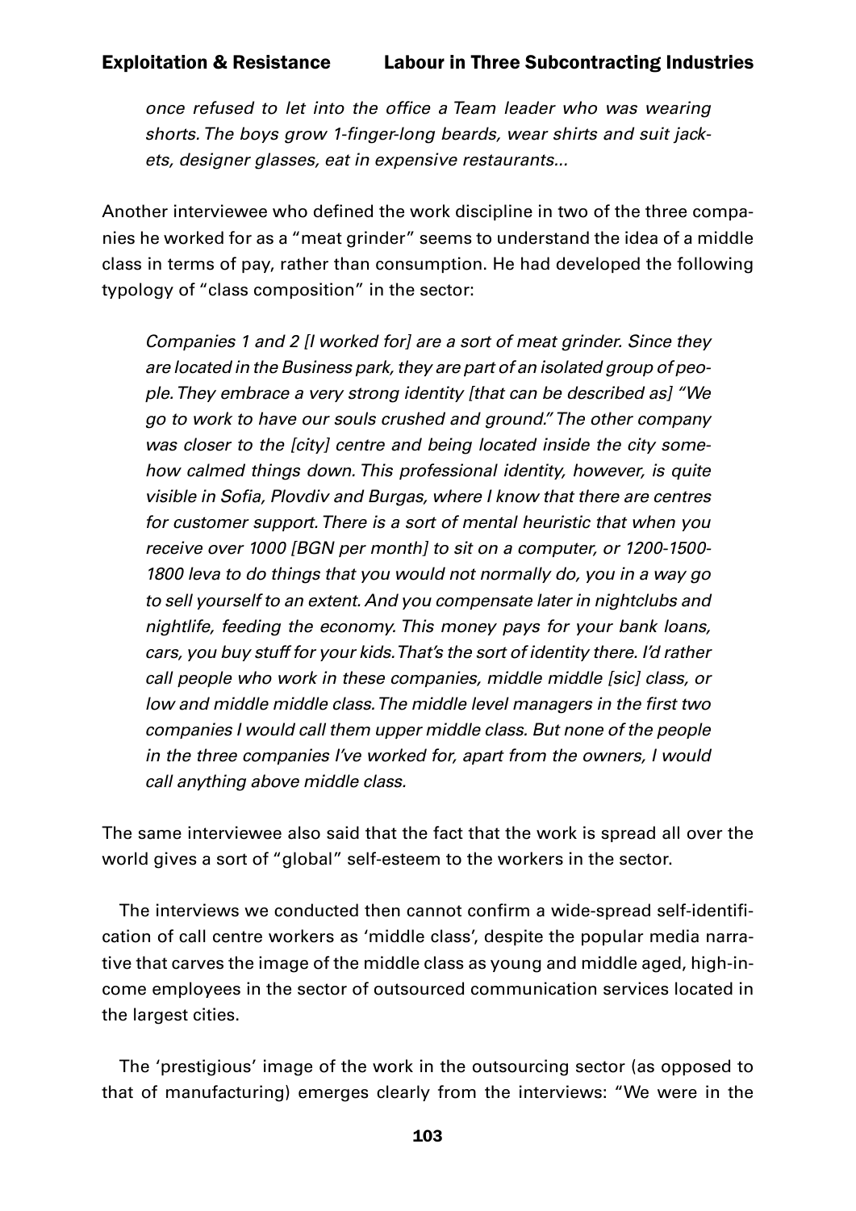*once refused to let into the office a Team leader who was wearing shorts. The boys grow 1-finger-long beards, wear shirts and suit jackets, designer glasses, eat in expensive restaurants...*

Another interviewee who defined the work discipline in two of the three companies he worked for as a "meat grinder" seems to understand the idea of a middle class in terms of pay, rather than consumption. He had developed the following typology of "class composition" in the sector:

> *Companies 1 and 2 [I worked for] are a sort of meat grinder. Since they are located in the Business park, they are part of an isolated group of people. They embrace a very strong identity [that can be described as] "We go to work to have our souls crushed and ground." The other company was closer to the [city] centre and being located inside the city somehow calmed things down. This professional identity, however, is quite visible in Sofia, Plovdiv and Burgas, where I know that there are centres for customer support. There is a sort of mental heuristic that when you receive over 1000 [BGN per month] to sit on a computer, or 1200-1500-1800 leva to do things that you would not normally do, you in a way go to sell yourself to an extent. And you compensate later in nightclubs and nightlife, feeding the economy. This money pays for your bank loans, cars, you buy stuff for your kids. That's the sort of identity there. I'd rather call people who work in these companies, middle middle [sic] class, or low and middle middle class. The middle level managers in the first two companies I would call them upper middle class. But none of the people in the three companies I've worked for, apart from the owners, I would call anything above middle class.*

The same interviewee also said that the fact that the work is spread all over the world gives a sort of "global" self-esteem to the workers in the sector.

The interviews we conducted then cannot confirm a wide-spread self-identification of call centre workers as 'middle class', despite the popular media narrative that carves the image of the middle class as young and middle aged, high-income employees in the sector of outsourced communication services located in the largest cities.

The 'prestigious' image of the work in the outsourcing sector (as opposed to that of manufacturing) emerges clearly from the interviews: "We were in the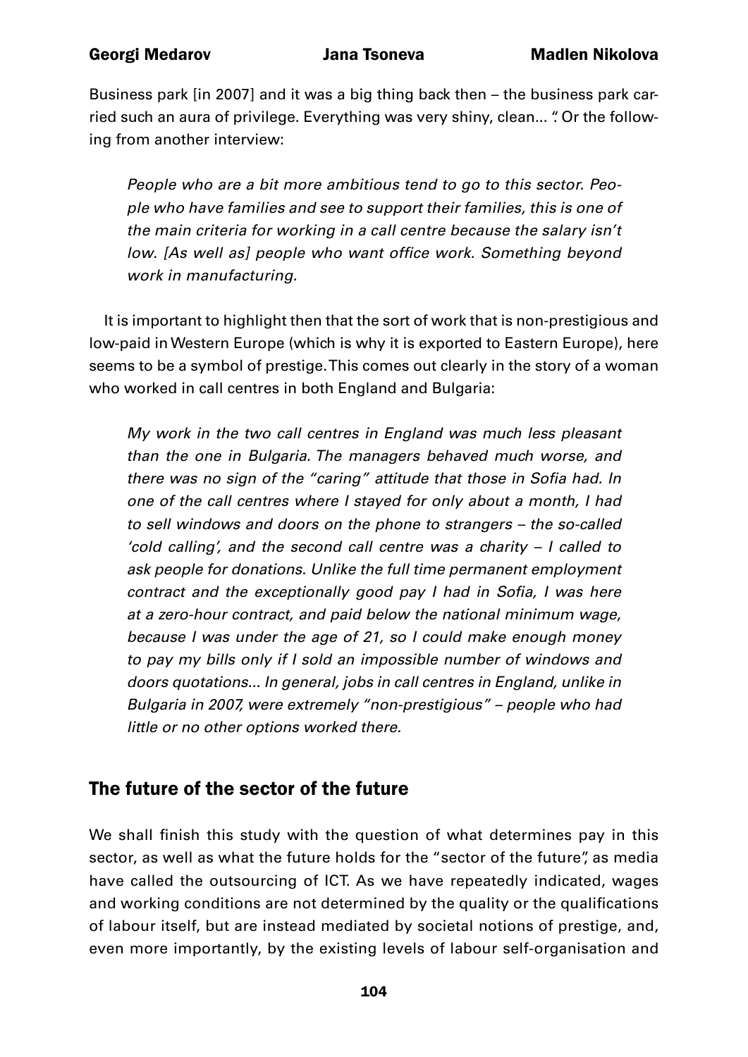Business park [in 2007] and it was a big thing back then – the business park carried such an aura of privilege. Everything was very shiny, clean... ". Or the following from another interview:

> *People who are a bit more ambitious tend to go to this sector. People who have families and see to support their families, this is one of the main criteria for working in a call centre because the salary isn't low. [As well as] people who want office work. Something beyond work in manufacturing.*

It is important to highlight then that the sort of work that is non-prestigious and low-paid in Western Europe (which is why it is exported to Eastern Europe), here seems to be a symbol of prestige. This comes out clearly in the story of a woman who worked in call centres in both England and Bulgaria:

> *My work in the two call centres in England was much less pleasant than the one in Bulgaria. The managers behaved much worse, and there was no sign of the "caring" attitude that those in Sofia had. In one of the call centres where I stayed for only about a month, I had to sell windows and doors on the phone to strangers – the so-called 'cold calling', and the second call centre was a charity – I called to ask people for donations. Unlike the full time permanent employment contract and the exceptionally good pay I had in Sofia, I was here at a zero-hour contract, and paid below the national minimum wage, because I was under the age of 21, so I could make enough money to pay my bills only if I sold an impossible number of windows and doors quotations... In general, jobs in call centres in England, unlike in Bulgaria in 2007, were extremely "non-prestigious" – people who had little or no other options worked there.*

## The future of the sector of the future

We shall finish this study with the question of what determines pay in this sector, as well as what the future holds for the "sector of the future", as media have called the outsourcing of ICT. As we have repeatedly indicated, wages and working conditions are not determined by the quality or the qualifications of labour itself, but are instead mediated by societal notions of prestige, and, even more importantly, by the existing levels of labour self-organisation and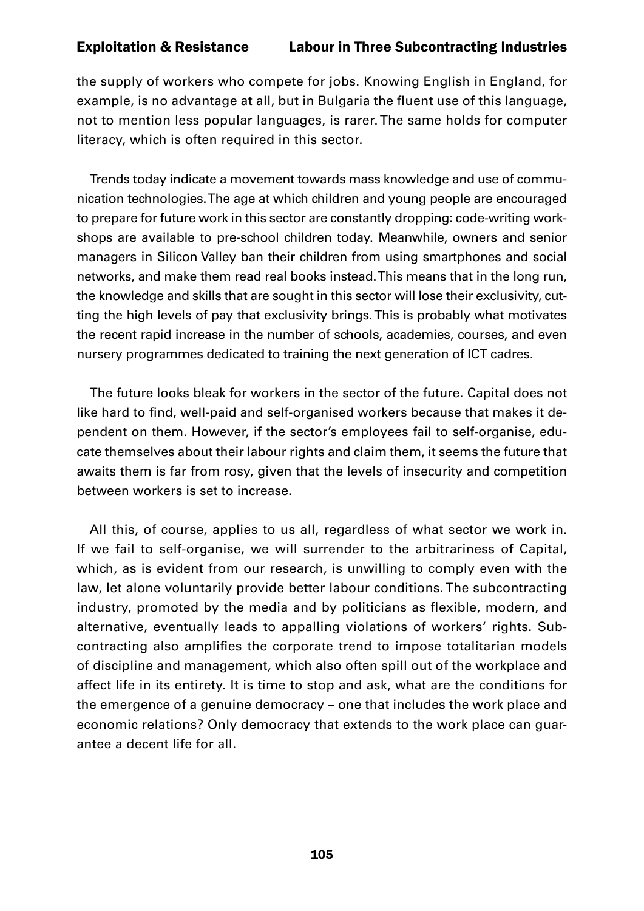the supply of workers who compete for jobs. Knowing English in England, for example, is no advantage at all, but in Bulgaria the fluent use of this language, not to mention less popular languages, is rarer. The same holds for computer literacy, which is often required in this sector.

Trends today indicate a movement towards mass knowledge and use of communication technologies. The age at which children and young people are encouraged to prepare for future work in this sector are constantly dropping: code-writing workshops are available to pre-school children today. Meanwhile, owners and senior managers in Silicon Valley ban their children from using smartphones and social networks, and make them read real books instead. This means that in the long run, the knowledge and skills that are sought in this sector will lose their exclusivity, cutting the high levels of pay that exclusivity brings. This is probably what motivates the recent rapid increase in the number of schools, academies, courses, and even nursery programmes dedicated to training the next generation of ICT cadres.

The future looks bleak for workers in the sector of the future. Capital does not like hard to find, well-paid and self-organised workers because that makes it dependent on them. However, if the sector's employees fail to self-organise, educate themselves about their labour rights and claim them, it seems the future that awaits them is far from rosy, given that the levels of insecurity and competition between workers is set to increase.

All this, of course, applies to us all, regardless of what sector we work in. If we fail to self-organise, we will surrender to the arbitrariness of Capital, which, as is evident from our research, is unwilling to comply even with the law, let alone voluntarily provide better labour conditions. The subcontracting industry, promoted by the media and by politicians as flexible, modern, and alternative, eventually leads to appalling violations of workers' rights. Subcontracting also amplifies the corporate trend to impose totalitarian models of discipline and management, which also often spill out of the workplace and affect life in its entirety. It is time to stop and ask, what are the conditions for the emergence of a genuine democracy – one that includes the work place and economic relations? Only democracy that extends to the work place can guarantee a decent life for all.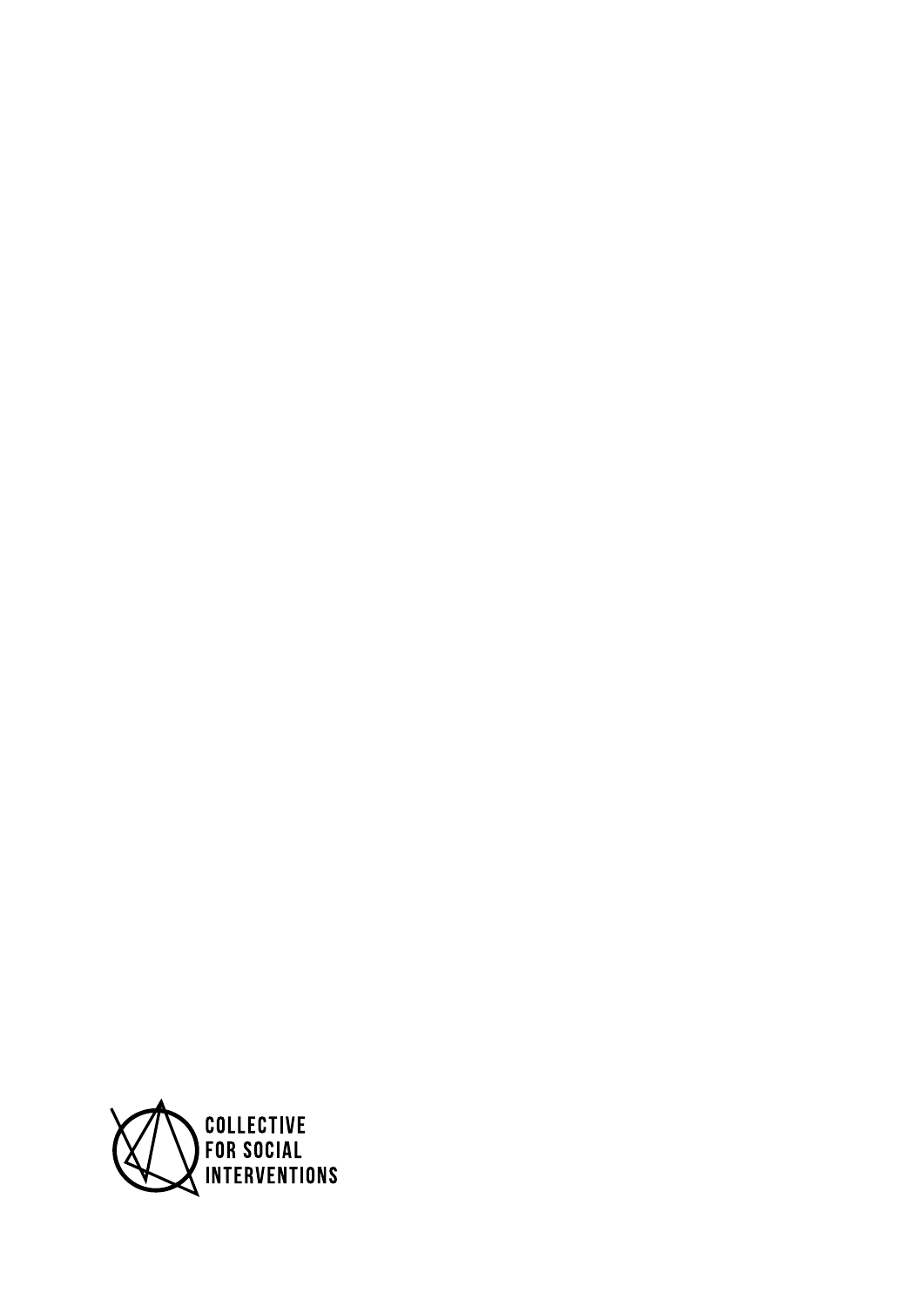COLLECTIVE
FOR SOCIAL
INTERVENTIONS